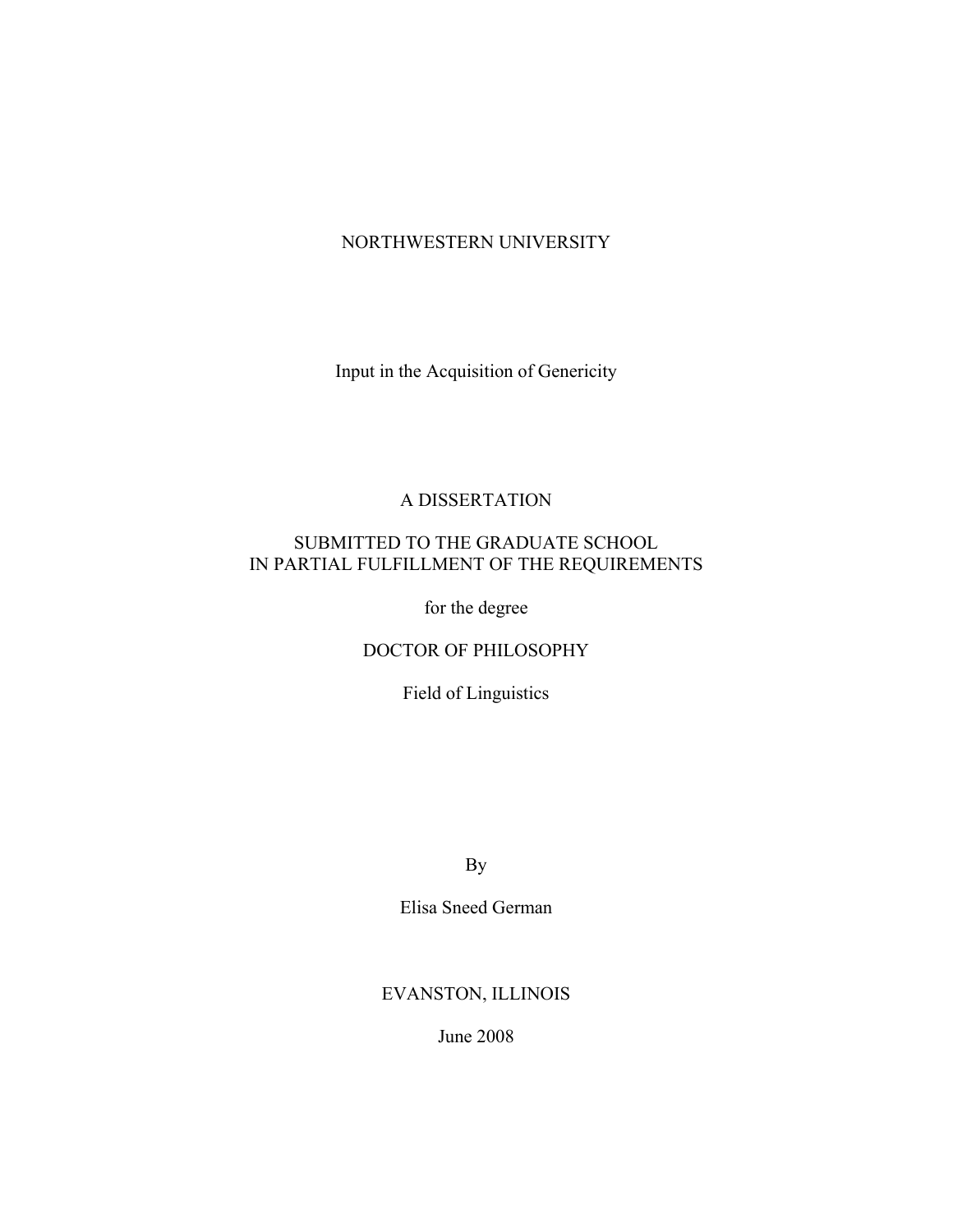NORTHWESTERN UNIVERSITY

# Input in the Acquisition of Genericity

A DISSERTATION

SUBMITTED TO THE GRADUATE SCHOOL
IN PARTIAL FULFILLMENT OF THE REQUIREMENTS

for the degree

DOCTOR OF PHILOSOPHY

Field of Linguistics

By

Elisa Sneed German

EVANSTON, ILLINOIS

June 2008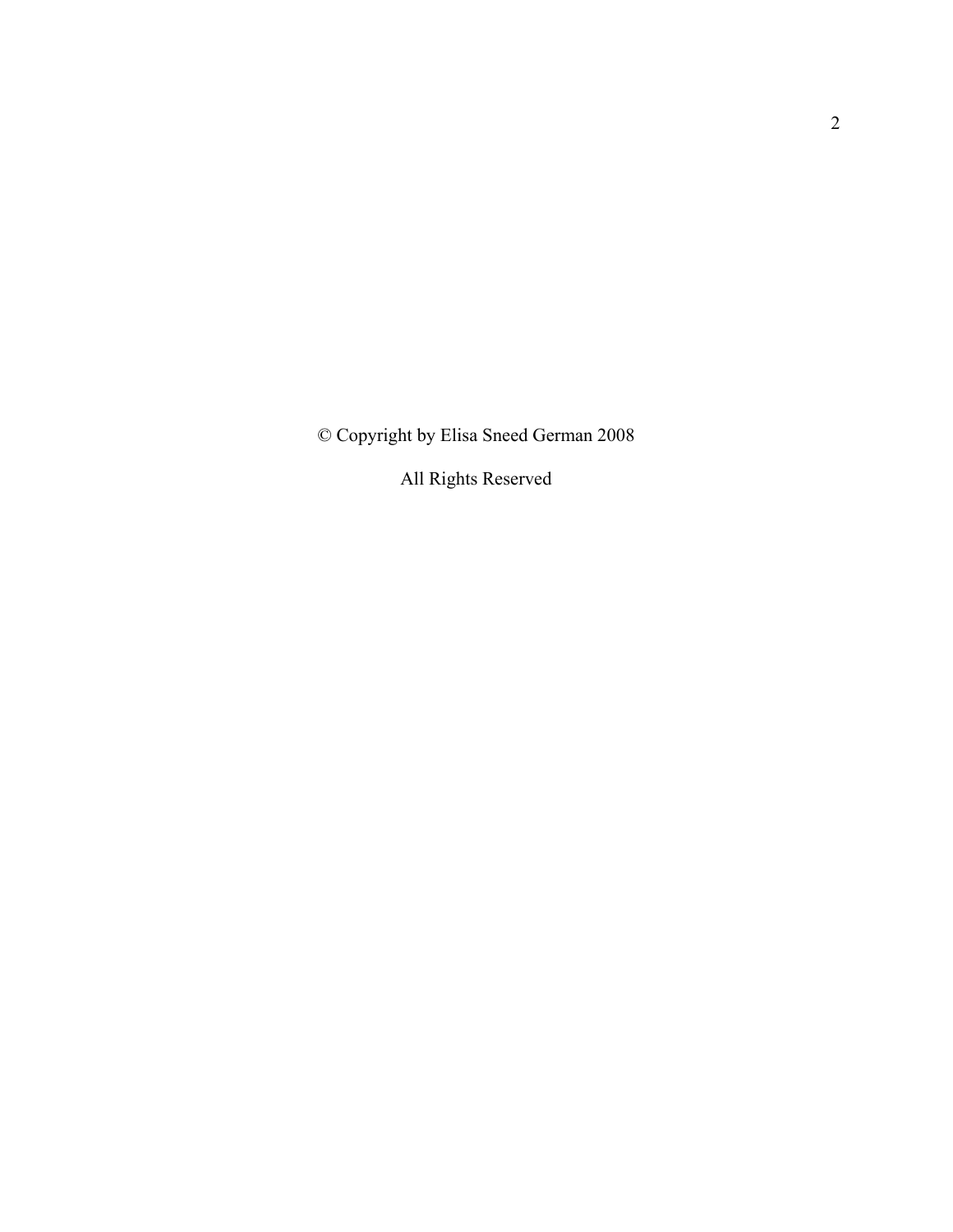© Copyright by Elisa Sneed German 2008

All Rights Reserved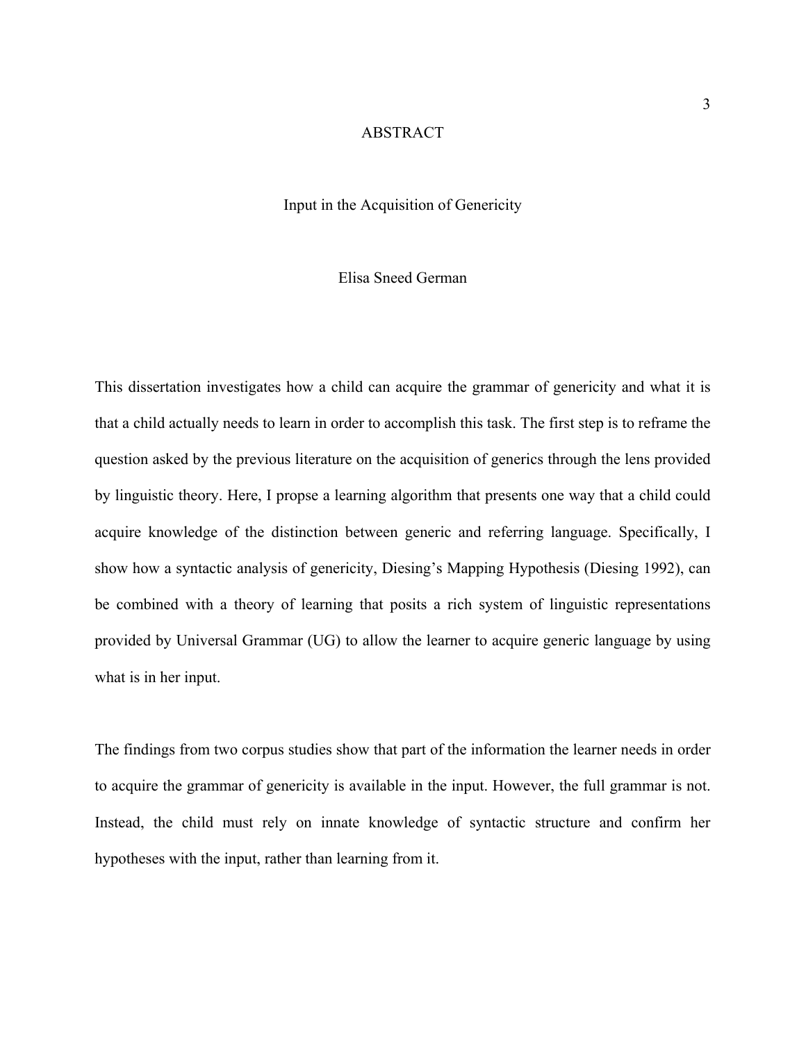# ABSTRACT

## Input in the Acquisition of Genericity

Elisa Sneed German

This dissertation investigates how a child can acquire the grammar of genericity and what it is that a child actually needs to learn in order to accomplish this task. The first step is to reframe the question asked by the previous literature on the acquisition of generics through the lens provided by linguistic theory. Here, I propse a learning algorithm that presents one way that a child could acquire knowledge of the distinction between generic and referring language. Specifically, I show how a syntactic analysis of genericity, Diesing's Mapping Hypothesis (Diesing 1992), can be combined with a theory of learning that posits a rich system of linguistic representations provided by Universal Grammar (UG) to allow the learner to acquire generic language by using what is in her input.

The findings from two corpus studies show that part of the information the learner needs in order to acquire the grammar of genericity is available in the input. However, the full grammar is not. Instead, the child must rely on innate knowledge of syntactic structure and confirm her hypotheses with the input, rather than learning from it.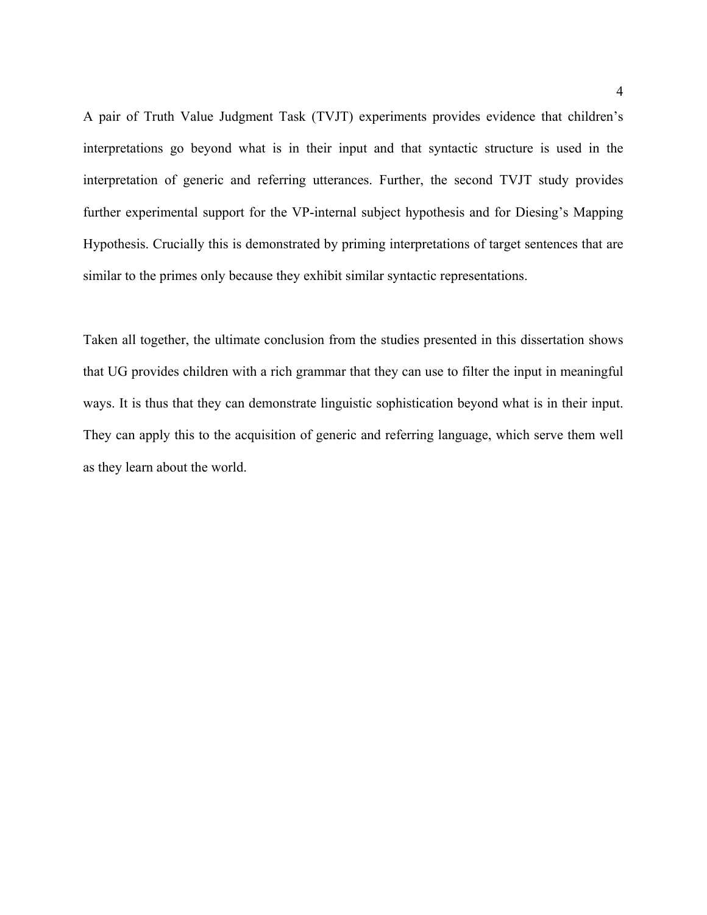A pair of Truth Value Judgment Task (TVJT) experiments provides evidence that children's interpretations go beyond what is in their input and that syntactic structure is used in the interpretation of generic and referring utterances. Further, the second TVJT study provides further experimental support for the VP-internal subject hypothesis and for Diesing's Mapping Hypothesis. Crucially this is demonstrated by priming interpretations of target sentences that are similar to the primes only because they exhibit similar syntactic representations.

Taken all together, the ultimate conclusion from the studies presented in this dissertation shows that UG provides children with a rich grammar that they can use to filter the input in meaningful ways. It is thus that they can demonstrate linguistic sophistication beyond what is in their input. They can apply this to the acquisition of generic and referring language, which serve them well as they learn about the world.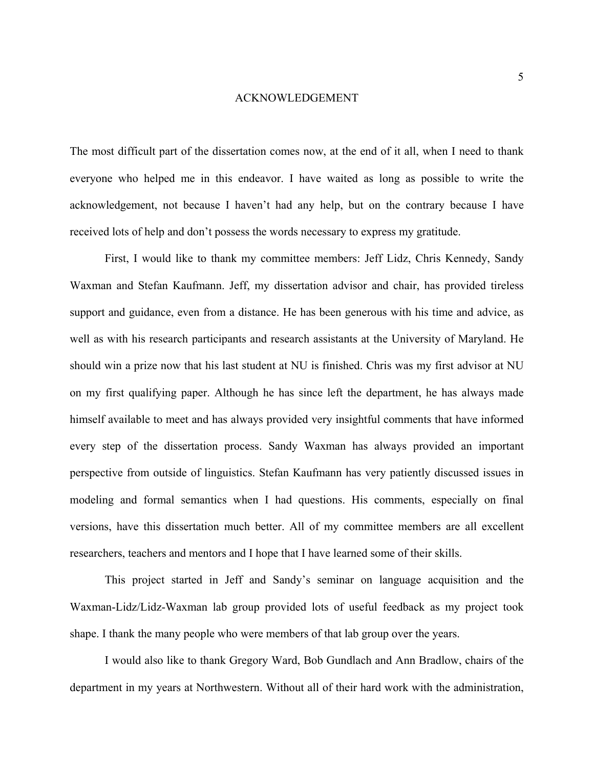# ACKNOWLEDGEMENT

The most difficult part of the dissertation comes now, at the end of it all, when I need to thank everyone who helped me in this endeavor. I have waited as long as possible to write the acknowledgement, not because I haven't had any help, but on the contrary because I have received lots of help and don't possess the words necessary to express my gratitude.

First, I would like to thank my committee members: Jeff Lidz, Chris Kennedy, Sandy Waxman and Stefan Kaufmann. Jeff, my dissertation advisor and chair, has provided tireless support and guidance, even from a distance. He has been generous with his time and advice, as well as with his research participants and research assistants at the University of Maryland. He should win a prize now that his last student at NU is finished. Chris was my first advisor at NU on my first qualifying paper. Although he has since left the department, he has always made himself available to meet and has always provided very insightful comments that have informed every step of the dissertation process. Sandy Waxman has always provided an important perspective from outside of linguistics. Stefan Kaufmann has very patiently discussed issues in modeling and formal semantics when I had questions. His comments, especially on final versions, have this dissertation much better. All of my committee members are all excellent researchers, teachers and mentors and I hope that I have learned some of their skills.

This project started in Jeff and Sandy's seminar on language acquisition and the Waxman-Lidz/Lidz-Waxman lab group provided lots of useful feedback as my project took shape. I thank the many people who were members of that lab group over the years.

I would also like to thank Gregory Ward, Bob Gundlach and Ann Bradlow, chairs of the department in my years at Northwestern. Without all of their hard work with the administration,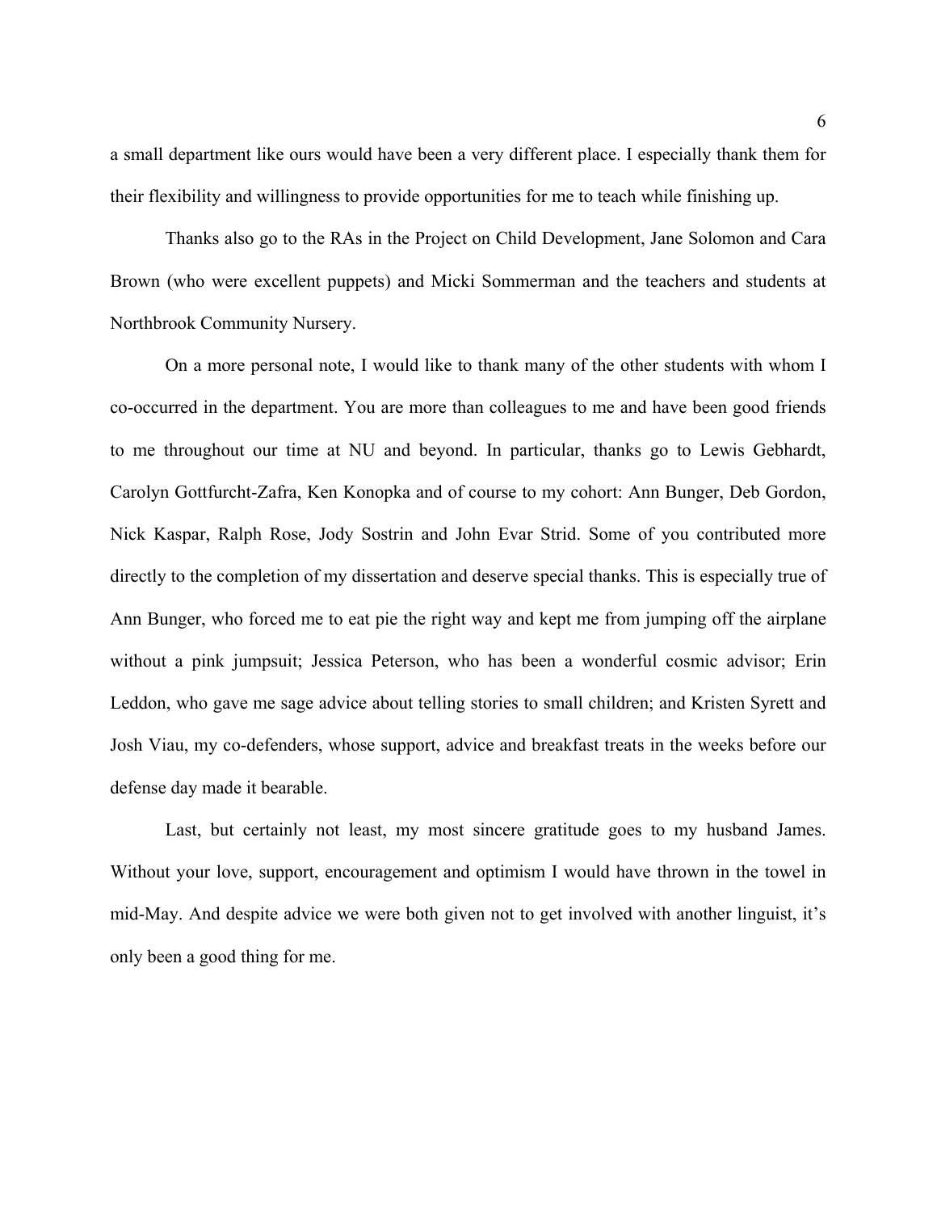a small department like ours would have been a very different place. I especially thank them for their flexibility and willingness to provide opportunities for me to teach while finishing up.

Thanks also go to the RAs in the Project on Child Development, Jane Solomon and Cara Brown (who were excellent puppets) and Micki Sommerman and the teachers and students at Northbrook Community Nursery.

On a more personal note, I would like to thank many of the other students with whom I co-occurred in the department. You are more than colleagues to me and have been good friends to me throughout our time at NU and beyond. In particular, thanks go to Lewis Gebhardt, Carolyn Gottfurcht-Zafra, Ken Konopka and of course to my cohort: Ann Bunger, Deb Gordon, Nick Kaspar, Ralph Rose, Jody Sostrin and John Evar Strid. Some of you contributed more directly to the completion of my dissertation and deserve special thanks. This is especially true of Ann Bunger, who forced me to eat pie the right way and kept me from jumping off the airplane without a pink jumpsuit; Jessica Peterson, who has been a wonderful cosmic advisor; Erin Leddon, who gave me sage advice about telling stories to small children; and Kristen Syrett and Josh Viau, my co-defenders, whose support, advice and breakfast treats in the weeks before our defense day made it bearable.

Last, but certainly not least, my most sincere gratitude goes to my husband James. Without your love, support, encouragement and optimism I would have thrown in the towel in mid-May. And despite advice we were both given not to get involved with another linguist, it's only been a good thing for me.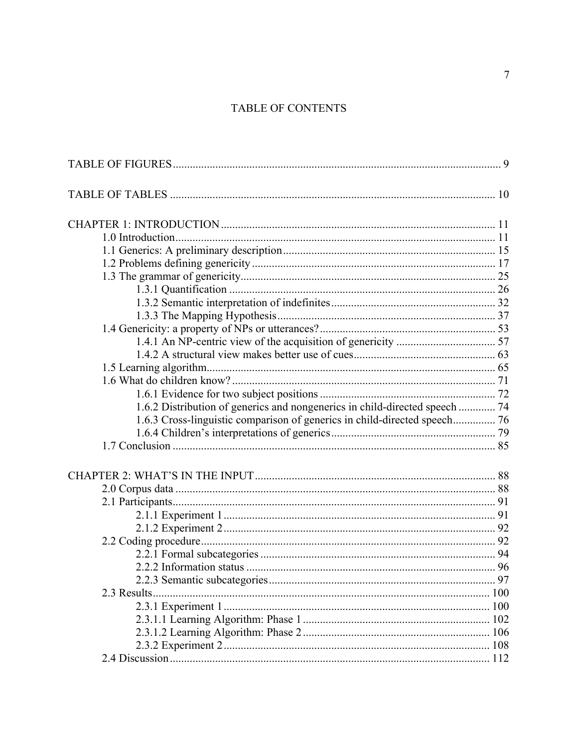# TABLE OF CONTENTS

TABLE OF FIGURES ........................................................................................................ 9

TABLE OF TABLES ........................................................................................................ 10

CHAPTER 1: INTRODUCTION ...................................................................................... 11
- 1.0 Introduction ............................................................................................................ 11
- 1.1 Generics: A preliminary description ...................................................................... 15
- 1.2 Problems defining genericity .................................................................................. 17
- 1.3 The grammar of genericity ...................................................................................... 25
  - 1.3.1 Quantification ................................................................................................ 26
  - 1.3.2 Semantic interpretation of indefinites ........................................................... 32
  - 1.3.3 The Mapping Hypothesis .............................................................................. 37
- 1.4 Genericity: a property of NPs or utterances? .......................................................... 53
  - 1.4.1 An NP-centric view of the acquisition of genericity ..................................... 57
  - 1.4.2 A structural view makes better use of cues .................................................. 63
- 1.5 Learning algorithm .................................................................................................. 65
- 1.6 What do children know? .......................................................................................... 71
  - 1.6.1 Evidence for two subject positions ............................................................... 72
  - 1.6.2 Distribution of generics and nongenerics in child-directed speech ............. 74
  - 1.6.3 Cross-linguistic comparison of generics in child-directed speech ............... 76
  - 1.6.4 Children's interpretations of generics ........................................................... 79
- 1.7 Conclusion ............................................................................................................... 85

CHAPTER 2: WHAT'S IN THE INPUT ........................................................................... 88
- 2.0 Corpus data .............................................................................................................. 88
- 2.1 Participants ............................................................................................................... 91
  - 2.1.1 Experiment 1 ................................................................................................. 91
  - 2.1.2 Experiment 2 ................................................................................................. 92
- 2.2 Coding procedure ..................................................................................................... 92
  - 2.2.1 Formal subcategories .................................................................................... 94
  - 2.2.2 Information status ......................................................................................... 96
  - 2.2.3 Semantic subcategories ................................................................................. 97
- 2.3 Results ...................................................................................................................... 100
  - 2.3.1 Experiment 1 ................................................................................................. 100
  - 2.3.1.1 Learning Algorithm: Phase 1 ..................................................................... 102
  - 2.3.1.2 Learning Algorithm: Phase 2 ..................................................................... 106
  - 2.3.2 Experiment 2 ................................................................................................. 108
- 2.4 Discussion ................................................................................................................ 112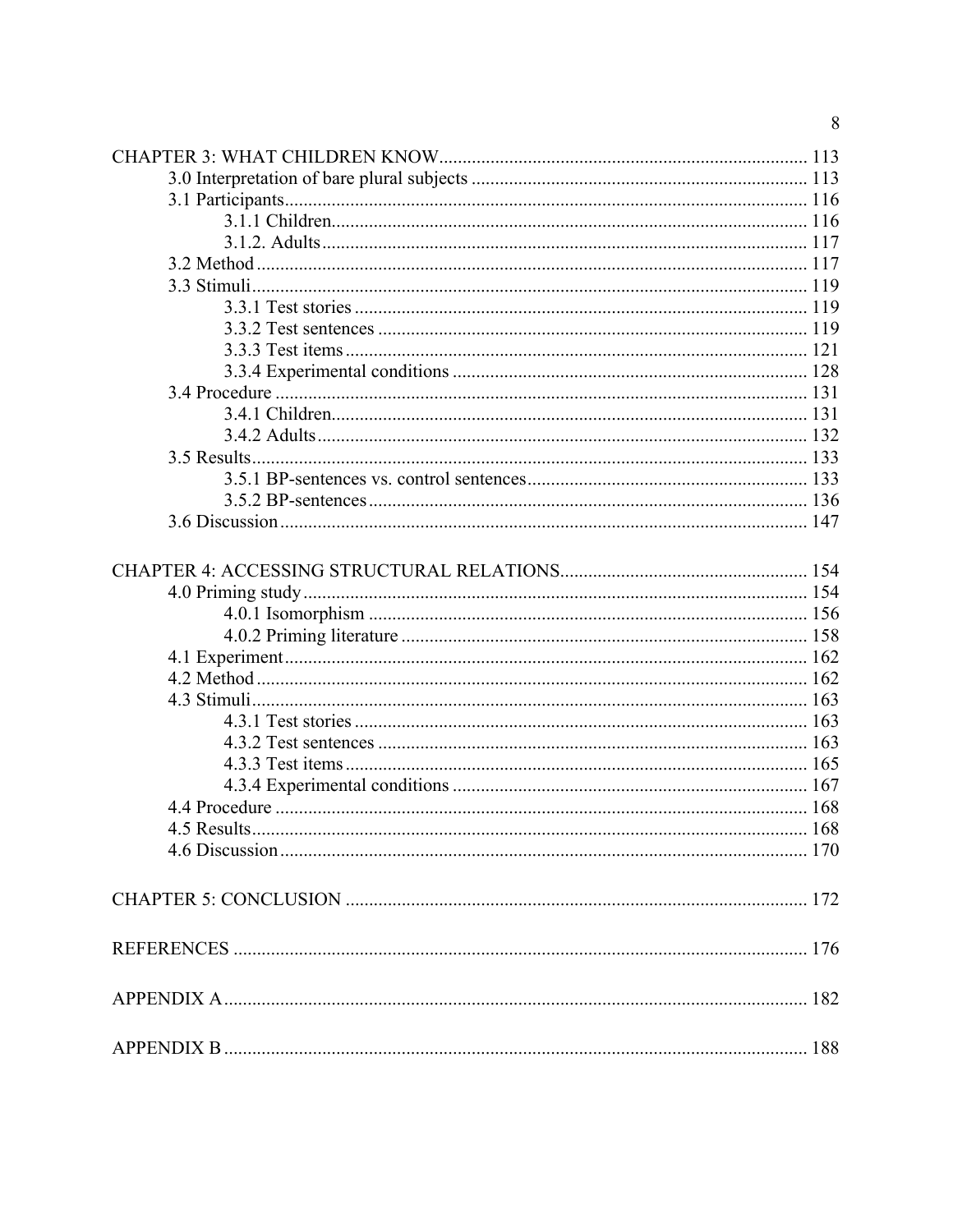CHAPTER 3: WHAT CHILDREN KNOW ........ 113
- 3.0 Interpretation of bare plural subjects ........ 113
- 3.1 Participants ........ 116
  - 3.1.1 Children ........ 116
  - 3.1.2. Adults ........ 117
- 3.2 Method ........ 117
- 3.3 Stimuli ........ 119
  - 3.3.1 Test stories ........ 119
  - 3.3.2 Test sentences ........ 119
  - 3.3.3 Test items ........ 121
  - 3.3.4 Experimental conditions ........ 128
- 3.4 Procedure ........ 131
  - 3.4.1 Children ........ 131
  - 3.4.2 Adults ........ 132
- 3.5 Results ........ 133
  - 3.5.1 BP-sentences vs. control sentences ........ 133
  - 3.5.2 BP-sentences ........ 136
- 3.6 Discussion ........ 147

CHAPTER 4: ACCESSING STRUCTURAL RELATIONS ........ 154
- 4.0 Priming study ........ 154
  - 4.0.1 Isomorphism ........ 156
  - 4.0.2 Priming literature ........ 158
- 4.1 Experiment ........ 162
- 4.2 Method ........ 162
- 4.3 Stimuli ........ 163
  - 4.3.1 Test stories ........ 163
  - 4.3.2 Test sentences ........ 163
  - 4.3.3 Test items ........ 165
  - 4.3.4 Experimental conditions ........ 167
- 4.4 Procedure ........ 168
- 4.5 Results ........ 168
- 4.6 Discussion ........ 170

CHAPTER 5: CONCLUSION ........ 172

REFERENCES ........ 176

APPENDIX A ........ 182

APPENDIX B ........ 188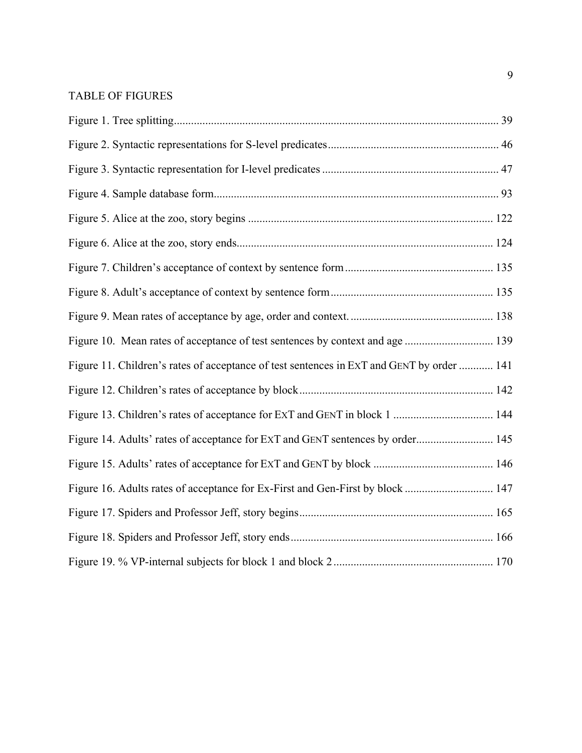# TABLE OF FIGURES

Figure 1. Tree splitting ............................................................ 39

Figure 2. Syntactic representations for S-level predicates ............................................................ 46

Figure 3. Syntactic representation for I-level predicates ............................................................ 47

Figure 4. Sample database form ............................................................ 93

Figure 5. Alice at the zoo, story begins ............................................................ 122

Figure 6. Alice at the zoo, story ends ............................................................ 124

Figure 7. Children's acceptance of context by sentence form ............................................................ 135

Figure 8. Adult's acceptance of context by sentence form ............................................................ 135

Figure 9. Mean rates of acceptance by age, order and context. ............................................................ 138

Figure 10. Mean rates of acceptance of test sentences by context and age ............................................................ 139

Figure 11. Children's rates of acceptance of test sentences in EXT and GENT by order ............................................................ 141

Figure 12. Children's rates of acceptance by block ............................................................ 142

Figure 13. Children's rates of acceptance for EXT and GENT in block 1 ............................................................ 144

Figure 14. Adults' rates of acceptance for EXT and GENT sentences by order ............................................................ 145

Figure 15. Adults' rates of acceptance for EXT and GENT by block ............................................................ 146

Figure 16. Adults rates of acceptance for Ex-First and Gen-First by block ............................................................ 147

Figure 17. Spiders and Professor Jeff, story begins ............................................................ 165

Figure 18. Spiders and Professor Jeff, story ends ............................................................ 166

Figure 19. % VP-internal subjects for block 1 and block 2 ............................................................ 170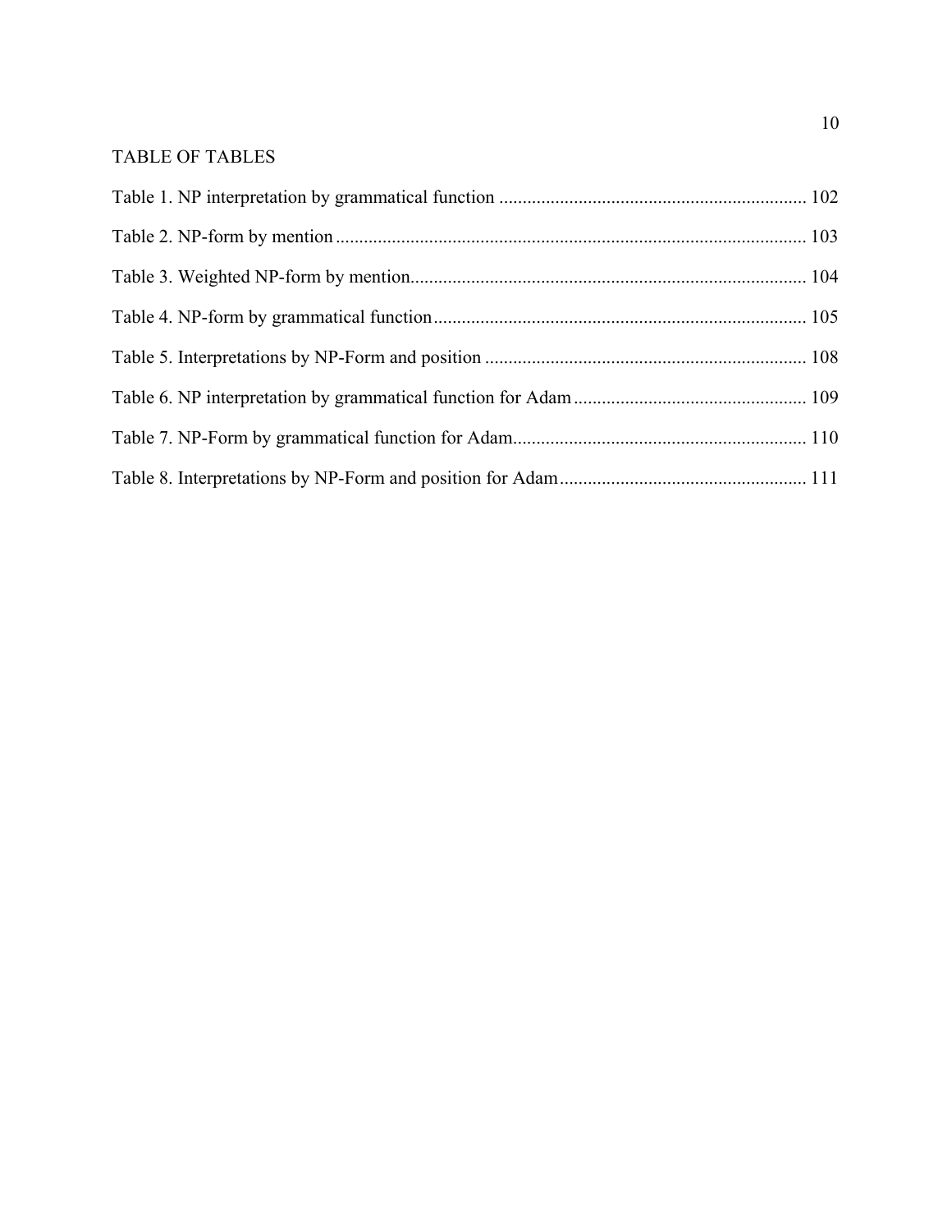# TABLE OF TABLES

Table 1. NP interpretation by grammatical function ..... 102

Table 2. NP-form by mention ..... 103

Table 3. Weighted NP-form by mention ..... 104

Table 4. NP-form by grammatical function ..... 105

Table 5. Interpretations by NP-Form and position ..... 108

Table 6. NP interpretation by grammatical function for Adam ..... 109

Table 7. NP-Form by grammatical function for Adam ..... 110

Table 8. Interpretations by NP-Form and position for Adam ..... 111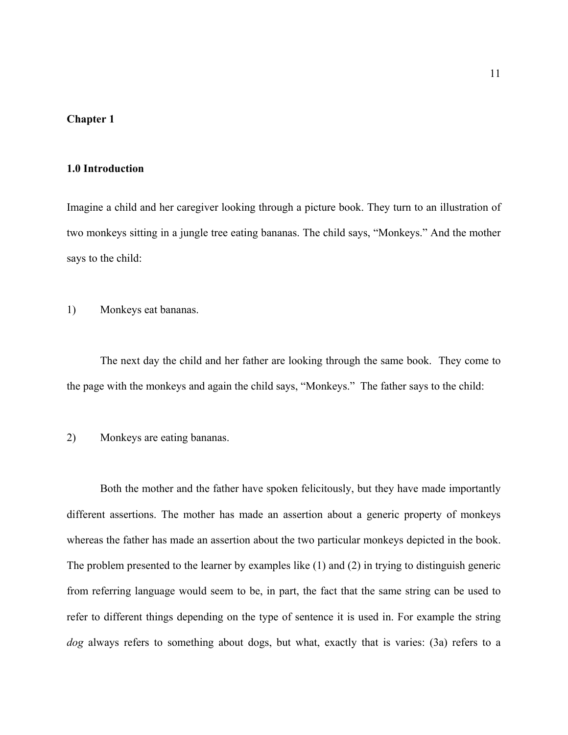# Chapter 1

## 1.0 Introduction

Imagine a child and her caregiver looking through a picture book. They turn to an illustration of two monkeys sitting in a jungle tree eating bananas. The child says, “Monkeys.” And the mother says to the child:

1) Monkeys eat bananas.

The next day the child and her father are looking through the same book. They come to the page with the monkeys and again the child says, “Monkeys.” The father says to the child:

2) Monkeys are eating bananas.

Both the mother and the father have spoken felicitously, but they have made importantly different assertions. The mother has made an assertion about a generic property of monkeys whereas the father has made an assertion about the two particular monkeys depicted in the book. The problem presented to the learner by examples like (1) and (2) in trying to distinguish generic from referring language would seem to be, in part, the fact that the same string can be used to refer to different things depending on the type of sentence it is used in. For example the string *dog* always refers to something about dogs, but what, exactly that is varies: (3a) refers to a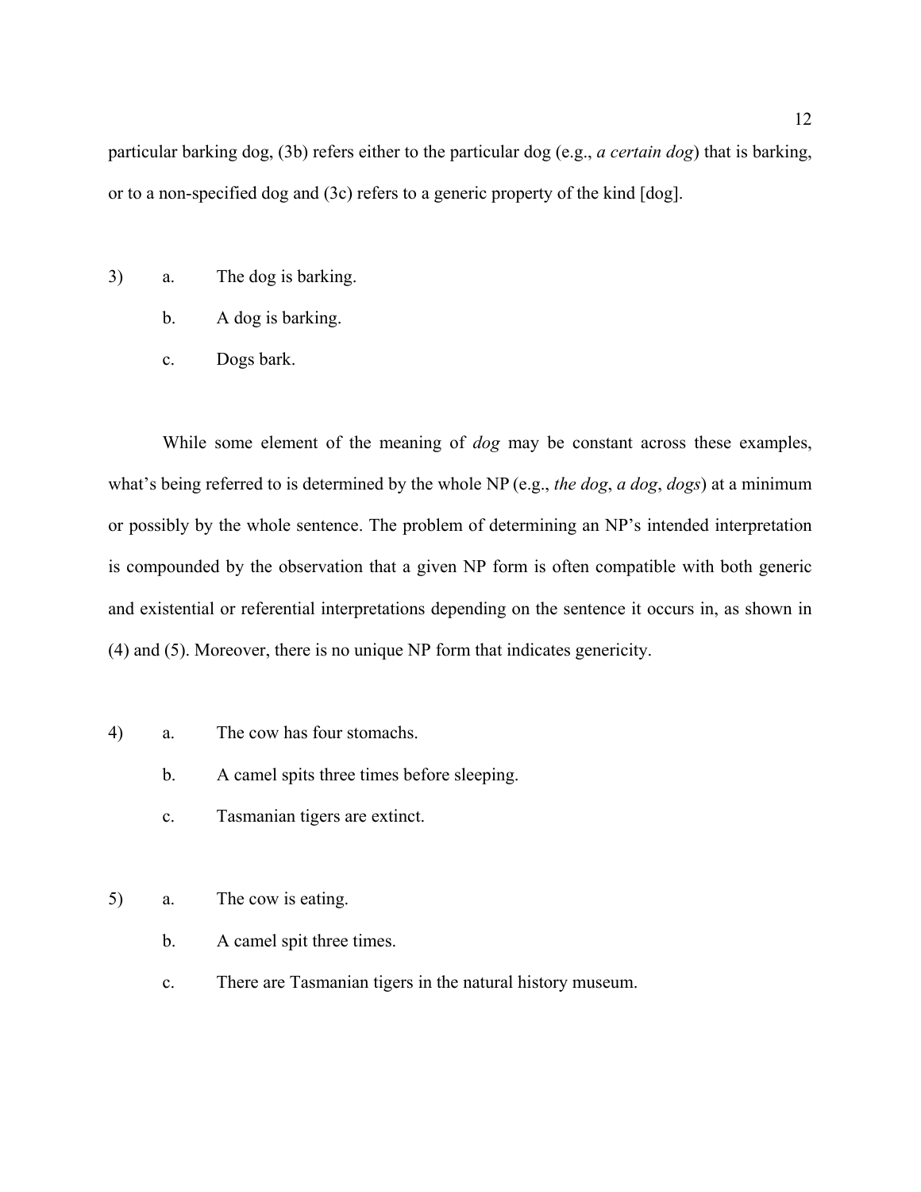particular barking dog, (3b) refers either to the particular dog (e.g., *a certain dog*) that is barking, or to a non-specified dog and (3c) refers to a generic property of the kind [dog].

3) a. The dog is barking.

   b. A dog is barking.

   c. Dogs bark.

While some element of the meaning of *dog* may be constant across these examples, what's being referred to is determined by the whole NP (e.g., *the dog*, *a dog*, *dogs*) at a minimum or possibly by the whole sentence. The problem of determining an NP's intended interpretation is compounded by the observation that a given NP form is often compatible with both generic and existential or referential interpretations depending on the sentence it occurs in, as shown in (4) and (5). Moreover, there is no unique NP form that indicates genericity.

4) a. The cow has four stomachs.

   b. A camel spits three times before sleeping.

   c. Tasmanian tigers are extinct.

5) a. The cow is eating.

   b. A camel spit three times.

   c. There are Tasmanian tigers in the natural history museum.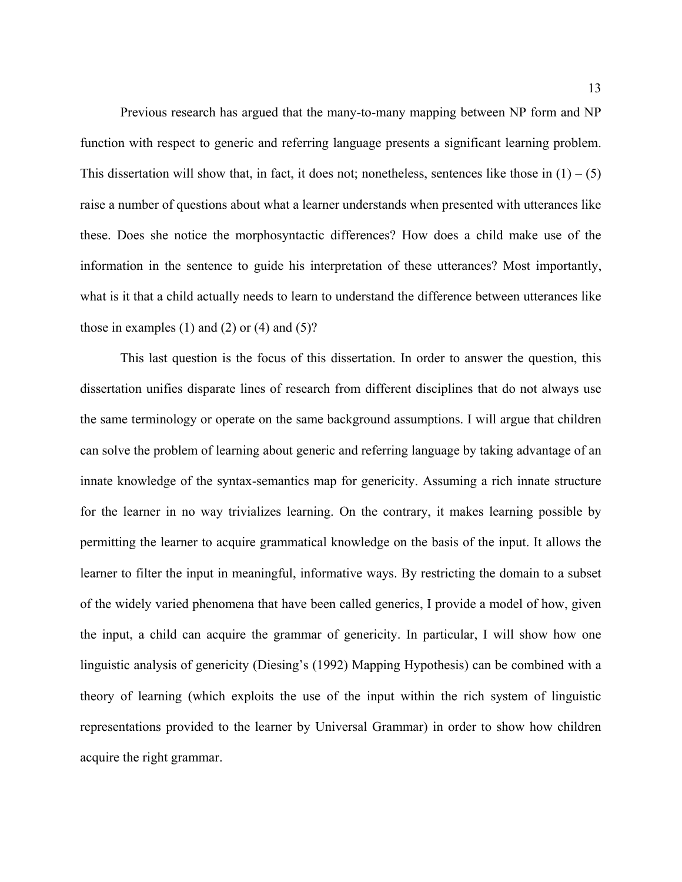Previous research has argued that the many-to-many mapping between NP form and NP function with respect to generic and referring language presents a significant learning problem. This dissertation will show that, in fact, it does not; nonetheless, sentences like those in (1) – (5) raise a number of questions about what a learner understands when presented with utterances like these. Does she notice the morphosyntactic differences? How does a child make use of the information in the sentence to guide his interpretation of these utterances? Most importantly, what is it that a child actually needs to learn to understand the difference between utterances like those in examples (1) and (2) or (4) and (5)?

This last question is the focus of this dissertation. In order to answer the question, this dissertation unifies disparate lines of research from different disciplines that do not always use the same terminology or operate on the same background assumptions. I will argue that children can solve the problem of learning about generic and referring language by taking advantage of an innate knowledge of the syntax-semantics map for genericity. Assuming a rich innate structure for the learner in no way trivializes learning. On the contrary, it makes learning possible by permitting the learner to acquire grammatical knowledge on the basis of the input. It allows the learner to filter the input in meaningful, informative ways. By restricting the domain to a subset of the widely varied phenomena that have been called generics, I provide a model of how, given the input, a child can acquire the grammar of genericity. In particular, I will show how one linguistic analysis of genericity (Diesing's (1992) Mapping Hypothesis) can be combined with a theory of learning (which exploits the use of the input within the rich system of linguistic representations provided to the learner by Universal Grammar) in order to show how children acquire the right grammar.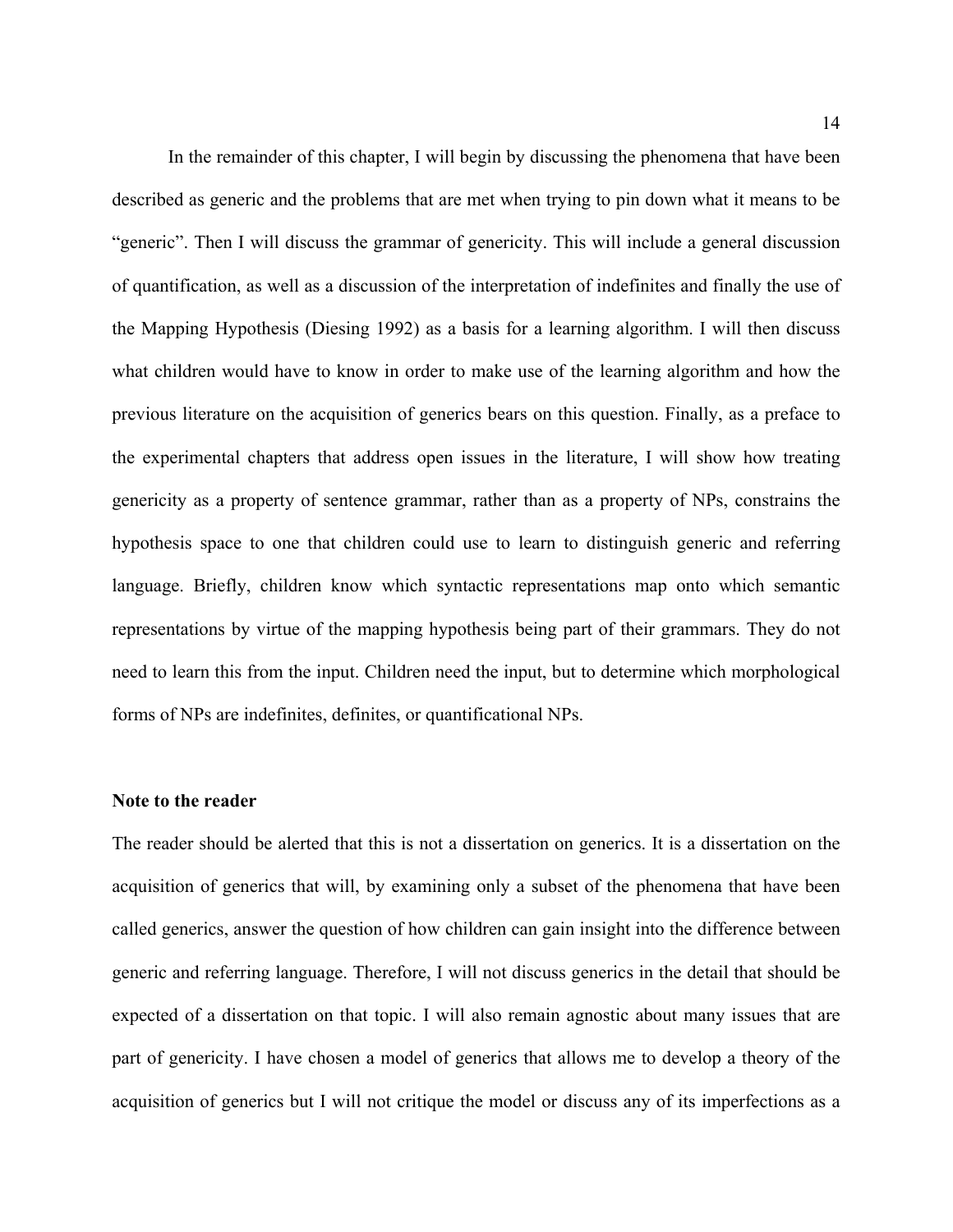In the remainder of this chapter, I will begin by discussing the phenomena that have been described as generic and the problems that are met when trying to pin down what it means to be "generic". Then I will discuss the grammar of genericity. This will include a general discussion of quantification, as well as a discussion of the interpretation of indefinites and finally the use of the Mapping Hypothesis (Diesing 1992) as a basis for a learning algorithm. I will then discuss what children would have to know in order to make use of the learning algorithm and how the previous literature on the acquisition of generics bears on this question. Finally, as a preface to the experimental chapters that address open issues in the literature, I will show how treating genericity as a property of sentence grammar, rather than as a property of NPs, constrains the hypothesis space to one that children could use to learn to distinguish generic and referring language. Briefly, children know which syntactic representations map onto which semantic representations by virtue of the mapping hypothesis being part of their grammars. They do not need to learn this from the input. Children need the input, but to determine which morphological forms of NPs are indefinites, definites, or quantificational NPs.

**Note to the reader**

The reader should be alerted that this is not a dissertation on generics. It is a dissertation on the acquisition of generics that will, by examining only a subset of the phenomena that have been called generics, answer the question of how children can gain insight into the difference between generic and referring language. Therefore, I will not discuss generics in the detail that should be expected of a dissertation on that topic. I will also remain agnostic about many issues that are part of genericity. I have chosen a model of generics that allows me to develop a theory of the acquisition of generics but I will not critique the model or discuss any of its imperfections as a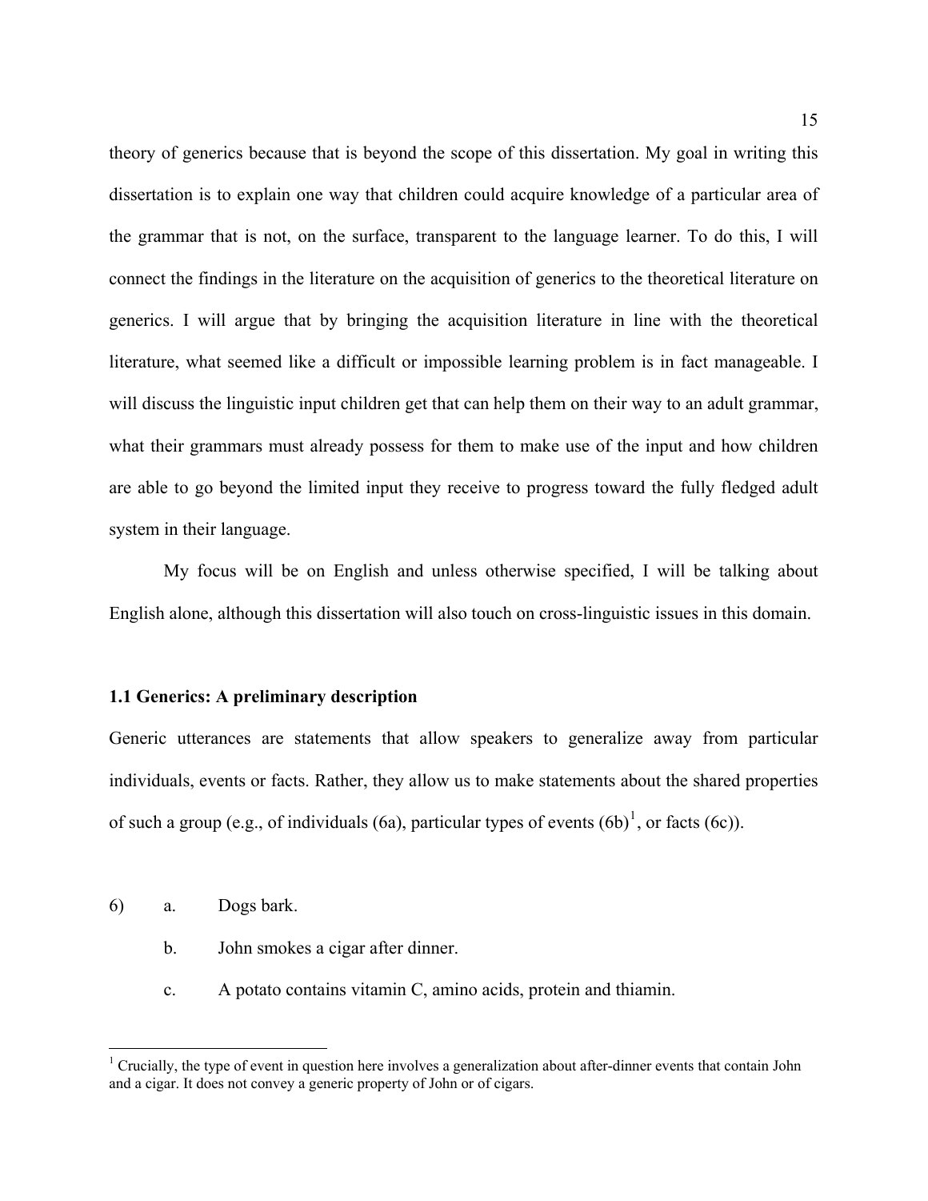theory of generics because that is beyond the scope of this dissertation. My goal in writing this dissertation is to explain one way that children could acquire knowledge of a particular area of the grammar that is not, on the surface, transparent to the language learner. To do this, I will connect the findings in the literature on the acquisition of generics to the theoretical literature on generics. I will argue that by bringing the acquisition literature in line with the theoretical literature, what seemed like a difficult or impossible learning problem is in fact manageable. I will discuss the linguistic input children get that can help them on their way to an adult grammar, what their grammars must already possess for them to make use of the input and how children are able to go beyond the limited input they receive to progress toward the fully fledged adult system in their language.

My focus will be on English and unless otherwise specified, I will be talking about English alone, although this dissertation will also touch on cross-linguistic issues in this domain.

### 1.1 Generics: A preliminary description

Generic utterances are statements that allow speakers to generalize away from particular individuals, events or facts. Rather, they allow us to make statements about the shared properties of such a group (e.g., of individuals (6a), particular types of events (6b)[1], or facts (6c)).

6) a. Dogs bark.

   b. John smokes a cigar after dinner.

   c. A potato contains vitamin C, amino acids, protein and thiamin.

---

[1] Crucially, the type of event in question here involves a generalization about after-dinner events that contain John and a cigar. It does not convey a generic property of John or of cigars.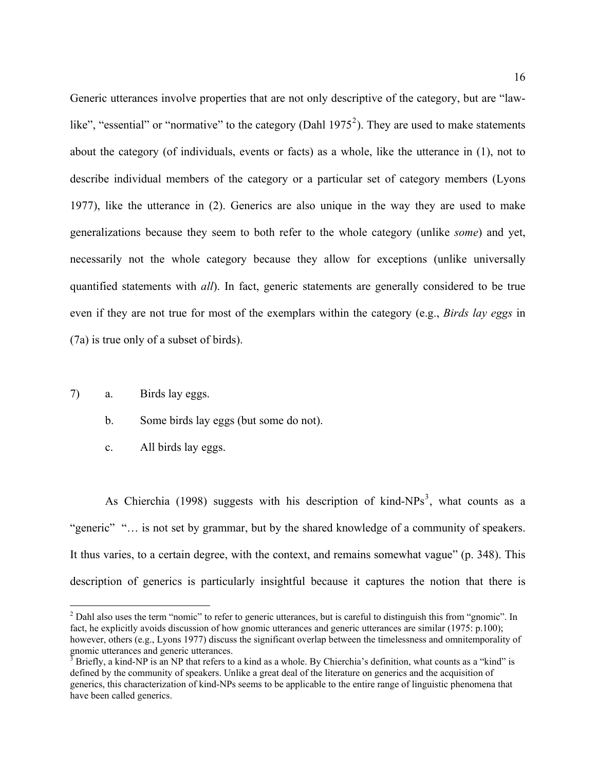Generic utterances involve properties that are not only descriptive of the category, but are "law-like", "essential" or "normative" to the category (Dahl 1975[2]). They are used to make statements about the category (of individuals, events or facts) as a whole, like the utterance in (1), not to describe individual members of the category or a particular set of category members (Lyons 1977), like the utterance in (2). Generics are also unique in the way they are used to make generalizations because they seem to both refer to the whole category (unlike *some*) and yet, necessarily not the whole category because they allow for exceptions (unlike universally quantified statements with *all*). In fact, generic statements are generally considered to be true even if they are not true for most of the exemplars within the category (e.g., *Birds lay eggs* in (7a) is true only of a subset of birds).

7) a. Birds lay eggs.

   b. Some birds lay eggs (but some do not).

   c. All birds lay eggs.

As Chierchia (1998) suggests with his description of kind-NPs[3], what counts as a "generic" "… is not set by grammar, but by the shared knowledge of a community of speakers. It thus varies, to a certain degree, with the context, and remains somewhat vague" (p. 348). This description of generics is particularly insightful because it captures the notion that there is

---

[2] Dahl also uses the term "nomic" to refer to generic utterances, but is careful to distinguish this from "gnomic". In fact, he explicitly avoids discussion of how gnomic utterances and generic utterances are similar (1975: p.100); however, others (e.g., Lyons 1977) discuss the significant overlap between the timelessness and omnitemporality of gnomic utterances and generic utterances.

[3] Briefly, a kind-NP is an NP that refers to a kind as a whole. By Chierchia's definition, what counts as a "kind" is defined by the community of speakers. Unlike a great deal of the literature on generics and the acquisition of generics, this characterization of kind-NPs seems to be applicable to the entire range of linguistic phenomena that have been called generics.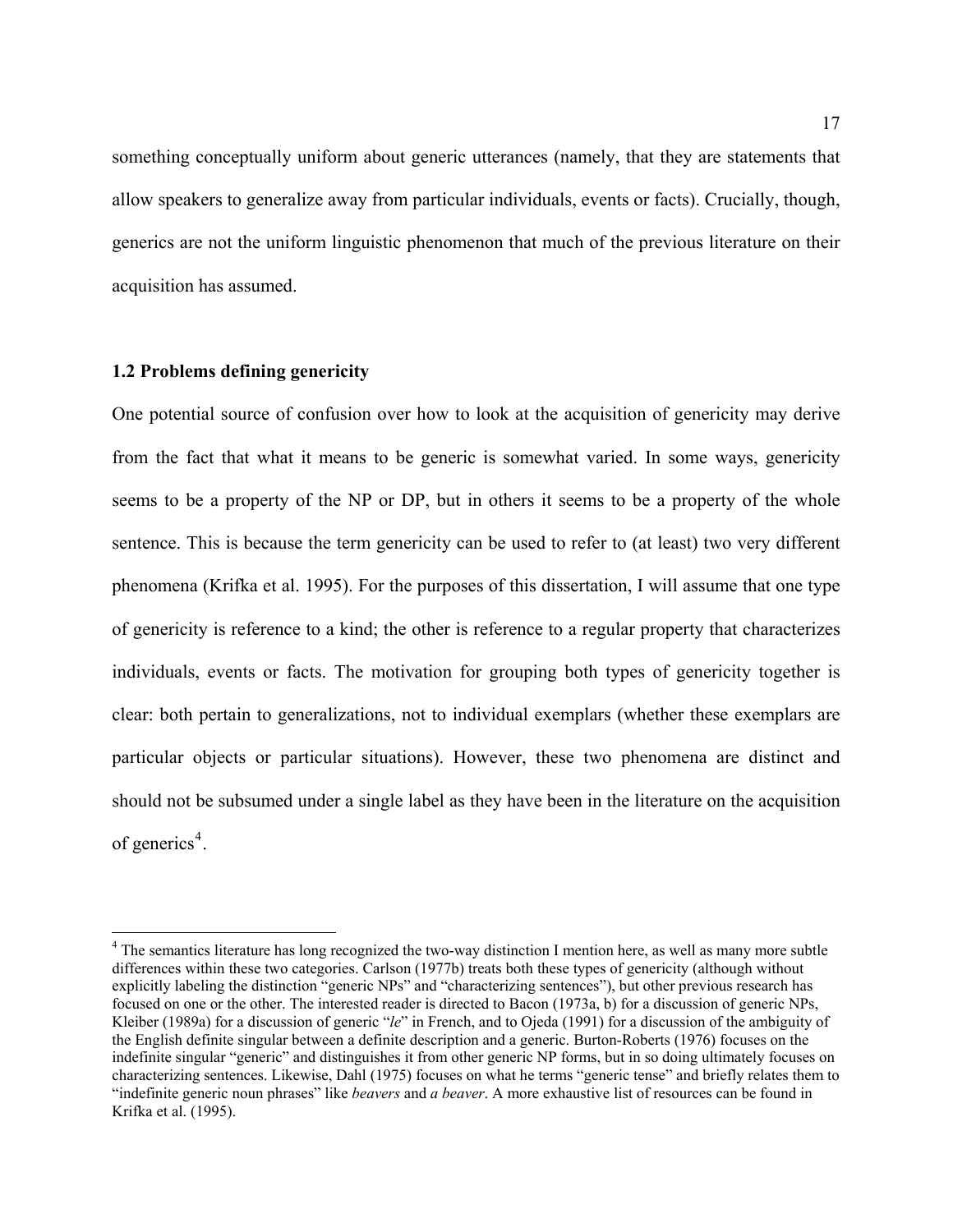something conceptually uniform about generic utterances (namely, that they are statements that allow speakers to generalize away from particular individuals, events or facts). Crucially, though, generics are not the uniform linguistic phenomenon that much of the previous literature on their acquisition has assumed.

### 1.2 Problems defining genericity

One potential source of confusion over how to look at the acquisition of genericity may derive from the fact that what it means to be generic is somewhat varied. In some ways, genericity seems to be a property of the NP or DP, but in others it seems to be a property of the whole sentence. This is because the term genericity can be used to refer to (at least) two very different phenomena (Krifka et al. 1995). For the purposes of this dissertation, I will assume that one type of genericity is reference to a kind; the other is reference to a regular property that characterizes individuals, events or facts. The motivation for grouping both types of genericity together is clear: both pertain to generalizations, not to individual exemplars (whether these exemplars are particular objects or particular situations). However, these two phenomena are distinct and should not be subsumed under a single label as they have been in the literature on the acquisition of generics[4].

---

[4] The semantics literature has long recognized the two-way distinction I mention here, as well as many more subtle differences within these two categories. Carlson (1977b) treats both these types of genericity (although without explicitly labeling the distinction "generic NPs" and "characterizing sentences"), but other previous research has focused on one or the other. The interested reader is directed to Bacon (1973a, b) for a discussion of generic NPs, Kleiber (1989a) for a discussion of generic "*le*" in French, and to Ojeda (1991) for a discussion of the ambiguity of the English definite singular between a definite description and a generic. Burton-Roberts (1976) focuses on the indefinite singular "generic" and distinguishes it from other generic NP forms, but in so doing ultimately focuses on characterizing sentences. Likewise, Dahl (1975) focuses on what he terms "generic tense" and briefly relates them to "indefinite generic noun phrases" like *beavers* and *a beaver*. A more exhaustive list of resources can be found in Krifka et al. (1995).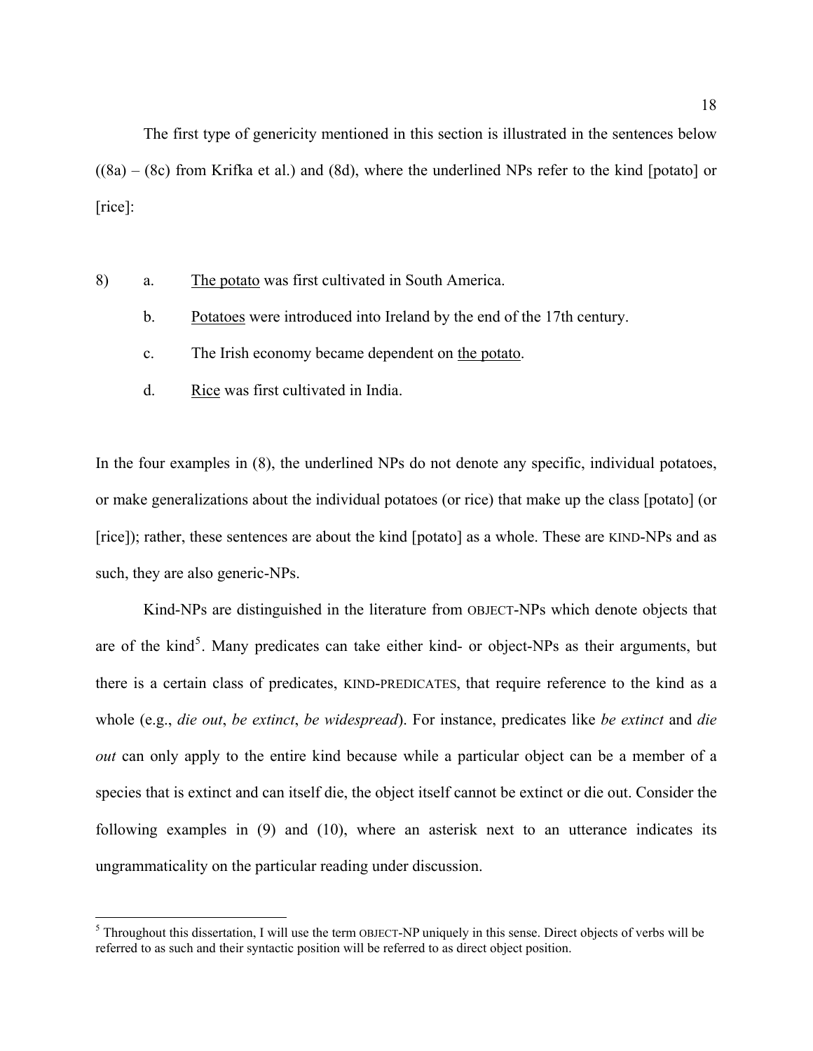The first type of genericity mentioned in this section is illustrated in the sentences below ((8a) – (8c) from Krifka et al.) and (8d), where the underlined NPs refer to the kind [potato] or [rice]:

8) a. <u>The potato</u> was first cultivated in South America.

   b. <u>Potatoes</u> were introduced into Ireland by the end of the 17th century.

   c. The Irish economy became dependent on <u>the potato</u>.

   d. <u>Rice</u> was first cultivated in India.

In the four examples in (8), the underlined NPs do not denote any specific, individual potatoes, or make generalizations about the individual potatoes (or rice) that make up the class [potato] (or [rice]); rather, these sentences are about the kind [potato] as a whole. These are KIND-NPs and as such, they are also generic-NPs.

Kind-NPs are distinguished in the literature from OBJECT-NPs which denote objects that are of the kind[5]. Many predicates can take either kind- or object-NPs as their arguments, but there is a certain class of predicates, KIND-PREDICATES, that require reference to the kind as a whole (e.g., *die out*, *be extinct*, *be widespread*). For instance, predicates like *be extinct* and *die out* can only apply to the entire kind because while a particular object can be a member of a species that is extinct and can itself die, the object itself cannot be extinct or die out. Consider the following examples in (9) and (10), where an asterisk next to an utterance indicates its ungrammaticality on the particular reading under discussion.

[5] Throughout this dissertation, I will use the term OBJECT-NP uniquely in this sense. Direct objects of verbs will be referred to as such and their syntactic position will be referred to as direct object position.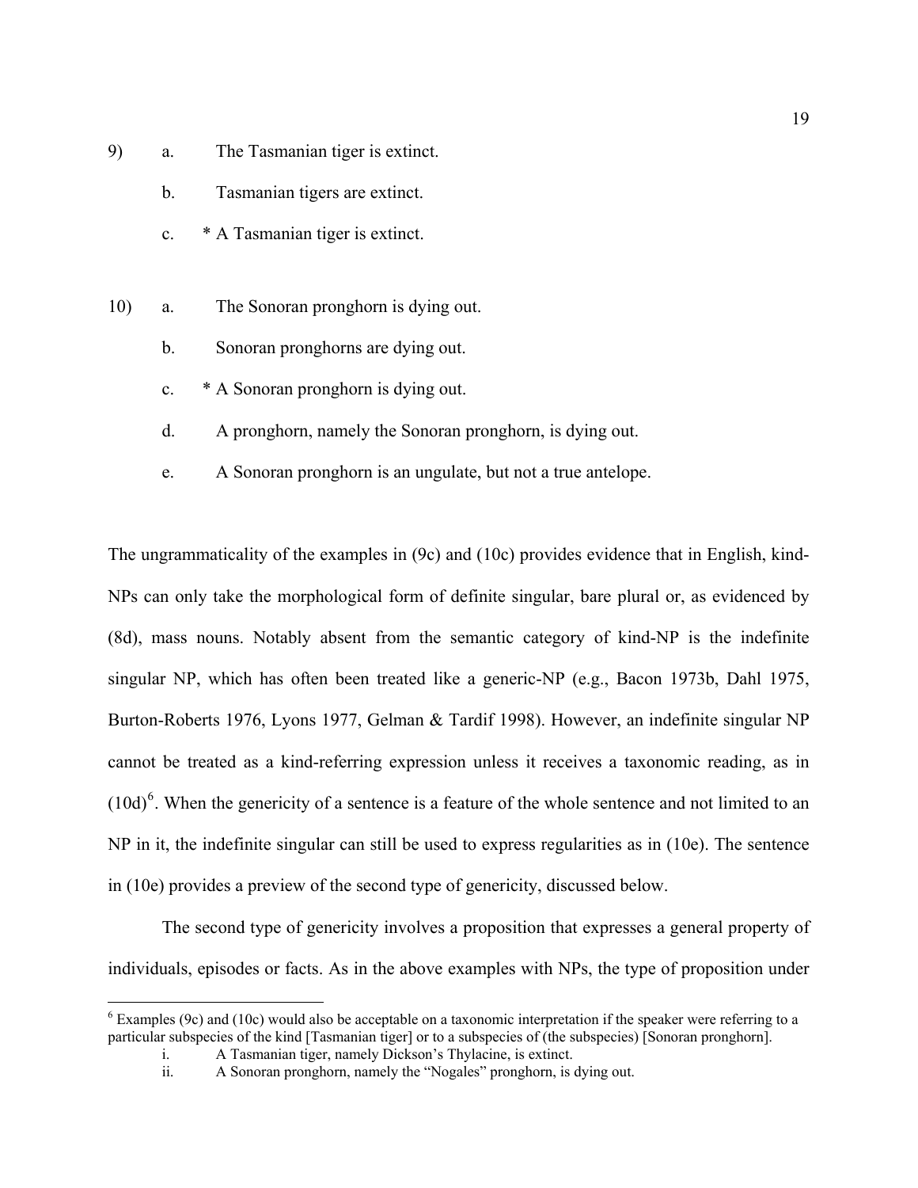9) a. The Tasmanian tiger is extinct.

   b. Tasmanian tigers are extinct.

   c. * A Tasmanian tiger is extinct.

10) a. The Sonoran pronghorn is dying out.

   b. Sonoran pronghorns are dying out.

   c. * A Sonoran pronghorn is dying out.

   d. A pronghorn, namely the Sonoran pronghorn, is dying out.

   e. A Sonoran pronghorn is an ungulate, but not a true antelope.

The ungrammaticality of the examples in (9c) and (10c) provides evidence that in English, kind-NPs can only take the morphological form of definite singular, bare plural or, as evidenced by (8d), mass nouns. Notably absent from the semantic category of kind-NP is the indefinite singular NP, which has often been treated like a generic-NP (e.g., Bacon 1973b, Dahl 1975, Burton-Roberts 1976, Lyons 1977, Gelman & Tardif 1998). However, an indefinite singular NP cannot be treated as a kind-referring expression unless it receives a taxonomic reading, as in (10d)[6]. When the genericity of a sentence is a feature of the whole sentence and not limited to an NP in it, the indefinite singular can still be used to express regularities as in (10e). The sentence in (10e) provides a preview of the second type of genericity, discussed below.

The second type of genericity involves a proposition that expresses a general property of individuals, episodes or facts. As in the above examples with NPs, the type of proposition under

---

[6] Examples (9c) and (10c) would also be acceptable on a taxonomic interpretation if the speaker were referring to a particular subspecies of the kind [Tasmanian tiger] or to a subspecies of (the subspecies) [Sonoran pronghorn].

   i. A Tasmanian tiger, namely Dickson's Thylacine, is extinct.

   ii. A Sonoran pronghorn, namely the "Nogales" pronghorn, is dying out.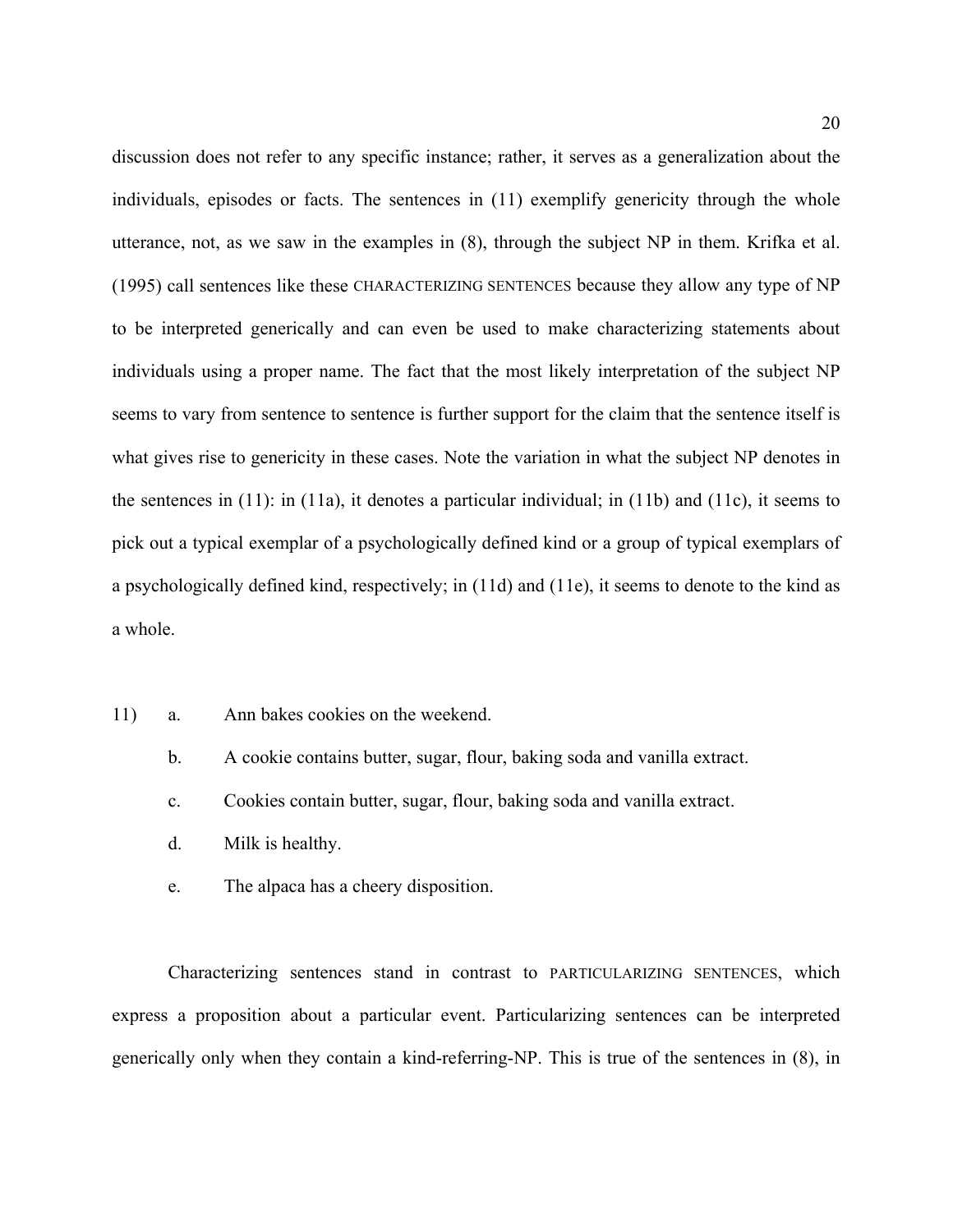discussion does not refer to any specific instance; rather, it serves as a generalization about the individuals, episodes or facts. The sentences in (11) exemplify genericity through the whole utterance, not, as we saw in the examples in (8), through the subject NP in them. Krifka et al. (1995) call sentences like these CHARACTERIZING SENTENCES because they allow any type of NP to be interpreted generically and can even be used to make characterizing statements about individuals using a proper name. The fact that the most likely interpretation of the subject NP seems to vary from sentence to sentence is further support for the claim that the sentence itself is what gives rise to genericity in these cases. Note the variation in what the subject NP denotes in the sentences in (11): in (11a), it denotes a particular individual; in (11b) and (11c), it seems to pick out a typical exemplar of a psychologically defined kind or a group of typical exemplars of a psychologically defined kind, respectively; in (11d) and (11e), it seems to denote to the kind as a whole.

11)
- a. Ann bakes cookies on the weekend.
- b. A cookie contains butter, sugar, flour, baking soda and vanilla extract.
- c. Cookies contain butter, sugar, flour, baking soda and vanilla extract.
- d. Milk is healthy.
- e. The alpaca has a cheery disposition.

Characterizing sentences stand in contrast to PARTICULARIZING SENTENCES, which express a proposition about a particular event. Particularizing sentences can be interpreted generically only when they contain a kind-referring-NP. This is true of the sentences in (8), in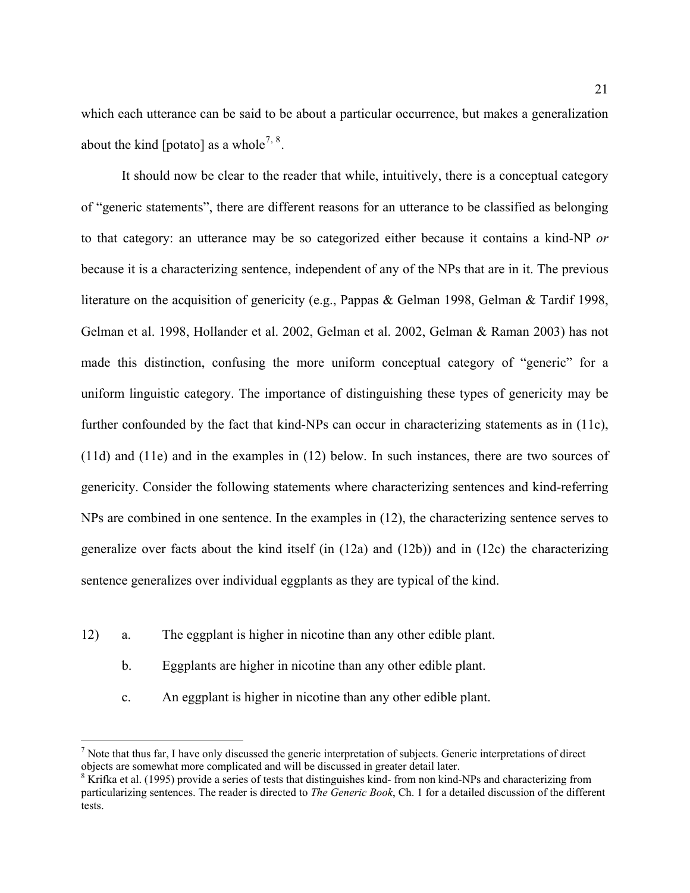which each utterance can be said to be about a particular occurrence, but makes a generalization about the kind [potato] as a whole[7, 8].

It should now be clear to the reader that while, intuitively, there is a conceptual category of “generic statements”, there are different reasons for an utterance to be classified as belonging to that category: an utterance may be so categorized either because it contains a kind-NP *or* because it is a characterizing sentence, independent of any of the NPs that are in it. The previous literature on the acquisition of genericity (e.g., Pappas & Gelman 1998, Gelman & Tardif 1998, Gelman et al. 1998, Hollander et al. 2002, Gelman et al. 2002, Gelman & Raman 2003) has not made this distinction, confusing the more uniform conceptual category of “generic” for a uniform linguistic category. The importance of distinguishing these types of genericity may be further confounded by the fact that kind-NPs can occur in characterizing statements as in (11c), (11d) and (11e) and in the examples in (12) below. In such instances, there are two sources of genericity. Consider the following statements where characterizing sentences and kind-referring NPs are combined in one sentence. In the examples in (12), the characterizing sentence serves to generalize over facts about the kind itself (in (12a) and (12b)) and in (12c) the characterizing sentence generalizes over individual eggplants as they are typical of the kind.

12) a. The eggplant is higher in nicotine than any other edible plant.

b. Eggplants are higher in nicotine than any other edible plant.

c. An eggplant is higher in nicotine than any other edible plant.

---

[7] Note that thus far, I have only discussed the generic interpretation of subjects. Generic interpretations of direct objects are somewhat more complicated and will be discussed in greater detail later.

[8] Krifka et al. (1995) provide a series of tests that distinguishes kind- from non kind-NPs and characterizing from particularizing sentences. The reader is directed to *The Generic Book*, Ch. 1 for a detailed discussion of the different tests.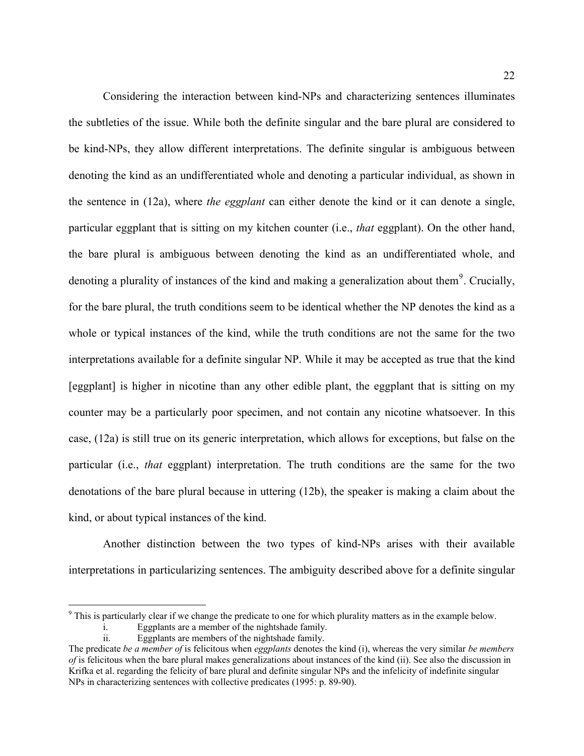Considering the interaction between kind-NPs and characterizing sentences illuminates the subtleties of the issue. While both the definite singular and the bare plural are considered to be kind-NPs, they allow different interpretations. The definite singular is ambiguous between denoting the kind as an undifferentiated whole and denoting a particular individual, as shown in the sentence in (12a), where *the eggplant* can either denote the kind or it can denote a single, particular eggplant that is sitting on my kitchen counter (i.e., *that* eggplant). On the other hand, the bare plural is ambiguous between denoting the kind as an undifferentiated whole, and denoting a plurality of instances of the kind and making a generalization about them[9]. Crucially, for the bare plural, the truth conditions seem to be identical whether the NP denotes the kind as a whole or typical instances of the kind, while the truth conditions are not the same for the two interpretations available for a definite singular NP. While it may be accepted as true that the kind [eggplant] is higher in nicotine than any other edible plant, the eggplant that is sitting on my counter may be a particularly poor specimen, and not contain any nicotine whatsoever. In this case, (12a) is still true on its generic interpretation, which allows for exceptions, but false on the particular (i.e., *that* eggplant) interpretation. The truth conditions are the same for the two denotations of the bare plural because in uttering (12b), the speaker is making a claim about the kind, or about typical instances of the kind.

Another distinction between the two types of kind-NPs arises with their available interpretations in particularizing sentences. The ambiguity described above for a definite singular

---

[9] This is particularly clear if we change the predicate to one for which plurality matters as in the example below.

i. Eggplants are a member of the nightshade family.
ii. Eggplants are members of the nightshade family.

The predicate *be a member of* is felicitous when *eggplants* denotes the kind (i), whereas the very similar *be members of* is felicitous when the bare plural makes generalizations about instances of the kind (ii). See also the discussion in Krifka et al. regarding the felicity of bare plural and definite singular NPs and the infelicity of indefinite singular NPs in characterizing sentences with collective predicates (1995: p. 89-90).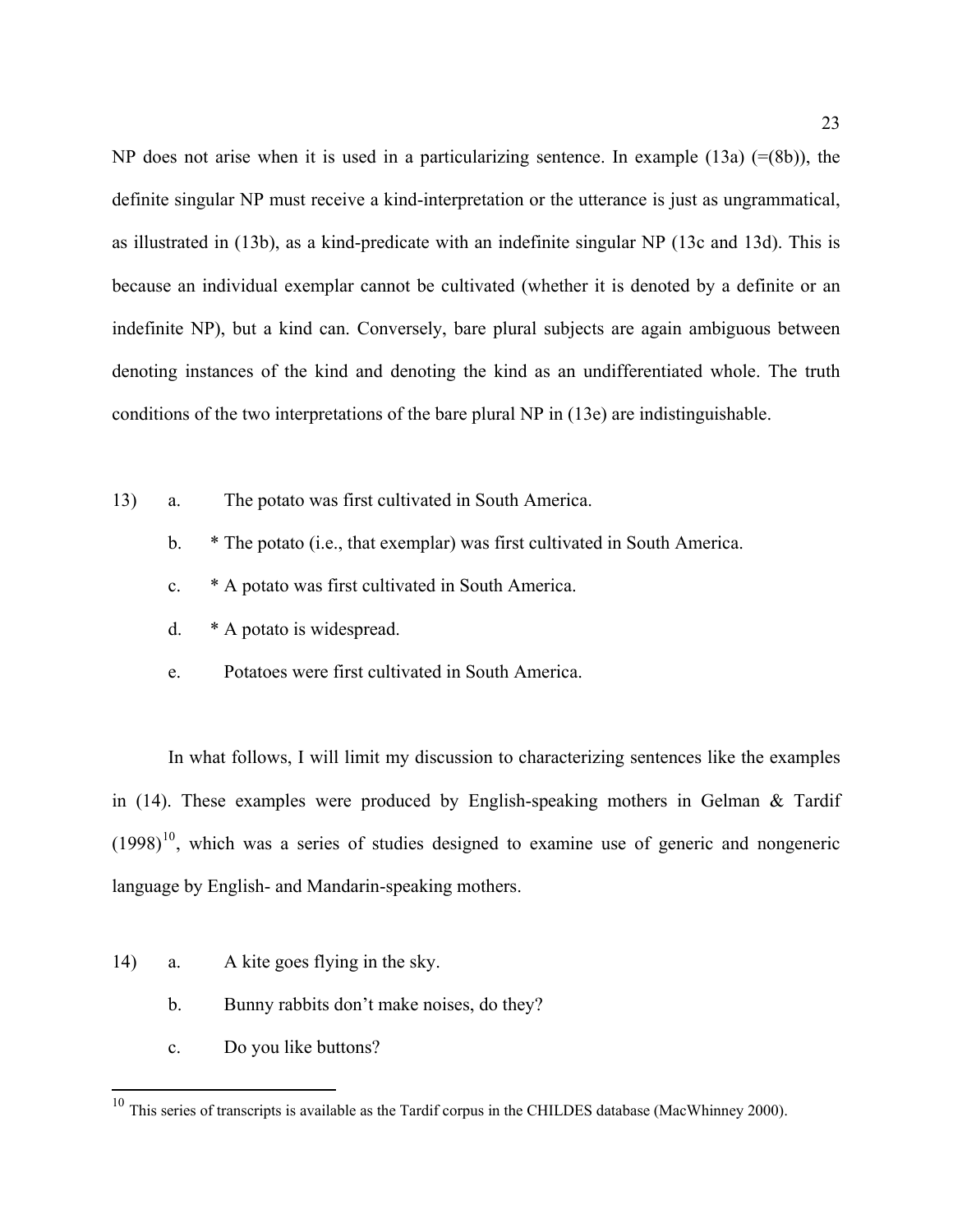NP does not arise when it is used in a particularizing sentence. In example (13a) (=(8b)), the definite singular NP must receive a kind-interpretation or the utterance is just as ungrammatical, as illustrated in (13b), as a kind-predicate with an indefinite singular NP (13c and 13d). This is because an individual exemplar cannot be cultivated (whether it is denoted by a definite or an indefinite NP), but a kind can. Conversely, bare plural subjects are again ambiguous between denoting instances of the kind and denoting the kind as an undifferentiated whole. The truth conditions of the two interpretations of the bare plural NP in (13e) are indistinguishable.

13) a. The potato was first cultivated in South America.

 b. * The potato (i.e., that exemplar) was first cultivated in South America.

 c. * A potato was first cultivated in South America.

 d. * A potato is widespread.

 e. Potatoes were first cultivated in South America.

In what follows, I will limit my discussion to characterizing sentences like the examples in (14). These examples were produced by English-speaking mothers in Gelman & Tardif (1998)[10], which was a series of studies designed to examine use of generic and nongeneric language by English- and Mandarin-speaking mothers.

14) a. A kite goes flying in the sky.

 b. Bunny rabbits don't make noises, do they?

 c. Do you like buttons?

[10] This series of transcripts is available as the Tardif corpus in the CHILDES database (MacWhinney 2000).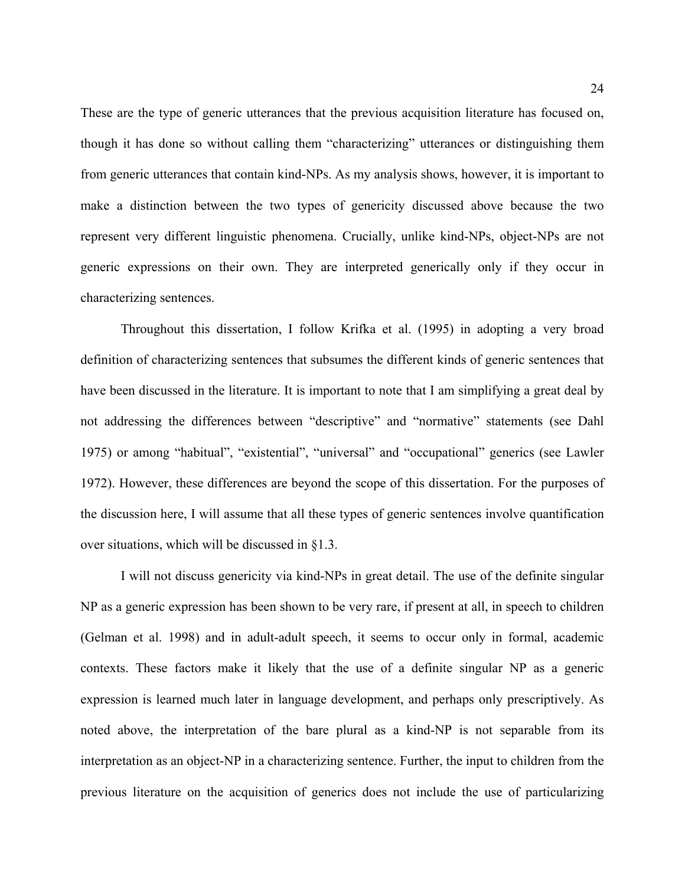These are the type of generic utterances that the previous acquisition literature has focused on, though it has done so without calling them "characterizing" utterances or distinguishing them from generic utterances that contain kind-NPs. As my analysis shows, however, it is important to make a distinction between the two types of genericity discussed above because the two represent very different linguistic phenomena. Crucially, unlike kind-NPs, object-NPs are not generic expressions on their own. They are interpreted generically only if they occur in characterizing sentences.

Throughout this dissertation, I follow Krifka et al. (1995) in adopting a very broad definition of characterizing sentences that subsumes the different kinds of generic sentences that have been discussed in the literature. It is important to note that I am simplifying a great deal by not addressing the differences between "descriptive" and "normative" statements (see Dahl 1975) or among "habitual", "existential", "universal" and "occupational" generics (see Lawler 1972). However, these differences are beyond the scope of this dissertation. For the purposes of the discussion here, I will assume that all these types of generic sentences involve quantification over situations, which will be discussed in §1.3.

I will not discuss genericity via kind-NPs in great detail. The use of the definite singular NP as a generic expression has been shown to be very rare, if present at all, in speech to children (Gelman et al. 1998) and in adult-adult speech, it seems to occur only in formal, academic contexts. These factors make it likely that the use of a definite singular NP as a generic expression is learned much later in language development, and perhaps only prescriptively. As noted above, the interpretation of the bare plural as a kind-NP is not separable from its interpretation as an object-NP in a characterizing sentence. Further, the input to children from the previous literature on the acquisition of generics does not include the use of particularizing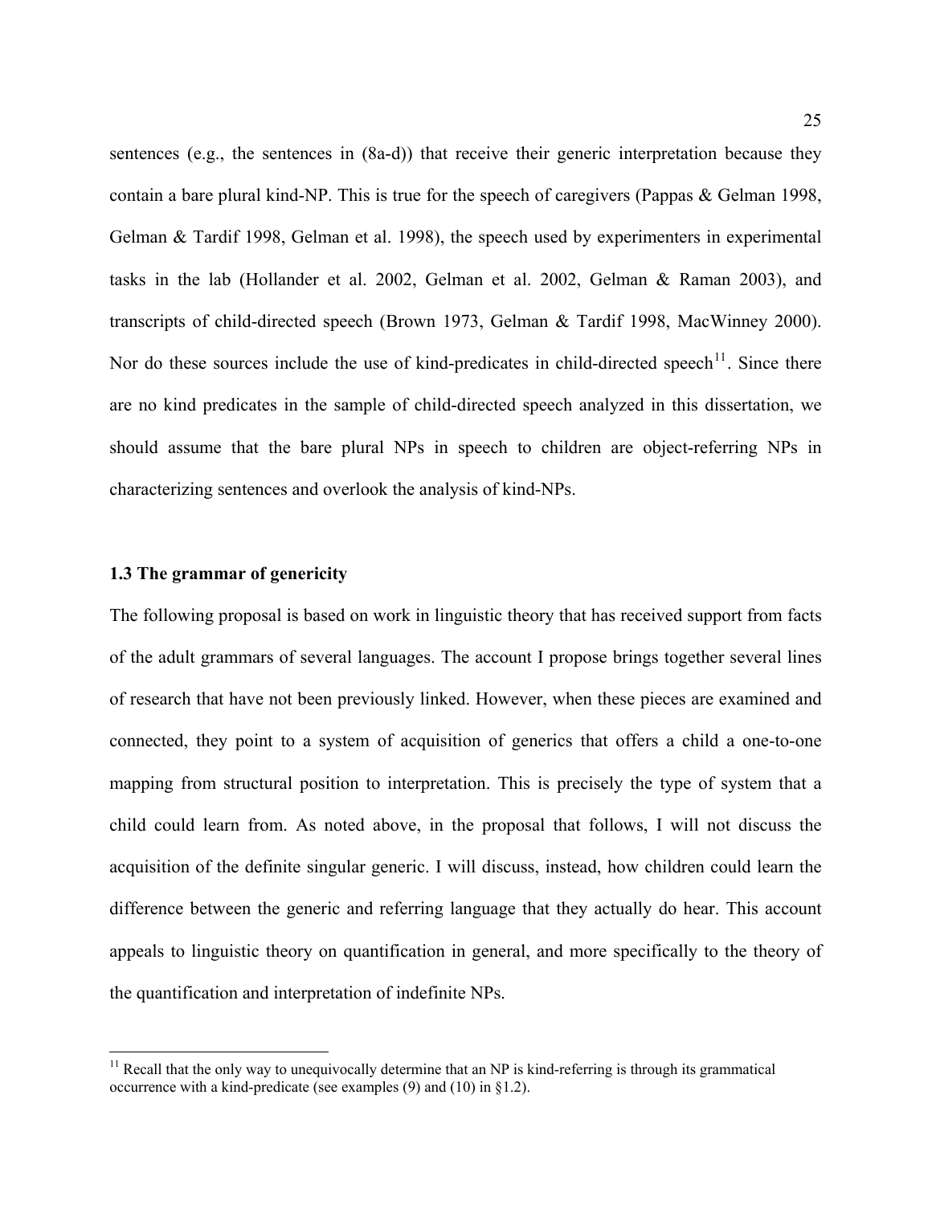sentences (e.g., the sentences in (8a-d)) that receive their generic interpretation because they contain a bare plural kind-NP. This is true for the speech of caregivers (Pappas & Gelman 1998, Gelman & Tardif 1998, Gelman et al. 1998), the speech used by experimenters in experimental tasks in the lab (Hollander et al. 2002, Gelman et al. 2002, Gelman & Raman 2003), and transcripts of child-directed speech (Brown 1973, Gelman & Tardif 1998, MacWinney 2000). Nor do these sources include the use of kind-predicates in child-directed speech[11]. Since there are no kind predicates in the sample of child-directed speech analyzed in this dissertation, we should assume that the bare plural NPs in speech to children are object-referring NPs in characterizing sentences and overlook the analysis of kind-NPs.

### 1.3 The grammar of genericity

The following proposal is based on work in linguistic theory that has received support from facts of the adult grammars of several languages. The account I propose brings together several lines of research that have not been previously linked. However, when these pieces are examined and connected, they point to a system of acquisition of generics that offers a child a one-to-one mapping from structural position to interpretation. This is precisely the type of system that a child could learn from. As noted above, in the proposal that follows, I will not discuss the acquisition of the definite singular generic. I will discuss, instead, how children could learn the difference between the generic and referring language that they actually do hear. This account appeals to linguistic theory on quantification in general, and more specifically to the theory of the quantification and interpretation of indefinite NPs.

---

[11] Recall that the only way to unequivocally determine that an NP is kind-referring is through its grammatical occurrence with a kind-predicate (see examples (9) and (10) in §1.2).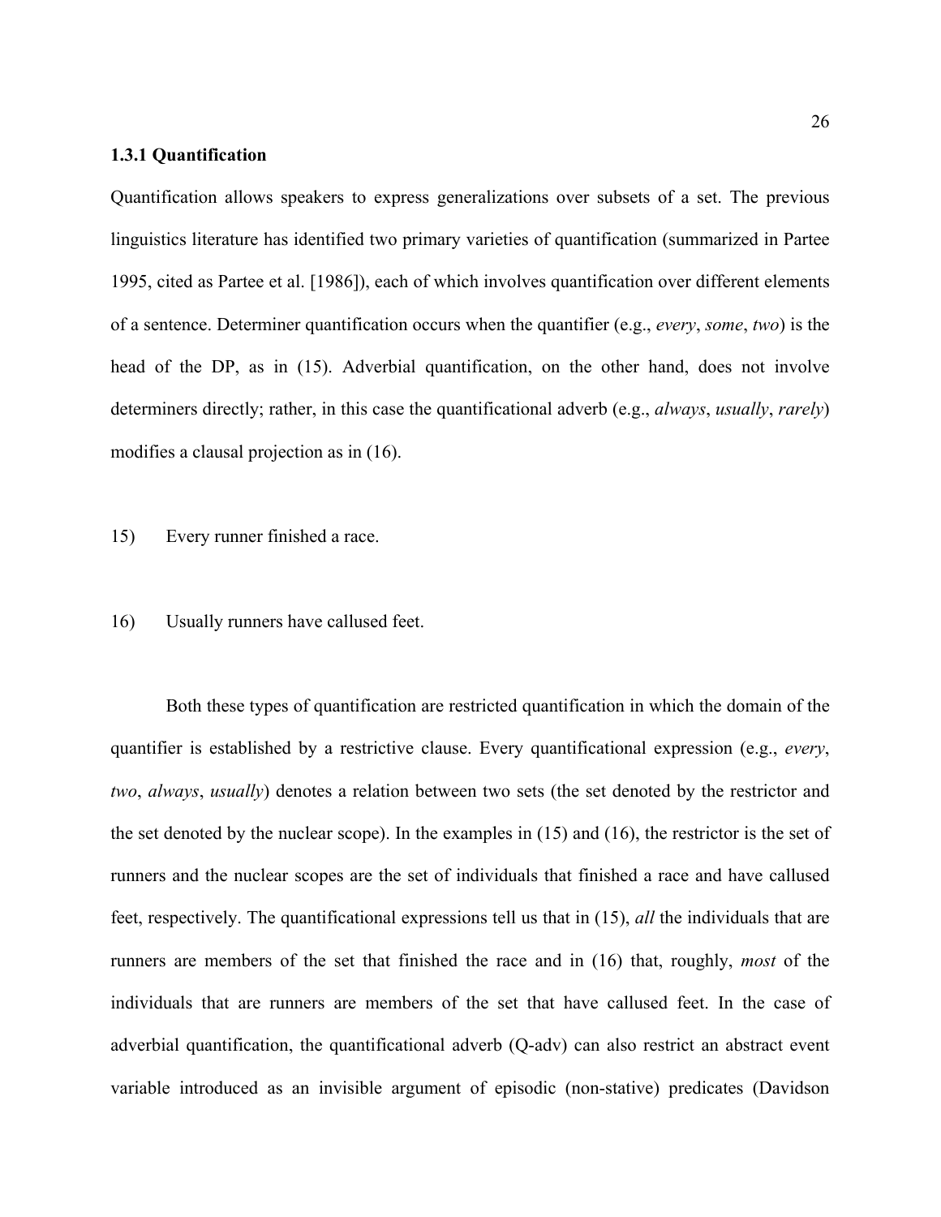### 1.3.1 Quantification

Quantification allows speakers to express generalizations over subsets of a set. The previous linguistics literature has identified two primary varieties of quantification (summarized in Partee 1995, cited as Partee et al. [1986]), each of which involves quantification over different elements of a sentence. Determiner quantification occurs when the quantifier (e.g., *every*, *some*, *two*) is the head of the DP, as in (15). Adverbial quantification, on the other hand, does not involve determiners directly; rather, in this case the quantificational adverb (e.g., *always*, *usually*, *rarely*) modifies a clausal projection as in (16).

15) Every runner finished a race.

16) Usually runners have callused feet.

Both these types of quantification are restricted quantification in which the domain of the quantifier is established by a restrictive clause. Every quantificational expression (e.g., *every*, *two*, *always*, *usually*) denotes a relation between two sets (the set denoted by the restrictor and the set denoted by the nuclear scope). In the examples in (15) and (16), the restrictor is the set of runners and the nuclear scopes are the set of individuals that finished a race and have callused feet, respectively. The quantificational expressions tell us that in (15), *all* the individuals that are runners are members of the set that finished the race and in (16) that, roughly, *most* of the individuals that are runners are members of the set that have callused feet. In the case of adverbial quantification, the quantificational adverb (Q-adv) can also restrict an abstract event variable introduced as an invisible argument of episodic (non-stative) predicates (Davidson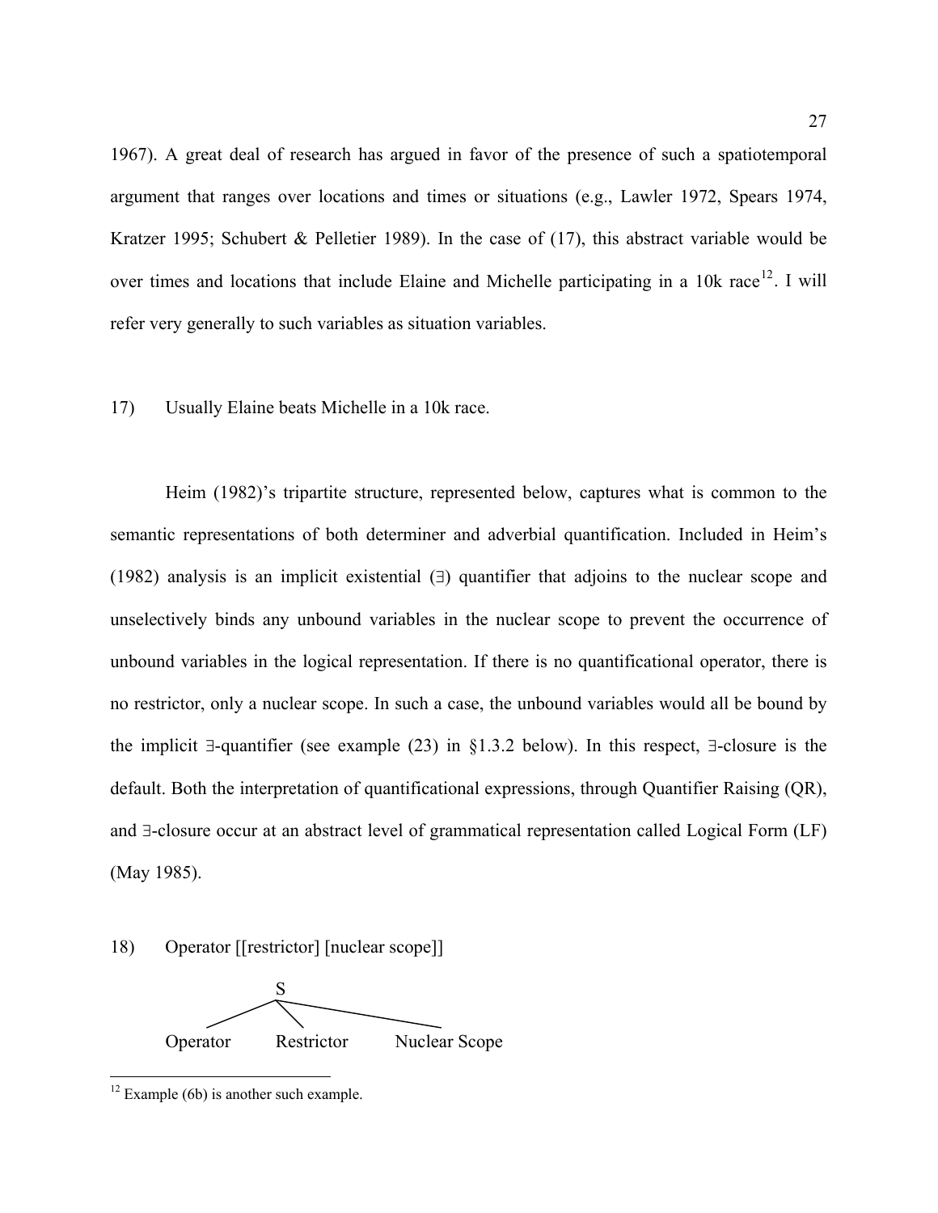1967). A great deal of research has argued in favor of the presence of such a spatiotemporal argument that ranges over locations and times or situations (e.g., Lawler 1972, Spears 1974, Kratzer 1995; Schubert & Pelletier 1989). In the case of (17), this abstract variable would be over times and locations that include Elaine and Michelle participating in a 10k race[12]. I will refer very generally to such variables as situation variables.

17) Usually Elaine beats Michelle in a 10k race.

Heim (1982)'s tripartite structure, represented below, captures what is common to the semantic representations of both determiner and adverbial quantification. Included in Heim's (1982) analysis is an implicit existential (∃) quantifier that adjoins to the nuclear scope and unselectively binds any unbound variables in the nuclear scope to prevent the occurrence of unbound variables in the logical representation. If there is no quantificational operator, there is no restrictor, only a nuclear scope. In such a case, the unbound variables would all be bound by the implicit ∃-quantifier (see example (23) in §1.3.2 below). In this respect, ∃-closure is the default. Both the interpretation of quantificational expressions, through Quantifier Raising (QR), and ∃-closure occur at an abstract level of grammatical representation called Logical Form (LF) (May 1985).

18) Operator [[restrictor] [nuclear scope]]

```
              S
         /    |     \
Operator  Restrictor  Nuclear Scope
```

[12] Example (6b) is another such example.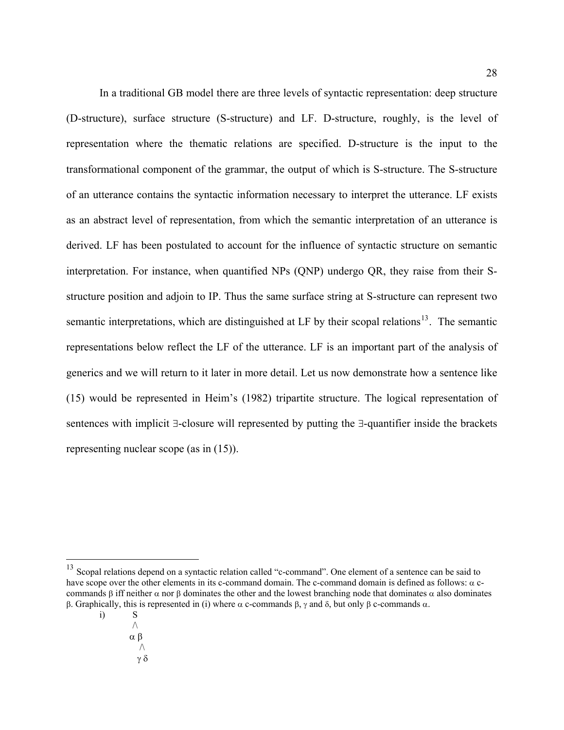In a traditional GB model there are three levels of syntactic representation: deep structure (D-structure), surface structure (S-structure) and LF. D-structure, roughly, is the level of representation where the thematic relations are specified. D-structure is the input to the transformational component of the grammar, the output of which is S-structure. The S-structure of an utterance contains the syntactic information necessary to interpret the utterance. LF exists as an abstract level of representation, from which the semantic interpretation of an utterance is derived. LF has been postulated to account for the influence of syntactic structure on semantic interpretation. For instance, when quantified NPs (QNP) undergo QR, they raise from their S-structure position and adjoin to IP. Thus the same surface string at S-structure can represent two semantic interpretations, which are distinguished at LF by their scopal relations[13]. The semantic representations below reflect the LF of the utterance. LF is an important part of the analysis of generics and we will return to it later in more detail. Let us now demonstrate how a sentence like (15) would be represented in Heim's (1982) tripartite structure. The logical representation of sentences with implicit ∃-closure will represented by putting the ∃-quantifier inside the brackets representing nuclear scope (as in (15)).

---

[13] Scopal relations depend on a syntactic relation called "c-command". One element of a sentence can be said to have scope over the other elements in its c-command domain. The c-command domain is defined as follows: α c-commands β iff neither α nor β dominates the other and the lowest branching node that dominates α also dominates β. Graphically, this is represented in (i) where α c-commands β, γ and δ, but only β c-commands α.

```
i)      S
        /\
       α  β
          /\
         γ  δ
```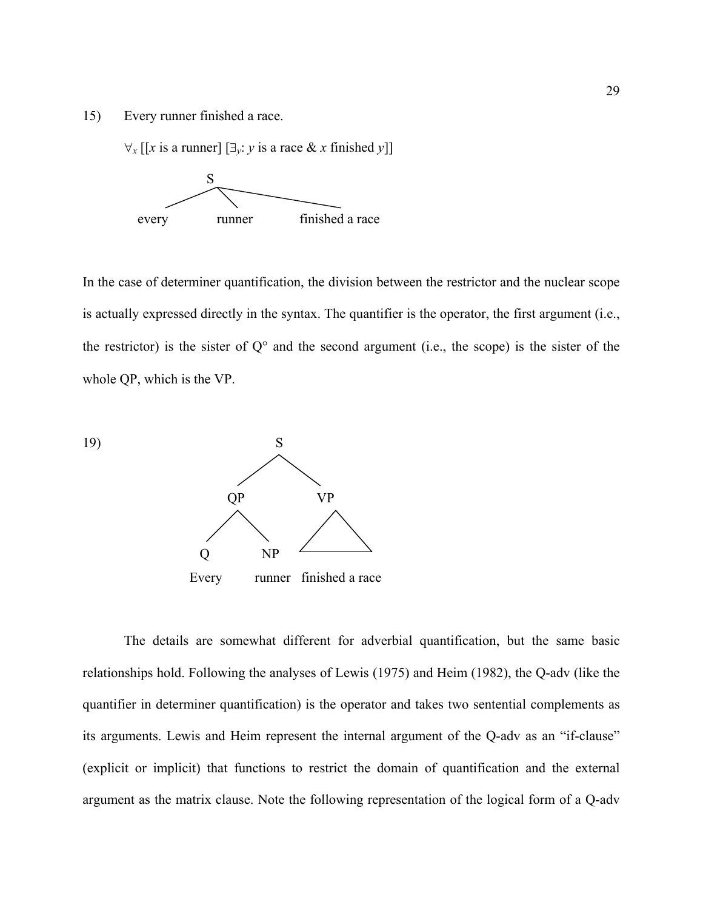15) Every runner finished a race.

$\forall_x$ [[$x$ is a runner] [$\exists_y$: $y$ is a race & $x$ finished $y$]]

```
         S
    /    |        \
every  runner  finished a race
```

In the case of determiner quantification, the division between the restrictor and the nuclear scope is actually expressed directly in the syntax. The quantifier is the operator, the first argument (i.e., the restrictor) is the sister of Q° and the second argument (i.e., the scope) is the sister of the whole QP, which is the VP.

19)

```
              S
           /     \
         QP       VP
        /  \      /\
       Q    NP   /__\
     Every runner finished a race
```

The details are somewhat different for adverbial quantification, but the same basic relationships hold. Following the analyses of Lewis (1975) and Heim (1982), the Q-adv (like the quantifier in determiner quantification) is the operator and takes two sentential complements as its arguments. Lewis and Heim represent the internal argument of the Q-adv as an "if-clause" (explicit or implicit) that functions to restrict the domain of quantification and the external argument as the matrix clause. Note the following representation of the logical form of a Q-adv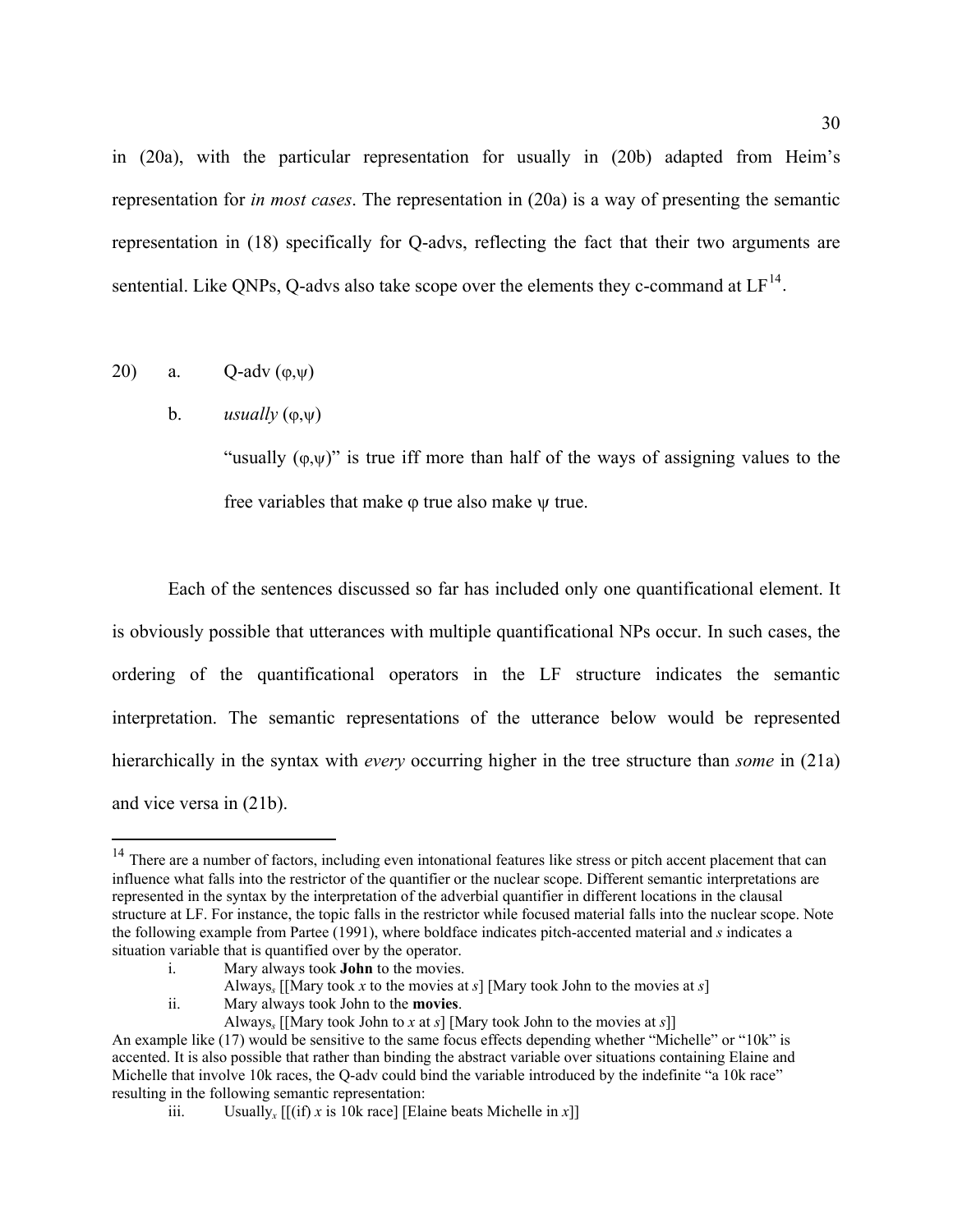in (20a), with the particular representation for usually in (20b) adapted from Heim's representation for *in most cases*. The representation in (20a) is a way of presenting the semantic representation in (18) specifically for Q-advs, reflecting the fact that their two arguments are sentential. Like QNPs, Q-advs also take scope over the elements they c-command at LF[14].

20) a. Q-adv ($\varphi$,$\psi$)

b. *usually* ($\varphi$,$\psi$)

"usually ($\varphi$,$\psi$)" is true iff more than half of the ways of assigning values to the free variables that make $\varphi$ true also make $\psi$ true.

Each of the sentences discussed so far has included only one quantificational element. It is obviously possible that utterances with multiple quantificational NPs occur. In such cases, the ordering of the quantificational operators in the LF structure indicates the semantic interpretation. The semantic representations of the utterance below would be represented hierarchically in the syntax with *every* occurring higher in the tree structure than *some* in (21a) and vice versa in (21b).

---

[14] There are a number of factors, including even intonational features like stress or pitch accent placement that can influence what falls into the restrictor of the quantifier or the nuclear scope. Different semantic interpretations are represented in the syntax by the interpretation of the adverbial quantifier in different locations in the clausal structure at LF. For instance, the topic falls in the restrictor while focused material falls into the nuclear scope. Note the following example from Partee (1991), where boldface indicates pitch-accented material and *s* indicates a situation variable that is quantified over by the operator.

i. Mary always took **John** to the movies.
Always$_s$ [[Mary took *x* to the movies at *s*] [Mary took John to the movies at *s*]

ii. Mary always took John to the **movies**.
Always$_s$ [[Mary took John to *x* at *s*] [Mary took John to the movies at *s*]]

An example like (17) would be sensitive to the same focus effects depending whether "Michelle" or "10k" is accented. It is also possible that rather than binding the abstract variable over situations containing Elaine and Michelle that involve 10k races, the Q-adv could bind the variable introduced by the indefinite "a 10k race" resulting in the following semantic representation:

iii. Usually$_x$ [[(if) *x* is 10k race] [Elaine beats Michelle in *x*]]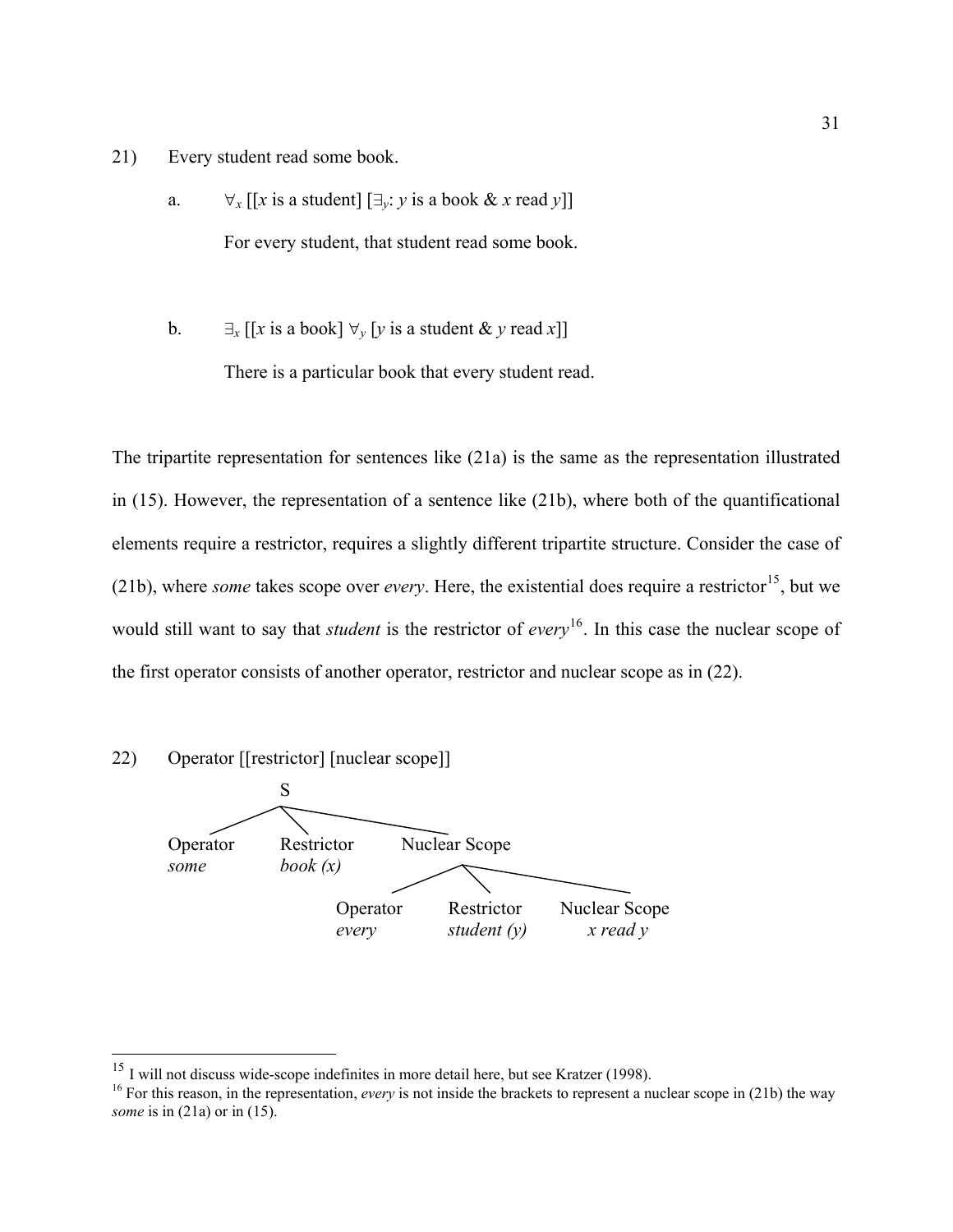21) Every student read some book.

a. $\forall_x$ [[*x* is a student] [$\exists_y$: *y* is a book & *x* read *y*]]

For every student, that student read some book.

b. $\exists_x$ [[*x* is a book] $\forall_y$ [*y* is a student & *y* read *x*]]

There is a particular book that every student read.

The tripartite representation for sentences like (21a) is the same as the representation illustrated in (15). However, the representation of a sentence like (21b), where both of the quantificational elements require a restrictor, requires a slightly different tripartite structure. Consider the case of (21b), where *some* takes scope over *every*. Here, the existential does require a restrictor[15], but we would still want to say that *student* is the restrictor of *every*[16]. In this case the nuclear scope of the first operator consists of another operator, restrictor and nuclear scope as in (22).

22) Operator [[restrictor] [nuclear scope]]

```
S
├── Operator: some
├── Restrictor: book (x)
└── Nuclear Scope
    ├── Operator: every
    ├── Restrictor: student (y)
    └── Nuclear Scope: x read y
```

---

[15] I will not discuss wide-scope indefinites in more detail here, but see Kratzer (1998).

[16] For this reason, in the representation, *every* is not inside the brackets to represent a nuclear scope in (21b) the way *some* is in (21a) or in (15).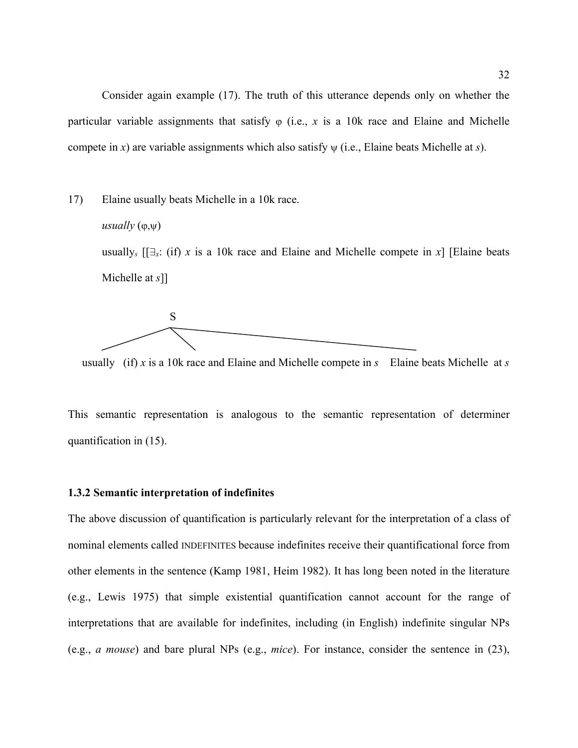Consider again example (17). The truth of this utterance depends only on whether the particular variable assignments that satisfy φ (i.e., *x* is a 10k race and Elaine and Michelle compete in *x*) are variable assignments which also satisfy ψ (i.e., Elaine beats Michelle at *s*).

17) Elaine usually beats Michelle in a 10k race.

*usually* (φ,ψ)

usually$_s$ [[$\exists_x$: (if) *x* is a 10k race and Elaine and Michelle compete in *x*] [Elaine beats Michelle at *s*]]

```
                        S
          ______________|__________________________
         |              |                          |
      usually   (if) x is a 10k race and       Elaine beats Michelle at s
                Elaine and Michelle compete in s
```

This semantic representation is analogous to the semantic representation of determiner quantification in (15).

### 1.3.2 Semantic interpretation of indefinites

The above discussion of quantification is particularly relevant for the interpretation of a class of nominal elements called INDEFINITES because indefinites receive their quantificational force from other elements in the sentence (Kamp 1981, Heim 1982). It has long been noted in the literature (e.g., Lewis 1975) that simple existential quantification cannot account for the range of interpretations that are available for indefinites, including (in English) indefinite singular NPs (e.g., *a mouse*) and bare plural NPs (e.g., *mice*). For instance, consider the sentence in (23),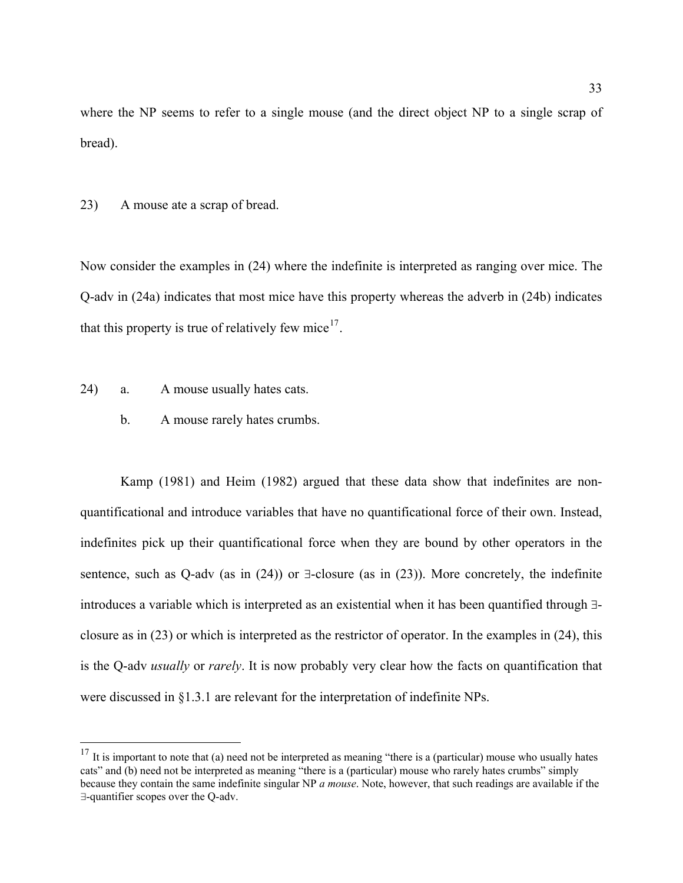where the NP seems to refer to a single mouse (and the direct object NP to a single scrap of bread).

23) A mouse ate a scrap of bread.

Now consider the examples in (24) where the indefinite is interpreted as ranging over mice. The Q-adv in (24a) indicates that most mice have this property whereas the adverb in (24b) indicates that this property is true of relatively few mice[17].

24) a. A mouse usually hates cats.

b. A mouse rarely hates crumbs.

Kamp (1981) and Heim (1982) argued that these data show that indefinites are non-quantificational and introduce variables that have no quantificational force of their own. Instead, indefinites pick up their quantificational force when they are bound by other operators in the sentence, such as Q-adv (as in (24)) or ∃-closure (as in (23)). More concretely, the indefinite introduces a variable which is interpreted as an existential when it has been quantified through ∃-closure as in (23) or which is interpreted as the restrictor of operator. In the examples in (24), this is the Q-adv *usually* or *rarely*. It is now probably very clear how the facts on quantification that were discussed in §1.3.1 are relevant for the interpretation of indefinite NPs.

---

[17] It is important to note that (a) need not be interpreted as meaning "there is a (particular) mouse who usually hates cats" and (b) need not be interpreted as meaning "there is a (particular) mouse who rarely hates crumbs" simply because they contain the same indefinite singular NP *a mouse*. Note, however, that such readings are available if the ∃-quantifier scopes over the Q-adv.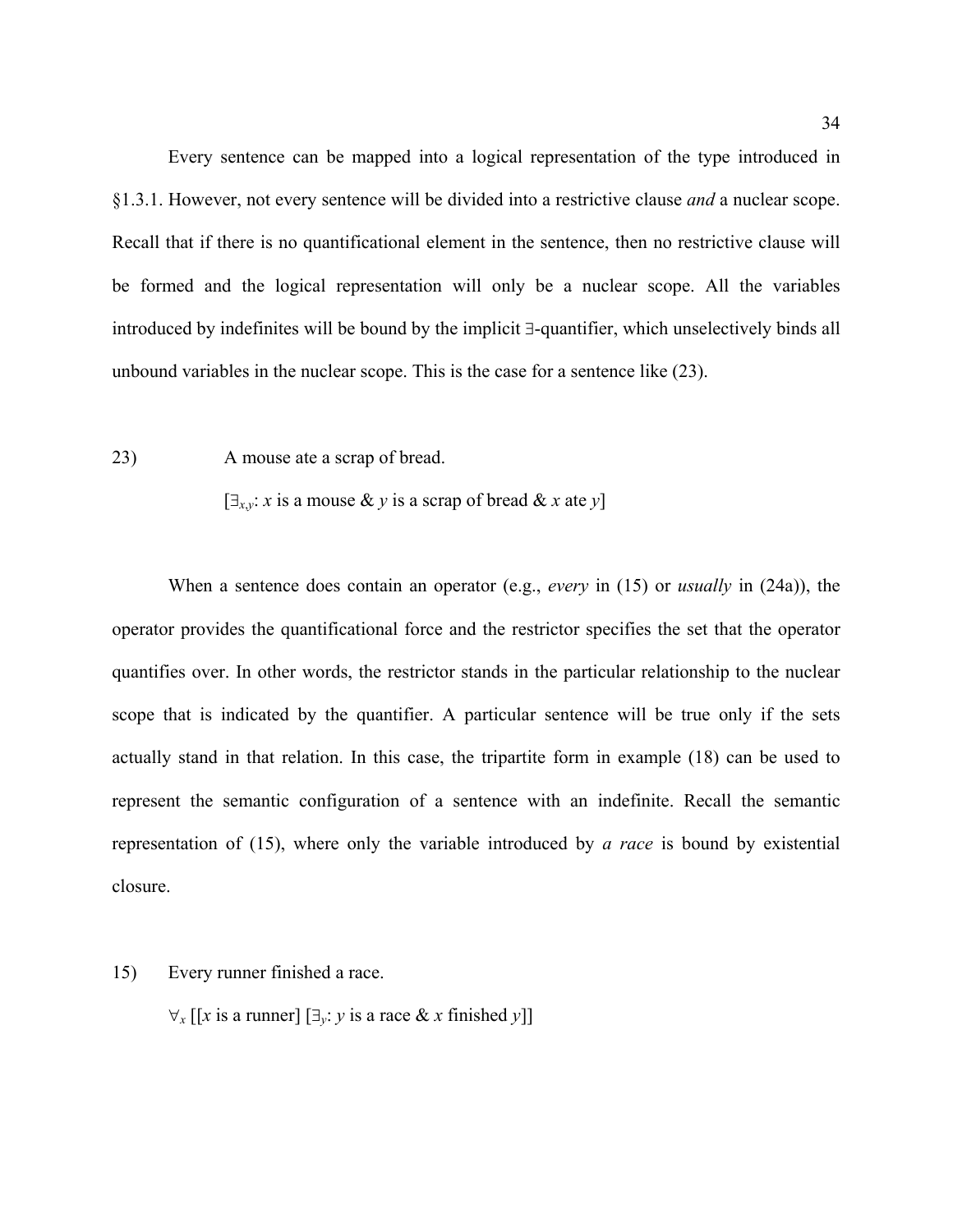Every sentence can be mapped into a logical representation of the type introduced in §1.3.1. However, not every sentence will be divided into a restrictive clause *and* a nuclear scope. Recall that if there is no quantificational element in the sentence, then no restrictive clause will be formed and the logical representation will only be a nuclear scope. All the variables introduced by indefinites will be bound by the implicit ∃-quantifier, which unselectively binds all unbound variables in the nuclear scope. This is the case for a sentence like (23).

23) A mouse ate a scrap of bread.

$[\exists_{x,y}$: *x* is a mouse & *y* is a scrap of bread & *x* ate *y*]

When a sentence does contain an operator (e.g., *every* in (15) or *usually* in (24a)), the operator provides the quantificational force and the restrictor specifies the set that the operator quantifies over. In other words, the restrictor stands in the particular relationship to the nuclear scope that is indicated by the quantifier. A particular sentence will be true only if the sets actually stand in that relation. In this case, the tripartite form in example (18) can be used to represent the semantic configuration of a sentence with an indefinite. Recall the semantic representation of (15), where only the variable introduced by *a race* is bound by existential closure.

15) Every runner finished a race.

$\forall_x$ [[*x* is a runner] $[\exists_y$: *y* is a race & *x* finished *y*]]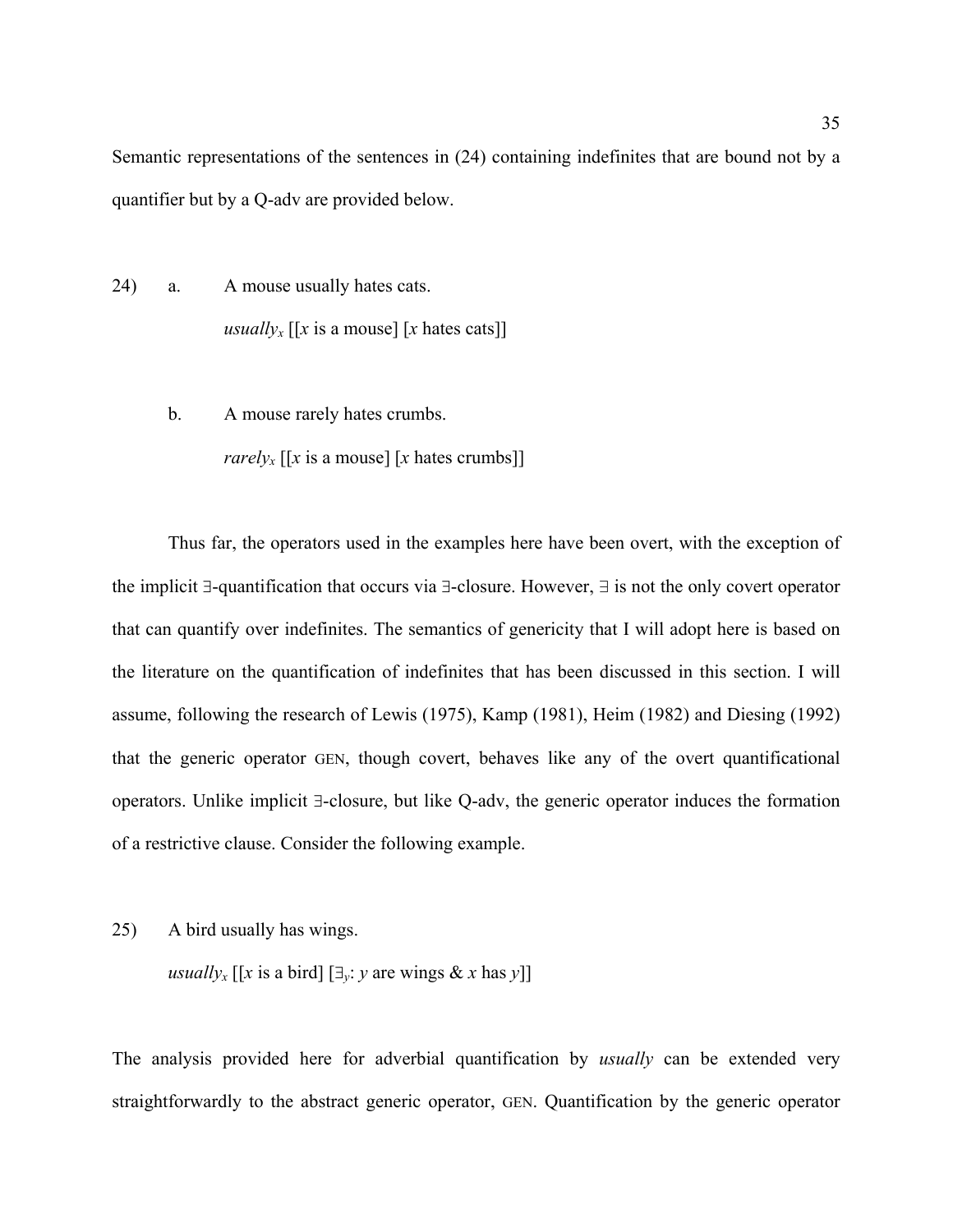Semantic representations of the sentences in (24) containing indefinites that are bound not by a quantifier but by a Q-adv are provided below.

24) a. A mouse usually hates cats.

*usually*$_x$ [[*x* is a mouse] [*x* hates cats]]

b. A mouse rarely hates crumbs.

*rarely*$_x$ [[*x* is a mouse] [*x* hates crumbs]]

Thus far, the operators used in the examples here have been overt, with the exception of the implicit ∃-quantification that occurs via ∃-closure. However, ∃ is not the only covert operator that can quantify over indefinites. The semantics of genericity that I will adopt here is based on the literature on the quantification of indefinites that has been discussed in this section. I will assume, following the research of Lewis (1975), Kamp (1981), Heim (1982) and Diesing (1992) that the generic operator GEN, though covert, behaves like any of the overt quantificational operators. Unlike implicit ∃-closure, but like Q-adv, the generic operator induces the formation of a restrictive clause. Consider the following example.

25) A bird usually has wings.

*usually*$_x$ [[*x* is a bird] [$\exists_y$: *y* are wings & *x* has *y*]]

The analysis provided here for adverbial quantification by *usually* can be extended very straightforwardly to the abstract generic operator, GEN. Quantification by the generic operator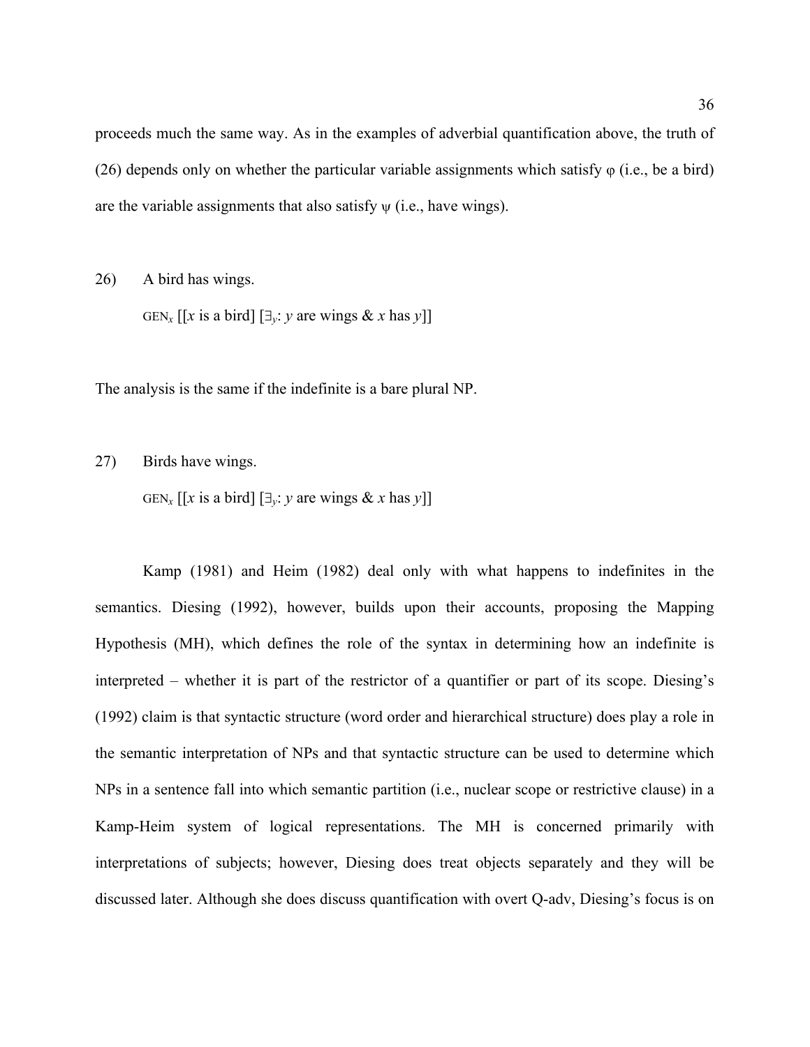proceeds much the same way. As in the examples of adverbial quantification above, the truth of (26) depends only on whether the particular variable assignments which satisfy φ (i.e., be a bird) are the variable assignments that also satisfy ψ (i.e., have wings).

26) A bird has wings.

$\text{GEN}_x$ [[*x* is a bird] [$\exists_y$: *y* are wings & *x* has *y*]]

The analysis is the same if the indefinite is a bare plural NP.

27) Birds have wings.

$\text{GEN}_x$ [[*x* is a bird] [$\exists_y$: *y* are wings & *x* has *y*]]

Kamp (1981) and Heim (1982) deal only with what happens to indefinites in the semantics. Diesing (1992), however, builds upon their accounts, proposing the Mapping Hypothesis (MH), which defines the role of the syntax in determining how an indefinite is interpreted – whether it is part of the restrictor of a quantifier or part of its scope. Diesing's (1992) claim is that syntactic structure (word order and hierarchical structure) does play a role in the semantic interpretation of NPs and that syntactic structure can be used to determine which NPs in a sentence fall into which semantic partition (i.e., nuclear scope or restrictive clause) in a Kamp-Heim system of logical representations. The MH is concerned primarily with interpretations of subjects; however, Diesing does treat objects separately and they will be discussed later. Although she does discuss quantification with overt Q-adv, Diesing's focus is on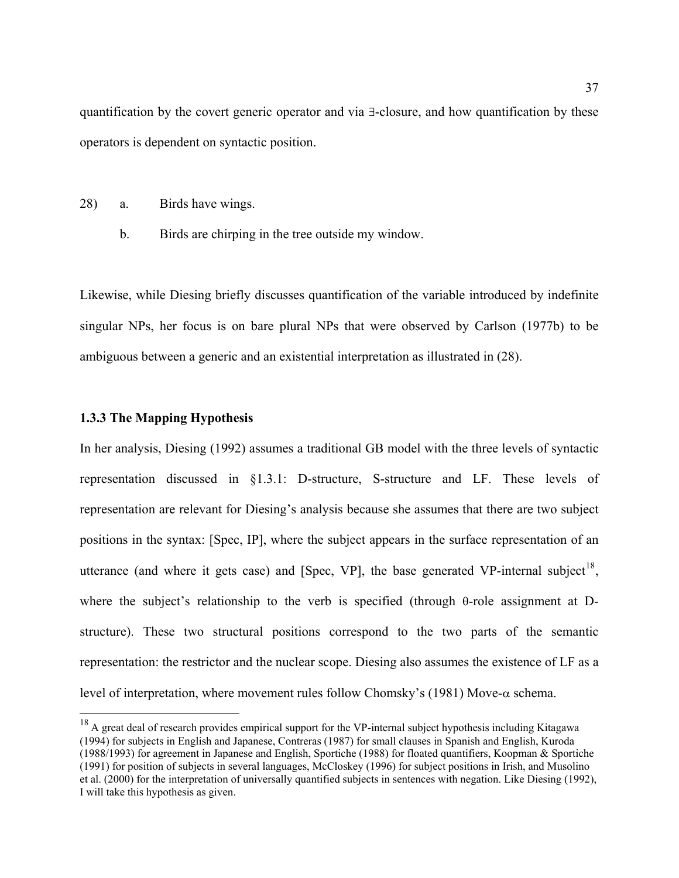quantification by the covert generic operator and via ∃-closure, and how quantification by these operators is dependent on syntactic position.

28) a. Birds have wings.

    b. Birds are chirping in the tree outside my window.

Likewise, while Diesing briefly discusses quantification of the variable introduced by indefinite singular NPs, her focus is on bare plural NPs that were observed by Carlson (1977b) to be ambiguous between a generic and an existential interpretation as illustrated in (28).

### 1.3.3 The Mapping Hypothesis

In her analysis, Diesing (1992) assumes a traditional GB model with the three levels of syntactic representation discussed in §1.3.1: D-structure, S-structure and LF. These levels of representation are relevant for Diesing's analysis because she assumes that there are two subject positions in the syntax: [Spec, IP], where the subject appears in the surface representation of an utterance (and where it gets case) and [Spec, VP], the base generated VP-internal subject[18], where the subject's relationship to the verb is specified (through θ-role assignment at D-structure). These two structural positions correspond to the two parts of the semantic representation: the restrictor and the nuclear scope. Diesing also assumes the existence of LF as a level of interpretation, where movement rules follow Chomsky's (1981) Move-α schema.

[18] A great deal of research provides empirical support for the VP-internal subject hypothesis including Kitagawa (1994) for subjects in English and Japanese, Contreras (1987) for small clauses in Spanish and English, Kuroda (1988/1993) for agreement in Japanese and English, Sportiche (1988) for floated quantifiers, Koopman & Sportiche (1991) for position of subjects in several languages, McCloskey (1996) for subject positions in Irish, and Musolino et al. (2000) for the interpretation of universally quantified subjects in sentences with negation. Like Diesing (1992), I will take this hypothesis as given.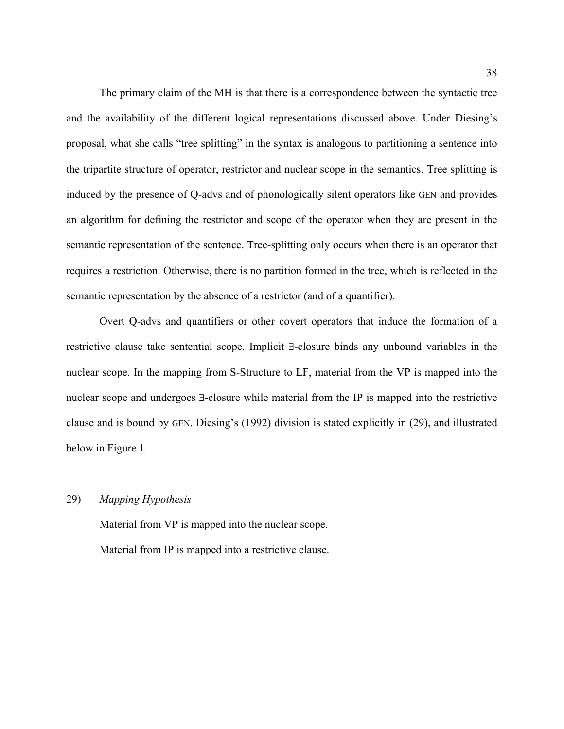The primary claim of the MH is that there is a correspondence between the syntactic tree and the availability of the different logical representations discussed above. Under Diesing's proposal, what she calls "tree splitting" in the syntax is analogous to partitioning a sentence into the tripartite structure of operator, restrictor and nuclear scope in the semantics. Tree splitting is induced by the presence of Q-advs and of phonologically silent operators like GEN and provides an algorithm for defining the restrictor and scope of the operator when they are present in the semantic representation of the sentence. Tree-splitting only occurs when there is an operator that requires a restriction. Otherwise, there is no partition formed in the tree, which is reflected in the semantic representation by the absence of a restrictor (and of a quantifier).

Overt Q-advs and quantifiers or other covert operators that induce the formation of a restrictive clause take sentential scope. Implicit ∃-closure binds any unbound variables in the nuclear scope. In the mapping from S-Structure to LF, material from the VP is mapped into the nuclear scope and undergoes ∃-closure while material from the IP is mapped into the restrictive clause and is bound by GEN. Diesing's (1992) division is stated explicitly in (29), and illustrated below in Figure 1.

29) *Mapping Hypothesis*

Material from VP is mapped into the nuclear scope.

Material from IP is mapped into a restrictive clause.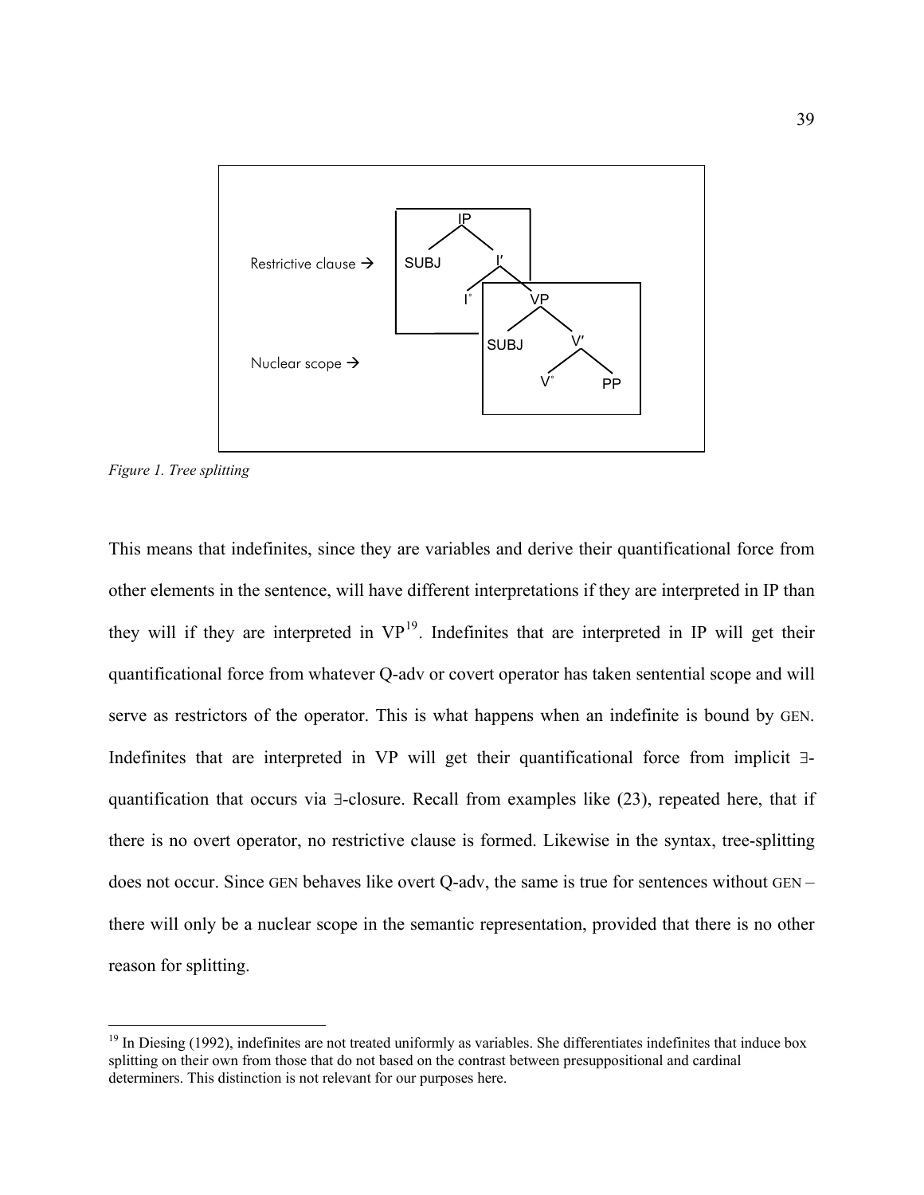Restrictive clause →

Nuclear scope →

```
            IP
           /  \
       SUBJ    I′
              /  \
            I°    VP
                 /  \
             SUBJ    V′
                    /  \
                  V°    PP
```

*Figure 1. Tree splitting*

This means that indefinites, since they are variables and derive their quantificational force from other elements in the sentence, will have different interpretations if they are interpreted in IP than they will if they are interpreted in VP[19]. Indefinites that are interpreted in IP will get their quantificational force from whatever Q-adv or covert operator has taken sentential scope and will serve as restrictors of the operator. This is what happens when an indefinite is bound by GEN. Indefinites that are interpreted in VP will get their quantificational force from implicit ∃-quantification that occurs via ∃-closure. Recall from examples like (23), repeated here, that if there is no overt operator, no restrictive clause is formed. Likewise in the syntax, tree-splitting does not occur. Since GEN behaves like overt Q-adv, the same is true for sentences without GEN – there will only be a nuclear scope in the semantic representation, provided that there is no other reason for splitting.

[19] In Diesing (1992), indefinites are not treated uniformly as variables. She differentiates indefinites that induce box splitting on their own from those that do not based on the contrast between presuppositional and cardinal determiners. This distinction is not relevant for our purposes here.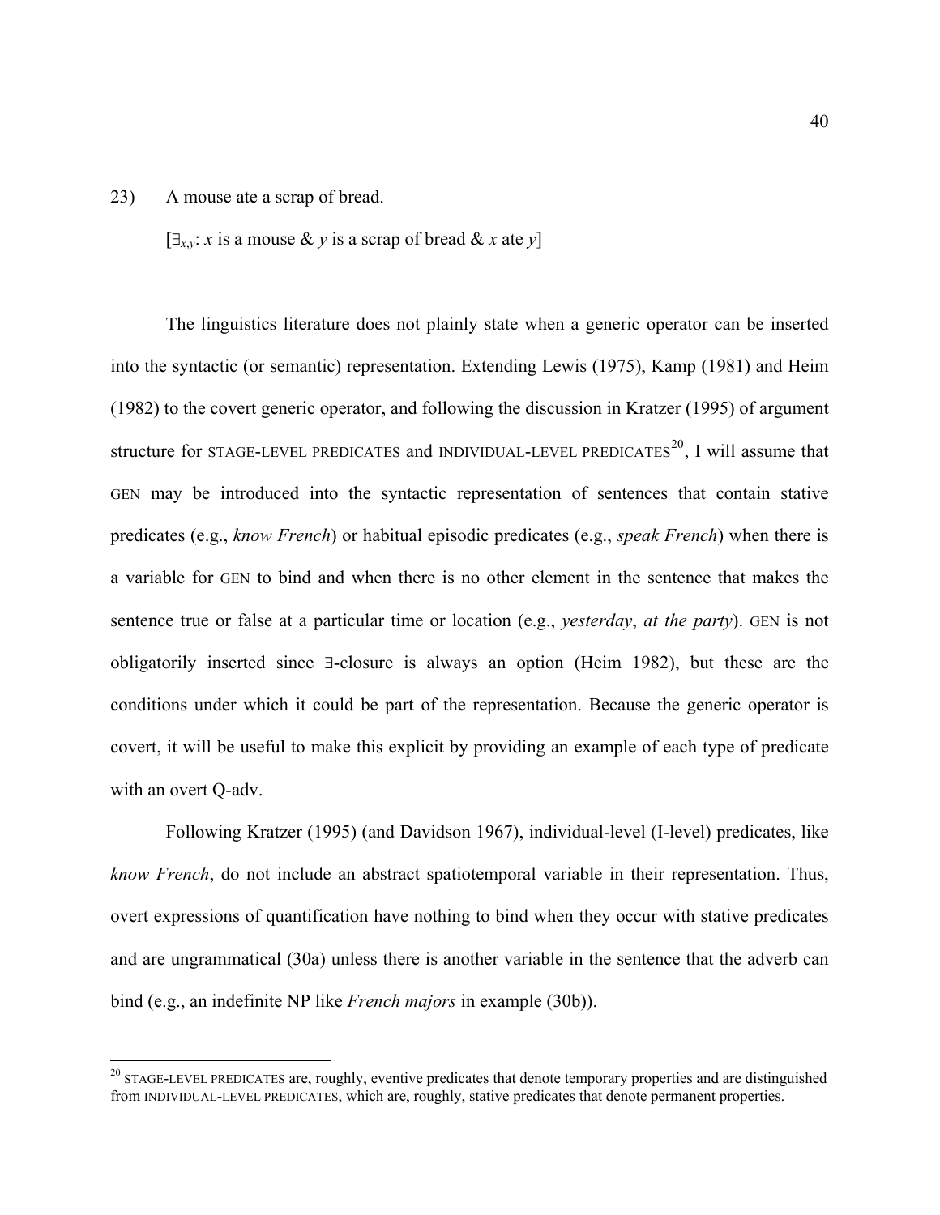23) A mouse ate a scrap of bread.

[$\exists_{x,y}$: $x$ is a mouse & $y$ is a scrap of bread & $x$ ate $y$]

The linguistics literature does not plainly state when a generic operator can be inserted into the syntactic (or semantic) representation. Extending Lewis (1975), Kamp (1981) and Heim (1982) to the covert generic operator, and following the discussion in Kratzer (1995) of argument structure for STAGE-LEVEL PREDICATES and INDIVIDUAL-LEVEL PREDICATES[20], I will assume that GEN may be introduced into the syntactic representation of sentences that contain stative predicates (e.g., *know French*) or habitual episodic predicates (e.g., *speak French*) when there is a variable for GEN to bind and when there is no other element in the sentence that makes the sentence true or false at a particular time or location (e.g., *yesterday*, *at the party*). GEN is not obligatorily inserted since ∃-closure is always an option (Heim 1982), but these are the conditions under which it could be part of the representation. Because the generic operator is covert, it will be useful to make this explicit by providing an example of each type of predicate with an overt Q-adv.

Following Kratzer (1995) (and Davidson 1967), individual-level (I-level) predicates, like *know French*, do not include an abstract spatiotemporal variable in their representation. Thus, overt expressions of quantification have nothing to bind when they occur with stative predicates and are ungrammatical (30a) unless there is another variable in the sentence that the adverb can bind (e.g., an indefinite NP like *French majors* in example (30b)).

---

[20] STAGE-LEVEL PREDICATES are, roughly, eventive predicates that denote temporary properties and are distinguished from INDIVIDUAL-LEVEL PREDICATES, which are, roughly, stative predicates that denote permanent properties.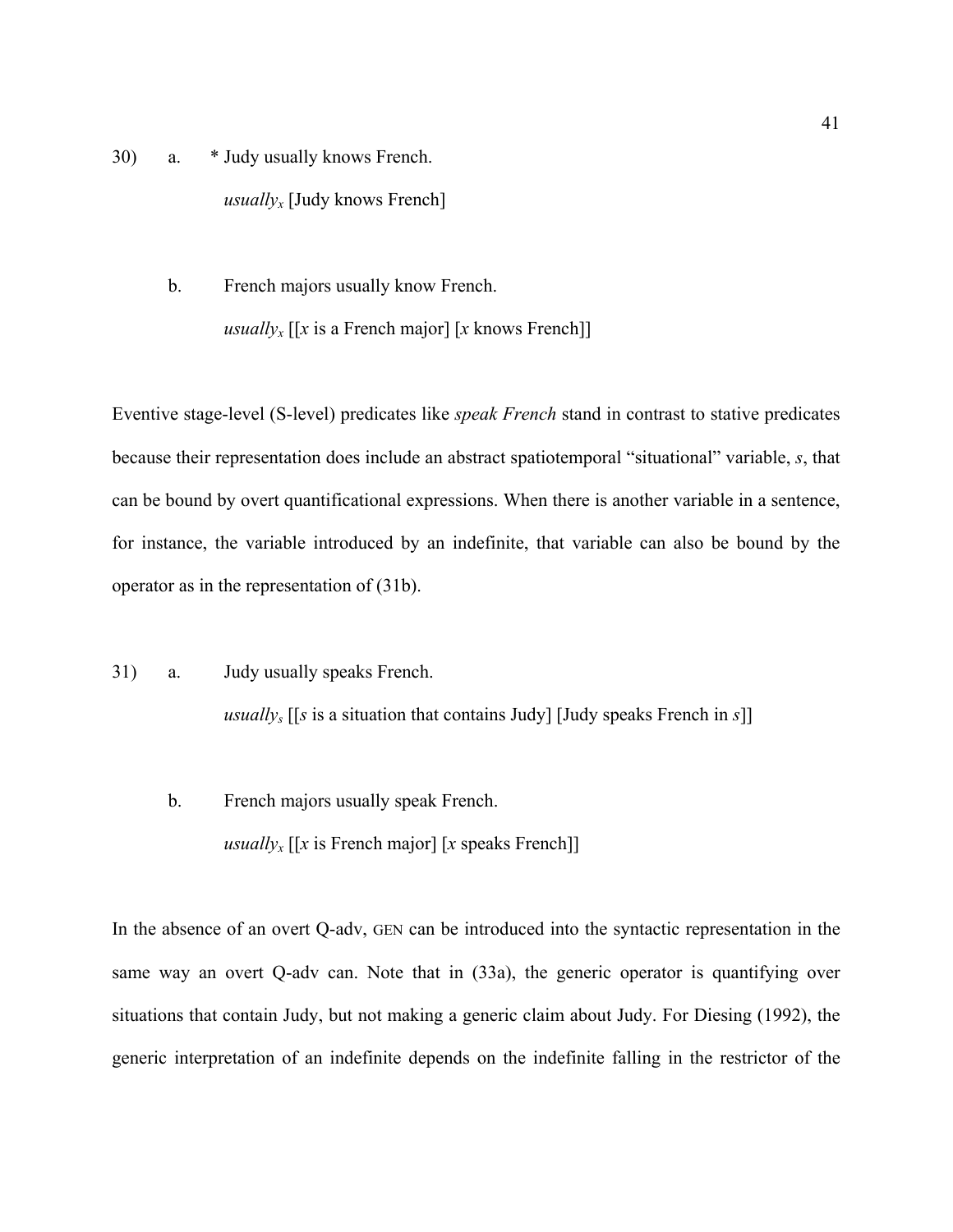30) a. * Judy usually knows French.

   *usually*$_x$ [Judy knows French]

b. French majors usually know French.

   *usually*$_x$ [[*x* is a French major] [*x* knows French]]

Eventive stage-level (S-level) predicates like *speak French* stand in contrast to stative predicates because their representation does include an abstract spatiotemporal "situational" variable, *s*, that can be bound by overt quantificational expressions. When there is another variable in a sentence, for instance, the variable introduced by an indefinite, that variable can also be bound by the operator as in the representation of (31b).

31) a. Judy usually speaks French.

   *usually*$_s$ [[*s* is a situation that contains Judy] [Judy speaks French in *s*]]

b. French majors usually speak French.

   *usually*$_x$ [[*x* is French major] [*x* speaks French]]

In the absence of an overt Q-adv, GEN can be introduced into the syntactic representation in the same way an overt Q-adv can. Note that in (33a), the generic operator is quantifying over situations that contain Judy, but not making a generic claim about Judy. For Diesing (1992), the generic interpretation of an indefinite depends on the indefinite falling in the restrictor of the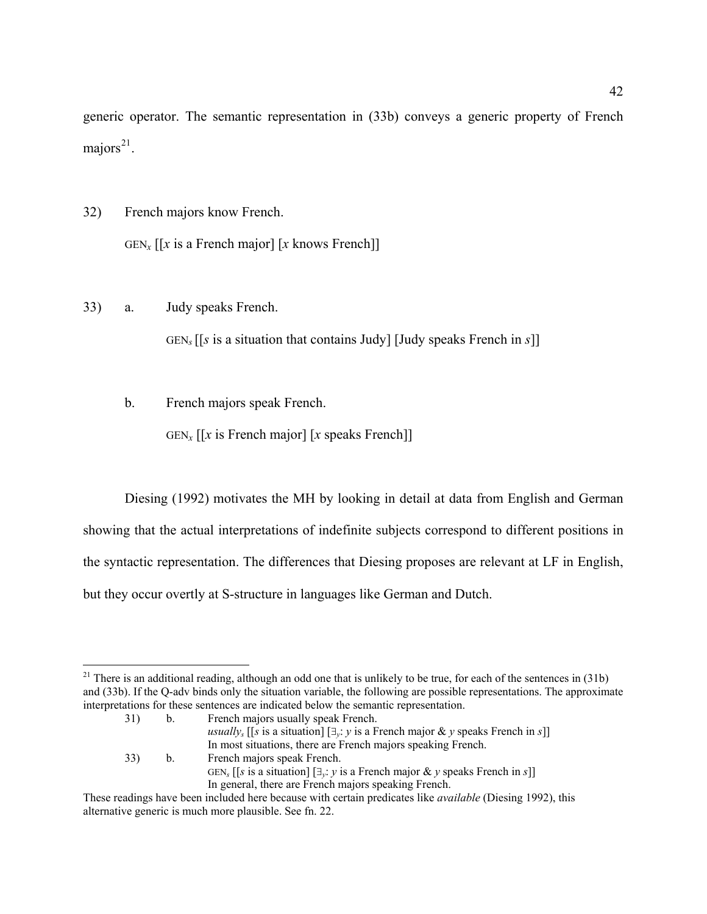generic operator. The semantic representation in (33b) conveys a generic property of French majors[21].

32) French majors know French.

GEN$_x$ [[$x$ is a French major] [$x$ knows French]]

33) a. Judy speaks French.

GEN$_s$ [[$s$ is a situation that contains Judy] [Judy speaks French in $s$]]

b. French majors speak French.

GEN$_x$ [[$x$ is French major] [$x$ speaks French]]

Diesing (1992) motivates the MH by looking in detail at data from English and German showing that the actual interpretations of indefinite subjects correspond to different positions in the syntactic representation. The differences that Diesing proposes are relevant at LF in English, but they occur overtly at S-structure in languages like German and Dutch.

---

[21] There is an additional reading, although an odd one that is unlikely to be true, for each of the sentences in (31b) and (33b). If the Q-adv binds only the situation variable, the following are possible representations. The approximate interpretations for these sentences are indicated below the semantic representation.

31) b. French majors usually speak French.
*usually*$_s$ [[$s$ is a situation] [$\exists_y$: $y$ is a French major & $y$ speaks French in $s$]]
In most situations, there are French majors speaking French.

33) b. French majors speak French.
GEN$_s$ [[$s$ is a situation] [$\exists_y$: $y$ is a French major & $y$ speaks French in $s$]]
In general, there are French majors speaking French.

These readings have been included here because with certain predicates like *available* (Diesing 1992), this alternative generic is much more plausible. See fn. 22.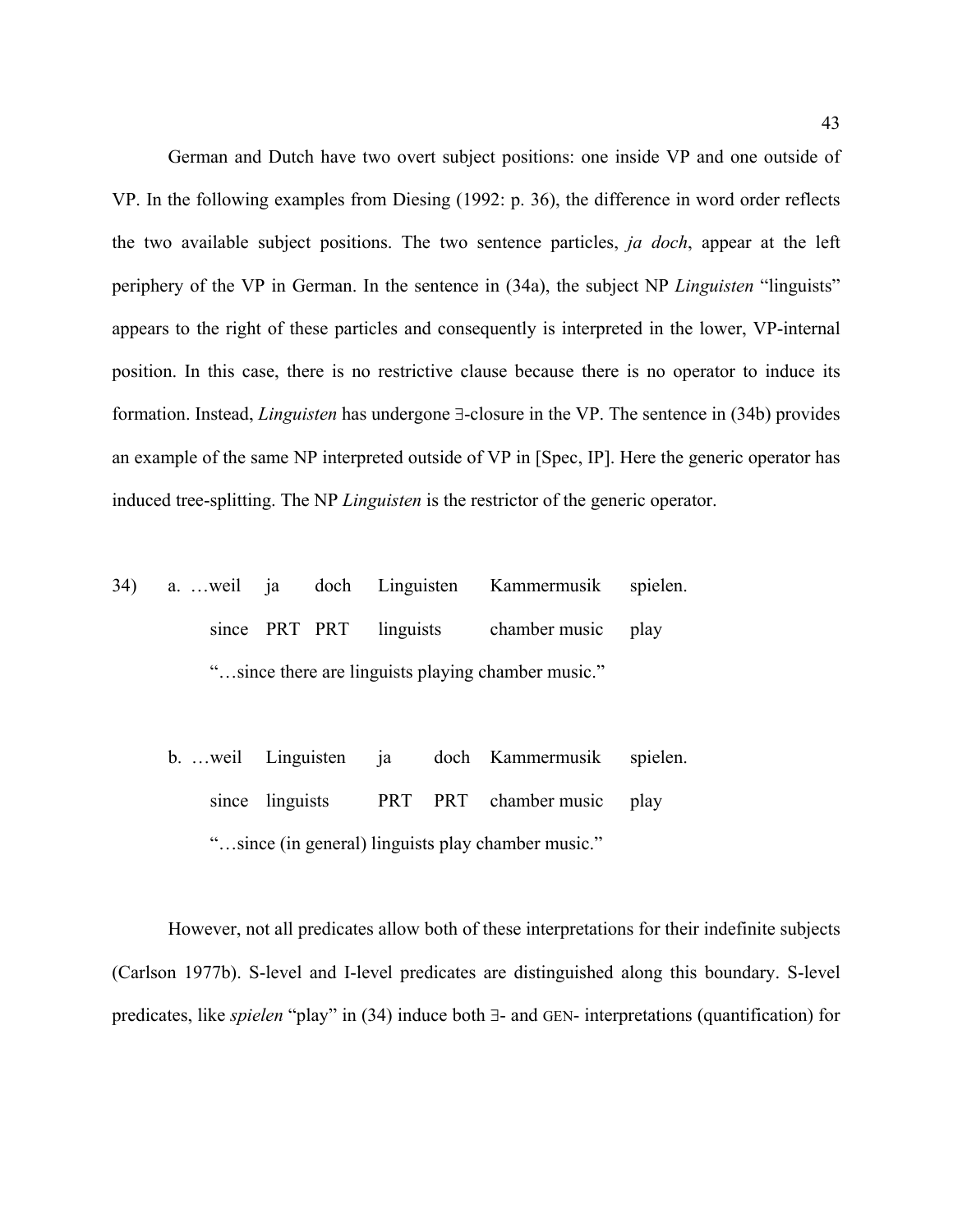German and Dutch have two overt subject positions: one inside VP and one outside of VP. In the following examples from Diesing (1992: p. 36), the difference in word order reflects the two available subject positions. The two sentence particles, *ja doch*, appear at the left periphery of the VP in German. In the sentence in (34a), the subject NP *Linguisten* "linguists" appears to the right of these particles and consequently is interpreted in the lower, VP-internal position. In this case, there is no restrictive clause because there is no operator to induce its formation. Instead, *Linguisten* has undergone ∃-closure in the VP. The sentence in (34b) provides an example of the same NP interpreted outside of VP in [Spec, IP]. Here the generic operator has induced tree-splitting. The NP *Linguisten* is the restrictor of the generic operator.

34) a. …weil ja doch Linguisten Kammermusik spielen.
   since PRT PRT linguists chamber music play
   "…since there are linguists playing chamber music."

   b. …weil Linguisten ja doch Kammermusik spielen.
   since linguists PRT PRT chamber music play
   "…since (in general) linguists play chamber music."

However, not all predicates allow both of these interpretations for their indefinite subjects (Carlson 1977b). S-level and I-level predicates are distinguished along this boundary. S-level predicates, like *spielen* "play" in (34) induce both ∃- and GEN- interpretations (quantification) for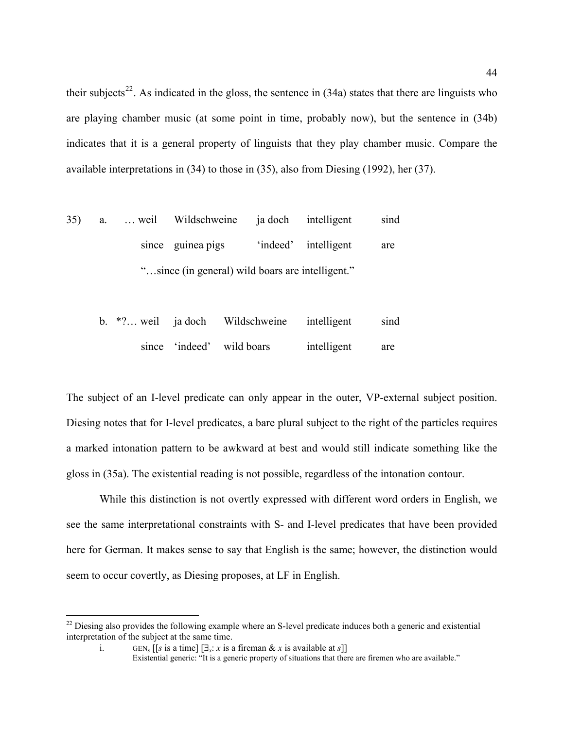their subjects[22]. As indicated in the gloss, the sentence in (34a) states that there are linguists who are playing chamber music (at some point in time, probably now), but the sentence in (34b) indicates that it is a general property of linguists that they play chamber music. Compare the available interpretations in (34) to those in (35), also from Diesing (1992), her (37).

35) a. … weil Wildschweine ja doch intelligent sind
since guinea pigs 'indeed' intelligent are
"…since (in general) wild boars are intelligent."

b. *?… weil ja doch Wildschweine intelligent sind
since 'indeed' wild boars intelligent are

The subject of an I-level predicate can only appear in the outer, VP-external subject position. Diesing notes that for I-level predicates, a bare plural subject to the right of the particles requires a marked intonation pattern to be awkward at best and would still indicate something like the gloss in (35a). The existential reading is not possible, regardless of the intonation contour.

While this distinction is not overtly expressed with different word orders in English, we see the same interpretational constraints with S- and I-level predicates that have been provided here for German. It makes sense to say that English is the same; however, the distinction would seem to occur covertly, as Diesing proposes, at LF in English.

---

[22] Diesing also provides the following example where an S-level predicate induces both a generic and existential interpretation of the subject at the same time.

i. $\text{GEN}_s$ [[$s$ is a time] [$\exists_x$: $x$ is a fireman & $x$ is available at $s$]]
Existential generic: "It is a generic property of situations that there are firemen who are available."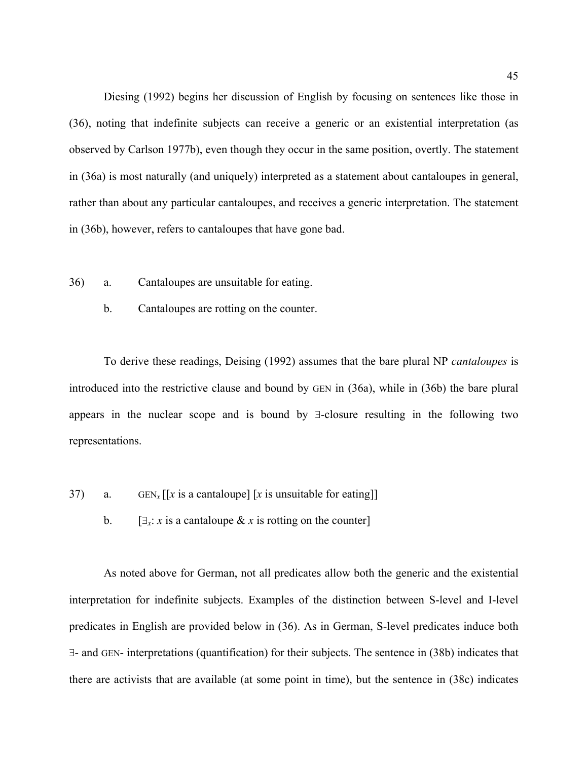Diesing (1992) begins her discussion of English by focusing on sentences like those in (36), noting that indefinite subjects can receive a generic or an existential interpretation (as observed by Carlson 1977b), even though they occur in the same position, overtly. The statement in (36a) is most naturally (and uniquely) interpreted as a statement about cantaloupes in general, rather than about any particular cantaloupes, and receives a generic interpretation. The statement in (36b), however, refers to cantaloupes that have gone bad.

36) a. Cantaloupes are unsuitable for eating.

  b. Cantaloupes are rotting on the counter.

To derive these readings, Deising (1992) assumes that the bare plural NP *cantaloupes* is introduced into the restrictive clause and bound by GEN in (36a), while in (36b) the bare plural appears in the nuclear scope and is bound by ∃-closure resulting in the following two representations.

37) a. $\text{GEN}_x$ [[*x* is a cantaloupe] [*x* is unsuitable for eating]]

  b. [$\exists_x$: *x* is a cantaloupe & *x* is rotting on the counter]

As noted above for German, not all predicates allow both the generic and the existential interpretation for indefinite subjects. Examples of the distinction between S-level and I-level predicates in English are provided below in (36). As in German, S-level predicates induce both ∃- and GEN- interpretations (quantification) for their subjects. The sentence in (38b) indicates that there are activists that are available (at some point in time), but the sentence in (38c) indicates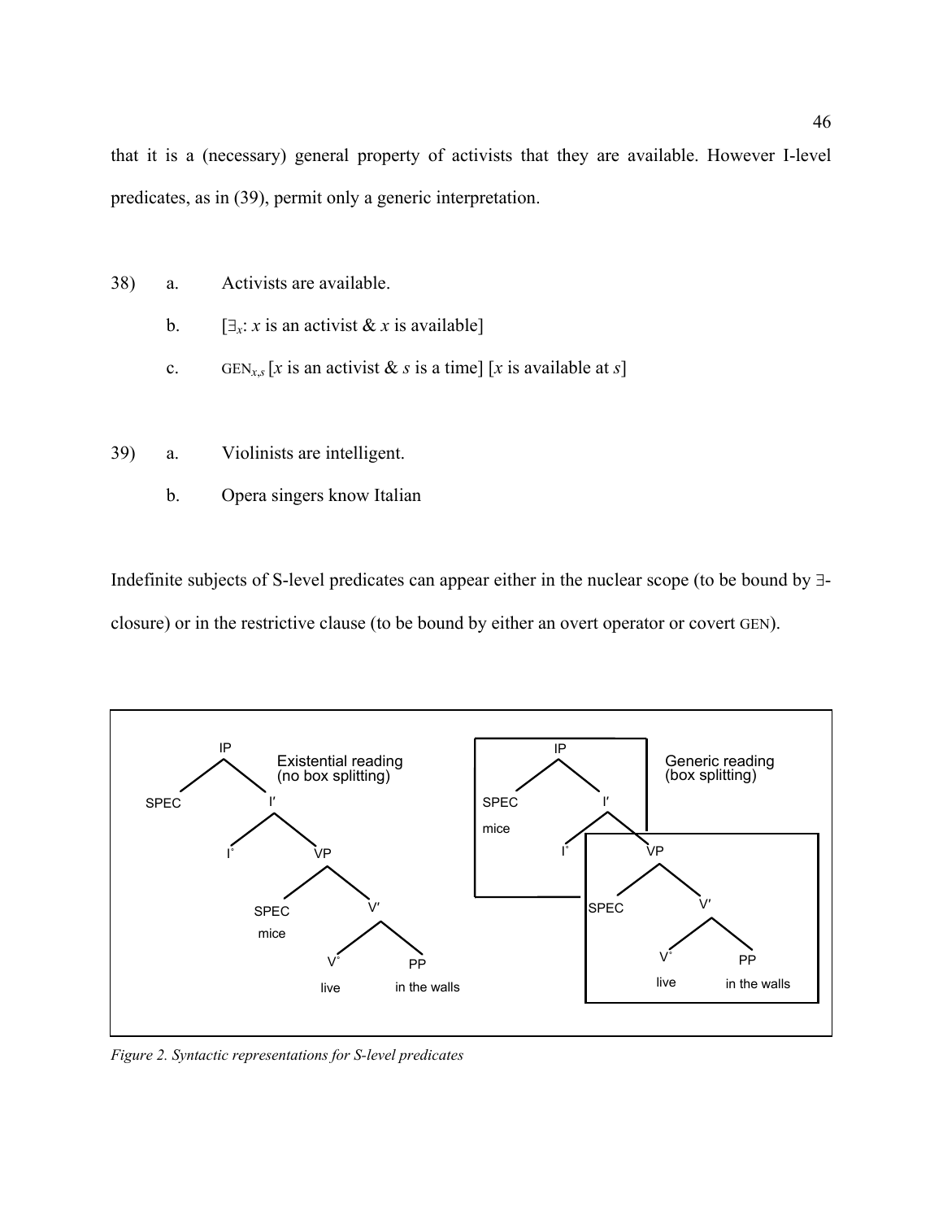that it is a (necessary) general property of activists that they are available. However I-level predicates, as in (39), permit only a generic interpretation.

38) a. Activists are available.

b. [$\exists_x$: $x$ is an activist & $x$ is available]

c. $\text{GEN}_{x,s}$ [$x$ is an activist & $s$ is a time] [$x$ is available at $s$]

39) a. Violinists are intelligent.

b. Opera singers know Italian

Indefinite subjects of S-level predicates can appear either in the nuclear scope (to be bound by ∃-closure) or in the restrictive clause (to be bound by either an overt operator or covert GEN).

*Figure 2. Syntactic representations for S-level predicates*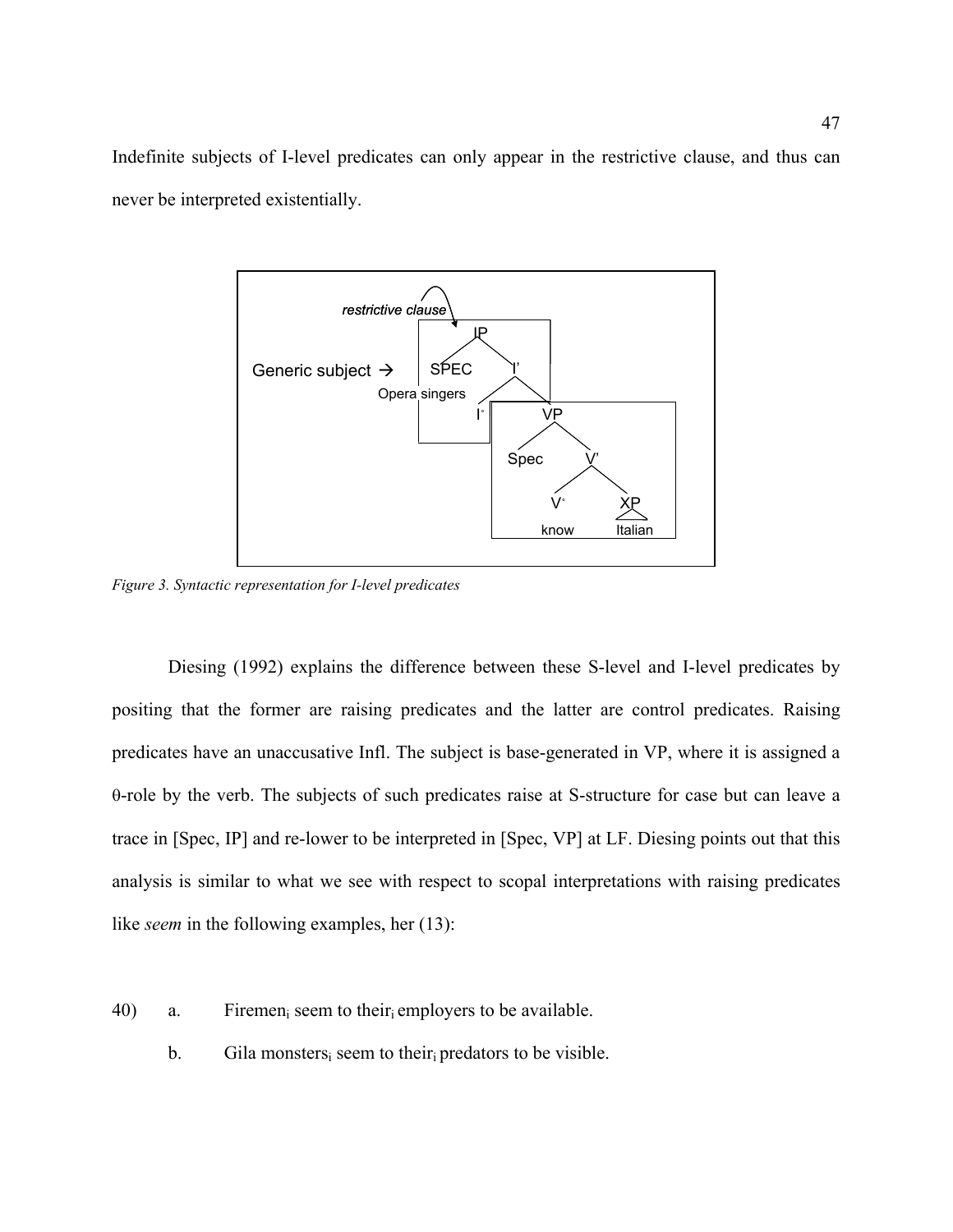Indefinite subjects of I-level predicates can only appear in the restrictive clause, and thus can never be interpreted existentially.

*Figure 3. Syntactic representation for I-level predicates*

Diesing (1992) explains the difference between these S-level and I-level predicates by positing that the former are raising predicates and the latter are control predicates. Raising predicates have an unaccusative Infl. The subject is base-generated in VP, where it is assigned a θ-role by the verb. The subjects of such predicates raise at S-structure for case but can leave a trace in [Spec, IP] and re-lower to be interpreted in [Spec, VP] at LF. Diesing points out that this analysis is similar to what we see with respect to scopal interpretations with raising predicates like *seem* in the following examples, her (13):

40) a. Firemen$_i$ seem to their$_i$ employers to be available.

b. Gila monsters$_i$ seem to their$_i$ predators to be visible.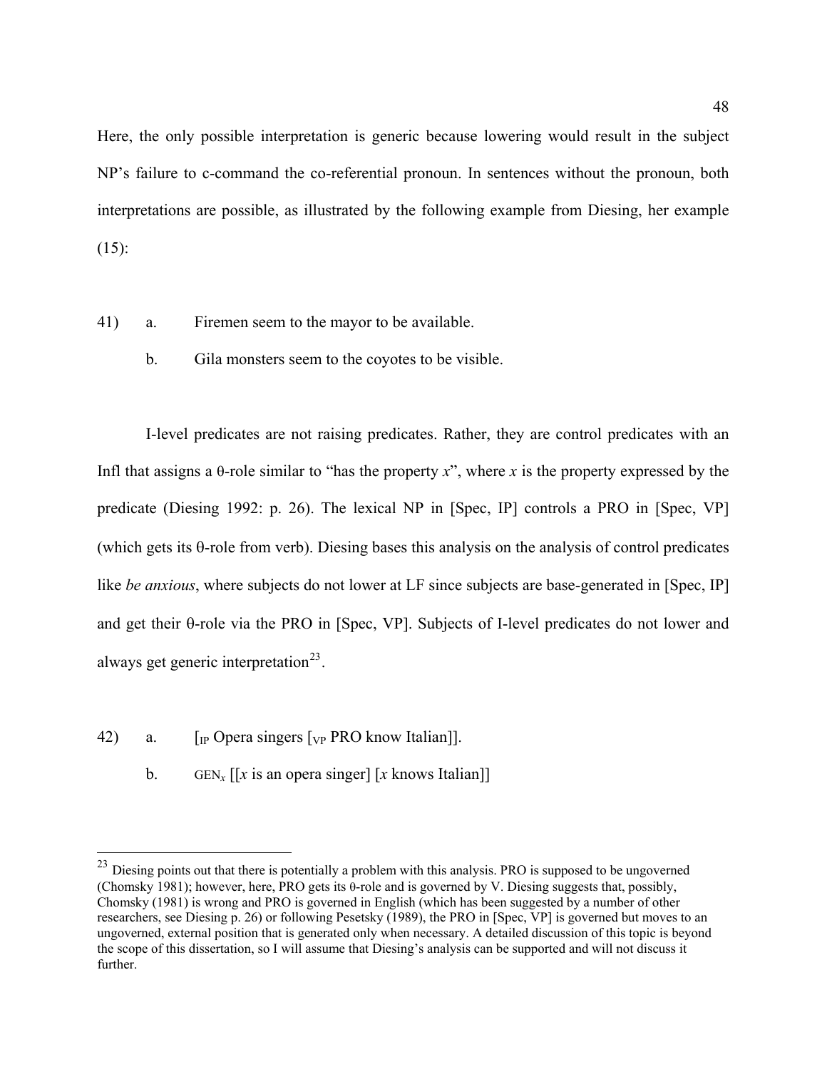Here, the only possible interpretation is generic because lowering would result in the subject NP's failure to c-command the co-referential pronoun. In sentences without the pronoun, both interpretations are possible, as illustrated by the following example from Diesing, her example (15):

41) a. Firemen seem to the mayor to be available.

b. Gila monsters seem to the coyotes to be visible.

I-level predicates are not raising predicates. Rather, they are control predicates with an Infl that assigns a θ-role similar to "has the property *x*", where *x* is the property expressed by the predicate (Diesing 1992: p. 26). The lexical NP in [Spec, IP] controls a PRO in [Spec, VP] (which gets its θ-role from verb). Diesing bases this analysis on the analysis of control predicates like *be anxious*, where subjects do not lower at LF since subjects are base-generated in [Spec, IP] and get their θ-role via the PRO in [Spec, VP]. Subjects of I-level predicates do not lower and always get generic interpretation[23].

42) a. [$_{IP}$ Opera singers [$_{VP}$ PRO know Italian]].

b. GEN$_x$ [[*x* is an opera singer] [*x* knows Italian]]

---

[23] Diesing points out that there is potentially a problem with this analysis. PRO is supposed to be ungoverned (Chomsky 1981); however, here, PRO gets its θ-role and is governed by V. Diesing suggests that, possibly, Chomsky (1981) is wrong and PRO is governed in English (which has been suggested by a number of other researchers, see Diesing p. 26) or following Pesetsky (1989), the PRO in [Spec, VP] is governed but moves to an ungoverned, external position that is generated only when necessary. A detailed discussion of this topic is beyond the scope of this dissertation, so I will assume that Diesing's analysis can be supported and will not discuss it further.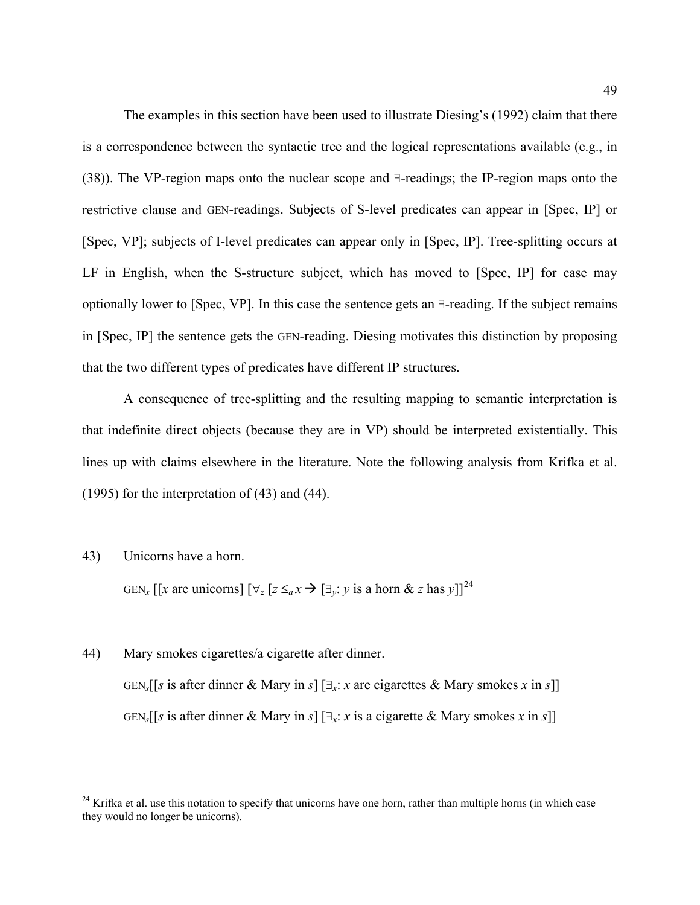The examples in this section have been used to illustrate Diesing's (1992) claim that there is a correspondence between the syntactic tree and the logical representations available (e.g., in (38)). The VP-region maps onto the nuclear scope and ∃-readings; the IP-region maps onto the restrictive clause and GEN-readings. Subjects of S-level predicates can appear in [Spec, IP] or [Spec, VP]; subjects of I-level predicates can appear only in [Spec, IP]. Tree-splitting occurs at LF in English, when the S-structure subject, which has moved to [Spec, IP] for case may optionally lower to [Spec, VP]. In this case the sentence gets an ∃-reading. If the subject remains in [Spec, IP] the sentence gets the GEN-reading. Diesing motivates this distinction by proposing that the two different types of predicates have different IP structures.

A consequence of tree-splitting and the resulting mapping to semantic interpretation is that indefinite direct objects (because they are in VP) should be interpreted existentially. This lines up with claims elsewhere in the literature. Note the following analysis from Krifka et al. (1995) for the interpretation of (43) and (44).

43) Unicorns have a horn.

$\text{GEN}_x$ [[$x$ are unicorns] [$\forall_z$ [$z \leq_a x \rightarrow$ [$\exists_y$: $y$ is a horn & $z$ has $y$]][24]

44) Mary smokes cigarettes/a cigarette after dinner.

$\text{GEN}_s$[[$s$ is after dinner & Mary in $s$] [$\exists_x$: $x$ are cigarettes & Mary smokes $x$ in $s$]]

$\text{GEN}_s$[[$s$ is after dinner & Mary in $s$] [$\exists_x$: $x$ is a cigarette & Mary smokes $x$ in $s$]]

---

[24] Krifka et al. use this notation to specify that unicorns have one horn, rather than multiple horns (in which case they would no longer be unicorns).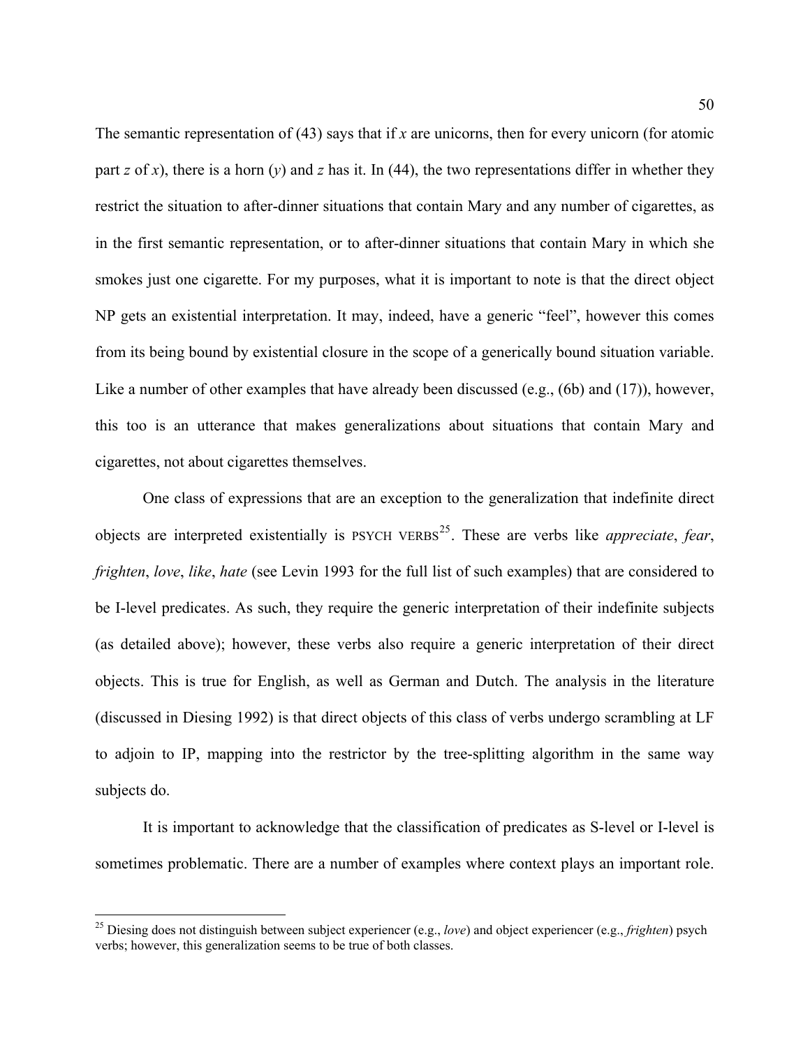The semantic representation of (43) says that if $x$ are unicorns, then for every unicorn (for atomic part $z$ of $x$), there is a horn ($y$) and $z$ has it. In (44), the two representations differ in whether they restrict the situation to after-dinner situations that contain Mary and any number of cigarettes, as in the first semantic representation, or to after-dinner situations that contain Mary in which she smokes just one cigarette. For my purposes, what it is important to note is that the direct object NP gets an existential interpretation. It may, indeed, have a generic "feel", however this comes from its being bound by existential closure in the scope of a generically bound situation variable. Like a number of other examples that have already been discussed (e.g., (6b) and (17)), however, this too is an utterance that makes generalizations about situations that contain Mary and cigarettes, not about cigarettes themselves.

One class of expressions that are an exception to the generalization that indefinite direct objects are interpreted existentially is PSYCH VERBS[25]. These are verbs like *appreciate*, *fear*, *frighten*, *love*, *like*, *hate* (see Levin 1993 for the full list of such examples) that are considered to be I-level predicates. As such, they require the generic interpretation of their indefinite subjects (as detailed above); however, these verbs also require a generic interpretation of their direct objects. This is true for English, as well as German and Dutch. The analysis in the literature (discussed in Diesing 1992) is that direct objects of this class of verbs undergo scrambling at LF to adjoin to IP, mapping into the restrictor by the tree-splitting algorithm in the same way subjects do.

It is important to acknowledge that the classification of predicates as S-level or I-level is sometimes problematic. There are a number of examples where context plays an important role.

---

[25] Diesing does not distinguish between subject experiencer (e.g., *love*) and object experiencer (e.g., *frighten*) psych verbs; however, this generalization seems to be true of both classes.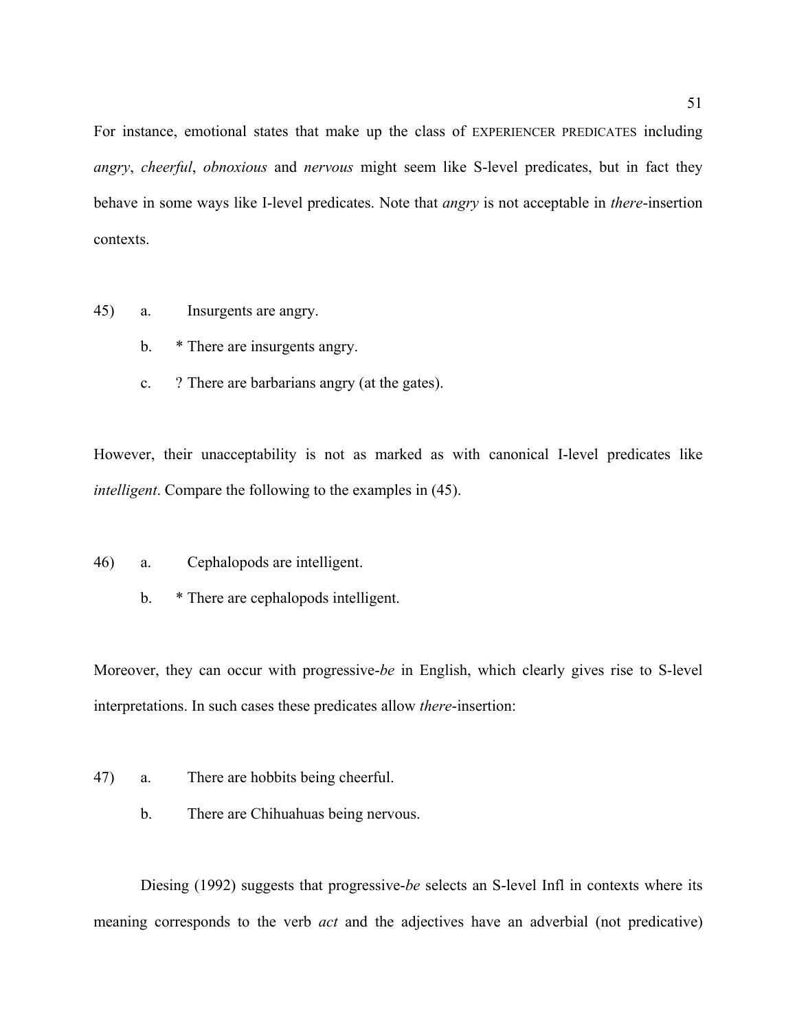For instance, emotional states that make up the class of EXPERIENCER PREDICATES including *angry*, *cheerful*, *obnoxious* and *nervous* might seem like S-level predicates, but in fact they behave in some ways like I-level predicates. Note that *angry* is not acceptable in *there*-insertion contexts.

45) a. Insurgents are angry.

 b. * There are insurgents angry.

 c. ? There are barbarians angry (at the gates).

However, their unacceptability is not as marked as with canonical I-level predicates like *intelligent*. Compare the following to the examples in (45).

46) a. Cephalopods are intelligent.

 b. * There are cephalopods intelligent.

Moreover, they can occur with progressive-*be* in English, which clearly gives rise to S-level interpretations. In such cases these predicates allow *there*-insertion:

47) a. There are hobbits being cheerful.

 b. There are Chihuahuas being nervous.

Diesing (1992) suggests that progressive-*be* selects an S-level Infl in contexts where its meaning corresponds to the verb *act* and the adjectives have an adverbial (not predicative)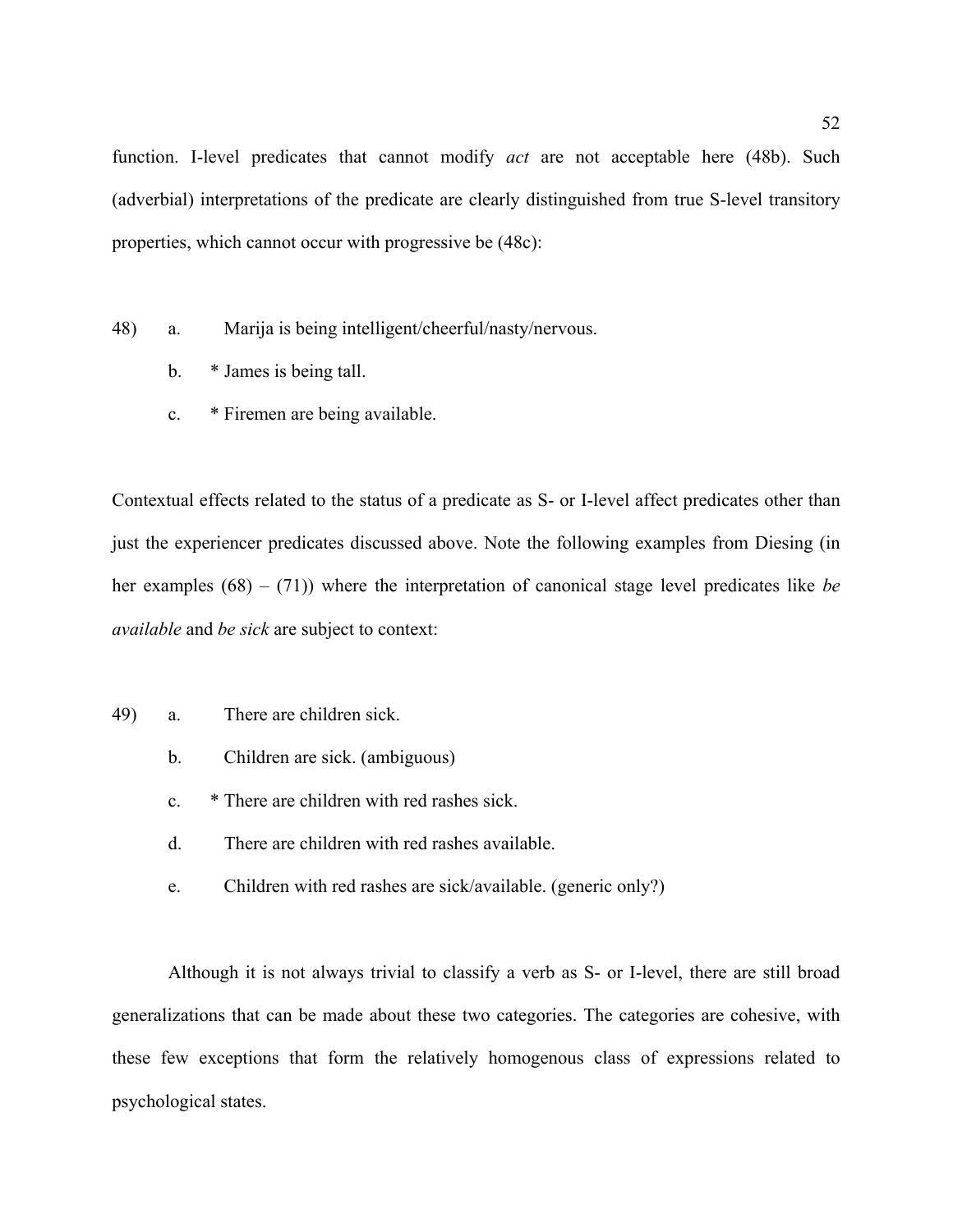function. I-level predicates that cannot modify *act* are not acceptable here (48b). Such (adverbial) interpretations of the predicate are clearly distinguished from true S-level transitory properties, which cannot occur with progressive be (48c):

48) a. Marija is being intelligent/cheerful/nasty/nervous.

b. * James is being tall.

c. * Firemen are being available.

Contextual effects related to the status of a predicate as S- or I-level affect predicates other than just the experiencer predicates discussed above. Note the following examples from Diesing (in her examples (68) – (71)) where the interpretation of canonical stage level predicates like *be available* and *be sick* are subject to context:

49) a. There are children sick.

b. Children are sick. (ambiguous)

c. * There are children with red rashes sick.

d. There are children with red rashes available.

e. Children with red rashes are sick/available. (generic only?)

Although it is not always trivial to classify a verb as S- or I-level, there are still broad generalizations that can be made about these two categories. The categories are cohesive, with these few exceptions that form the relatively homogenous class of expressions related to psychological states.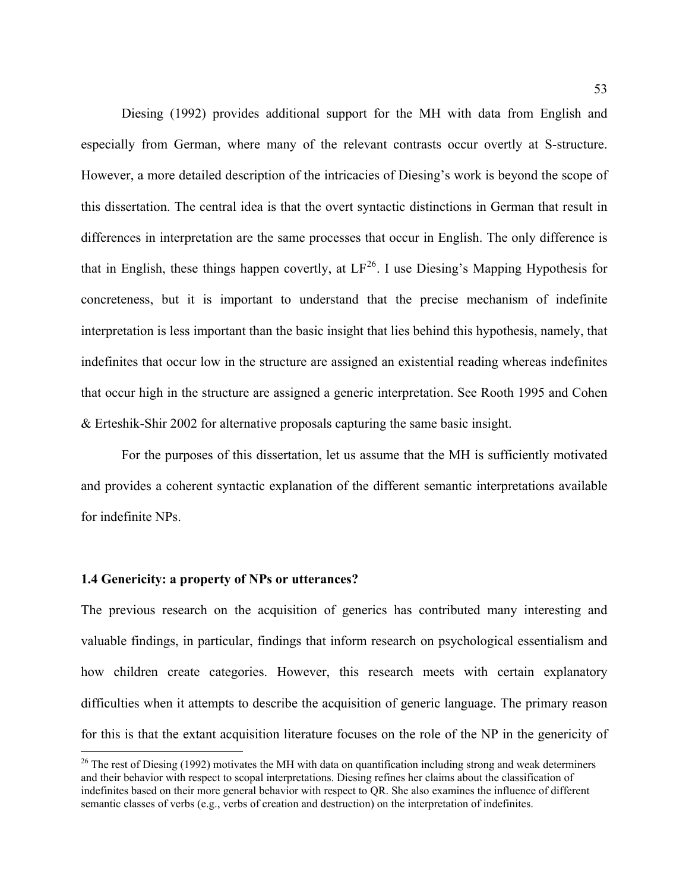Diesing (1992) provides additional support for the MH with data from English and especially from German, where many of the relevant contrasts occur overtly at S-structure. However, a more detailed description of the intricacies of Diesing's work is beyond the scope of this dissertation. The central idea is that the overt syntactic distinctions in German that result in differences in interpretation are the same processes that occur in English. The only difference is that in English, these things happen covertly, at LF[26]. I use Diesing's Mapping Hypothesis for concreteness, but it is important to understand that the precise mechanism of indefinite interpretation is less important than the basic insight that lies behind this hypothesis, namely, that indefinites that occur low in the structure are assigned an existential reading whereas indefinites that occur high in the structure are assigned a generic interpretation. See Rooth 1995 and Cohen & Erteshik-Shir 2002 for alternative proposals capturing the same basic insight.

For the purposes of this dissertation, let us assume that the MH is sufficiently motivated and provides a coherent syntactic explanation of the different semantic interpretations available for indefinite NPs.

### 1.4 Genericity: a property of NPs or utterances?

The previous research on the acquisition of generics has contributed many interesting and valuable findings, in particular, findings that inform research on psychological essentialism and how children create categories. However, this research meets with certain explanatory difficulties when it attempts to describe the acquisition of generic language. The primary reason for this is that the extant acquisition literature focuses on the role of the NP in the genericity of

[26] The rest of Diesing (1992) motivates the MH with data on quantification including strong and weak determiners and their behavior with respect to scopal interpretations. Diesing refines her claims about the classification of indefinites based on their more general behavior with respect to QR. She also examines the influence of different semantic classes of verbs (e.g., verbs of creation and destruction) on the interpretation of indefinites.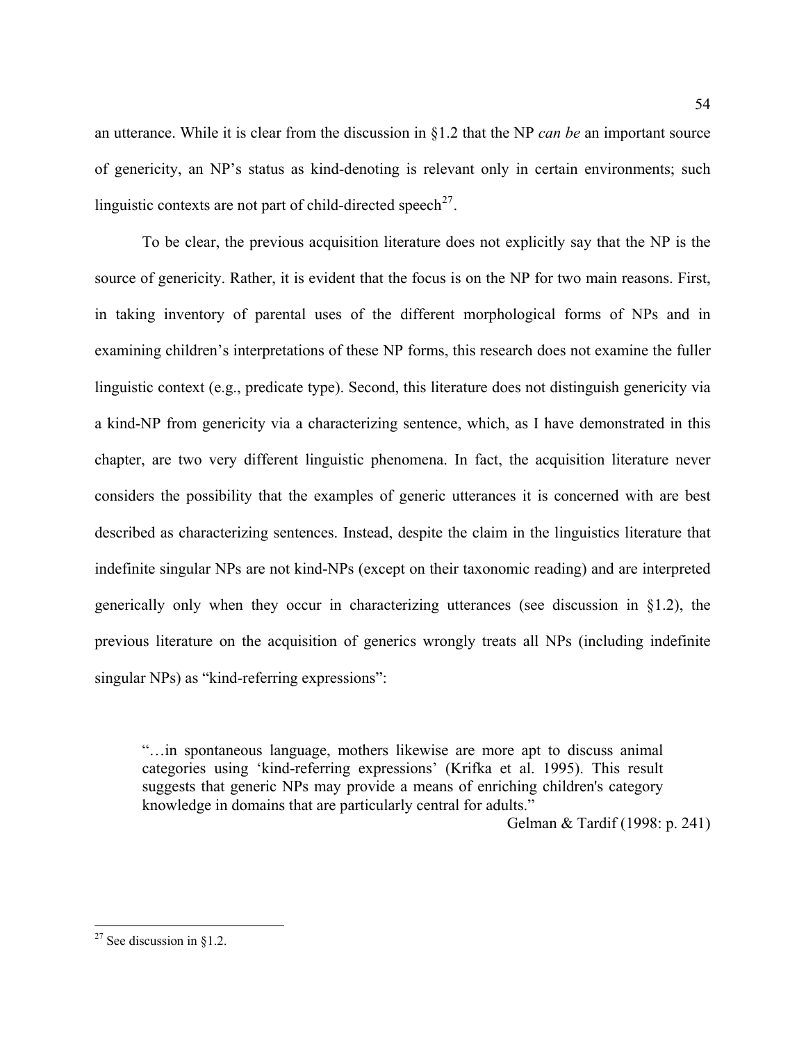an utterance. While it is clear from the discussion in §1.2 that the NP *can be* an important source of genericity, an NP's status as kind-denoting is relevant only in certain environments; such linguistic contexts are not part of child-directed speech[27].

To be clear, the previous acquisition literature does not explicitly say that the NP is the source of genericity. Rather, it is evident that the focus is on the NP for two main reasons. First, in taking inventory of parental uses of the different morphological forms of NPs and in examining children's interpretations of these NP forms, this research does not examine the fuller linguistic context (e.g., predicate type). Second, this literature does not distinguish genericity via a kind-NP from genericity via a characterizing sentence, which, as I have demonstrated in this chapter, are two very different linguistic phenomena. In fact, the acquisition literature never considers the possibility that the examples of generic utterances it is concerned with are best described as characterizing sentences. Instead, despite the claim in the linguistics literature that indefinite singular NPs are not kind-NPs (except on their taxonomic reading) and are interpreted generically only when they occur in characterizing utterances (see discussion in §1.2), the previous literature on the acquisition of generics wrongly treats all NPs (including indefinite singular NPs) as "kind-referring expressions":

> "…in spontaneous language, mothers likewise are more apt to discuss animal categories using 'kind-referring expressions' (Krifka et al. 1995). This result suggests that generic NPs may provide a means of enriching children's category knowledge in domains that are particularly central for adults."
>
> Gelman & Tardif (1998: p. 241)

[27] See discussion in §1.2.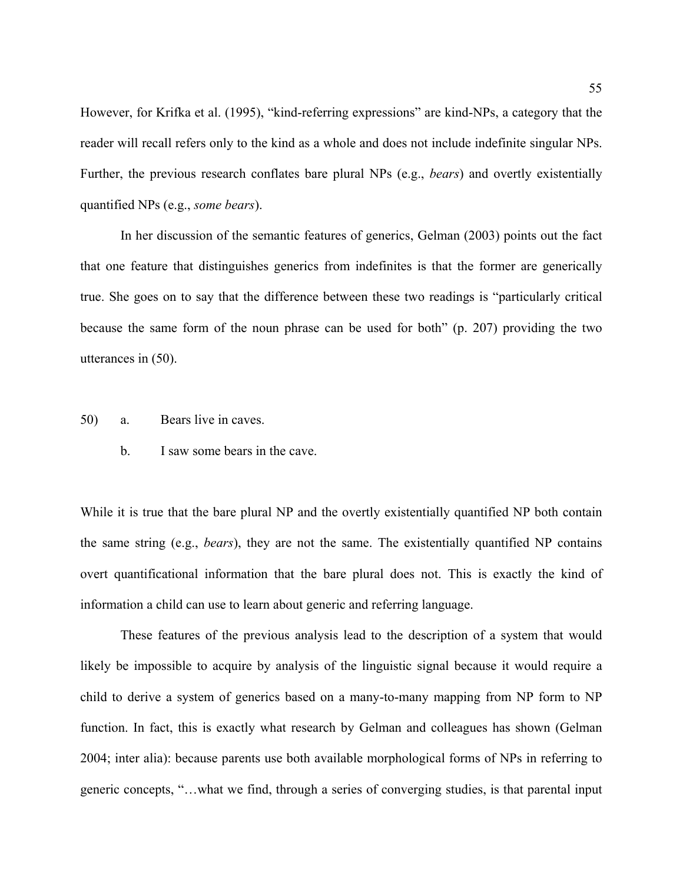However, for Krifka et al. (1995), "kind-referring expressions" are kind-NPs, a category that the reader will recall refers only to the kind as a whole and does not include indefinite singular NPs. Further, the previous research conflates bare plural NPs (e.g., *bears*) and overtly existentially quantified NPs (e.g., *some bears*).

In her discussion of the semantic features of generics, Gelman (2003) points out the fact that one feature that distinguishes generics from indefinites is that the former are generically true. She goes on to say that the difference between these two readings is "particularly critical because the same form of the noun phrase can be used for both" (p. 207) providing the two utterances in (50).

50) a. Bears live in caves.

b. I saw some bears in the cave.

While it is true that the bare plural NP and the overtly existentially quantified NP both contain the same string (e.g., *bears*), they are not the same. The existentially quantified NP contains overt quantificational information that the bare plural does not. This is exactly the kind of information a child can use to learn about generic and referring language.

These features of the previous analysis lead to the description of a system that would likely be impossible to acquire by analysis of the linguistic signal because it would require a child to derive a system of generics based on a many-to-many mapping from NP form to NP function. In fact, this is exactly what research by Gelman and colleagues has shown (Gelman 2004; inter alia): because parents use both available morphological forms of NPs in referring to generic concepts, "…what we find, through a series of converging studies, is that parental input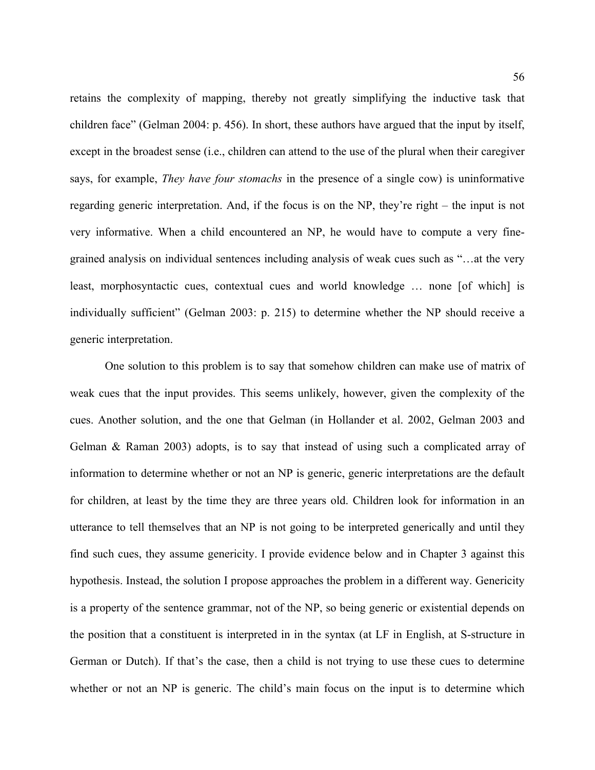retains the complexity of mapping, thereby not greatly simplifying the inductive task that children face" (Gelman 2004: p. 456). In short, these authors have argued that the input by itself, except in the broadest sense (i.e., children can attend to the use of the plural when their caregiver says, for example, *They have four stomachs* in the presence of a single cow) is uninformative regarding generic interpretation. And, if the focus is on the NP, they're right – the input is not very informative. When a child encountered an NP, he would have to compute a very fine-grained analysis on individual sentences including analysis of weak cues such as "…at the very least, morphosyntactic cues, contextual cues and world knowledge … none [of which] is individually sufficient" (Gelman 2003: p. 215) to determine whether the NP should receive a generic interpretation.

One solution to this problem is to say that somehow children can make use of matrix of weak cues that the input provides. This seems unlikely, however, given the complexity of the cues. Another solution, and the one that Gelman (in Hollander et al. 2002, Gelman 2003 and Gelman & Raman 2003) adopts, is to say that instead of using such a complicated array of information to determine whether or not an NP is generic, generic interpretations are the default for children, at least by the time they are three years old. Children look for information in an utterance to tell themselves that an NP is not going to be interpreted generically and until they find such cues, they assume genericity. I provide evidence below and in Chapter 3 against this hypothesis. Instead, the solution I propose approaches the problem in a different way. Genericity is a property of the sentence grammar, not of the NP, so being generic or existential depends on the position that a constituent is interpreted in in the syntax (at LF in English, at S-structure in German or Dutch). If that's the case, then a child is not trying to use these cues to determine whether or not an NP is generic. The child's main focus on the input is to determine which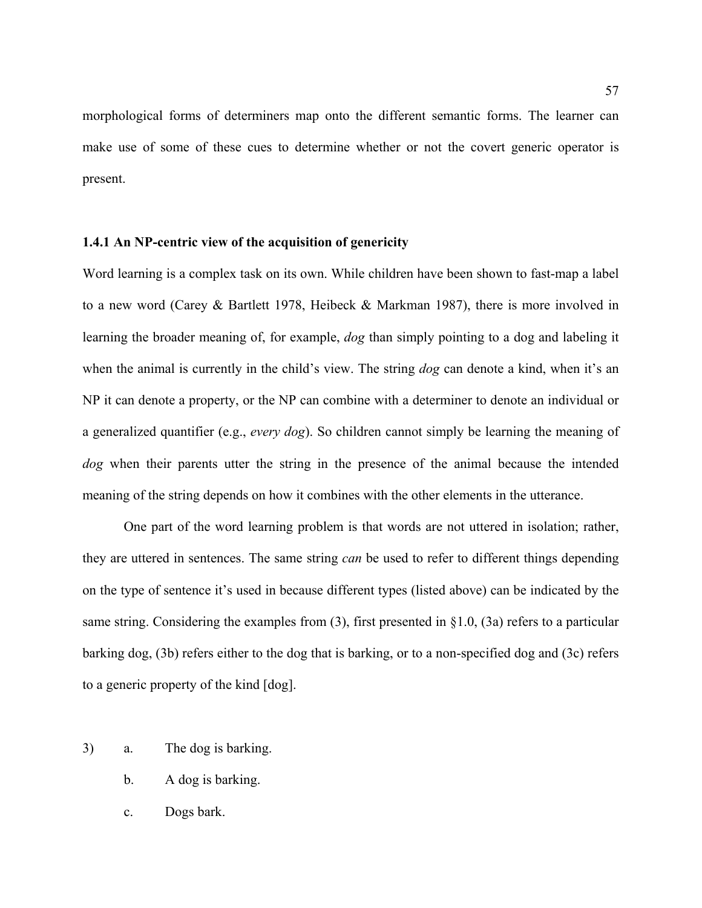morphological forms of determiners map onto the different semantic forms. The learner can make use of some of these cues to determine whether or not the covert generic operator is present.

### 1.4.1 An NP-centric view of the acquisition of genericity

Word learning is a complex task on its own. While children have been shown to fast-map a label to a new word (Carey & Bartlett 1978, Heibeck & Markman 1987), there is more involved in learning the broader meaning of, for example, *dog* than simply pointing to a dog and labeling it when the animal is currently in the child's view. The string *dog* can denote a kind, when it's an NP it can denote a property, or the NP can combine with a determiner to denote an individual or a generalized quantifier (e.g., *every dog*). So children cannot simply be learning the meaning of *dog* when their parents utter the string in the presence of the animal because the intended meaning of the string depends on how it combines with the other elements in the utterance.

One part of the word learning problem is that words are not uttered in isolation; rather, they are uttered in sentences. The same string *can* be used to refer to different things depending on the type of sentence it's used in because different types (listed above) can be indicated by the same string. Considering the examples from (3), first presented in §1.0, (3a) refers to a particular barking dog, (3b) refers either to the dog that is barking, or to a non-specified dog and (3c) refers to a generic property of the kind [dog].

3) a. The dog is barking.

   b. A dog is barking.

   c. Dogs bark.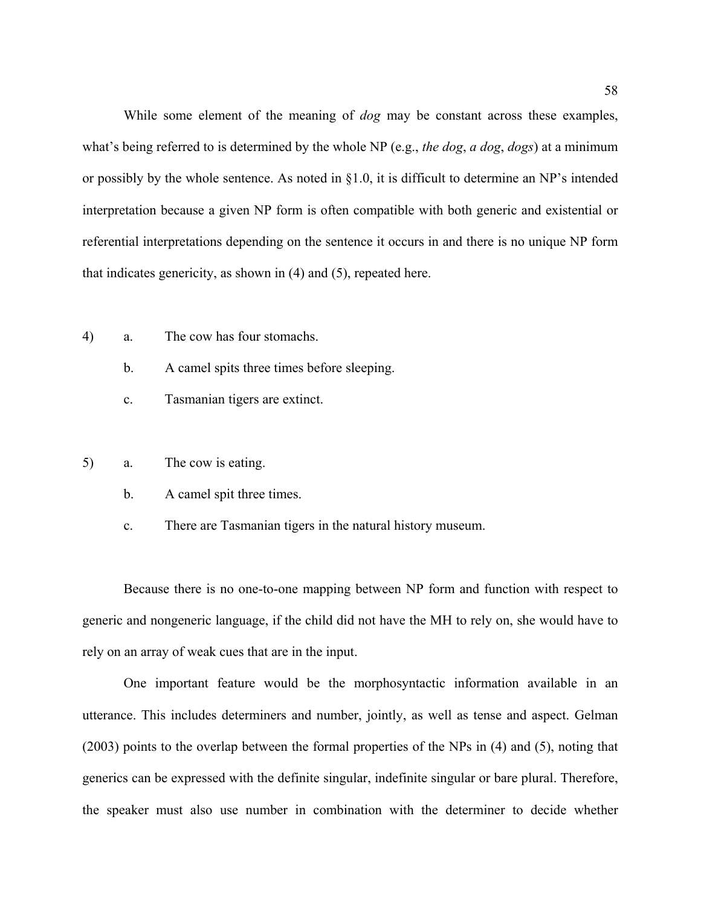While some element of the meaning of *dog* may be constant across these examples, what's being referred to is determined by the whole NP (e.g., *the dog*, *a dog*, *dogs*) at a minimum or possibly by the whole sentence. As noted in §1.0, it is difficult to determine an NP's intended interpretation because a given NP form is often compatible with both generic and existential or referential interpretations depending on the sentence it occurs in and there is no unique NP form that indicates genericity, as shown in (4) and (5), repeated here.

4) a. The cow has four stomachs.

   b. A camel spits three times before sleeping.

   c. Tasmanian tigers are extinct.

5) a. The cow is eating.

   b. A camel spit three times.

   c. There are Tasmanian tigers in the natural history museum.

Because there is no one-to-one mapping between NP form and function with respect to generic and nongeneric language, if the child did not have the MH to rely on, she would have to rely on an array of weak cues that are in the input.

One important feature would be the morphosyntactic information available in an utterance. This includes determiners and number, jointly, as well as tense and aspect. Gelman (2003) points to the overlap between the formal properties of the NPs in (4) and (5), noting that generics can be expressed with the definite singular, indefinite singular or bare plural. Therefore, the speaker must also use number in combination with the determiner to decide whether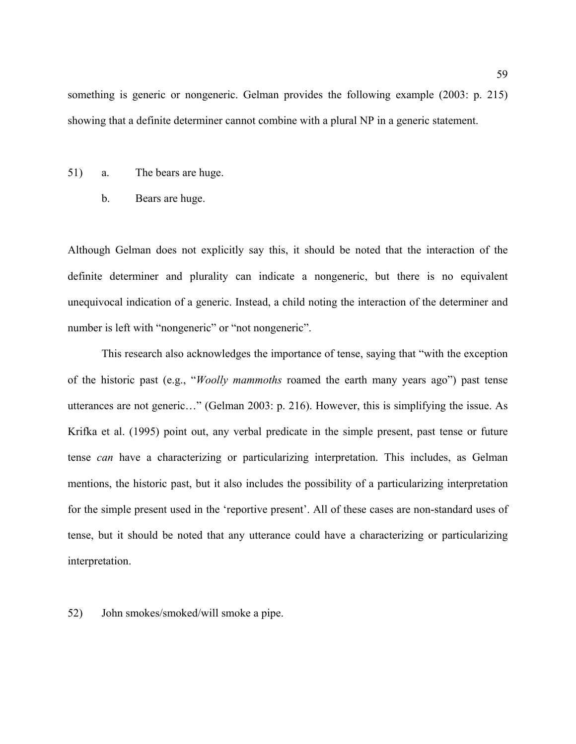something is generic or nongeneric. Gelman provides the following example (2003: p. 215) showing that a definite determiner cannot combine with a plural NP in a generic statement.

51) a. The bears are huge.

 b. Bears are huge.

Although Gelman does not explicitly say this, it should be noted that the interaction of the definite determiner and plurality can indicate a nongeneric, but there is no equivalent unequivocal indication of a generic. Instead, a child noting the interaction of the determiner and number is left with "nongeneric" or "not nongeneric".

This research also acknowledges the importance of tense, saying that "with the exception of the historic past (e.g., "*Woolly mammoths* roamed the earth many years ago") past tense utterances are not generic…" (Gelman 2003: p. 216). However, this is simplifying the issue. As Krifka et al. (1995) point out, any verbal predicate in the simple present, past tense or future tense *can* have a characterizing or particularizing interpretation. This includes, as Gelman mentions, the historic past, but it also includes the possibility of a particularizing interpretation for the simple present used in the 'reportive present'. All of these cases are non-standard uses of tense, but it should be noted that any utterance could have a characterizing or particularizing interpretation.

52) John smokes/smoked/will smoke a pipe.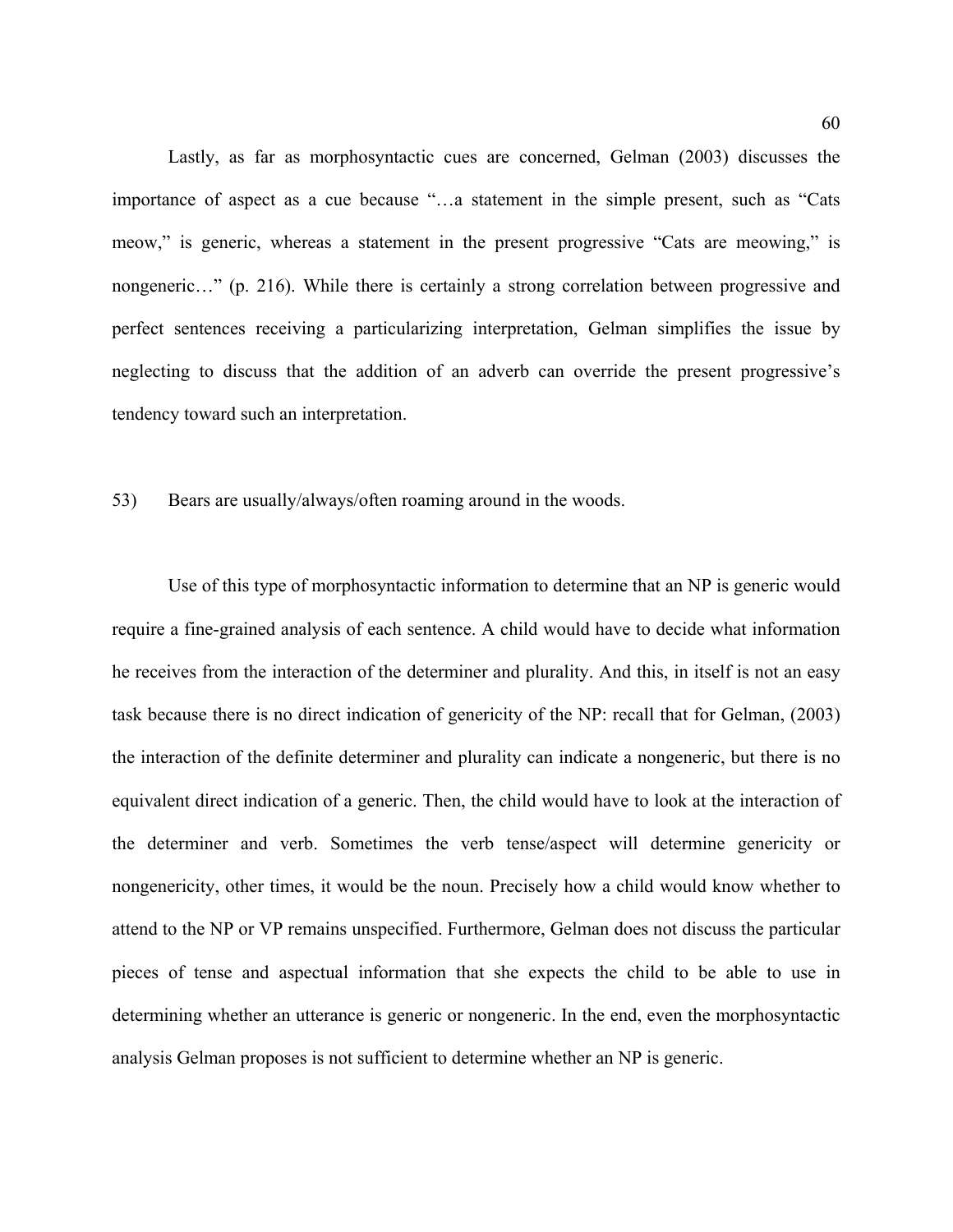Lastly, as far as morphosyntactic cues are concerned, Gelman (2003) discusses the importance of aspect as a cue because "…a statement in the simple present, such as "Cats meow," is generic, whereas a statement in the present progressive "Cats are meowing," is nongeneric…" (p. 216). While there is certainly a strong correlation between progressive and perfect sentences receiving a particularizing interpretation, Gelman simplifies the issue by neglecting to discuss that the addition of an adverb can override the present progressive's tendency toward such an interpretation.

53) Bears are usually/always/often roaming around in the woods.

Use of this type of morphosyntactic information to determine that an NP is generic would require a fine-grained analysis of each sentence. A child would have to decide what information he receives from the interaction of the determiner and plurality. And this, in itself is not an easy task because there is no direct indication of genericity of the NP: recall that for Gelman, (2003) the interaction of the definite determiner and plurality can indicate a nongeneric, but there is no equivalent direct indication of a generic. Then, the child would have to look at the interaction of the determiner and verb. Sometimes the verb tense/aspect will determine genericity or nongenericity, other times, it would be the noun. Precisely how a child would know whether to attend to the NP or VP remains unspecified. Furthermore, Gelman does not discuss the particular pieces of tense and aspectual information that she expects the child to be able to use in determining whether an utterance is generic or nongeneric. In the end, even the morphosyntactic analysis Gelman proposes is not sufficient to determine whether an NP is generic.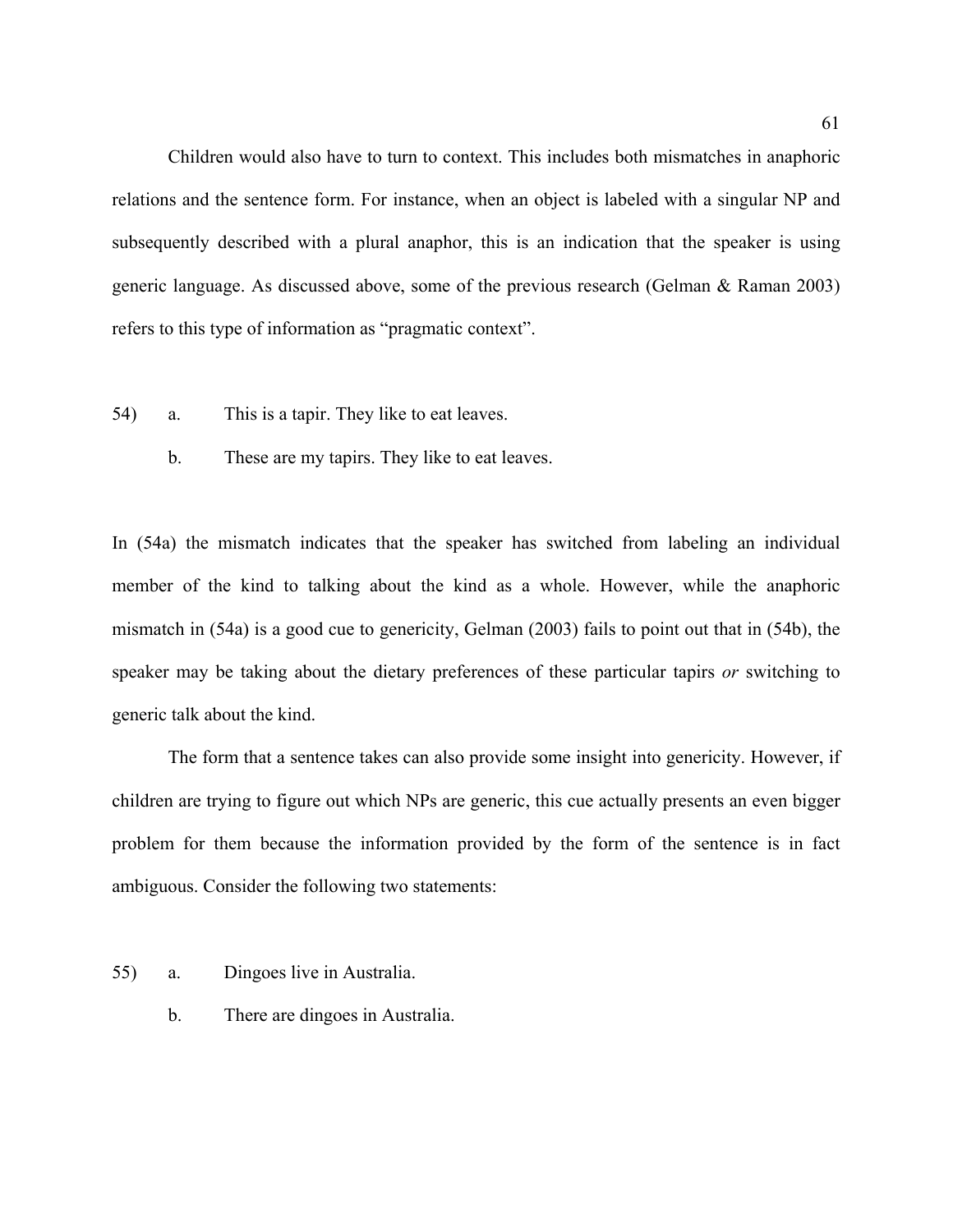Children would also have to turn to context. This includes both mismatches in anaphoric relations and the sentence form. For instance, when an object is labeled with a singular NP and subsequently described with a plural anaphor, this is an indication that the speaker is using generic language. As discussed above, some of the previous research (Gelman & Raman 2003) refers to this type of information as "pragmatic context".

54) a. This is a tapir. They like to eat leaves.

  b. These are my tapirs. They like to eat leaves.

In (54a) the mismatch indicates that the speaker has switched from labeling an individual member of the kind to talking about the kind as a whole. However, while the anaphoric mismatch in (54a) is a good cue to genericity, Gelman (2003) fails to point out that in (54b), the speaker may be taking about the dietary preferences of these particular tapirs *or* switching to generic talk about the kind.

The form that a sentence takes can also provide some insight into genericity. However, if children are trying to figure out which NPs are generic, this cue actually presents an even bigger problem for them because the information provided by the form of the sentence is in fact ambiguous. Consider the following two statements:

55) a. Dingoes live in Australia.

  b. There are dingoes in Australia.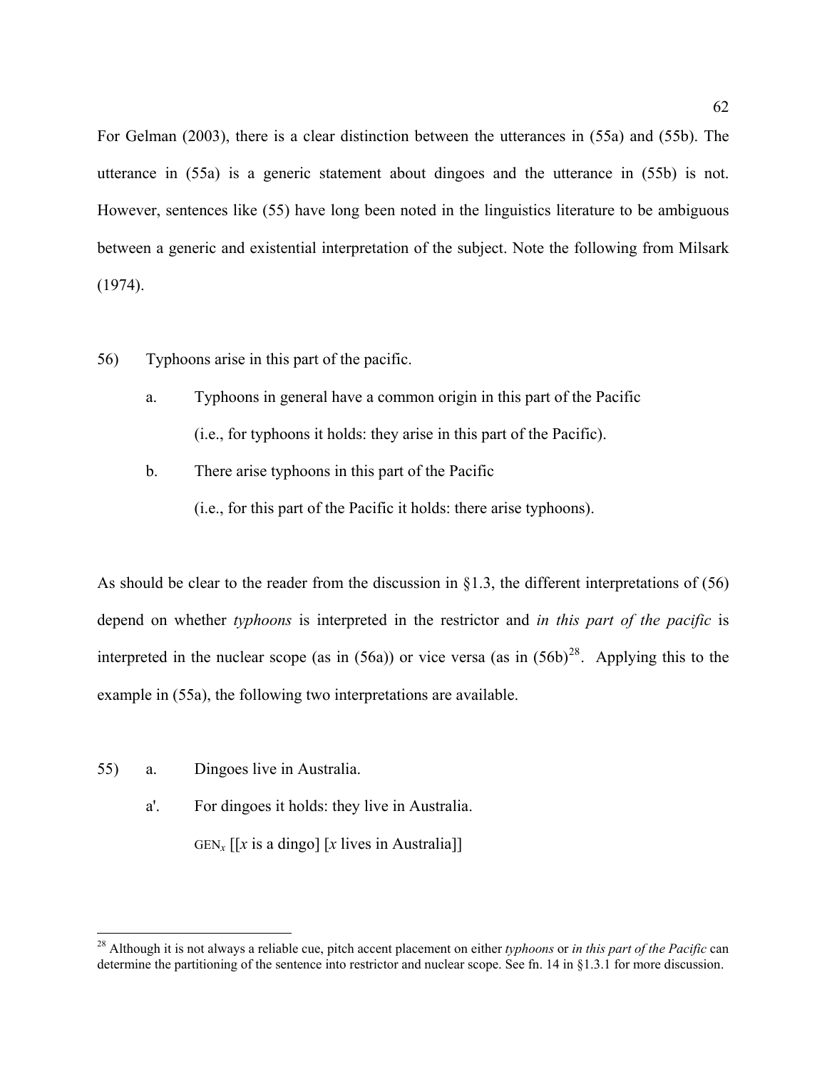For Gelman (2003), there is a clear distinction between the utterances in (55a) and (55b). The utterance in (55a) is a generic statement about dingoes and the utterance in (55b) is not. However, sentences like (55) have long been noted in the linguistics literature to be ambiguous between a generic and existential interpretation of the subject. Note the following from Milsark (1974).

56) Typhoons arise in this part of the pacific.

   a. Typhoons in general have a common origin in this part of the Pacific
      (i.e., for typhoons it holds: they arise in this part of the Pacific).

   b. There arise typhoons in this part of the Pacific
      (i.e., for this part of the Pacific it holds: there arise typhoons).

As should be clear to the reader from the discussion in §1.3, the different interpretations of (56) depend on whether *typhoons* is interpreted in the restrictor and *in this part of the pacific* is interpreted in the nuclear scope (as in (56a)) or vice versa (as in (56b)[28]. Applying this to the example in (55a), the following two interpretations are available.

55) a. Dingoes live in Australia.

   a'. For dingoes it holds: they live in Australia.
      $\text{GEN}_x$ [[$x$ is a dingo] [$x$ lives in Australia]]

---

[28] Although it is not always a reliable cue, pitch accent placement on either *typhoons* or *in this part of the Pacific* can determine the partitioning of the sentence into restrictor and nuclear scope. See fn. 14 in §1.3.1 for more discussion.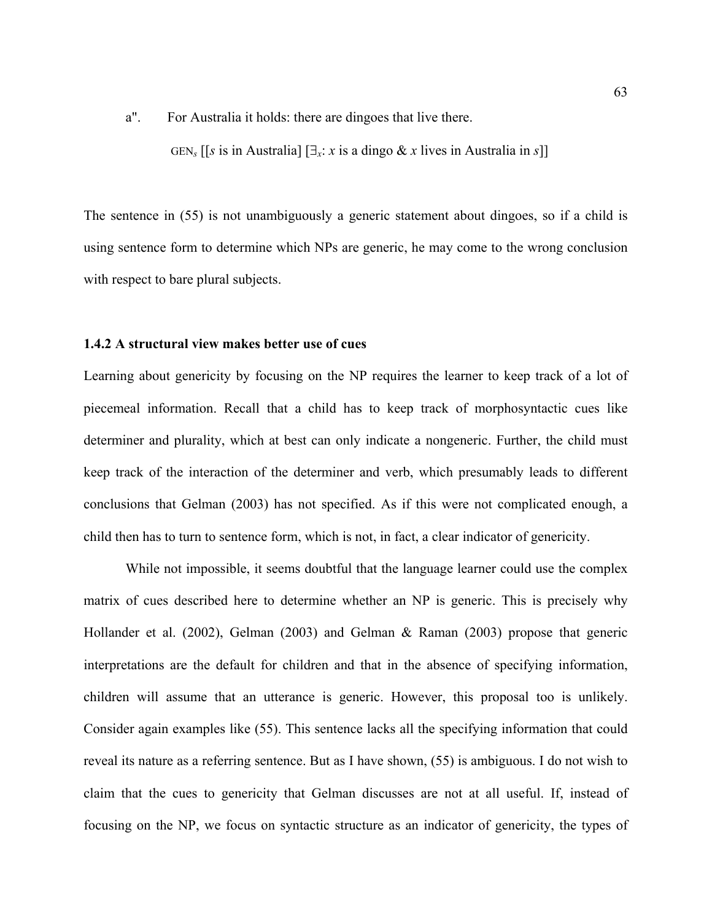a". For Australia it holds: there are dingoes that live there.

$\text{GEN}_s$ [[$s$ is in Australia] [$\exists_x$: $x$ is a dingo & $x$ lives in Australia in $s$]]

The sentence in (55) is not unambiguously a generic statement about dingoes, so if a child is using sentence form to determine which NPs are generic, he may come to the wrong conclusion with respect to bare plural subjects.

### 1.4.2 A structural view makes better use of cues

Learning about genericity by focusing on the NP requires the learner to keep track of a lot of piecemeal information. Recall that a child has to keep track of morphosyntactic cues like determiner and plurality, which at best can only indicate a nongeneric. Further, the child must keep track of the interaction of the determiner and verb, which presumably leads to different conclusions that Gelman (2003) has not specified. As if this were not complicated enough, a child then has to turn to sentence form, which is not, in fact, a clear indicator of genericity.

While not impossible, it seems doubtful that the language learner could use the complex matrix of cues described here to determine whether an NP is generic. This is precisely why Hollander et al. (2002), Gelman (2003) and Gelman & Raman (2003) propose that generic interpretations are the default for children and that in the absence of specifying information, children will assume that an utterance is generic. However, this proposal too is unlikely. Consider again examples like (55). This sentence lacks all the specifying information that could reveal its nature as a referring sentence. But as I have shown, (55) is ambiguous. I do not wish to claim that the cues to genericity that Gelman discusses are not at all useful. If, instead of focusing on the NP, we focus on syntactic structure as an indicator of genericity, the types of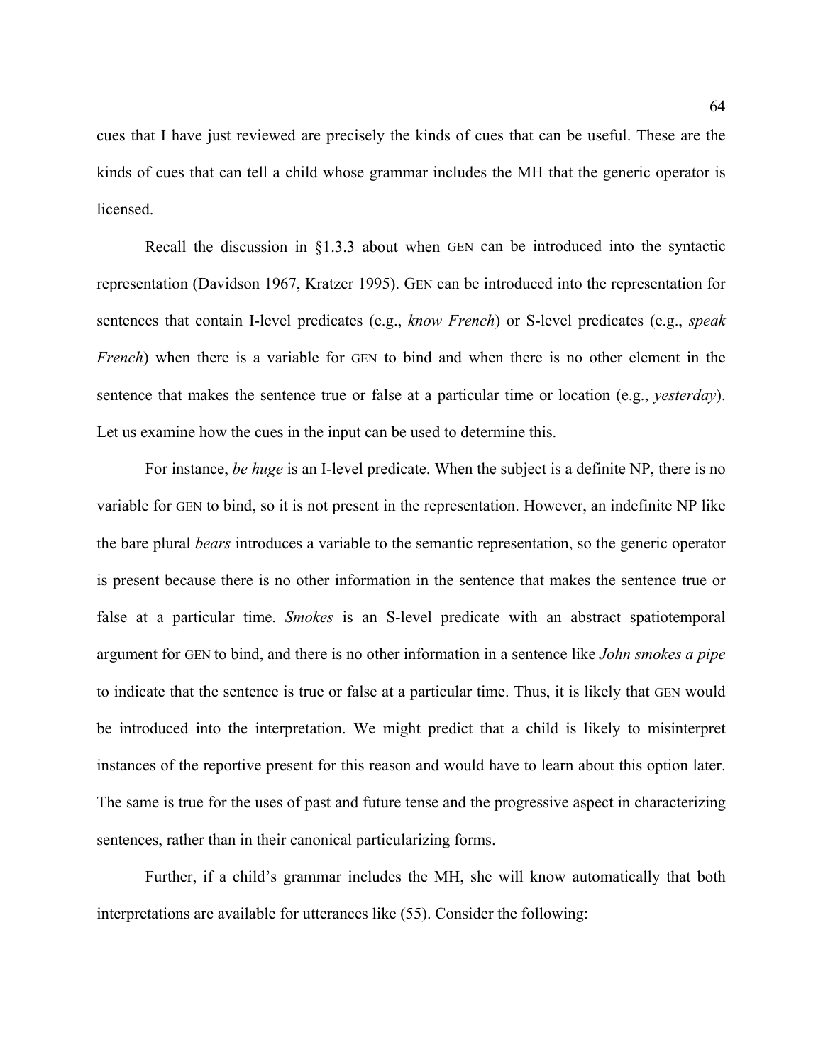cues that I have just reviewed are precisely the kinds of cues that can be useful. These are the kinds of cues that can tell a child whose grammar includes the MH that the generic operator is licensed.

Recall the discussion in §1.3.3 about when GEN can be introduced into the syntactic representation (Davidson 1967, Kratzer 1995). GEN can be introduced into the representation for sentences that contain I-level predicates (e.g., *know French*) or S-level predicates (e.g., *speak French*) when there is a variable for GEN to bind and when there is no other element in the sentence that makes the sentence true or false at a particular time or location (e.g., *yesterday*). Let us examine how the cues in the input can be used to determine this.

For instance, *be huge* is an I-level predicate. When the subject is a definite NP, there is no variable for GEN to bind, so it is not present in the representation. However, an indefinite NP like the bare plural *bears* introduces a variable to the semantic representation, so the generic operator is present because there is no other information in the sentence that makes the sentence true or false at a particular time. *Smokes* is an S-level predicate with an abstract spatiotemporal argument for GEN to bind, and there is no other information in a sentence like *John smokes a pipe* to indicate that the sentence is true or false at a particular time. Thus, it is likely that GEN would be introduced into the interpretation. We might predict that a child is likely to misinterpret instances of the reportive present for this reason and would have to learn about this option later. The same is true for the uses of past and future tense and the progressive aspect in characterizing sentences, rather than in their canonical particularizing forms.

Further, if a child's grammar includes the MH, she will know automatically that both interpretations are available for utterances like (55). Consider the following: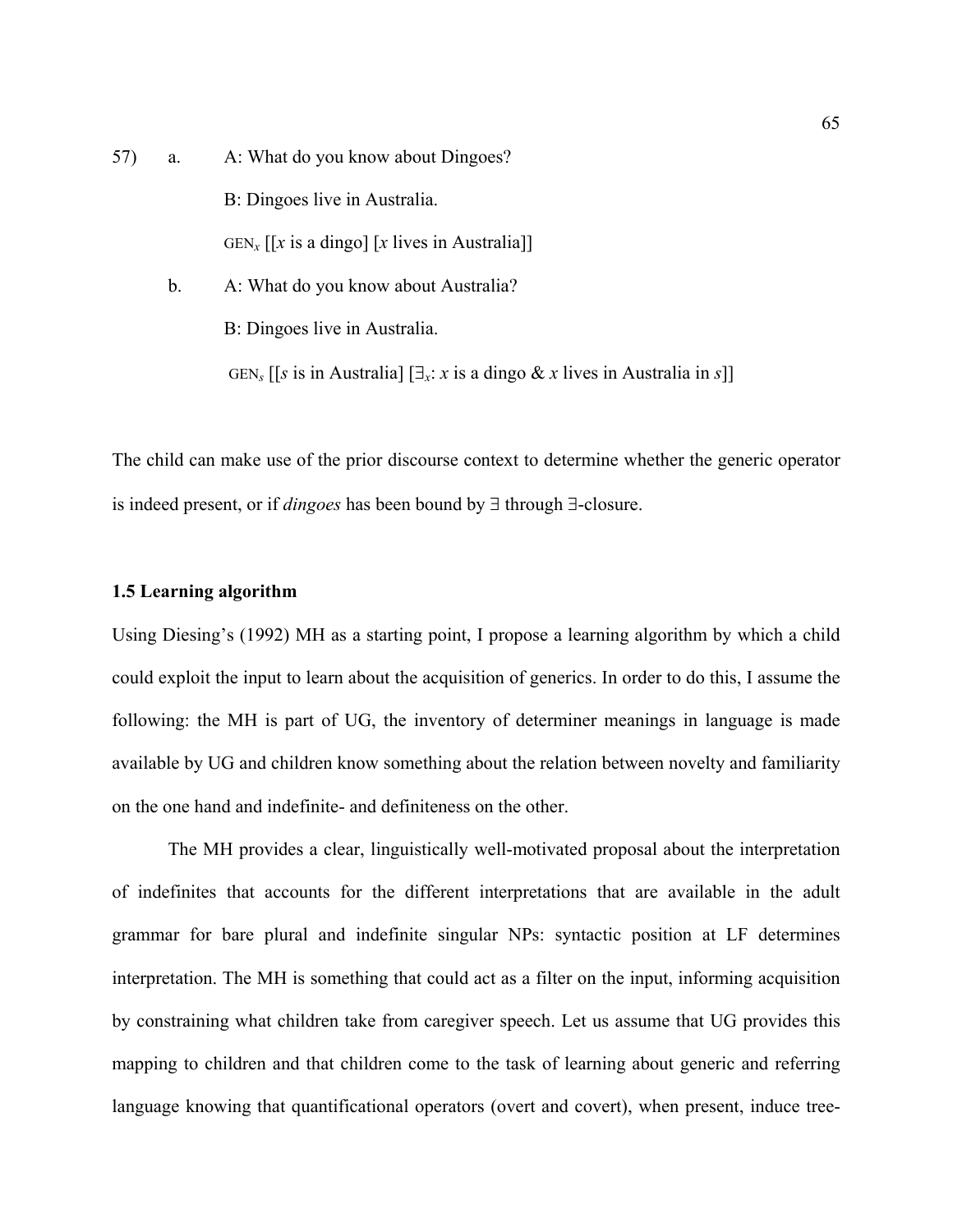57) a. A: What do you know about Dingoes?

B: Dingoes live in Australia.

$\text{GEN}_x$ [[$x$ is a dingo] [$x$ lives in Australia]]

b. A: What do you know about Australia?

B: Dingoes live in Australia.

$\text{GEN}_s$ [[$s$ is in Australia] [$\exists_x$: $x$ is a dingo & $x$ lives in Australia in $s$]]

The child can make use of the prior discourse context to determine whether the generic operator is indeed present, or if *dingoes* has been bound by ∃ through ∃-closure.

### 1.5 Learning algorithm

Using Diesing's (1992) MH as a starting point, I propose a learning algorithm by which a child could exploit the input to learn about the acquisition of generics. In order to do this, I assume the following: the MH is part of UG, the inventory of determiner meanings in language is made available by UG and children know something about the relation between novelty and familiarity on the one hand and indefinite- and definiteness on the other.

The MH provides a clear, linguistically well-motivated proposal about the interpretation of indefinites that accounts for the different interpretations that are available in the adult grammar for bare plural and indefinite singular NPs: syntactic position at LF determines interpretation. The MH is something that could act as a filter on the input, informing acquisition by constraining what children take from caregiver speech. Let us assume that UG provides this mapping to children and that children come to the task of learning about generic and referring language knowing that quantificational operators (overt and covert), when present, induce tree-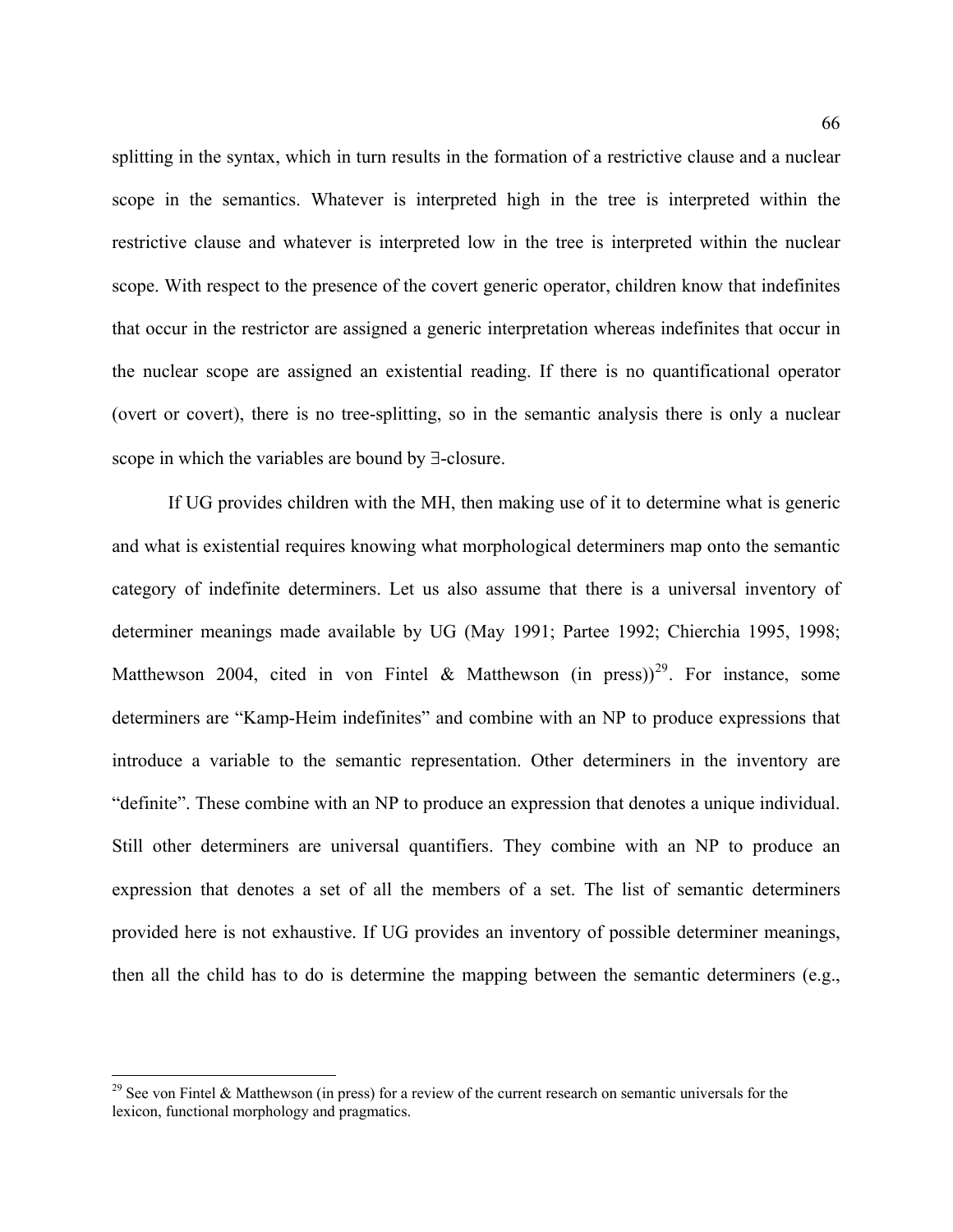splitting in the syntax, which in turn results in the formation of a restrictive clause and a nuclear scope in the semantics. Whatever is interpreted high in the tree is interpreted within the restrictive clause and whatever is interpreted low in the tree is interpreted within the nuclear scope. With respect to the presence of the covert generic operator, children know that indefinites that occur in the restrictor are assigned a generic interpretation whereas indefinites that occur in the nuclear scope are assigned an existential reading. If there is no quantificational operator (overt or covert), there is no tree-splitting, so in the semantic analysis there is only a nuclear scope in which the variables are bound by ∃-closure.

If UG provides children with the MH, then making use of it to determine what is generic and what is existential requires knowing what morphological determiners map onto the semantic category of indefinite determiners. Let us also assume that there is a universal inventory of determiner meanings made available by UG (May 1991; Partee 1992; Chierchia 1995, 1998; Matthewson 2004, cited in von Fintel & Matthewson (in press))[29]. For instance, some determiners are "Kamp-Heim indefinites" and combine with an NP to produce expressions that introduce a variable to the semantic representation. Other determiners in the inventory are "definite". These combine with an NP to produce an expression that denotes a unique individual. Still other determiners are universal quantifiers. They combine with an NP to produce an expression that denotes a set of all the members of a set. The list of semantic determiners provided here is not exhaustive. If UG provides an inventory of possible determiner meanings, then all the child has to do is determine the mapping between the semantic determiners (e.g.,

[29] See von Fintel & Matthewson (in press) for a review of the current research on semantic universals for the lexicon, functional morphology and pragmatics.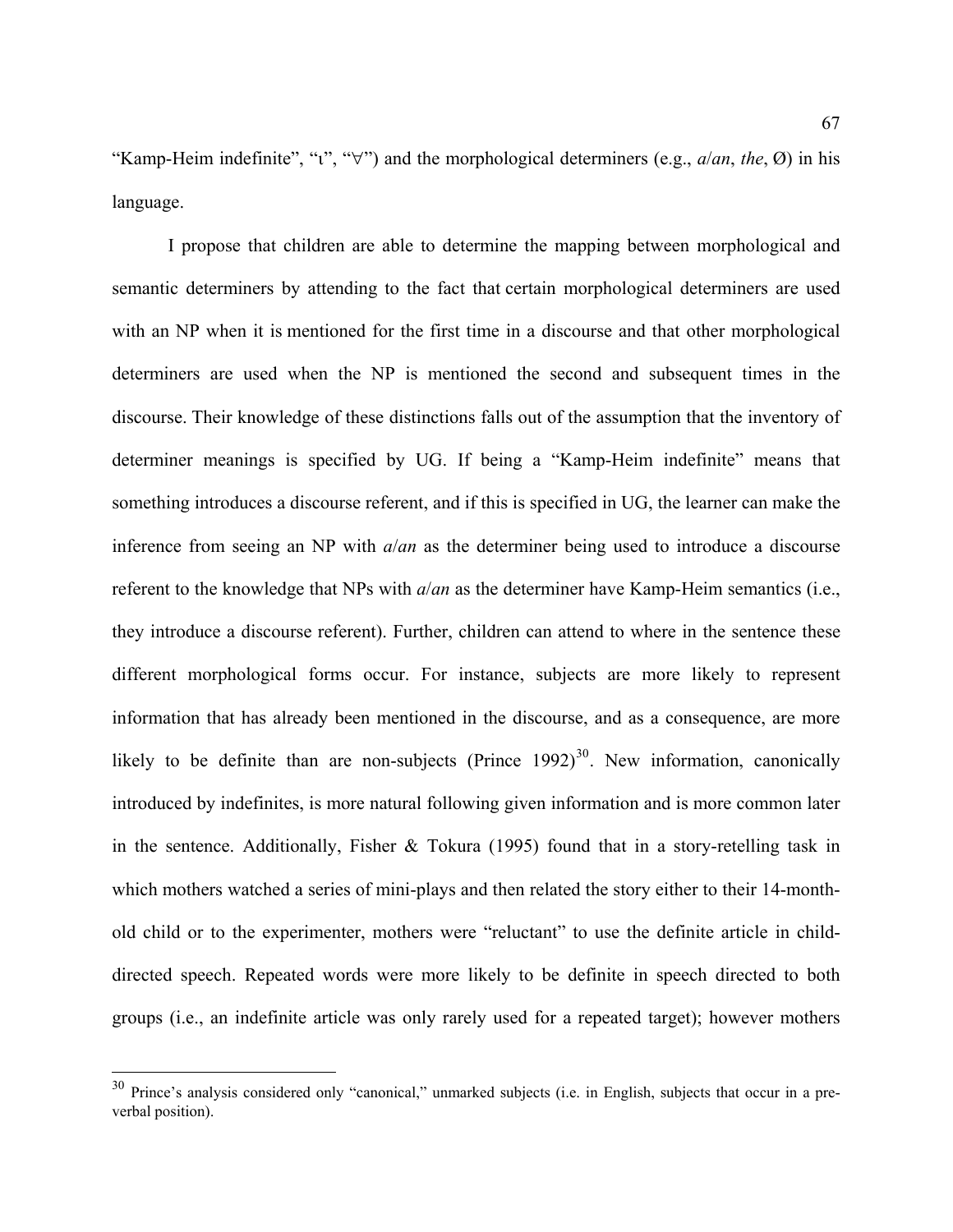"Kamp-Heim indefinite", "ι", "∀") and the morphological determiners (e.g., *a*/*an*, *the*, Ø) in his language.

I propose that children are able to determine the mapping between morphological and semantic determiners by attending to the fact that certain morphological determiners are used with an NP when it is mentioned for the first time in a discourse and that other morphological determiners are used when the NP is mentioned the second and subsequent times in the discourse. Their knowledge of these distinctions falls out of the assumption that the inventory of determiner meanings is specified by UG. If being a "Kamp-Heim indefinite" means that something introduces a discourse referent, and if this is specified in UG, the learner can make the inference from seeing an NP with *a*/*an* as the determiner being used to introduce a discourse referent to the knowledge that NPs with *a*/*an* as the determiner have Kamp-Heim semantics (i.e., they introduce a discourse referent). Further, children can attend to where in the sentence these different morphological forms occur. For instance, subjects are more likely to represent information that has already been mentioned in the discourse, and as a consequence, are more likely to be definite than are non-subjects (Prince 1992)[30]. New information, canonically introduced by indefinites, is more natural following given information and is more common later in the sentence. Additionally, Fisher & Tokura (1995) found that in a story-retelling task in which mothers watched a series of mini-plays and then related the story either to their 14-month-old child or to the experimenter, mothers were "reluctant" to use the definite article in child-directed speech. Repeated words were more likely to be definite in speech directed to both groups (i.e., an indefinite article was only rarely used for a repeated target); however mothers

---

[30] Prince's analysis considered only "canonical," unmarked subjects (i.e. in English, subjects that occur in a pre-verbal position).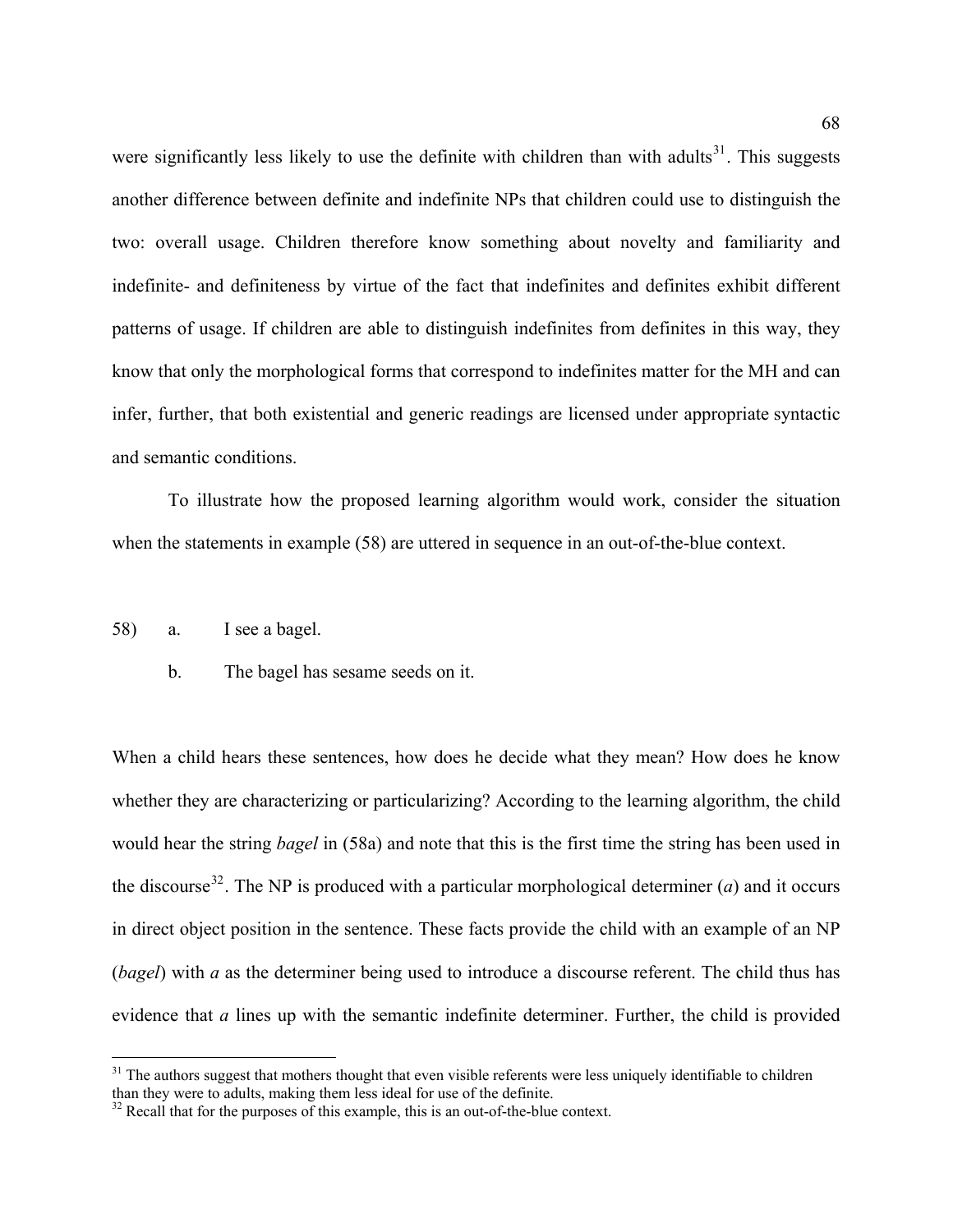were significantly less likely to use the definite with children than with adults[31]. This suggests another difference between definite and indefinite NPs that children could use to distinguish the two: overall usage. Children therefore know something about novelty and familiarity and indefinite- and definiteness by virtue of the fact that indefinites and definites exhibit different patterns of usage. If children are able to distinguish indefinites from definites in this way, they know that only the morphological forms that correspond to indefinites matter for the MH and can infer, further, that both existential and generic readings are licensed under appropriate syntactic and semantic conditions.

To illustrate how the proposed learning algorithm would work, consider the situation when the statements in example (58) are uttered in sequence in an out-of-the-blue context.

58) a. I see a bagel.

 b. The bagel has sesame seeds on it.

When a child hears these sentences, how does he decide what they mean? How does he know whether they are characterizing or particularizing? According to the learning algorithm, the child would hear the string *bagel* in (58a) and note that this is the first time the string has been used in the discourse[32]. The NP is produced with a particular morphological determiner (*a*) and it occurs in direct object position in the sentence. These facts provide the child with an example of an NP (*bagel*) with *a* as the determiner being used to introduce a discourse referent. The child thus has evidence that *a* lines up with the semantic indefinite determiner. Further, the child is provided

[31] The authors suggest that mothers thought that even visible referents were less uniquely identifiable to children than they were to adults, making them less ideal for use of the definite.

[32] Recall that for the purposes of this example, this is an out-of-the-blue context.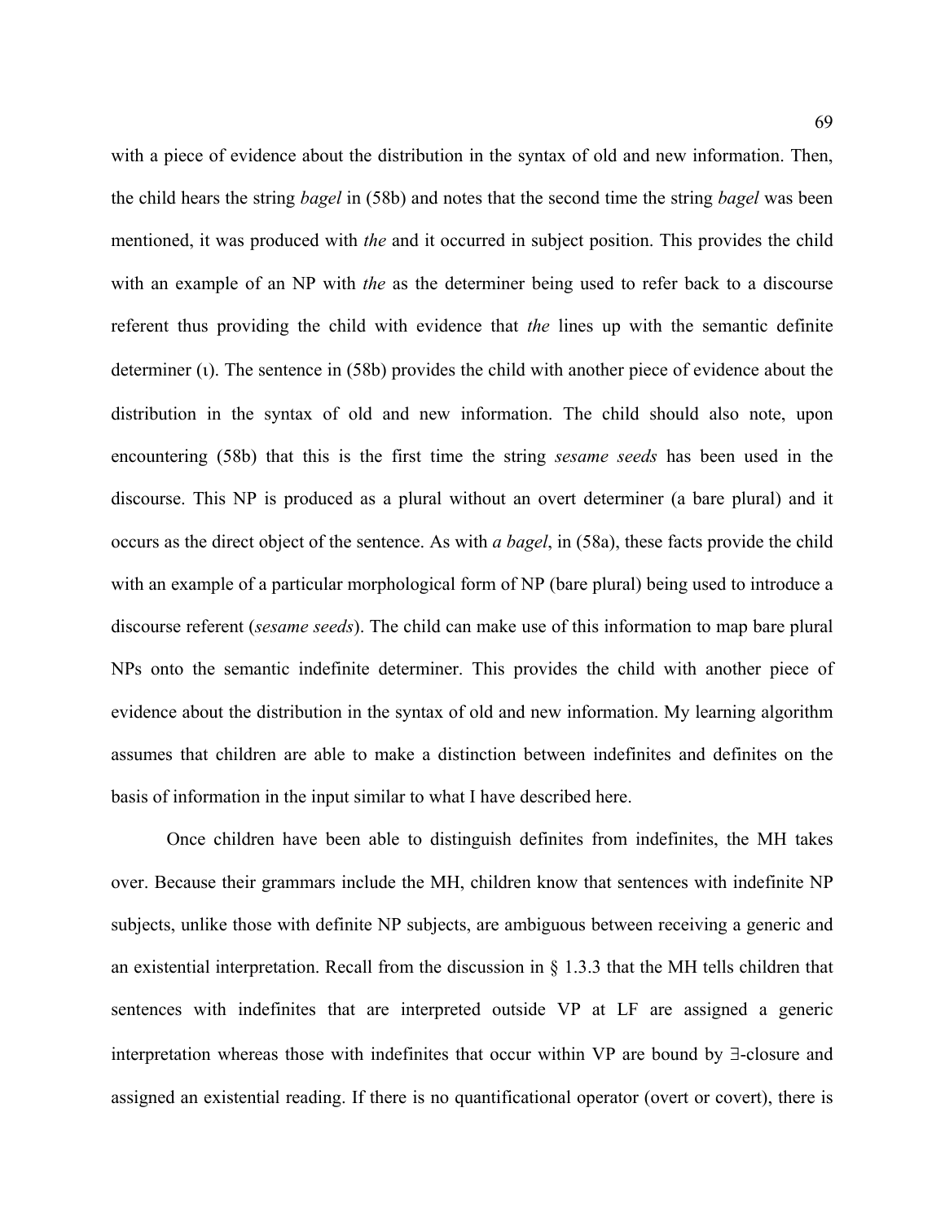with a piece of evidence about the distribution in the syntax of old and new information. Then, the child hears the string *bagel* in (58b) and notes that the second time the string *bagel* was been mentioned, it was produced with *the* and it occurred in subject position. This provides the child with an example of an NP with *the* as the determiner being used to refer back to a discourse referent thus providing the child with evidence that *the* lines up with the semantic definite determiner (ι). The sentence in (58b) provides the child with another piece of evidence about the distribution in the syntax of old and new information. The child should also note, upon encountering (58b) that this is the first time the string *sesame seeds* has been used in the discourse. This NP is produced as a plural without an overt determiner (a bare plural) and it occurs as the direct object of the sentence. As with *a bagel*, in (58a), these facts provide the child with an example of a particular morphological form of NP (bare plural) being used to introduce a discourse referent (*sesame seeds*). The child can make use of this information to map bare plural NPs onto the semantic indefinite determiner. This provides the child with another piece of evidence about the distribution in the syntax of old and new information. My learning algorithm assumes that children are able to make a distinction between indefinites and definites on the basis of information in the input similar to what I have described here.

Once children have been able to distinguish definites from indefinites, the MH takes over. Because their grammars include the MH, children know that sentences with indefinite NP subjects, unlike those with definite NP subjects, are ambiguous between receiving a generic and an existential interpretation. Recall from the discussion in § 1.3.3 that the MH tells children that sentences with indefinites that are interpreted outside VP at LF are assigned a generic interpretation whereas those with indefinites that occur within VP are bound by ∃-closure and assigned an existential reading. If there is no quantificational operator (overt or covert), there is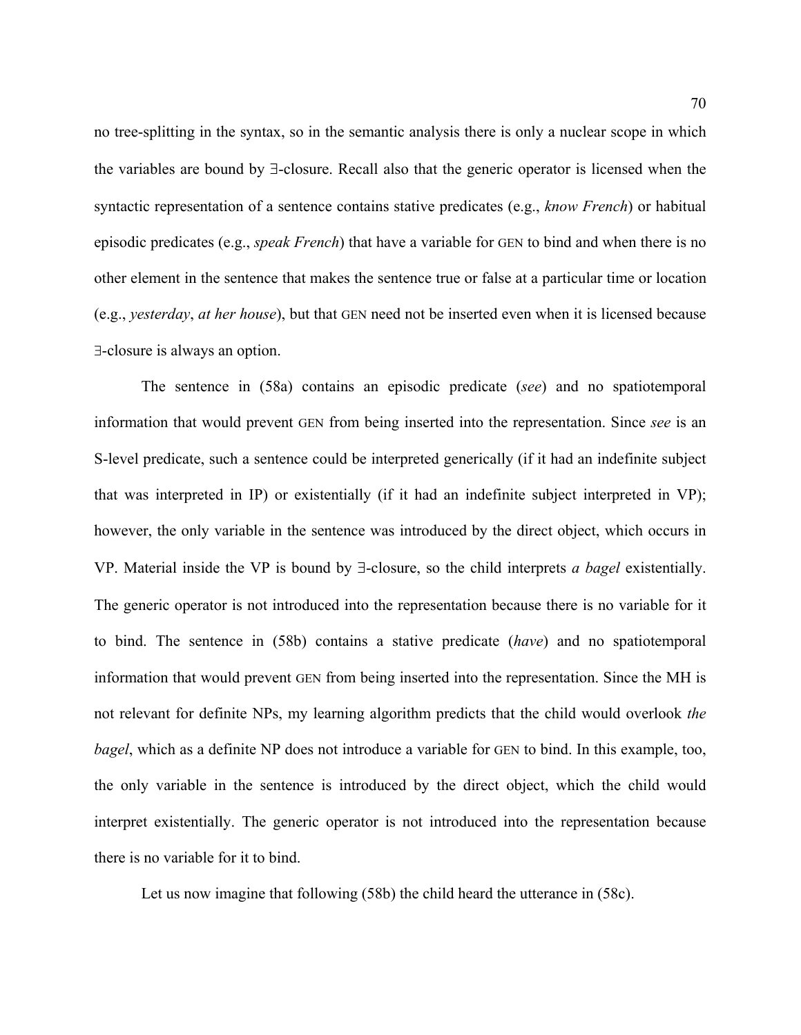no tree-splitting in the syntax, so in the semantic analysis there is only a nuclear scope in which the variables are bound by ∃-closure. Recall also that the generic operator is licensed when the syntactic representation of a sentence contains stative predicates (e.g., *know French*) or habitual episodic predicates (e.g., *speak French*) that have a variable for GEN to bind and when there is no other element in the sentence that makes the sentence true or false at a particular time or location (e.g., *yesterday*, *at her house*), but that GEN need not be inserted even when it is licensed because ∃-closure is always an option.

The sentence in (58a) contains an episodic predicate (*see*) and no spatiotemporal information that would prevent GEN from being inserted into the representation. Since *see* is an S-level predicate, such a sentence could be interpreted generically (if it had an indefinite subject that was interpreted in IP) or existentially (if it had an indefinite subject interpreted in VP); however, the only variable in the sentence was introduced by the direct object, which occurs in VP. Material inside the VP is bound by ∃-closure, so the child interprets *a bagel* existentially. The generic operator is not introduced into the representation because there is no variable for it to bind. The sentence in (58b) contains a stative predicate (*have*) and no spatiotemporal information that would prevent GEN from being inserted into the representation. Since the MH is not relevant for definite NPs, my learning algorithm predicts that the child would overlook *the bagel*, which as a definite NP does not introduce a variable for GEN to bind. In this example, too, the only variable in the sentence is introduced by the direct object, which the child would interpret existentially. The generic operator is not introduced into the representation because there is no variable for it to bind.

Let us now imagine that following (58b) the child heard the utterance in (58c).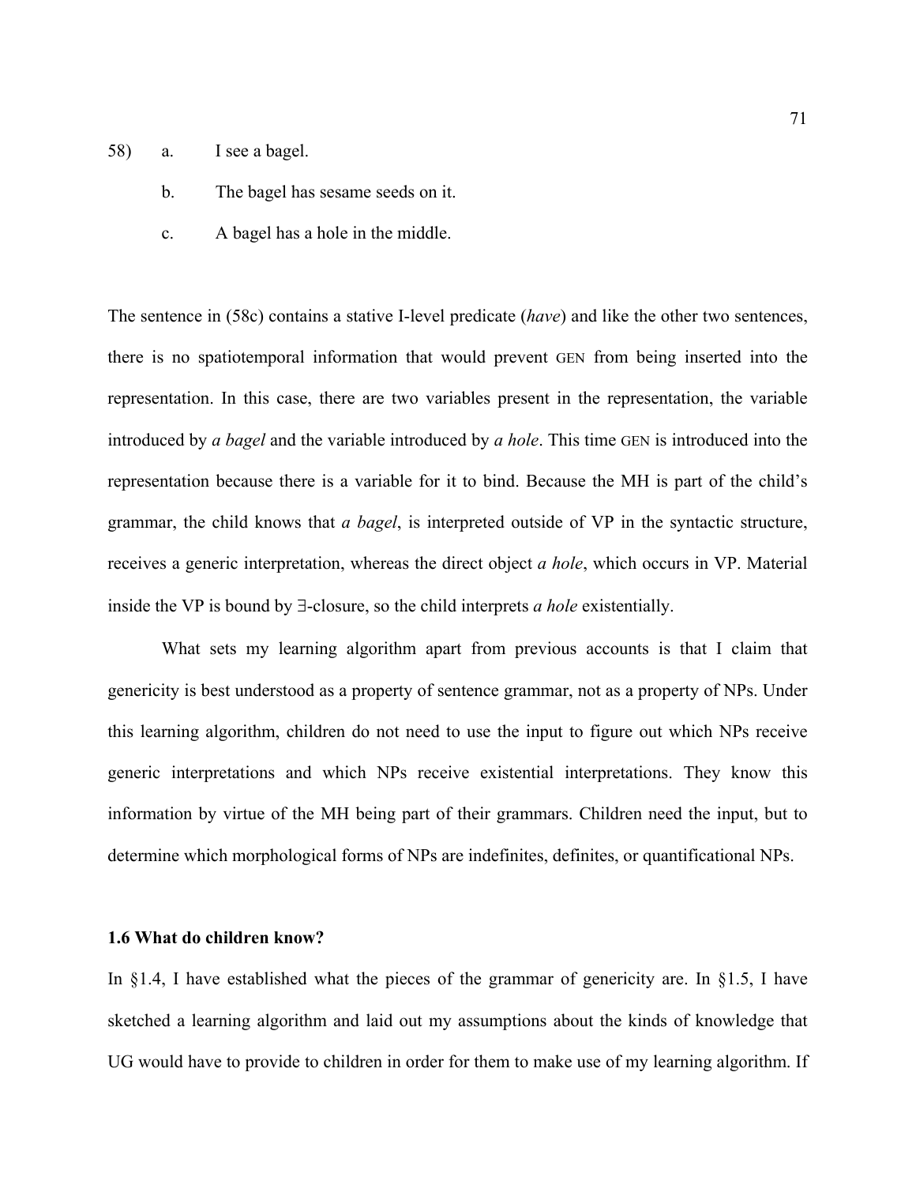58) a. I see a bagel.

b. The bagel has sesame seeds on it.

c. A bagel has a hole in the middle.

The sentence in (58c) contains a stative I-level predicate (*have*) and like the other two sentences, there is no spatiotemporal information that would prevent GEN from being inserted into the representation. In this case, there are two variables present in the representation, the variable introduced by *a bagel* and the variable introduced by *a hole*. This time GEN is introduced into the representation because there is a variable for it to bind. Because the MH is part of the child's grammar, the child knows that *a bagel*, is interpreted outside of VP in the syntactic structure, receives a generic interpretation, whereas the direct object *a hole*, which occurs in VP. Material inside the VP is bound by ∃-closure, so the child interprets *a hole* existentially.

What sets my learning algorithm apart from previous accounts is that I claim that genericity is best understood as a property of sentence grammar, not as a property of NPs. Under this learning algorithm, children do not need to use the input to figure out which NPs receive generic interpretations and which NPs receive existential interpretations. They know this information by virtue of the MH being part of their grammars. Children need the input, but to determine which morphological forms of NPs are indefinites, definites, or quantificational NPs.

### 1.6 What do children know?

In §1.4, I have established what the pieces of the grammar of genericity are. In §1.5, I have sketched a learning algorithm and laid out my assumptions about the kinds of knowledge that UG would have to provide to children in order for them to make use of my learning algorithm. If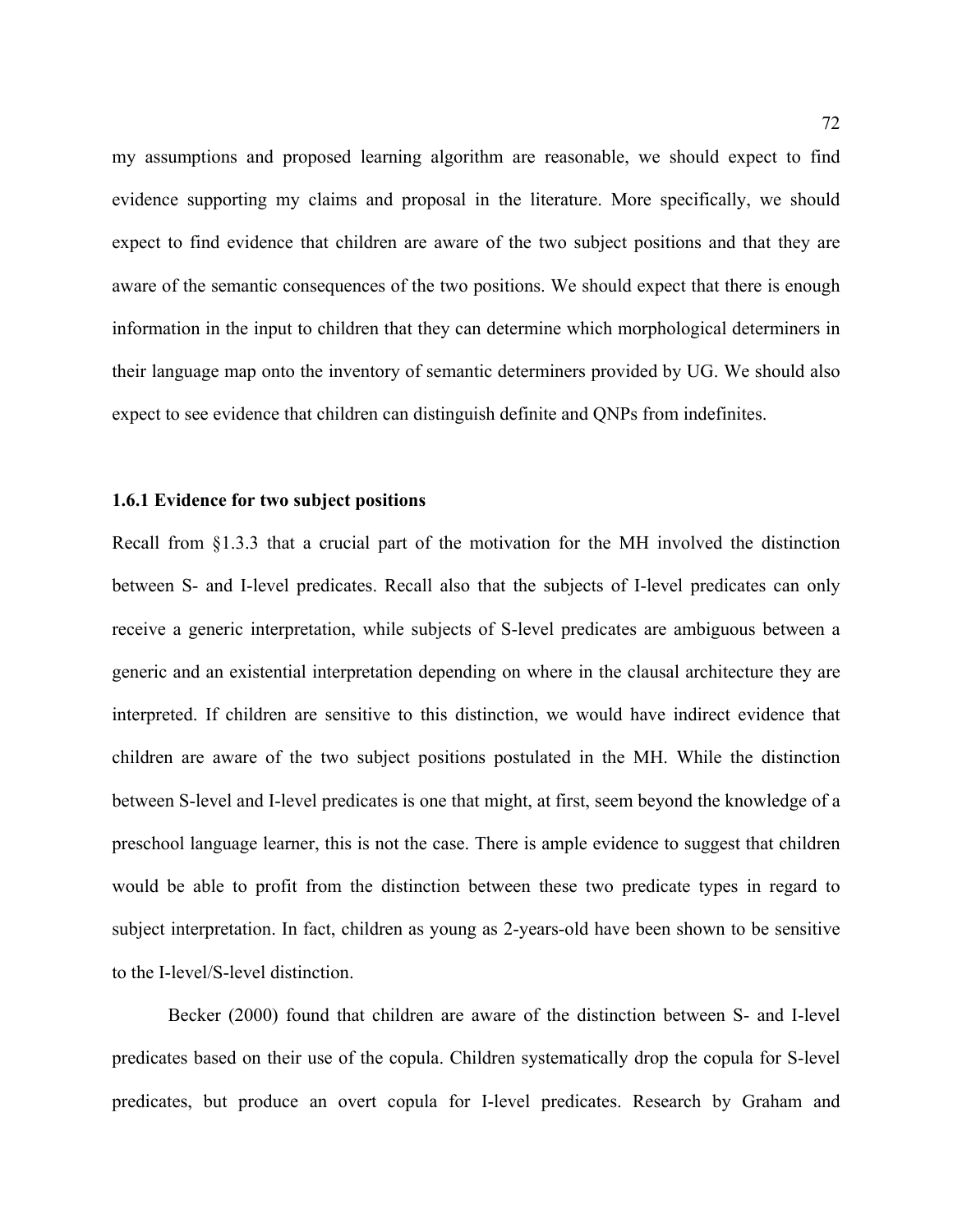my assumptions and proposed learning algorithm are reasonable, we should expect to find evidence supporting my claims and proposal in the literature. More specifically, we should expect to find evidence that children are aware of the two subject positions and that they are aware of the semantic consequences of the two positions. We should expect that there is enough information in the input to children that they can determine which morphological determiners in their language map onto the inventory of semantic determiners provided by UG. We should also expect to see evidence that children can distinguish definite and QNPs from indefinites.

### 1.6.1 Evidence for two subject positions

Recall from §1.3.3 that a crucial part of the motivation for the MH involved the distinction between S- and I-level predicates. Recall also that the subjects of I-level predicates can only receive a generic interpretation, while subjects of S-level predicates are ambiguous between a generic and an existential interpretation depending on where in the clausal architecture they are interpreted. If children are sensitive to this distinction, we would have indirect evidence that children are aware of the two subject positions postulated in the MH. While the distinction between S-level and I-level predicates is one that might, at first, seem beyond the knowledge of a preschool language learner, this is not the case. There is ample evidence to suggest that children would be able to profit from the distinction between these two predicate types in regard to subject interpretation. In fact, children as young as 2-years-old have been shown to be sensitive to the I-level/S-level distinction.

Becker (2000) found that children are aware of the distinction between S- and I-level predicates based on their use of the copula. Children systematically drop the copula for S-level predicates, but produce an overt copula for I-level predicates. Research by Graham and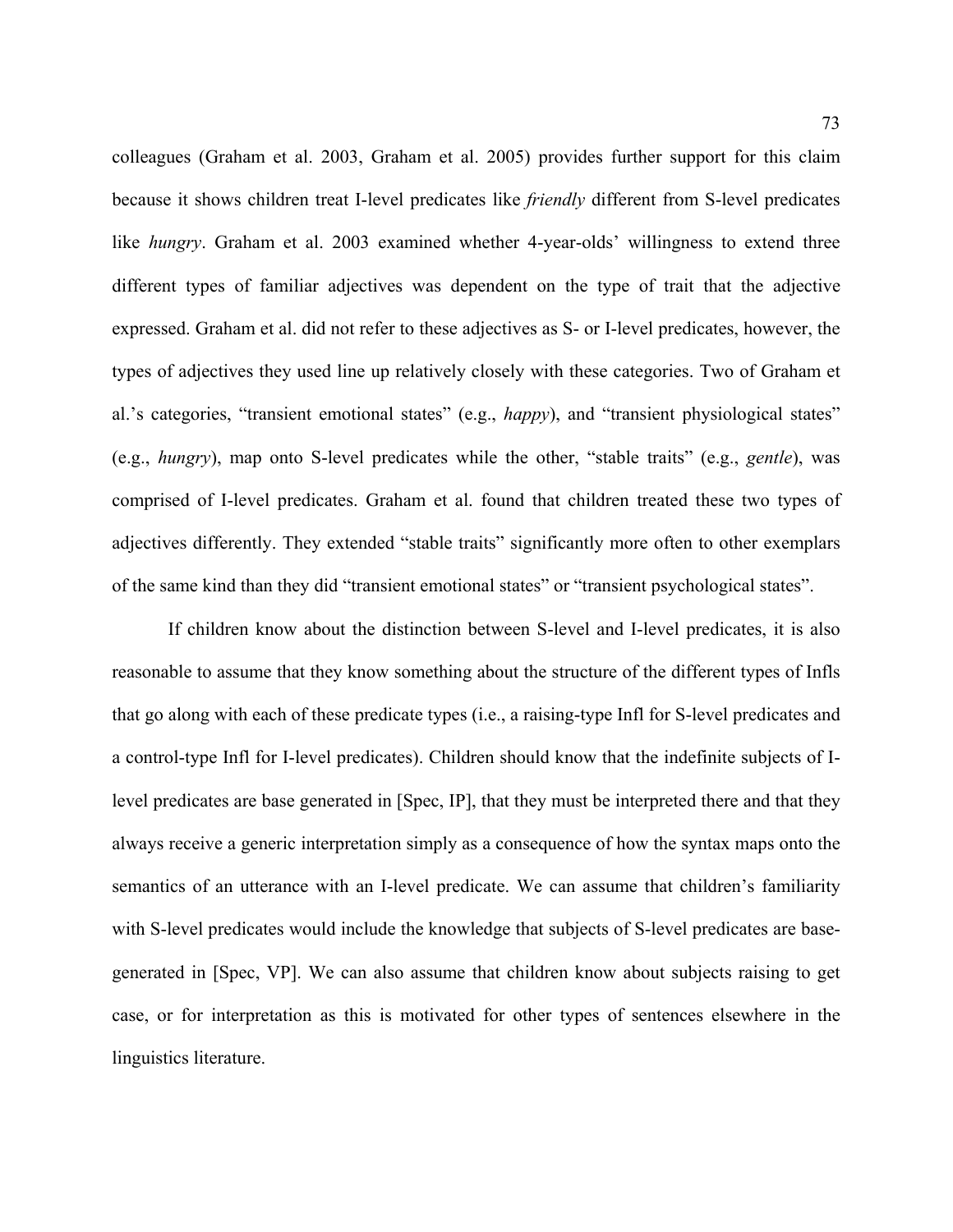colleagues (Graham et al. 2003, Graham et al. 2005) provides further support for this claim because it shows children treat I-level predicates like *friendly* different from S-level predicates like *hungry*. Graham et al. 2003 examined whether 4-year-olds' willingness to extend three different types of familiar adjectives was dependent on the type of trait that the adjective expressed. Graham et al. did not refer to these adjectives as S- or I-level predicates, however, the types of adjectives they used line up relatively closely with these categories. Two of Graham et al.'s categories, "transient emotional states" (e.g., *happy*), and "transient physiological states" (e.g., *hungry*), map onto S-level predicates while the other, "stable traits" (e.g., *gentle*), was comprised of I-level predicates. Graham et al. found that children treated these two types of adjectives differently. They extended "stable traits" significantly more often to other exemplars of the same kind than they did "transient emotional states" or "transient psychological states".

If children know about the distinction between S-level and I-level predicates, it is also reasonable to assume that they know something about the structure of the different types of Infls that go along with each of these predicate types (i.e., a raising-type Infl for S-level predicates and a control-type Infl for I-level predicates). Children should know that the indefinite subjects of I-level predicates are base generated in [Spec, IP], that they must be interpreted there and that they always receive a generic interpretation simply as a consequence of how the syntax maps onto the semantics of an utterance with an I-level predicate. We can assume that children's familiarity with S-level predicates would include the knowledge that subjects of S-level predicates are base-generated in [Spec, VP]. We can also assume that children know about subjects raising to get case, or for interpretation as this is motivated for other types of sentences elsewhere in the linguistics literature.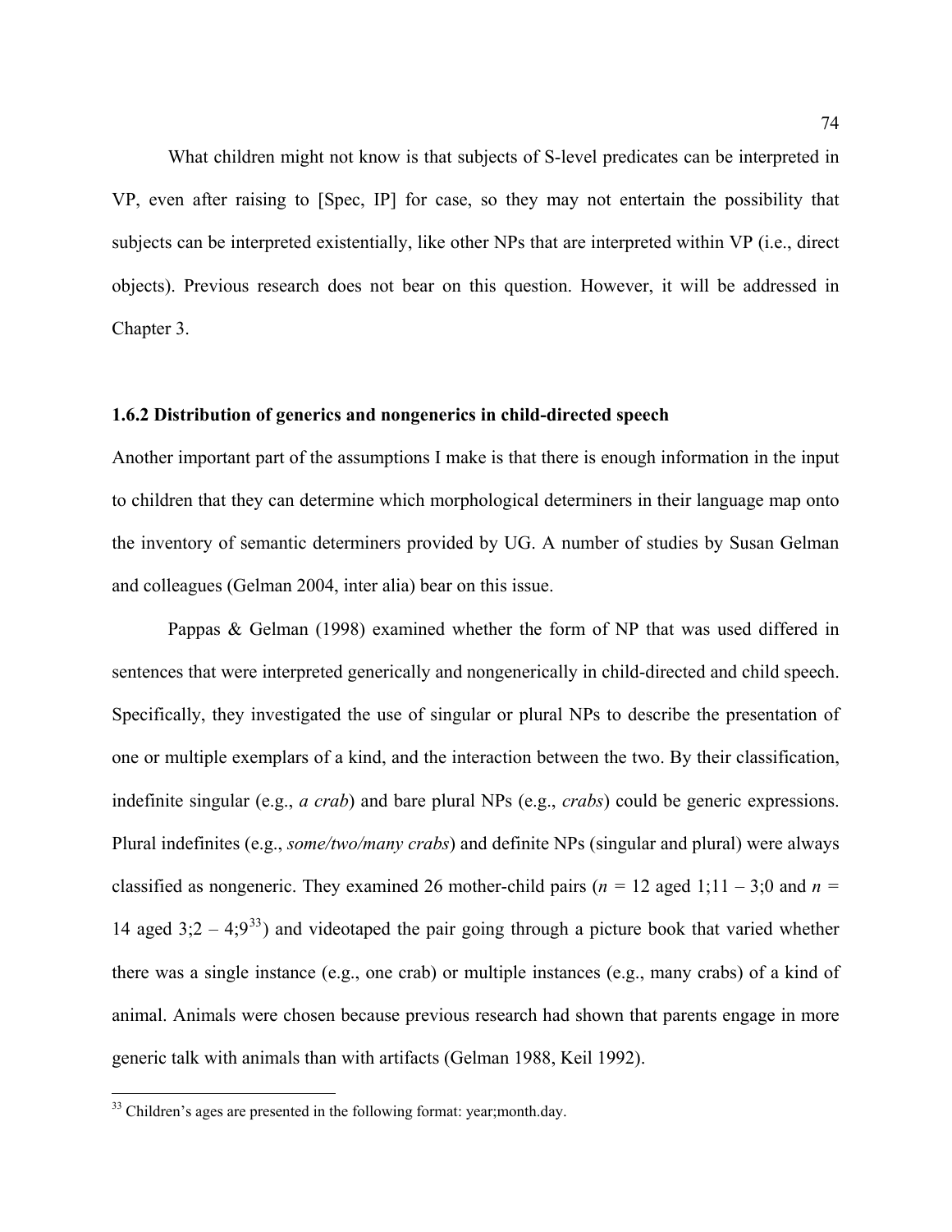What children might not know is that subjects of S-level predicates can be interpreted in VP, even after raising to [Spec, IP] for case, so they may not entertain the possibility that subjects can be interpreted existentially, like other NPs that are interpreted within VP (i.e., direct objects). Previous research does not bear on this question. However, it will be addressed in Chapter 3.

### 1.6.2 Distribution of generics and nongenerics in child-directed speech

Another important part of the assumptions I make is that there is enough information in the input to children that they can determine which morphological determiners in their language map onto the inventory of semantic determiners provided by UG. A number of studies by Susan Gelman and colleagues (Gelman 2004, inter alia) bear on this issue.

Pappas & Gelman (1998) examined whether the form of NP that was used differed in sentences that were interpreted generically and nongenerically in child-directed and child speech. Specifically, they investigated the use of singular or plural NPs to describe the presentation of one or multiple exemplars of a kind, and the interaction between the two. By their classification, indefinite singular (e.g., *a crab*) and bare plural NPs (e.g., *crabs*) could be generic expressions. Plural indefinites (e.g., *some/two/many crabs*) and definite NPs (singular and plural) were always classified as nongeneric. They examined 26 mother-child pairs (*n* = 12 aged 1;11 – 3;0 and *n* = 14 aged 3;2 – 4;9[33]) and videotaped the pair going through a picture book that varied whether there was a single instance (e.g., one crab) or multiple instances (e.g., many crabs) of a kind of animal. Animals were chosen because previous research had shown that parents engage in more generic talk with animals than with artifacts (Gelman 1988, Keil 1992).

[33] Children's ages are presented in the following format: year;month.day.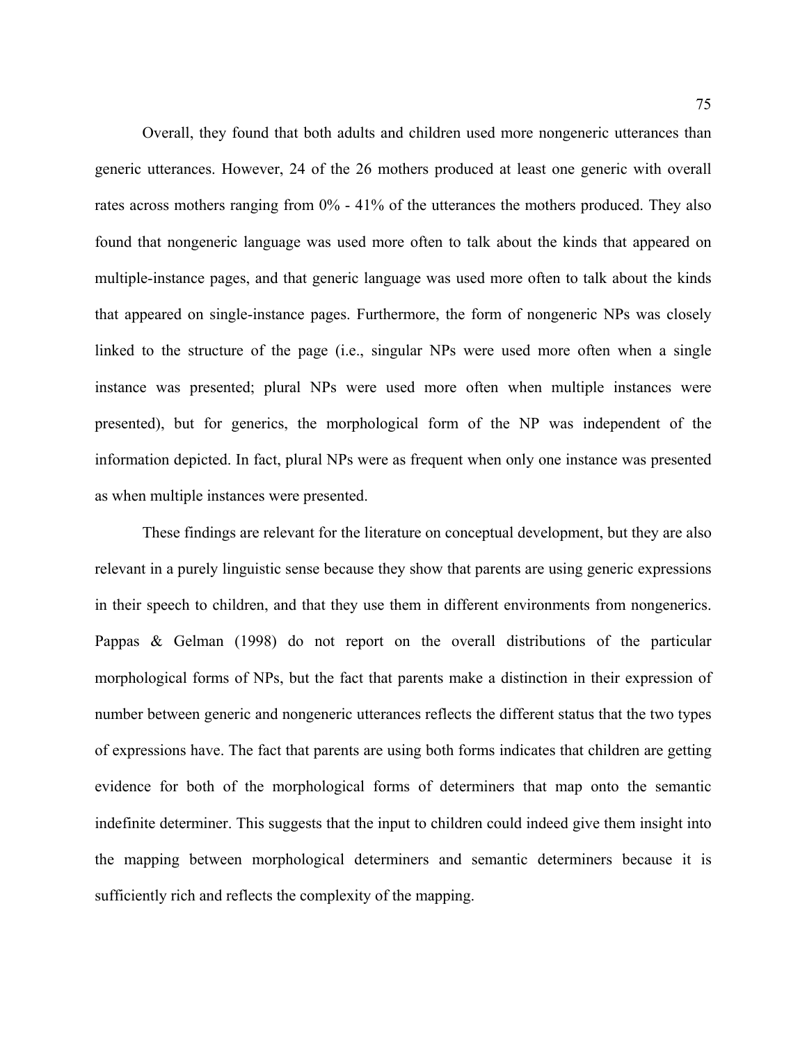Overall, they found that both adults and children used more nongeneric utterances than generic utterances. However, 24 of the 26 mothers produced at least one generic with overall rates across mothers ranging from 0% - 41% of the utterances the mothers produced. They also found that nongeneric language was used more often to talk about the kinds that appeared on multiple-instance pages, and that generic language was used more often to talk about the kinds that appeared on single-instance pages. Furthermore, the form of nongeneric NPs was closely linked to the structure of the page (i.e., singular NPs were used more often when a single instance was presented; plural NPs were used more often when multiple instances were presented), but for generics, the morphological form of the NP was independent of the information depicted. In fact, plural NPs were as frequent when only one instance was presented as when multiple instances were presented.

These findings are relevant for the literature on conceptual development, but they are also relevant in a purely linguistic sense because they show that parents are using generic expressions in their speech to children, and that they use them in different environments from nongenerics. Pappas & Gelman (1998) do not report on the overall distributions of the particular morphological forms of NPs, but the fact that parents make a distinction in their expression of number between generic and nongeneric utterances reflects the different status that the two types of expressions have. The fact that parents are using both forms indicates that children are getting evidence for both of the morphological forms of determiners that map onto the semantic indefinite determiner. This suggests that the input to children could indeed give them insight into the mapping between morphological determiners and semantic determiners because it is sufficiently rich and reflects the complexity of the mapping.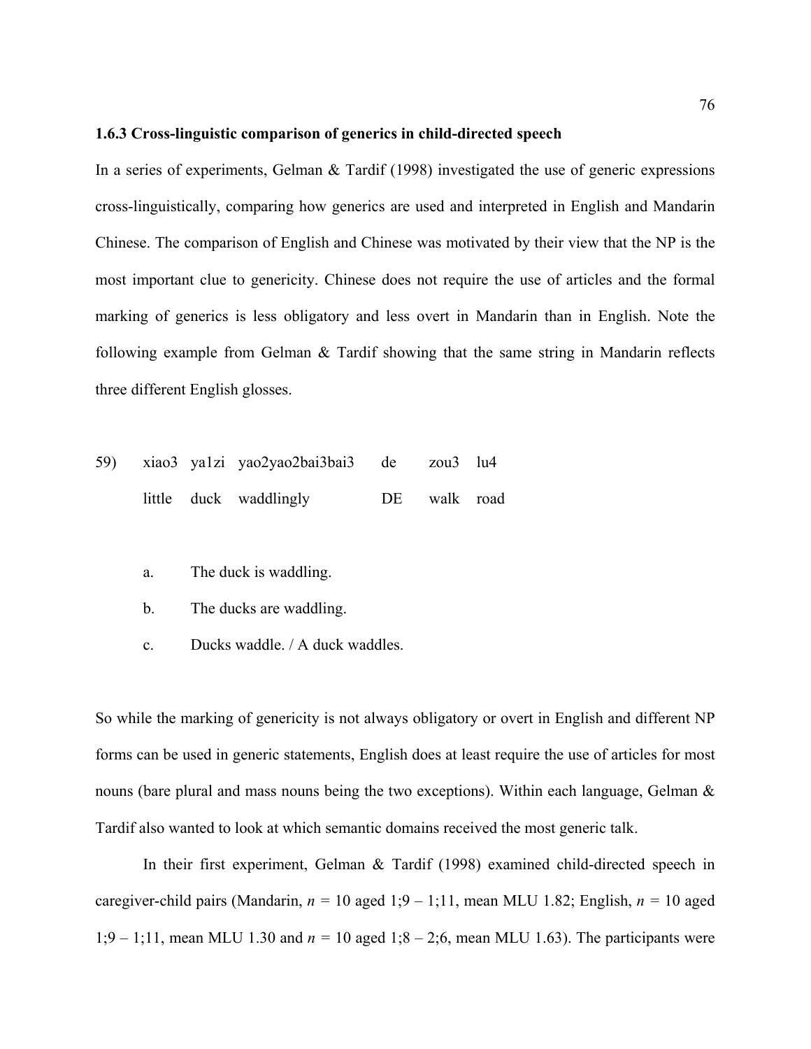### 1.6.3 Cross-linguistic comparison of generics in child-directed speech

In a series of experiments, Gelman & Tardif (1998) investigated the use of generic expressions cross-linguistically, comparing how generics are used and interpreted in English and Mandarin Chinese. The comparison of English and Chinese was motivated by their view that the NP is the most important clue to genericity. Chinese does not require the use of articles and the formal marking of generics is less obligatory and less overt in Mandarin than in English. Note the following example from Gelman & Tardif showing that the same string in Mandarin reflects three different English glosses.

| 59) | xiao3 | ya1zi | yao2yao2bai3bai3 | de | zou3 | lu4 |
|---|---|---|---|---|---|---|
| | little | duck | waddlingly | DE | walk | road |

a. The duck is waddling.

b. The ducks are waddling.

c. Ducks waddle. / A duck waddles.

So while the marking of genericity is not always obligatory or overt in English and different NP forms can be used in generic statements, English does at least require the use of articles for most nouns (bare plural and mass nouns being the two exceptions). Within each language, Gelman & Tardif also wanted to look at which semantic domains received the most generic talk.

In their first experiment, Gelman & Tardif (1998) examined child-directed speech in caregiver-child pairs (Mandarin, *n* = 10 aged 1;9 – 1;11, mean MLU 1.82; English, *n* = 10 aged 1;9 – 1;11, mean MLU 1.30 and *n* = 10 aged 1;8 – 2;6, mean MLU 1.63). The participants were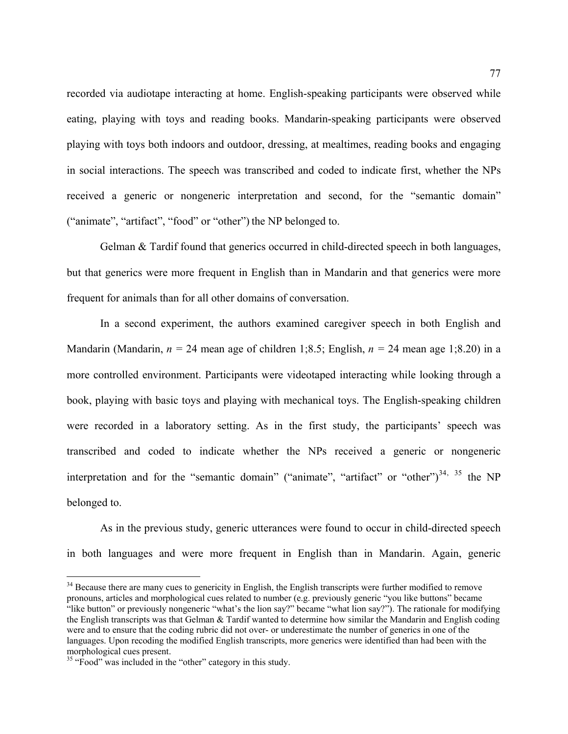recorded via audiotape interacting at home. English-speaking participants were observed while eating, playing with toys and reading books. Mandarin-speaking participants were observed playing with toys both indoors and outdoor, dressing, at mealtimes, reading books and engaging in social interactions. The speech was transcribed and coded to indicate first, whether the NPs received a generic or nongeneric interpretation and second, for the "semantic domain" ("animate", "artifact", "food" or "other") the NP belonged to.

Gelman & Tardif found that generics occurred in child-directed speech in both languages, but that generics were more frequent in English than in Mandarin and that generics were more frequent for animals than for all other domains of conversation.

In a second experiment, the authors examined caregiver speech in both English and Mandarin (Mandarin, $n$ = 24 mean age of children 1;8.5; English, $n$ = 24 mean age 1;8.20) in a more controlled environment. Participants were videotaped interacting while looking through a book, playing with basic toys and playing with mechanical toys. The English-speaking children were recorded in a laboratory setting. As in the first study, the participants' speech was transcribed and coded to indicate whether the NPs received a generic or nongeneric interpretation and for the "semantic domain" ("animate", "artifact" or "other")[34, 35] the NP belonged to.

As in the previous study, generic utterances were found to occur in child-directed speech in both languages and were more frequent in English than in Mandarin. Again, generic

---

[34] Because there are many cues to genericity in English, the English transcripts were further modified to remove pronouns, articles and morphological cues related to number (e.g. previously generic "you like buttons" became "like button" or previously nongeneric "what's the lion say?" became "what lion say?"). The rationale for modifying the English transcripts was that Gelman & Tardif wanted to determine how similar the Mandarin and English coding were and to ensure that the coding rubric did not over- or underestimate the number of generics in one of the languages. Upon recoding the modified English transcripts, more generics were identified than had been with the morphological cues present.

[35] "Food" was included in the "other" category in this study.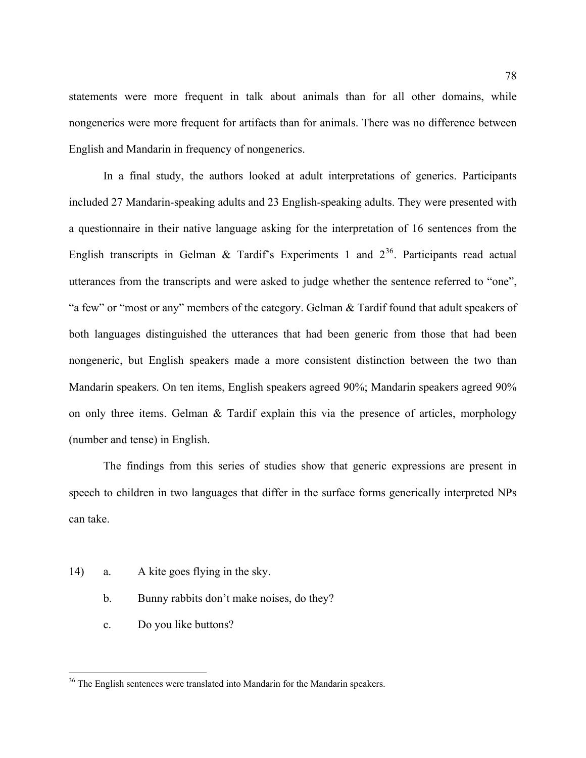statements were more frequent in talk about animals than for all other domains, while nongenerics were more frequent for artifacts than for animals. There was no difference between English and Mandarin in frequency of nongenerics.

In a final study, the authors looked at adult interpretations of generics. Participants included 27 Mandarin-speaking adults and 23 English-speaking adults. They were presented with a questionnaire in their native language asking for the interpretation of 16 sentences from the English transcripts in Gelman & Tardif's Experiments 1 and 2[36]. Participants read actual utterances from the transcripts and were asked to judge whether the sentence referred to "one", "a few" or "most or any" members of the category. Gelman & Tardif found that adult speakers of both languages distinguished the utterances that had been generic from those that had been nongeneric, but English speakers made a more consistent distinction between the two than Mandarin speakers. On ten items, English speakers agreed 90%; Mandarin speakers agreed 90% on only three items. Gelman & Tardif explain this via the presence of articles, morphology (number and tense) in English.

The findings from this series of studies show that generic expressions are present in speech to children in two languages that differ in the surface forms generically interpreted NPs can take.

14) a. A kite goes flying in the sky.

b. Bunny rabbits don't make noises, do they?

c. Do you like buttons?

[36] The English sentences were translated into Mandarin for the Mandarin speakers.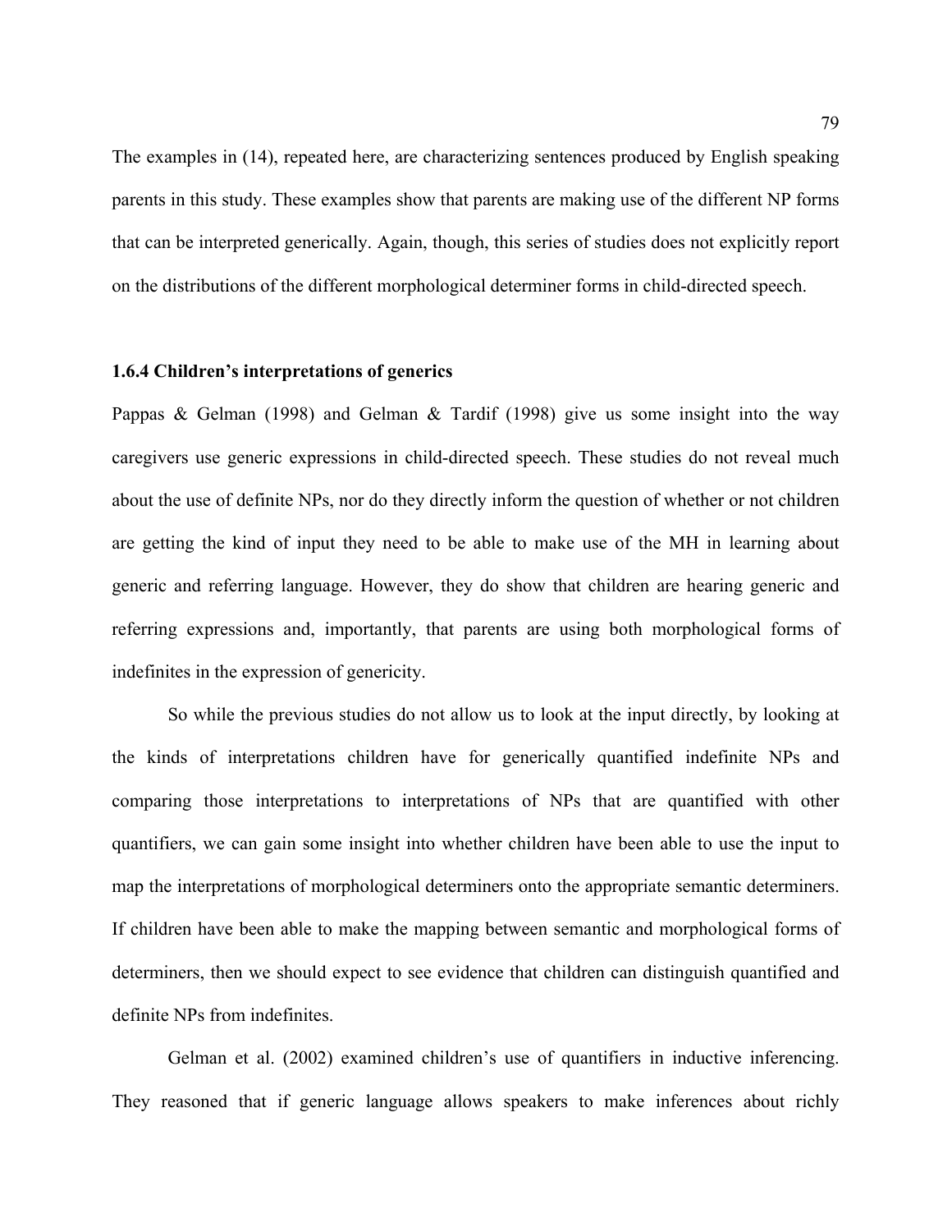The examples in (14), repeated here, are characterizing sentences produced by English speaking parents in this study. These examples show that parents are making use of the different NP forms that can be interpreted generically. Again, though, this series of studies does not explicitly report on the distributions of the different morphological determiner forms in child-directed speech.

### 1.6.4 Children's interpretations of generics

Pappas & Gelman (1998) and Gelman & Tardif (1998) give us some insight into the way caregivers use generic expressions in child-directed speech. These studies do not reveal much about the use of definite NPs, nor do they directly inform the question of whether or not children are getting the kind of input they need to be able to make use of the MH in learning about generic and referring language. However, they do show that children are hearing generic and referring expressions and, importantly, that parents are using both morphological forms of indefinites in the expression of genericity.

So while the previous studies do not allow us to look at the input directly, by looking at the kinds of interpretations children have for generically quantified indefinite NPs and comparing those interpretations to interpretations of NPs that are quantified with other quantifiers, we can gain some insight into whether children have been able to use the input to map the interpretations of morphological determiners onto the appropriate semantic determiners. If children have been able to make the mapping between semantic and morphological forms of determiners, then we should expect to see evidence that children can distinguish quantified and definite NPs from indefinites.

Gelman et al. (2002) examined children's use of quantifiers in inductive inferencing. They reasoned that if generic language allows speakers to make inferences about richly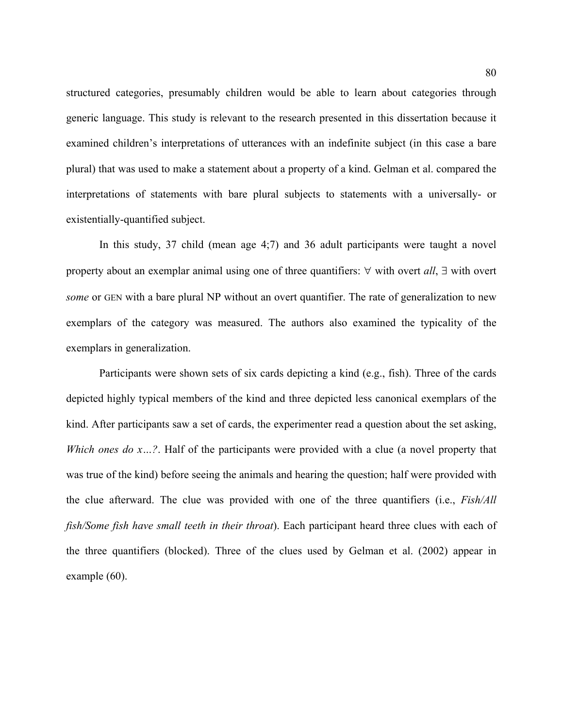structured categories, presumably children would be able to learn about categories through generic language. This study is relevant to the research presented in this dissertation because it examined children's interpretations of utterances with an indefinite subject (in this case a bare plural) that was used to make a statement about a property of a kind. Gelman et al. compared the interpretations of statements with bare plural subjects to statements with a universally- or existentially-quantified subject.

In this study, 37 child (mean age 4;7) and 36 adult participants were taught a novel property about an exemplar animal using one of three quantifiers: ∀ with overt *all*, ∃ with overt *some* or GEN with a bare plural NP without an overt quantifier. The rate of generalization to new exemplars of the category was measured. The authors also examined the typicality of the exemplars in generalization.

Participants were shown sets of six cards depicting a kind (e.g., fish). Three of the cards depicted highly typical members of the kind and three depicted less canonical exemplars of the kind. After participants saw a set of cards, the experimenter read a question about the set asking, *Which ones do x…?*. Half of the participants were provided with a clue (a novel property that was true of the kind) before seeing the animals and hearing the question; half were provided with the clue afterward. The clue was provided with one of the three quantifiers (i.e., *Fish/All fish/Some fish have small teeth in their throat*). Each participant heard three clues with each of the three quantifiers (blocked). Three of the clues used by Gelman et al. (2002) appear in example (60).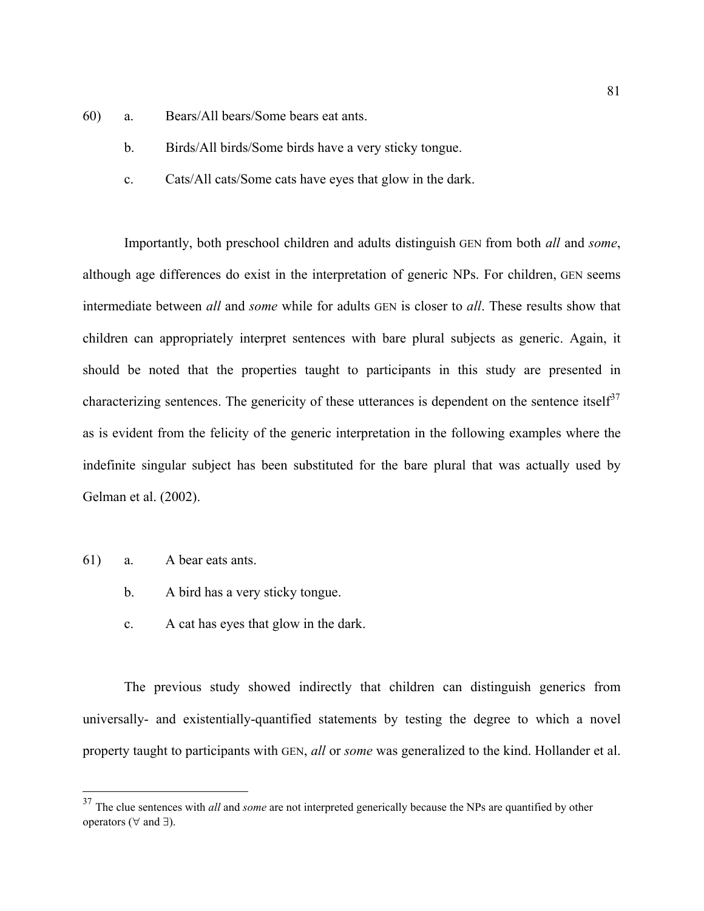60) a. Bears/All bears/Some bears eat ants.

    b. Birds/All birds/Some birds have a very sticky tongue.

    c. Cats/All cats/Some cats have eyes that glow in the dark.

Importantly, both preschool children and adults distinguish GEN from both *all* and *some*, although age differences do exist in the interpretation of generic NPs. For children, GEN seems intermediate between *all* and *some* while for adults GEN is closer to *all*. These results show that children can appropriately interpret sentences with bare plural subjects as generic. Again, it should be noted that the properties taught to participants in this study are presented in characterizing sentences. The genericity of these utterances is dependent on the sentence itself[37] as is evident from the felicity of the generic interpretation in the following examples where the indefinite singular subject has been substituted for the bare plural that was actually used by Gelman et al. (2002).

61) a. A bear eats ants.

    b. A bird has a very sticky tongue.

    c. A cat has eyes that glow in the dark.

The previous study showed indirectly that children can distinguish generics from universally- and existentially-quantified statements by testing the degree to which a novel property taught to participants with GEN, *all* or *some* was generalized to the kind. Hollander et al.

---

[37] The clue sentences with *all* and *some* are not interpreted generically because the NPs are quantified by other operators (∀ and ∃).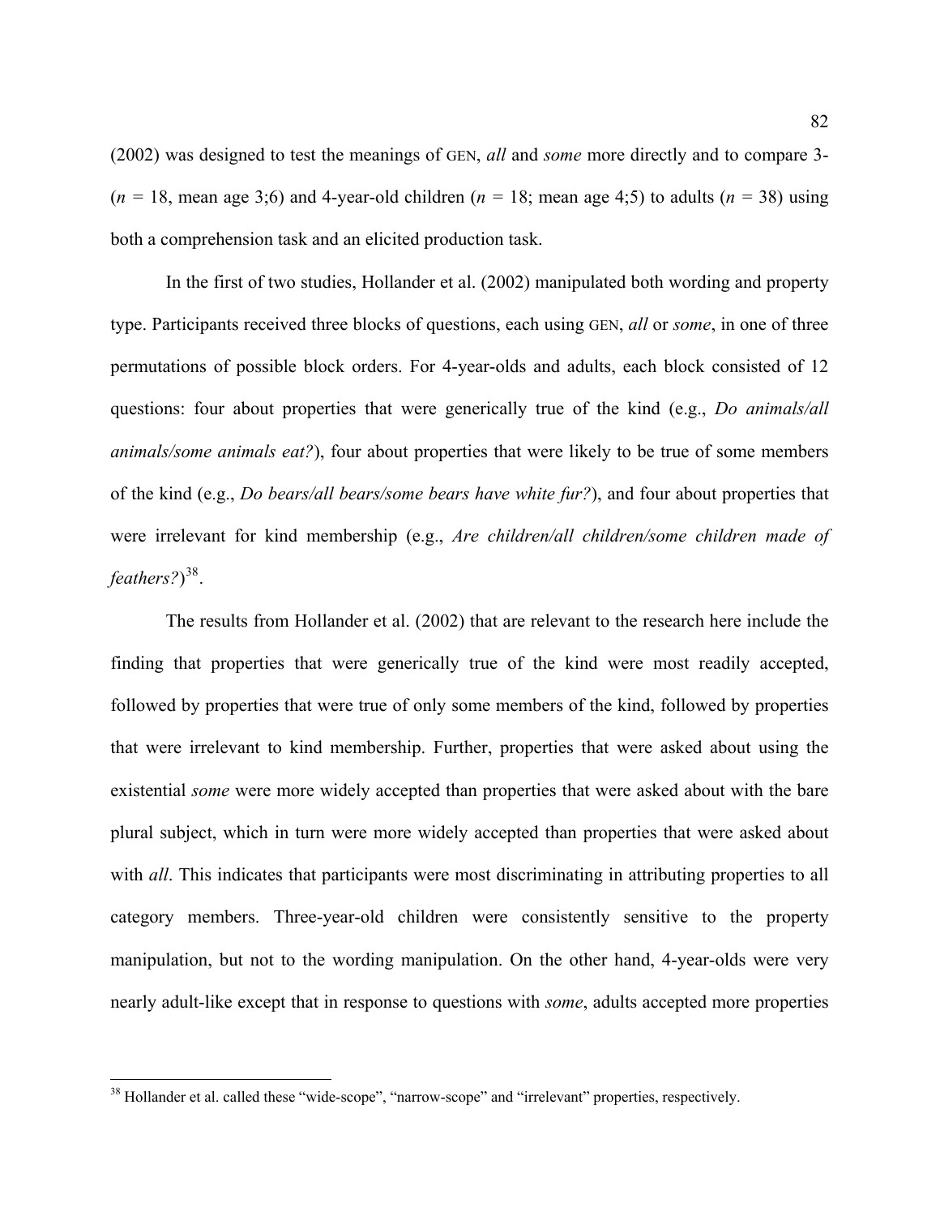(2002) was designed to test the meanings of GEN, *all* and *some* more directly and to compare 3- (*n* = 18, mean age 3;6) and 4-year-old children (*n* = 18; mean age 4;5) to adults (*n* = 38) using both a comprehension task and an elicited production task.

In the first of two studies, Hollander et al. (2002) manipulated both wording and property type. Participants received three blocks of questions, each using GEN, *all* or *some*, in one of three permutations of possible block orders. For 4-year-olds and adults, each block consisted of 12 questions: four about properties that were generically true of the kind (e.g., *Do animals/all animals/some animals eat?*), four about properties that were likely to be true of some members of the kind (e.g., *Do bears/all bears/some bears have white fur?*), and four about properties that were irrelevant for kind membership (e.g., *Are children/all children/some children made of feathers?*)[38].

The results from Hollander et al. (2002) that are relevant to the research here include the finding that properties that were generically true of the kind were most readily accepted, followed by properties that were true of only some members of the kind, followed by properties that were irrelevant to kind membership. Further, properties that were asked about using the existential *some* were more widely accepted than properties that were asked about with the bare plural subject, which in turn were more widely accepted than properties that were asked about with *all*. This indicates that participants were most discriminating in attributing properties to all category members. Three-year-old children were consistently sensitive to the property manipulation, but not to the wording manipulation. On the other hand, 4-year-olds were very nearly adult-like except that in response to questions with *some*, adults accepted more properties

[38] Hollander et al. called these "wide-scope", "narrow-scope" and "irrelevant" properties, respectively.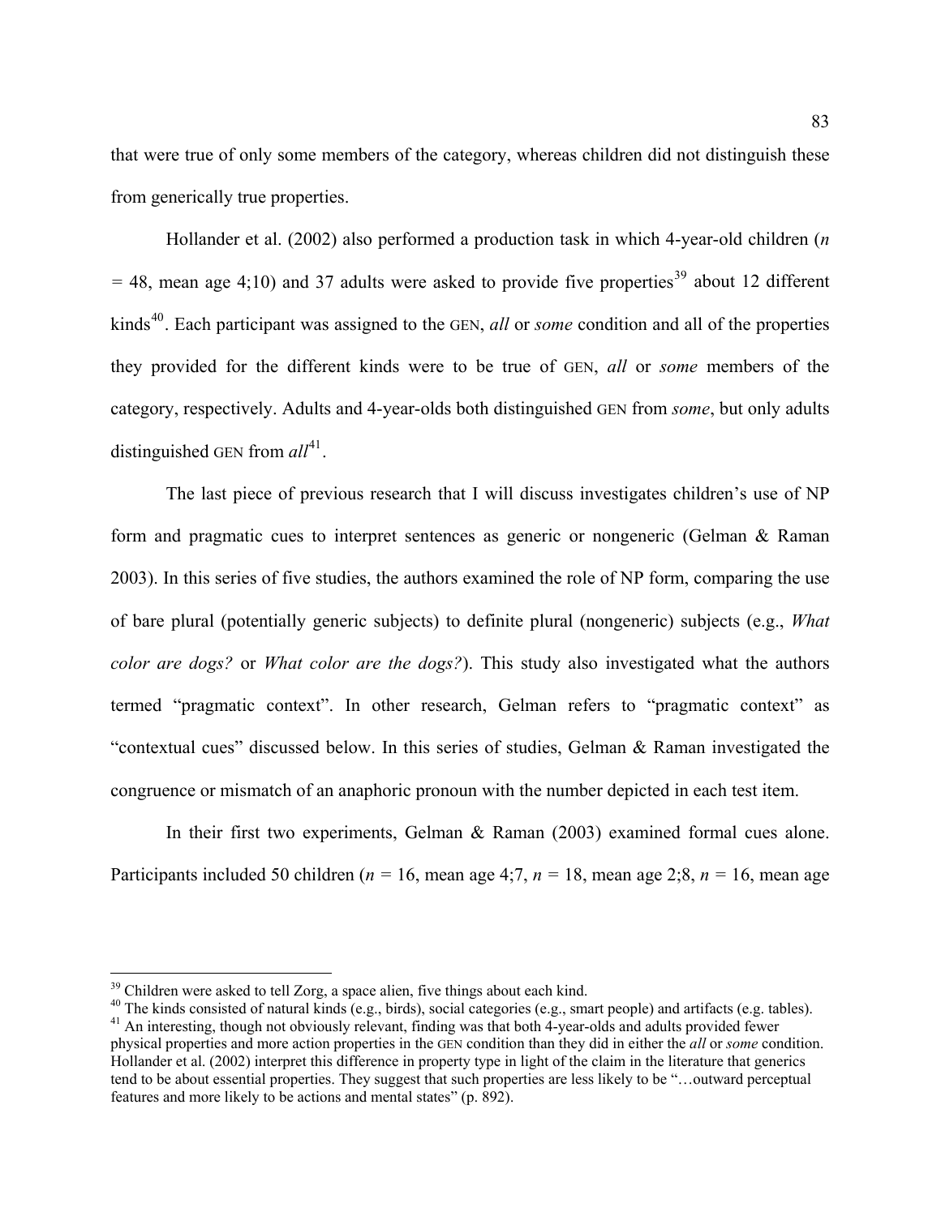that were true of only some members of the category, whereas children did not distinguish these from generically true properties.

Hollander et al. (2002) also performed a production task in which 4-year-old children (*n* = 48, mean age 4;10) and 37 adults were asked to provide five properties[39] about 12 different kinds[40]. Each participant was assigned to the GEN, *all* or *some* condition and all of the properties they provided for the different kinds were to be true of GEN, *all* or *some* members of the category, respectively. Adults and 4-year-olds both distinguished GEN from *some*, but only adults distinguished GEN from *all*[41].

The last piece of previous research that I will discuss investigates children's use of NP form and pragmatic cues to interpret sentences as generic or nongeneric (Gelman & Raman 2003). In this series of five studies, the authors examined the role of NP form, comparing the use of bare plural (potentially generic subjects) to definite plural (nongeneric) subjects (e.g., *What color are dogs?* or *What color are the dogs?*). This study also investigated what the authors termed "pragmatic context". In other research, Gelman refers to "pragmatic context" as "contextual cues" discussed below. In this series of studies, Gelman & Raman investigated the congruence or mismatch of an anaphoric pronoun with the number depicted in each test item.

In their first two experiments, Gelman & Raman (2003) examined formal cues alone. Participants included 50 children (*n* = 16, mean age 4;7, *n* = 18, mean age 2;8, *n* = 16, mean age

---

[39] Children were asked to tell Zorg, a space alien, five things about each kind.

[40] The kinds consisted of natural kinds (e.g., birds), social categories (e.g., smart people) and artifacts (e.g. tables).

[41] An interesting, though not obviously relevant, finding was that both 4-year-olds and adults provided fewer physical properties and more action properties in the GEN condition than they did in either the *all* or *some* condition. Hollander et al. (2002) interpret this difference in property type in light of the claim in the literature that generics tend to be about essential properties. They suggest that such properties are less likely to be "…outward perceptual features and more likely to be actions and mental states" (p. 892).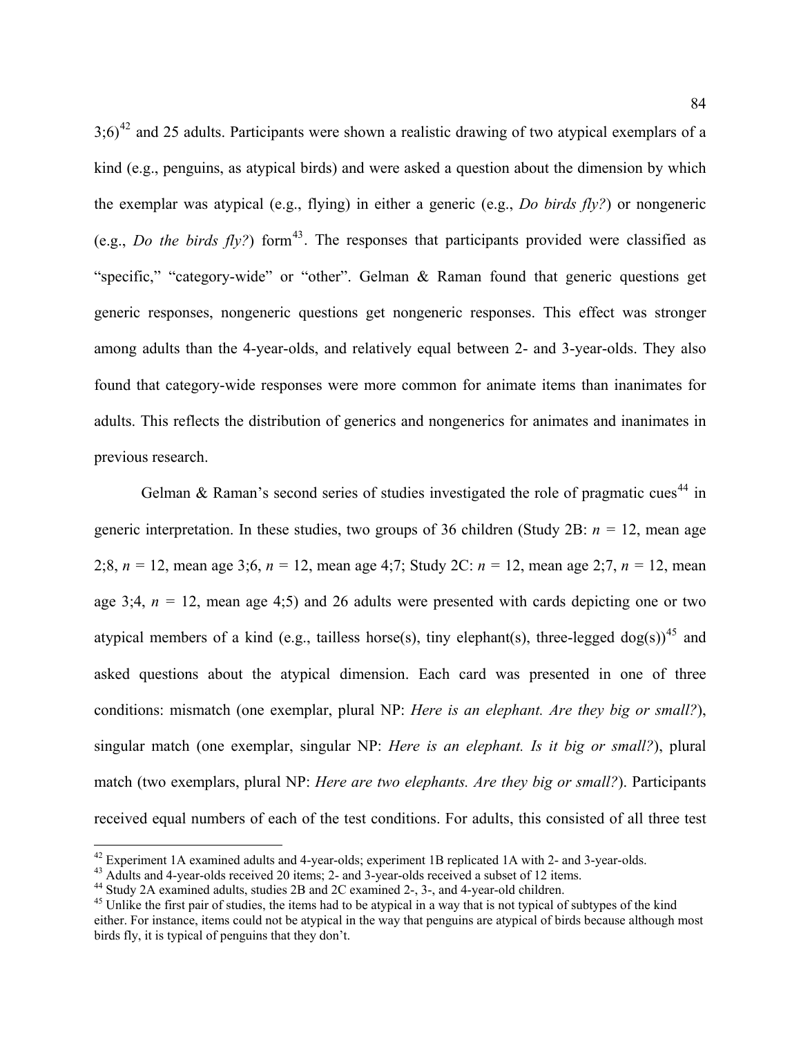3;6)[42] and 25 adults. Participants were shown a realistic drawing of two atypical exemplars of a kind (e.g., penguins, as atypical birds) and were asked a question about the dimension by which the exemplar was atypical (e.g., flying) in either a generic (e.g., *Do birds fly?*) or nongeneric (e.g., *Do the birds fly?*) form[43]. The responses that participants provided were classified as "specific," "category-wide" or "other". Gelman & Raman found that generic questions get generic responses, nongeneric questions get nongeneric responses. This effect was stronger among adults than the 4-year-olds, and relatively equal between 2- and 3-year-olds. They also found that category-wide responses were more common for animate items than inanimates for adults. This reflects the distribution of generics and nongenerics for animates and inanimates in previous research.

Gelman & Raman's second series of studies investigated the role of pragmatic cues[44] in generic interpretation. In these studies, two groups of 36 children (Study 2B: *n* = 12, mean age 2;8, *n* = 12, mean age 3;6, *n* = 12, mean age 4;7; Study 2C: *n* = 12, mean age 2;7, *n* = 12, mean age 3;4, *n* = 12, mean age 4;5) and 26 adults were presented with cards depicting one or two atypical members of a kind (e.g., tailless horse(s), tiny elephant(s), three-legged dog(s))[45] and asked questions about the atypical dimension. Each card was presented in one of three conditions: mismatch (one exemplar, plural NP: *Here is an elephant. Are they big or small?*), singular match (one exemplar, singular NP: *Here is an elephant. Is it big or small?*), plural match (two exemplars, plural NP: *Here are two elephants. Are they big or small?*). Participants received equal numbers of each of the test conditions. For adults, this consisted of all three test

---

[42] Experiment 1A examined adults and 4-year-olds; experiment 1B replicated 1A with 2- and 3-year-olds.

[43] Adults and 4-year-olds received 20 items; 2- and 3-year-olds received a subset of 12 items.

[44] Study 2A examined adults, studies 2B and 2C examined 2-, 3-, and 4-year-old children.

[45] Unlike the first pair of studies, the items had to be atypical in a way that is not typical of subtypes of the kind either. For instance, items could not be atypical in the way that penguins are atypical of birds because although most birds fly, it is typical of penguins that they don't.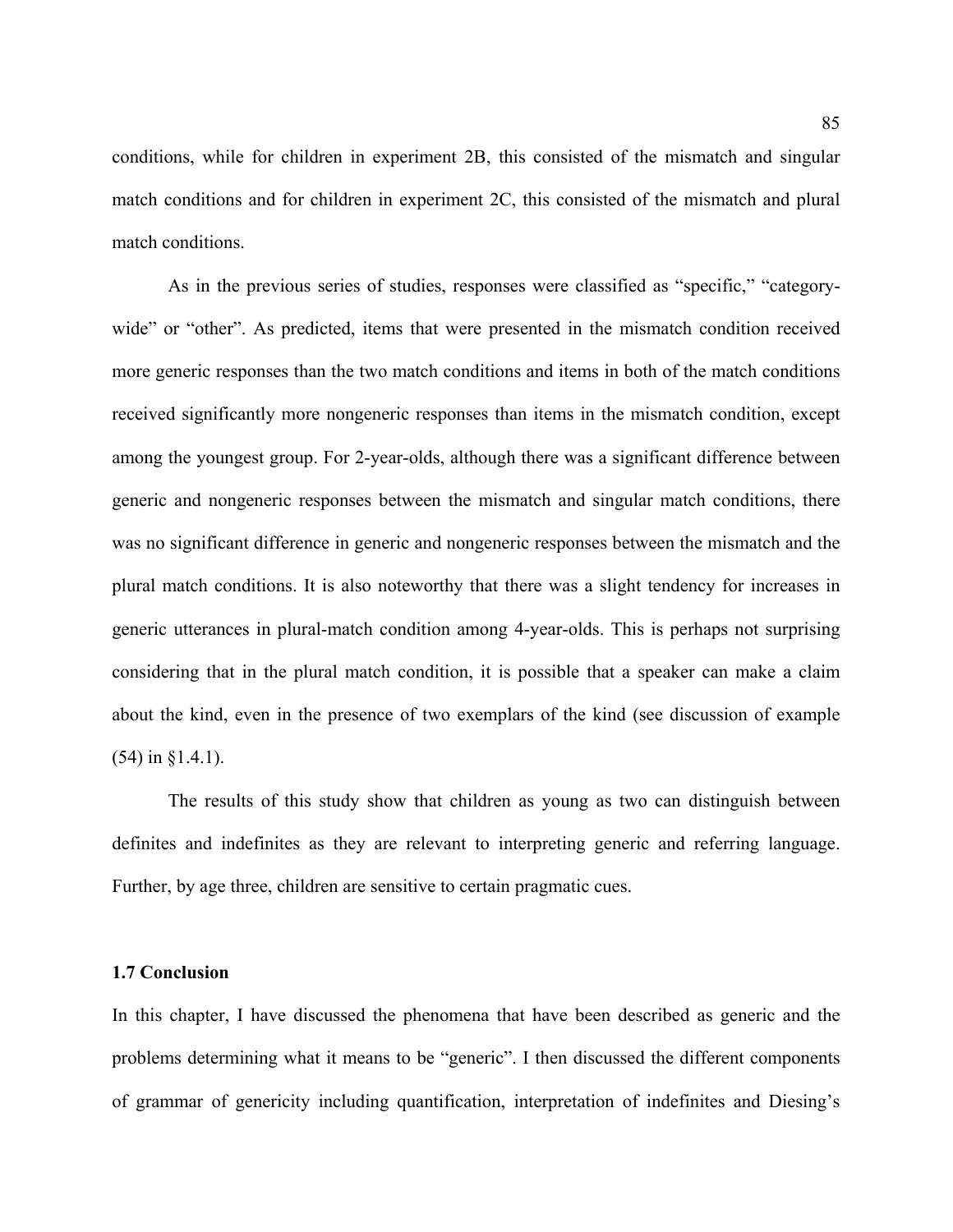conditions, while for children in experiment 2B, this consisted of the mismatch and singular match conditions and for children in experiment 2C, this consisted of the mismatch and plural match conditions.

As in the previous series of studies, responses were classified as "specific," "category-wide" or "other". As predicted, items that were presented in the mismatch condition received more generic responses than the two match conditions and items in both of the match conditions received significantly more nongeneric responses than items in the mismatch condition, except among the youngest group. For 2-year-olds, although there was a significant difference between generic and nongeneric responses between the mismatch and singular match conditions, there was no significant difference in generic and nongeneric responses between the mismatch and the plural match conditions. It is also noteworthy that there was a slight tendency for increases in generic utterances in plural-match condition among 4-year-olds. This is perhaps not surprising considering that in the plural match condition, it is possible that a speaker can make a claim about the kind, even in the presence of two exemplars of the kind (see discussion of example (54) in §1.4.1).

The results of this study show that children as young as two can distinguish between definites and indefinites as they are relevant to interpreting generic and referring language. Further, by age three, children are sensitive to certain pragmatic cues.

### 1.7 Conclusion

In this chapter, I have discussed the phenomena that have been described as generic and the problems determining what it means to be "generic". I then discussed the different components of grammar of genericity including quantification, interpretation of indefinites and Diesing's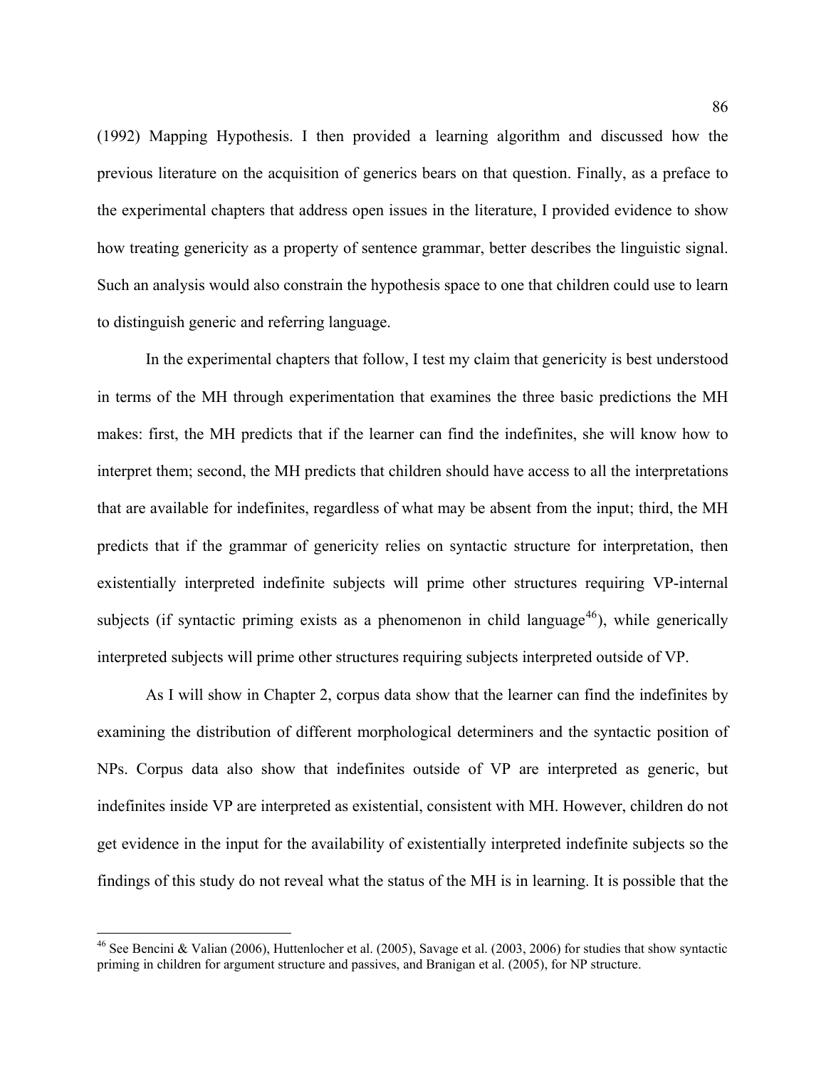(1992) Mapping Hypothesis. I then provided a learning algorithm and discussed how the previous literature on the acquisition of generics bears on that question. Finally, as a preface to the experimental chapters that address open issues in the literature, I provided evidence to show how treating genericity as a property of sentence grammar, better describes the linguistic signal. Such an analysis would also constrain the hypothesis space to one that children could use to learn to distinguish generic and referring language.

In the experimental chapters that follow, I test my claim that genericity is best understood in terms of the MH through experimentation that examines the three basic predictions the MH makes: first, the MH predicts that if the learner can find the indefinites, she will know how to interpret them; second, the MH predicts that children should have access to all the interpretations that are available for indefinites, regardless of what may be absent from the input; third, the MH predicts that if the grammar of genericity relies on syntactic structure for interpretation, then existentially interpreted indefinite subjects will prime other structures requiring VP-internal subjects (if syntactic priming exists as a phenomenon in child language[46]), while generically interpreted subjects will prime other structures requiring subjects interpreted outside of VP.

As I will show in Chapter 2, corpus data show that the learner can find the indefinites by examining the distribution of different morphological determiners and the syntactic position of NPs. Corpus data also show that indefinites outside of VP are interpreted as generic, but indefinites inside VP are interpreted as existential, consistent with MH. However, children do not get evidence in the input for the availability of existentially interpreted indefinite subjects so the findings of this study do not reveal what the status of the MH is in learning. It is possible that the

---

[46] See Bencini & Valian (2006), Huttenlocher et al. (2005), Savage et al. (2003, 2006) for studies that show syntactic priming in children for argument structure and passives, and Branigan et al. (2005), for NP structure.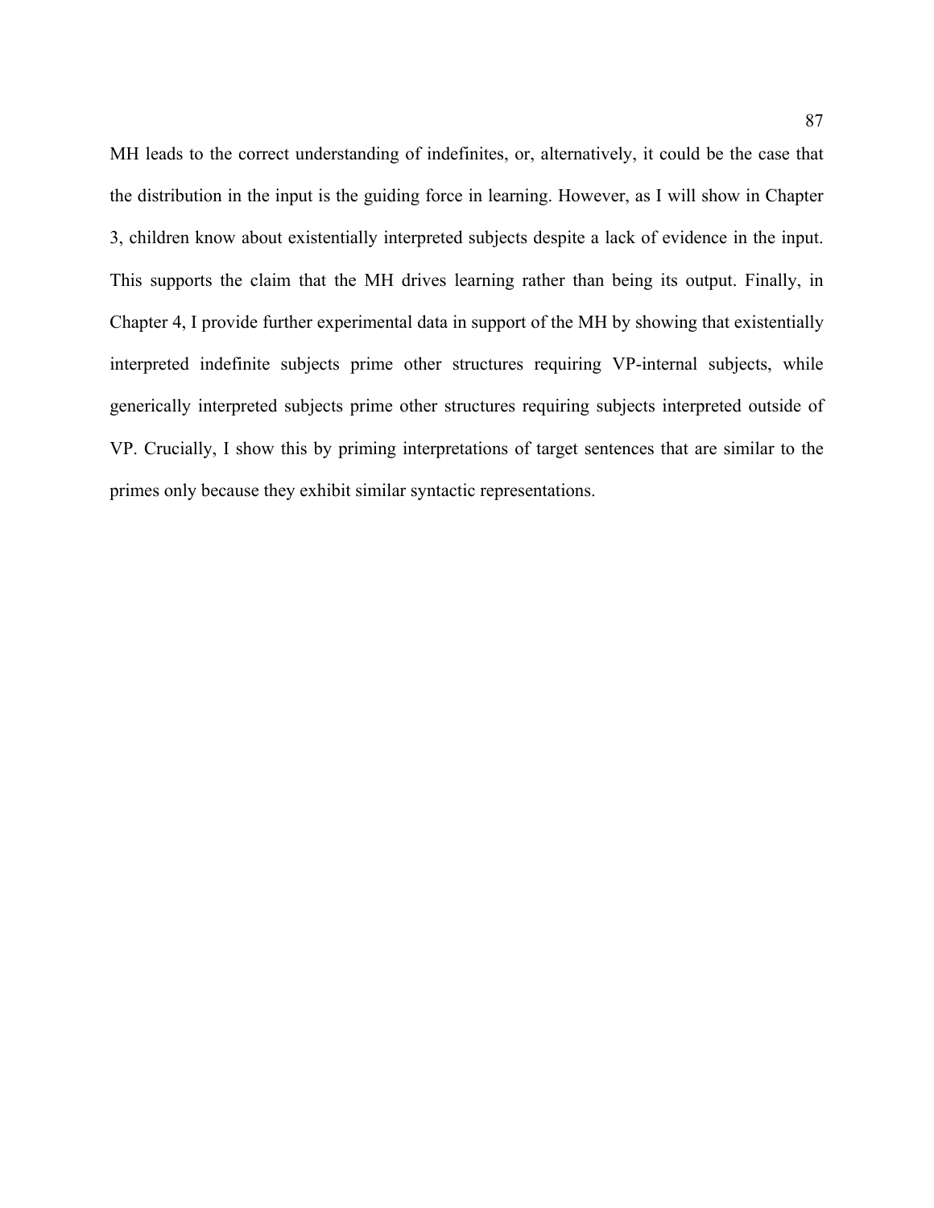MH leads to the correct understanding of indefinites, or, alternatively, it could be the case that the distribution in the input is the guiding force in learning. However, as I will show in Chapter 3, children know about existentially interpreted subjects despite a lack of evidence in the input. This supports the claim that the MH drives learning rather than being its output. Finally, in Chapter 4, I provide further experimental data in support of the MH by showing that existentially interpreted indefinite subjects prime other structures requiring VP-internal subjects, while generically interpreted subjects prime other structures requiring subjects interpreted outside of VP. Crucially, I show this by priming interpretations of target sentences that are similar to the primes only because they exhibit similar syntactic representations.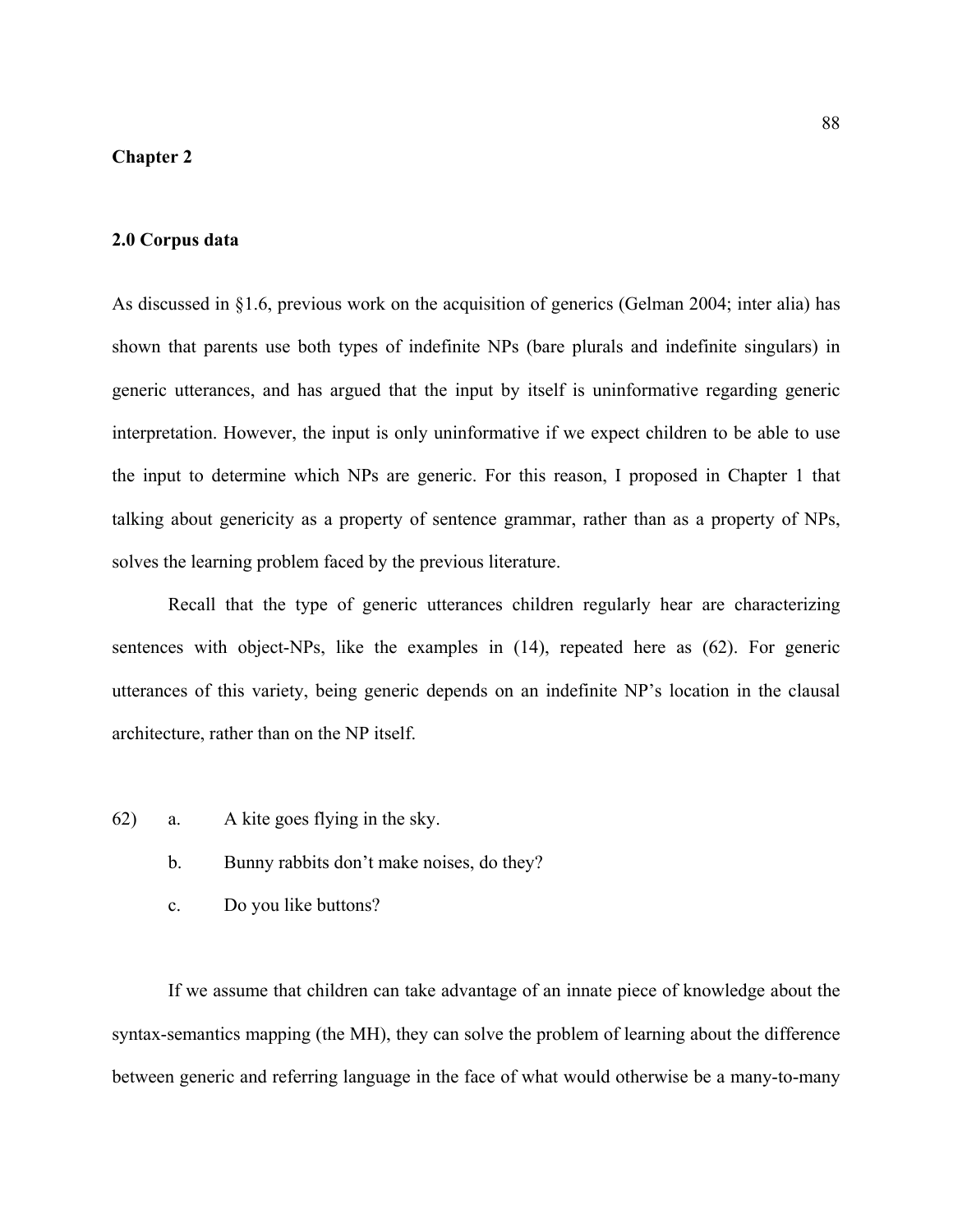**Chapter 2**

## 2.0 Corpus data

As discussed in §1.6, previous work on the acquisition of generics (Gelman 2004; inter alia) has shown that parents use both types of indefinite NPs (bare plurals and indefinite singulars) in generic utterances, and has argued that the input by itself is uninformative regarding generic interpretation. However, the input is only uninformative if we expect children to be able to use the input to determine which NPs are generic. For this reason, I proposed in Chapter 1 that talking about genericity as a property of sentence grammar, rather than as a property of NPs, solves the learning problem faced by the previous literature.

Recall that the type of generic utterances children regularly hear are characterizing sentences with object-NPs, like the examples in (14), repeated here as (62). For generic utterances of this variety, being generic depends on an indefinite NP's location in the clausal architecture, rather than on the NP itself.

62) a. A kite goes flying in the sky.

b. Bunny rabbits don't make noises, do they?

c. Do you like buttons?

If we assume that children can take advantage of an innate piece of knowledge about the syntax-semantics mapping (the MH), they can solve the problem of learning about the difference between generic and referring language in the face of what would otherwise be a many-to-many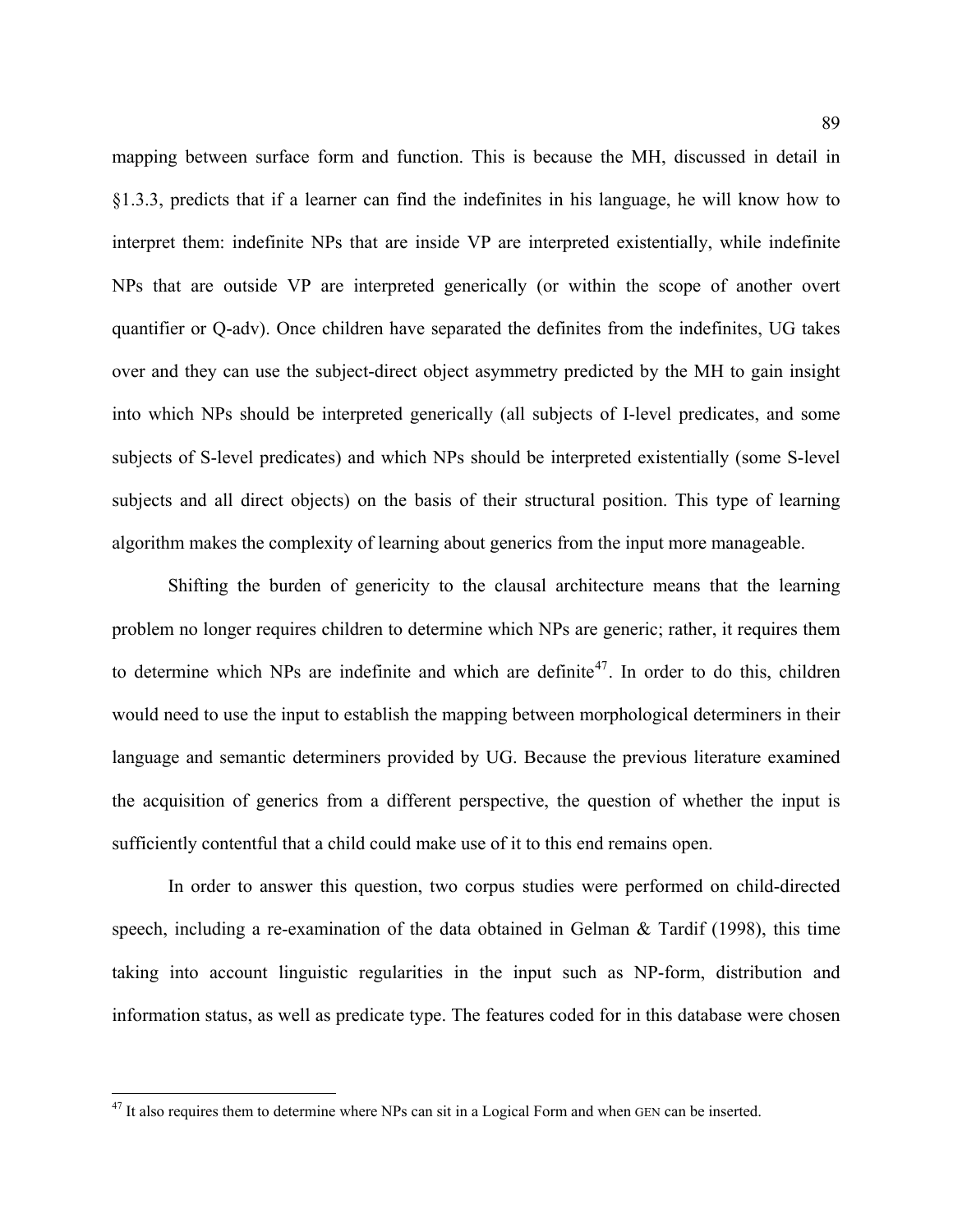mapping between surface form and function. This is because the MH, discussed in detail in §1.3.3, predicts that if a learner can find the indefinites in his language, he will know how to interpret them: indefinite NPs that are inside VP are interpreted existentially, while indefinite NPs that are outside VP are interpreted generically (or within the scope of another overt quantifier or Q-adv). Once children have separated the definites from the indefinites, UG takes over and they can use the subject-direct object asymmetry predicted by the MH to gain insight into which NPs should be interpreted generically (all subjects of I-level predicates, and some subjects of S-level predicates) and which NPs should be interpreted existentially (some S-level subjects and all direct objects) on the basis of their structural position. This type of learning algorithm makes the complexity of learning about generics from the input more manageable.

Shifting the burden of genericity to the clausal architecture means that the learning problem no longer requires children to determine which NPs are generic; rather, it requires them to determine which NPs are indefinite and which are definite[47]. In order to do this, children would need to use the input to establish the mapping between morphological determiners in their language and semantic determiners provided by UG. Because the previous literature examined the acquisition of generics from a different perspective, the question of whether the input is sufficiently contentful that a child could make use of it to this end remains open.

In order to answer this question, two corpus studies were performed on child-directed speech, including a re-examination of the data obtained in Gelman & Tardif (1998), this time taking into account linguistic regularities in the input such as NP-form, distribution and information status, as well as predicate type. The features coded for in this database were chosen

[47] It also requires them to determine where NPs can sit in a Logical Form and when GEN can be inserted.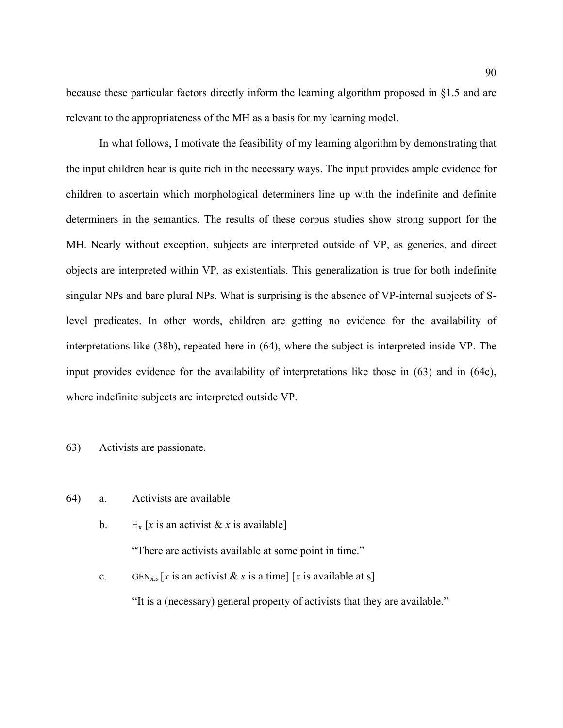because these particular factors directly inform the learning algorithm proposed in §1.5 and are relevant to the appropriateness of the MH as a basis for my learning model.

In what follows, I motivate the feasibility of my learning algorithm by demonstrating that the input children hear is quite rich in the necessary ways. The input provides ample evidence for children to ascertain which morphological determiners line up with the indefinite and definite determiners in the semantics. The results of these corpus studies show strong support for the MH. Nearly without exception, subjects are interpreted outside of VP, as generics, and direct objects are interpreted within VP, as existentials. This generalization is true for both indefinite singular NPs and bare plural NPs. What is surprising is the absence of VP-internal subjects of S-level predicates. In other words, children are getting no evidence for the availability of interpretations like (38b), repeated here in (64), where the subject is interpreted inside VP. The input provides evidence for the availability of interpretations like those in (63) and in (64c), where indefinite subjects are interpreted outside VP.

63) Activists are passionate.

64)
- a. Activists are available
- b. $\exists_x$ [*x* is an activist & *x* is available]

  "There are activists available at some point in time."
- c. $\text{GEN}_{x,s}$ [*x* is an activist & *s* is a time] [*x* is available at s]

  "It is a (necessary) general property of activists that they are available."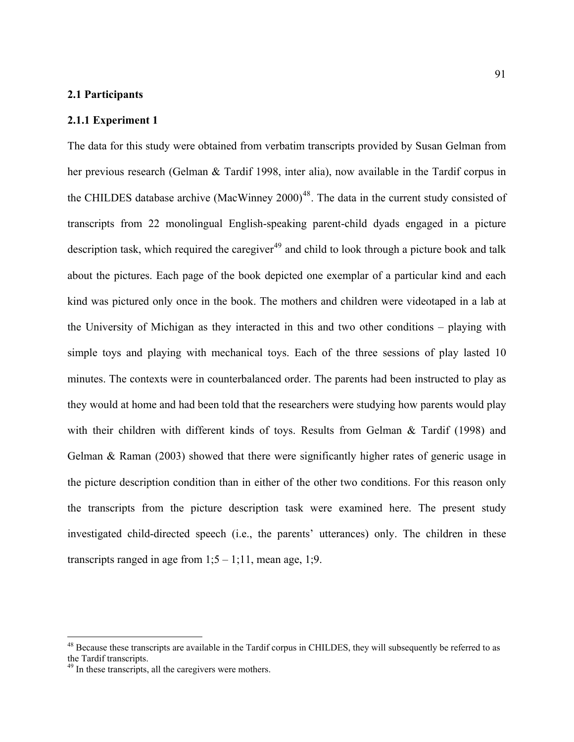### 2.1 Participants

#### 2.1.1 Experiment 1

The data for this study were obtained from verbatim transcripts provided by Susan Gelman from her previous research (Gelman & Tardif 1998, inter alia), now available in the Tardif corpus in the CHILDES database archive (MacWinney 2000)[48]. The data in the current study consisted of transcripts from 22 monolingual English-speaking parent-child dyads engaged in a picture description task, which required the caregiver[49] and child to look through a picture book and talk about the pictures. Each page of the book depicted one exemplar of a particular kind and each kind was pictured only once in the book. The mothers and children were videotaped in a lab at the University of Michigan as they interacted in this and two other conditions – playing with simple toys and playing with mechanical toys. Each of the three sessions of play lasted 10 minutes. The contexts were in counterbalanced order. The parents had been instructed to play as they would at home and had been told that the researchers were studying how parents would play with their children with different kinds of toys. Results from Gelman & Tardif (1998) and Gelman & Raman (2003) showed that there were significantly higher rates of generic usage in the picture description condition than in either of the other two conditions. For this reason only the transcripts from the picture description task were examined here. The present study investigated child-directed speech (i.e., the parents' utterances) only. The children in these transcripts ranged in age from 1;5 – 1;11, mean age, 1;9.

---

[48] Because these transcripts are available in the Tardif corpus in CHILDES, they will subsequently be referred to as the Tardif transcripts.

[49] In these transcripts, all the caregivers were mothers.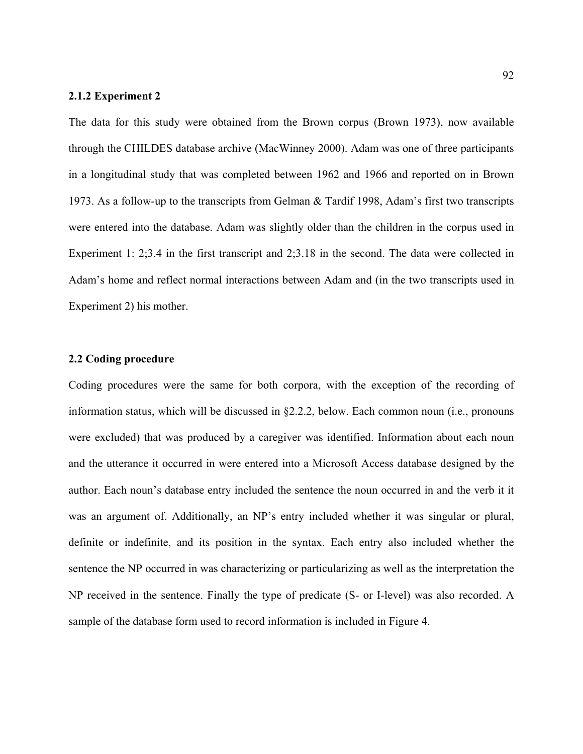### 2.1.2 Experiment 2

The data for this study were obtained from the Brown corpus (Brown 1973), now available through the CHILDES database archive (MacWinney 2000). Adam was one of three participants in a longitudinal study that was completed between 1962 and 1966 and reported on in Brown 1973. As a follow-up to the transcripts from Gelman & Tardif 1998, Adam's first two transcripts were entered into the database. Adam was slightly older than the children in the corpus used in Experiment 1: 2;3.4 in the first transcript and 2;3.18 in the second. The data were collected in Adam's home and reflect normal interactions between Adam and (in the two transcripts used in Experiment 2) his mother.

## 2.2 Coding procedure

Coding procedures were the same for both corpora, with the exception of the recording of information status, which will be discussed in §2.2.2, below. Each common noun (i.e., pronouns were excluded) that was produced by a caregiver was identified. Information about each noun and the utterance it occurred in were entered into a Microsoft Access database designed by the author. Each noun's database entry included the sentence the noun occurred in and the verb it it was an argument of. Additionally, an NP's entry included whether it was singular or plural, definite or indefinite, and its position in the syntax. Each entry also included whether the sentence the NP occurred in was characterizing or particularizing as well as the interpretation the NP received in the sentence. Finally the type of predicate (S- or I-level) was also recorded. A sample of the database form used to record information is included in Figure 4.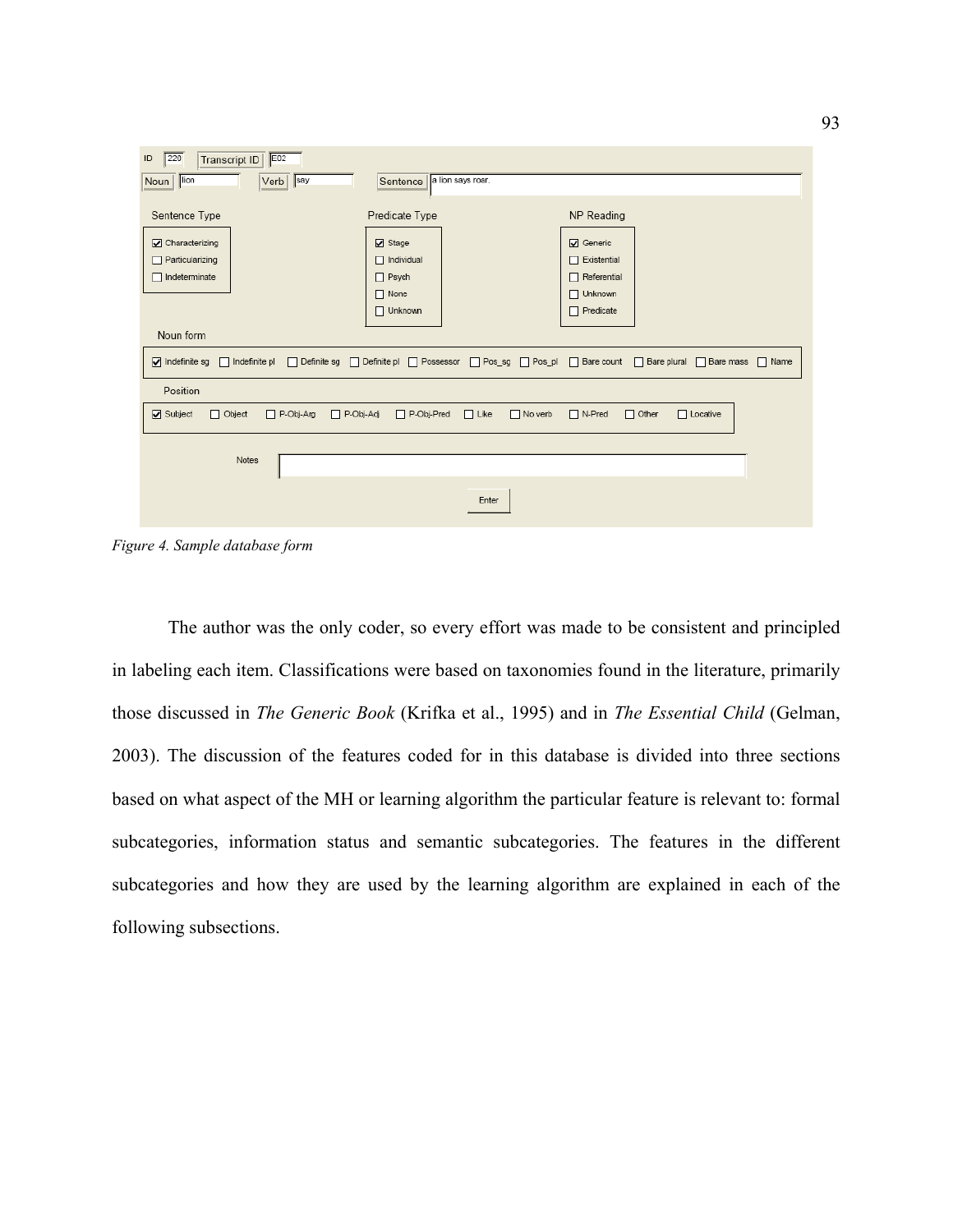*Figure 4. Sample database form*

The author was the only coder, so every effort was made to be consistent and principled in labeling each item. Classifications were based on taxonomies found in the literature, primarily those discussed in *The Generic Book* (Krifka et al., 1995) and in *The Essential Child* (Gelman, 2003). The discussion of the features coded for in this database is divided into three sections based on what aspect of the MH or learning algorithm the particular feature is relevant to: formal subcategories, information status and semantic subcategories. The features in the different subcategories and how they are used by the learning algorithm are explained in each of the following subsections.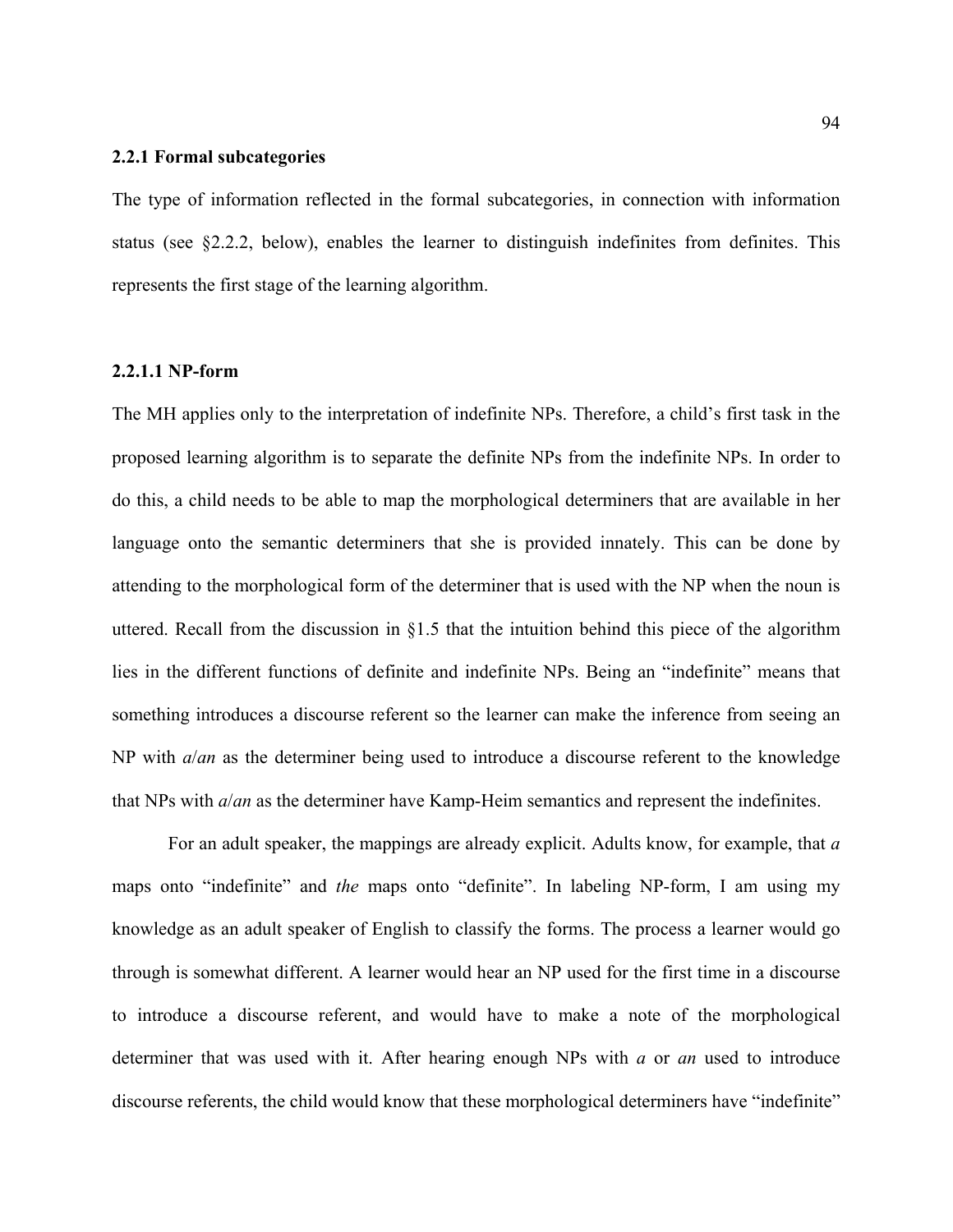### 2.2.1 Formal subcategories

The type of information reflected in the formal subcategories, in connection with information status (see §2.2.2, below), enables the learner to distinguish indefinites from definites. This represents the first stage of the learning algorithm.

#### 2.2.1.1 NP-form

The MH applies only to the interpretation of indefinite NPs. Therefore, a child's first task in the proposed learning algorithm is to separate the definite NPs from the indefinite NPs. In order to do this, a child needs to be able to map the morphological determiners that are available in her language onto the semantic determiners that she is provided innately. This can be done by attending to the morphological form of the determiner that is used with the NP when the noun is uttered. Recall from the discussion in §1.5 that the intuition behind this piece of the algorithm lies in the different functions of definite and indefinite NPs. Being an "indefinite" means that something introduces a discourse referent so the learner can make the inference from seeing an NP with *a*/*an* as the determiner being used to introduce a discourse referent to the knowledge that NPs with *a*/*an* as the determiner have Kamp-Heim semantics and represent the indefinites.

For an adult speaker, the mappings are already explicit. Adults know, for example, that *a* maps onto "indefinite" and *the* maps onto "definite". In labeling NP-form, I am using my knowledge as an adult speaker of English to classify the forms. The process a learner would go through is somewhat different. A learner would hear an NP used for the first time in a discourse to introduce a discourse referent, and would have to make a note of the morphological determiner that was used with it. After hearing enough NPs with *a* or *an* used to introduce discourse referents, the child would know that these morphological determiners have "indefinite"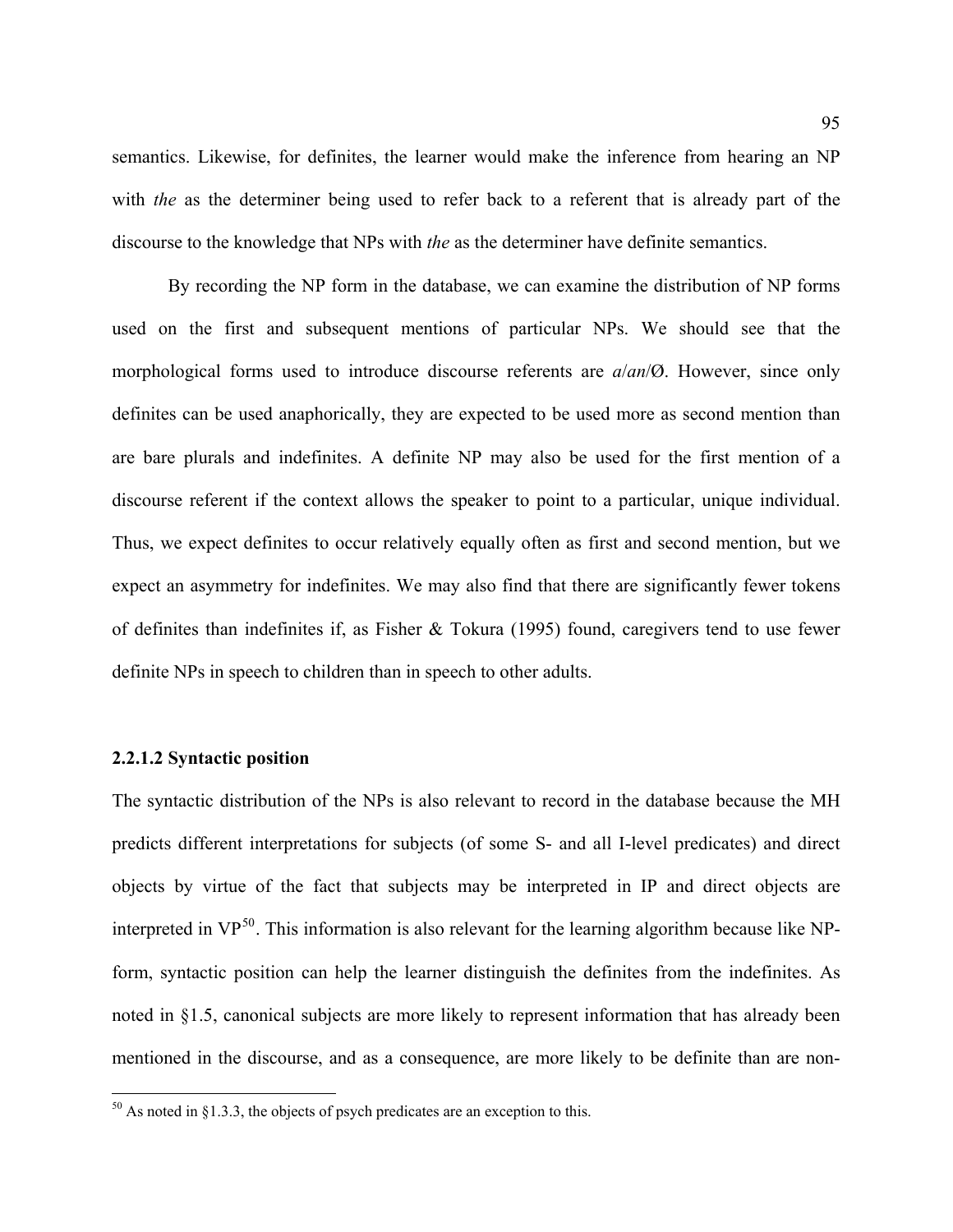semantics. Likewise, for definites, the learner would make the inference from hearing an NP with *the* as the determiner being used to refer back to a referent that is already part of the discourse to the knowledge that NPs with *the* as the determiner have definite semantics.

By recording the NP form in the database, we can examine the distribution of NP forms used on the first and subsequent mentions of particular NPs. We should see that the morphological forms used to introduce discourse referents are *a*/*an*/Ø. However, since only definites can be used anaphorically, they are expected to be used more as second mention than are bare plurals and indefinites. A definite NP may also be used for the first mention of a discourse referent if the context allows the speaker to point to a particular, unique individual. Thus, we expect definites to occur relatively equally often as first and second mention, but we expect an asymmetry for indefinites. We may also find that there are significantly fewer tokens of definites than indefinites if, as Fisher & Tokura (1995) found, caregivers tend to use fewer definite NPs in speech to children than in speech to other adults.

#### 2.2.1.2 Syntactic position

The syntactic distribution of the NPs is also relevant to record in the database because the MH predicts different interpretations for subjects (of some S- and all I-level predicates) and direct objects by virtue of the fact that subjects may be interpreted in IP and direct objects are interpreted in VP[50]. This information is also relevant for the learning algorithm because like NP-form, syntactic position can help the learner distinguish the definites from the indefinites. As noted in §1.5, canonical subjects are more likely to represent information that has already been mentioned in the discourse, and as a consequence, are more likely to be definite than are non-

[50] As noted in §1.3.3, the objects of psych predicates are an exception to this.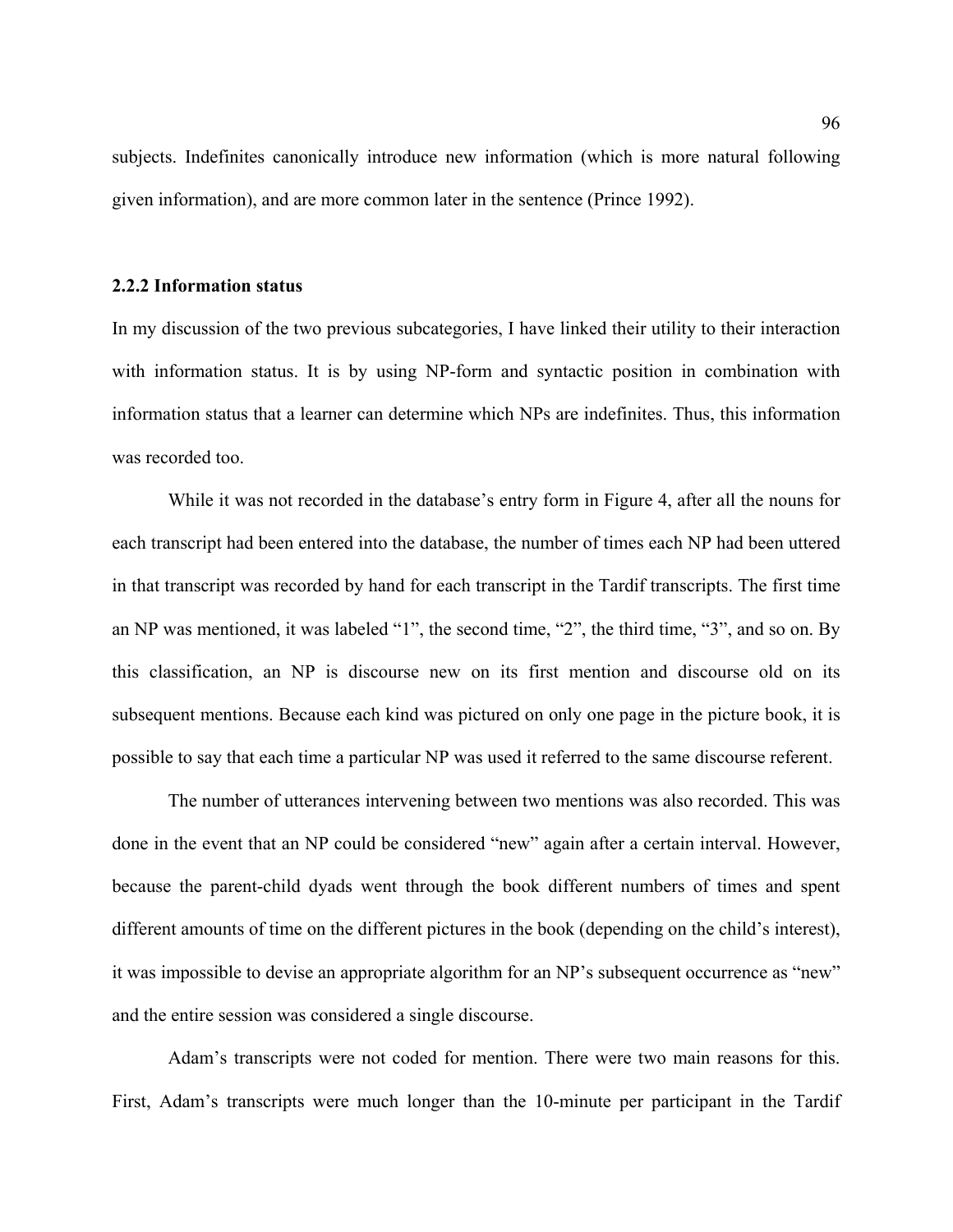subjects. Indefinites canonically introduce new information (which is more natural following given information), and are more common later in the sentence (Prince 1992).

### 2.2.2 Information status

In my discussion of the two previous subcategories, I have linked their utility to their interaction with information status. It is by using NP-form and syntactic position in combination with information status that a learner can determine which NPs are indefinites. Thus, this information was recorded too.

While it was not recorded in the database's entry form in Figure 4, after all the nouns for each transcript had been entered into the database, the number of times each NP had been uttered in that transcript was recorded by hand for each transcript in the Tardif transcripts. The first time an NP was mentioned, it was labeled "1", the second time, "2", the third time, "3", and so on. By this classification, an NP is discourse new on its first mention and discourse old on its subsequent mentions. Because each kind was pictured on only one page in the picture book, it is possible to say that each time a particular NP was used it referred to the same discourse referent.

The number of utterances intervening between two mentions was also recorded. This was done in the event that an NP could be considered "new" again after a certain interval. However, because the parent-child dyads went through the book different numbers of times and spent different amounts of time on the different pictures in the book (depending on the child's interest), it was impossible to devise an appropriate algorithm for an NP's subsequent occurrence as "new" and the entire session was considered a single discourse.

Adam's transcripts were not coded for mention. There were two main reasons for this. First, Adam's transcripts were much longer than the 10-minute per participant in the Tardif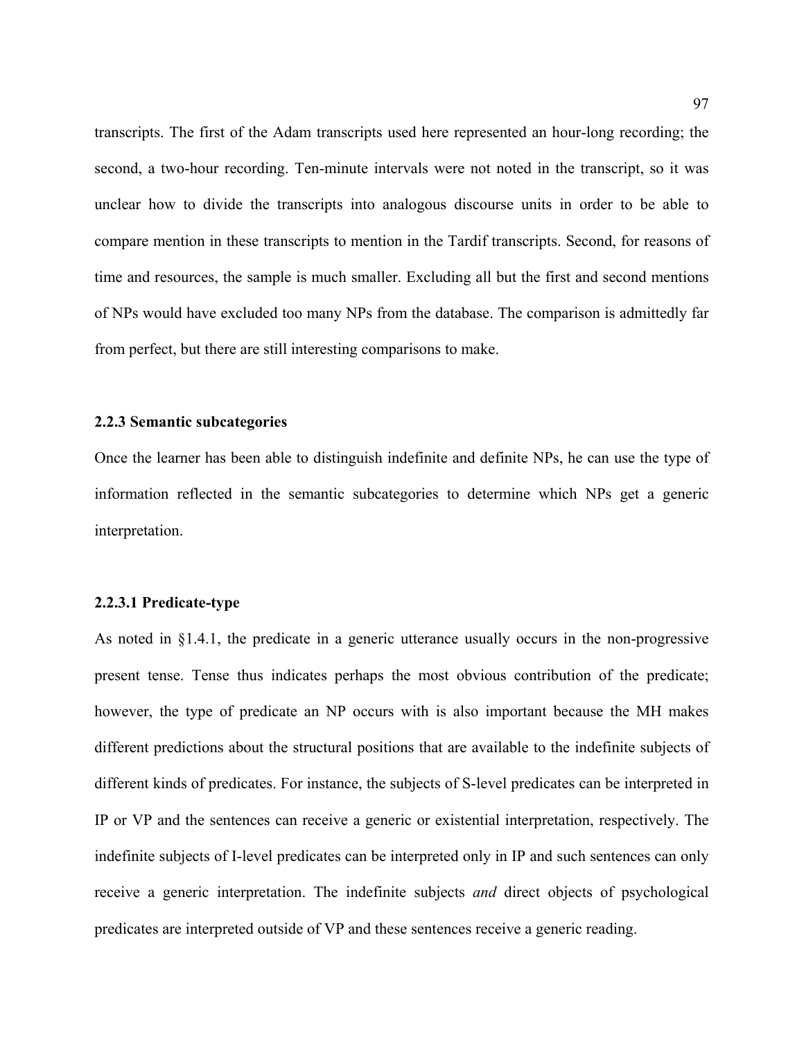transcripts. The first of the Adam transcripts used here represented an hour-long recording; the second, a two-hour recording. Ten-minute intervals were not noted in the transcript, so it was unclear how to divide the transcripts into analogous discourse units in order to be able to compare mention in these transcripts to mention in the Tardif transcripts. Second, for reasons of time and resources, the sample is much smaller. Excluding all but the first and second mentions of NPs would have excluded too many NPs from the database. The comparison is admittedly far from perfect, but there are still interesting comparisons to make.

### 2.2.3 Semantic subcategories

Once the learner has been able to distinguish indefinite and definite NPs, he can use the type of information reflected in the semantic subcategories to determine which NPs get a generic interpretation.

#### 2.2.3.1 Predicate-type

As noted in §1.4.1, the predicate in a generic utterance usually occurs in the non-progressive present tense. Tense thus indicates perhaps the most obvious contribution of the predicate; however, the type of predicate an NP occurs with is also important because the MH makes different predictions about the structural positions that are available to the indefinite subjects of different kinds of predicates. For instance, the subjects of S-level predicates can be interpreted in IP or VP and the sentences can receive a generic or existential interpretation, respectively. The indefinite subjects of I-level predicates can be interpreted only in IP and such sentences can only receive a generic interpretation. The indefinite subjects *and* direct objects of psychological predicates are interpreted outside of VP and these sentences receive a generic reading.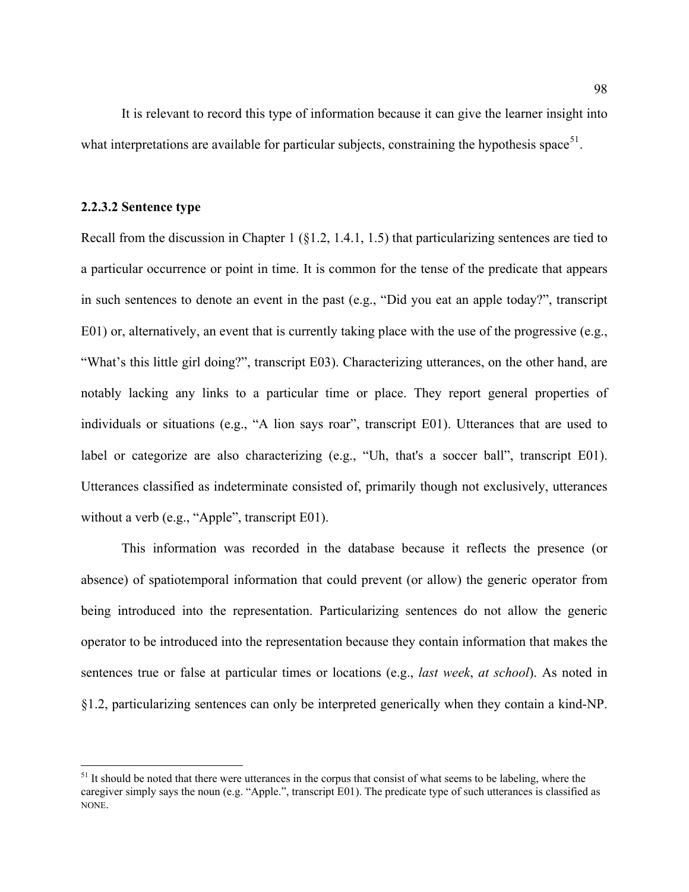It is relevant to record this type of information because it can give the learner insight into what interpretations are available for particular subjects, constraining the hypothesis space[51].

### 2.2.3.2 Sentence type

Recall from the discussion in Chapter 1 (§1.2, 1.4.1, 1.5) that particularizing sentences are tied to a particular occurrence or point in time. It is common for the tense of the predicate that appears in such sentences to denote an event in the past (e.g., "Did you eat an apple today?", transcript E01) or, alternatively, an event that is currently taking place with the use of the progressive (e.g., "What's this little girl doing?", transcript E03). Characterizing utterances, on the other hand, are notably lacking any links to a particular time or place. They report general properties of individuals or situations (e.g., "A lion says roar", transcript E01). Utterances that are used to label or categorize are also characterizing (e.g., "Uh, that's a soccer ball", transcript E01). Utterances classified as indeterminate consisted of, primarily though not exclusively, utterances without a verb (e.g., "Apple", transcript E01).

This information was recorded in the database because it reflects the presence (or absence) of spatiotemporal information that could prevent (or allow) the generic operator from being introduced into the representation. Particularizing sentences do not allow the generic operator to be introduced into the representation because they contain information that makes the sentences true or false at particular times or locations (e.g., *last week*, *at school*). As noted in §1.2, particularizing sentences can only be interpreted generically when they contain a kind-NP.

---

[51] It should be noted that there were utterances in the corpus that consist of what seems to be labeling, where the caregiver simply says the noun (e.g. "Apple.", transcript E01). The predicate type of such utterances is classified as NONE.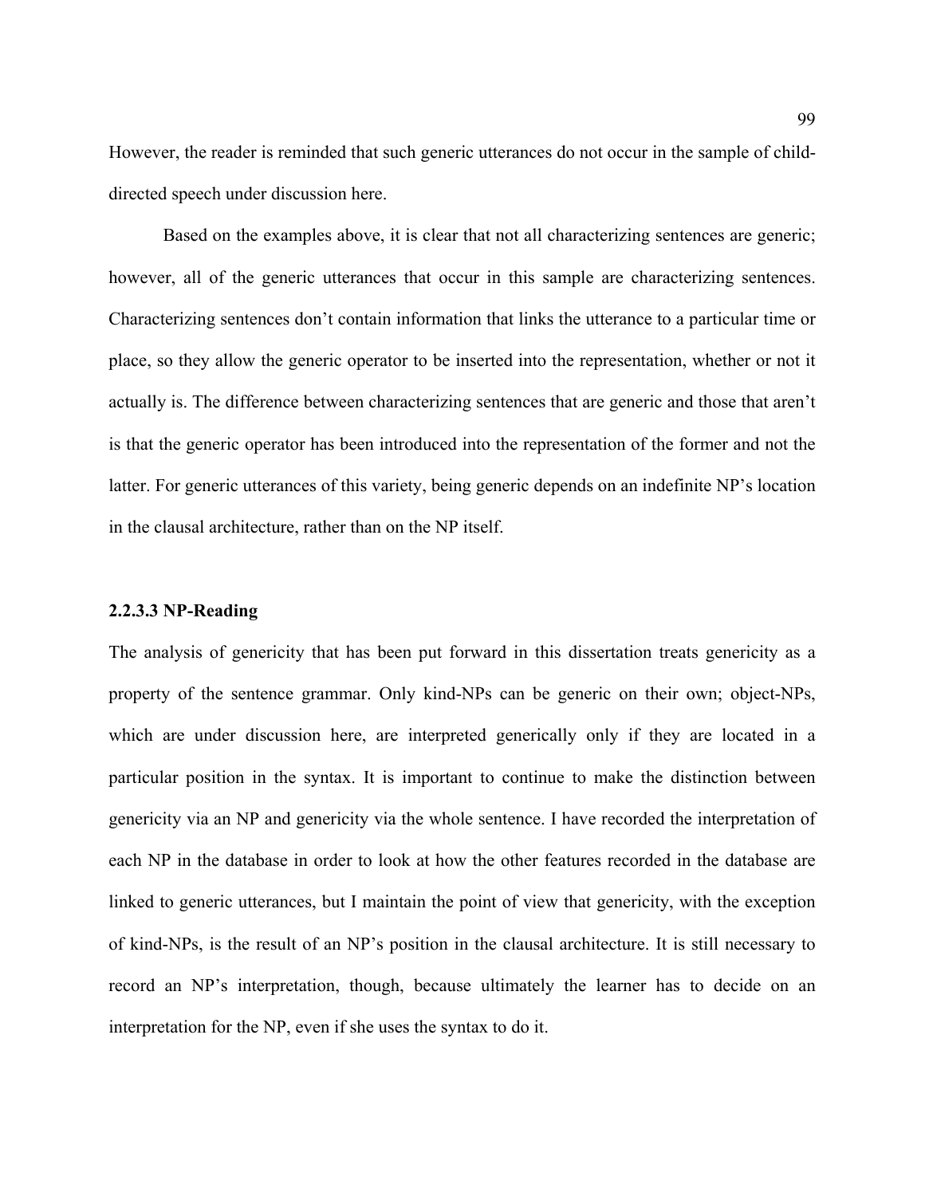However, the reader is reminded that such generic utterances do not occur in the sample of child-directed speech under discussion here.

Based on the examples above, it is clear that not all characterizing sentences are generic; however, all of the generic utterances that occur in this sample are characterizing sentences. Characterizing sentences don't contain information that links the utterance to a particular time or place, so they allow the generic operator to be inserted into the representation, whether or not it actually is. The difference between characterizing sentences that are generic and those that aren't is that the generic operator has been introduced into the representation of the former and not the latter. For generic utterances of this variety, being generic depends on an indefinite NP's location in the clausal architecture, rather than on the NP itself.

#### 2.2.3.3 NP-Reading

The analysis of genericity that has been put forward in this dissertation treats genericity as a property of the sentence grammar. Only kind-NPs can be generic on their own; object-NPs, which are under discussion here, are interpreted generically only if they are located in a particular position in the syntax. It is important to continue to make the distinction between genericity via an NP and genericity via the whole sentence. I have recorded the interpretation of each NP in the database in order to look at how the other features recorded in the database are linked to generic utterances, but I maintain the point of view that genericity, with the exception of kind-NPs, is the result of an NP's position in the clausal architecture. It is still necessary to record an NP's interpretation, though, because ultimately the learner has to decide on an interpretation for the NP, even if she uses the syntax to do it.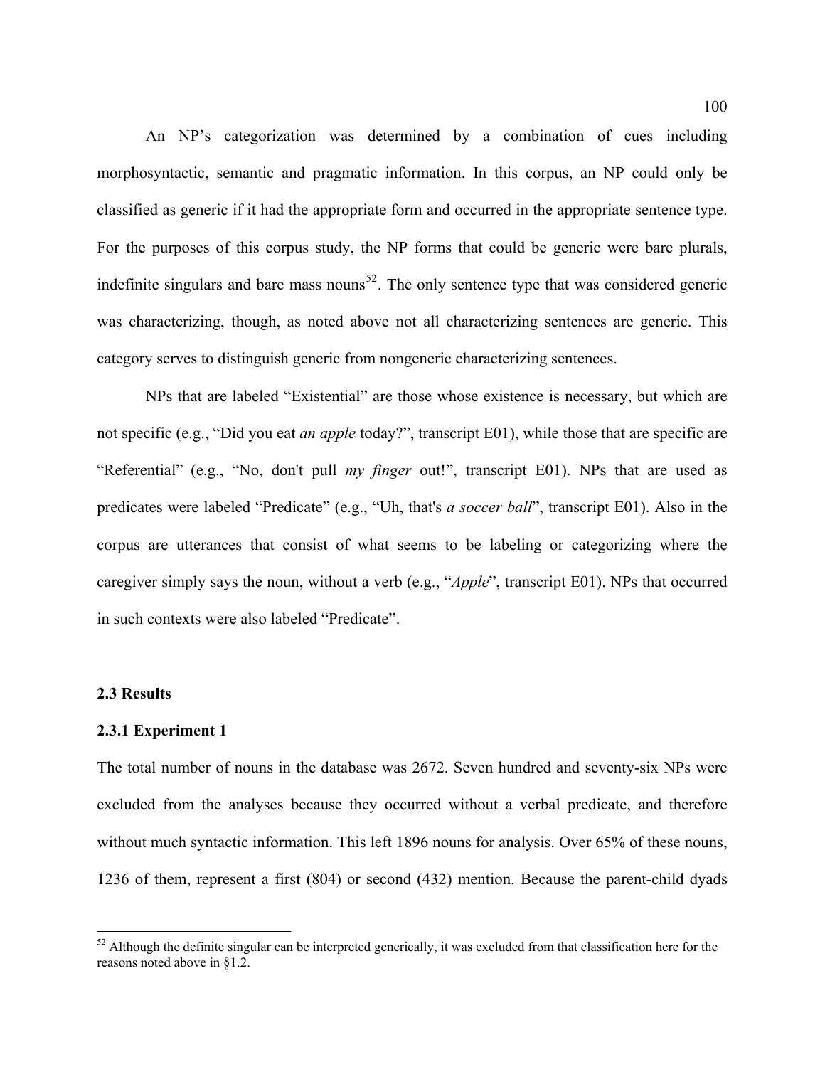An NP's categorization was determined by a combination of cues including morphosyntactic, semantic and pragmatic information. In this corpus, an NP could only be classified as generic if it had the appropriate form and occurred in the appropriate sentence type. For the purposes of this corpus study, the NP forms that could be generic were bare plurals, indefinite singulars and bare mass nouns[52]. The only sentence type that was considered generic was characterizing, though, as noted above not all characterizing sentences are generic. This category serves to distinguish generic from nongeneric characterizing sentences.

NPs that are labeled "Existential" are those whose existence is necessary, but which are not specific (e.g., "Did you eat *an apple* today?", transcript E01), while those that are specific are "Referential" (e.g., "No, don't pull *my finger* out!", transcript E01). NPs that are used as predicates were labeled "Predicate" (e.g., "Uh, that's *a soccer ball*", transcript E01). Also in the corpus are utterances that consist of what seems to be labeling or categorizing where the caregiver simply says the noun, without a verb (e.g., "*Apple*", transcript E01). NPs that occurred in such contexts were also labeled "Predicate".

## 2.3 Results

### 2.3.1 Experiment 1

The total number of nouns in the database was 2672. Seven hundred and seventy-six NPs were excluded from the analyses because they occurred without a verbal predicate, and therefore without much syntactic information. This left 1896 nouns for analysis. Over 65% of these nouns, 1236 of them, represent a first (804) or second (432) mention. Because the parent-child dyads

---

[52] Although the definite singular can be interpreted generically, it was excluded from that classification here for the reasons noted above in §1.2.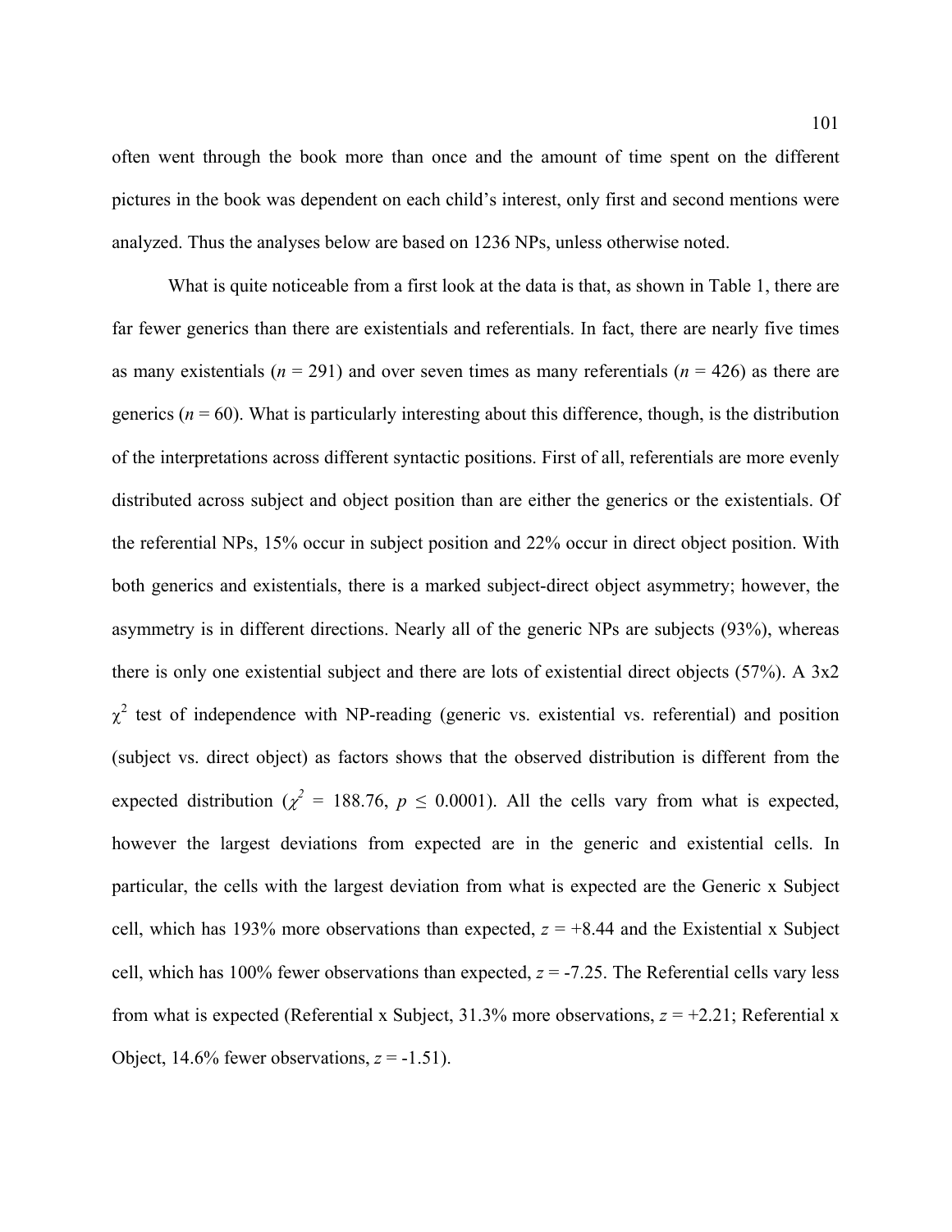often went through the book more than once and the amount of time spent on the different pictures in the book was dependent on each child's interest, only first and second mentions were analyzed. Thus the analyses below are based on 1236 NPs, unless otherwise noted.

What is quite noticeable from a first look at the data is that, as shown in Table 1, there are far fewer generics than there are existentials and referentials. In fact, there are nearly five times as many existentials ($n$ = 291) and over seven times as many referentials ($n$ = 426) as there are generics ($n$ = 60). What is particularly interesting about this difference, though, is the distribution of the interpretations across different syntactic positions. First of all, referentials are more evenly distributed across subject and object position than are either the generics or the existentials. Of the referential NPs, 15% occur in subject position and 22% occur in direct object position. With both generics and existentials, there is a marked subject-direct object asymmetry; however, the asymmetry is in different directions. Nearly all of the generic NPs are subjects (93%), whereas there is only one existential subject and there are lots of existential direct objects (57%). A 3x2 $\chi^2$ test of independence with NP-reading (generic vs. existential vs. referential) and position (subject vs. direct object) as factors shows that the observed distribution is different from the expected distribution ($\chi^2$ = 188.76, $p \leq 0.0001$). All the cells vary from what is expected, however the largest deviations from expected are in the generic and existential cells. In particular, the cells with the largest deviation from what is expected are the Generic x Subject cell, which has 193% more observations than expected, $z$ = +8.44 and the Existential x Subject cell, which has 100% fewer observations than expected, $z$ = -7.25. The Referential cells vary less from what is expected (Referential x Subject, 31.3% more observations, $z$ = +2.21; Referential x Object, 14.6% fewer observations, $z$ = -1.51).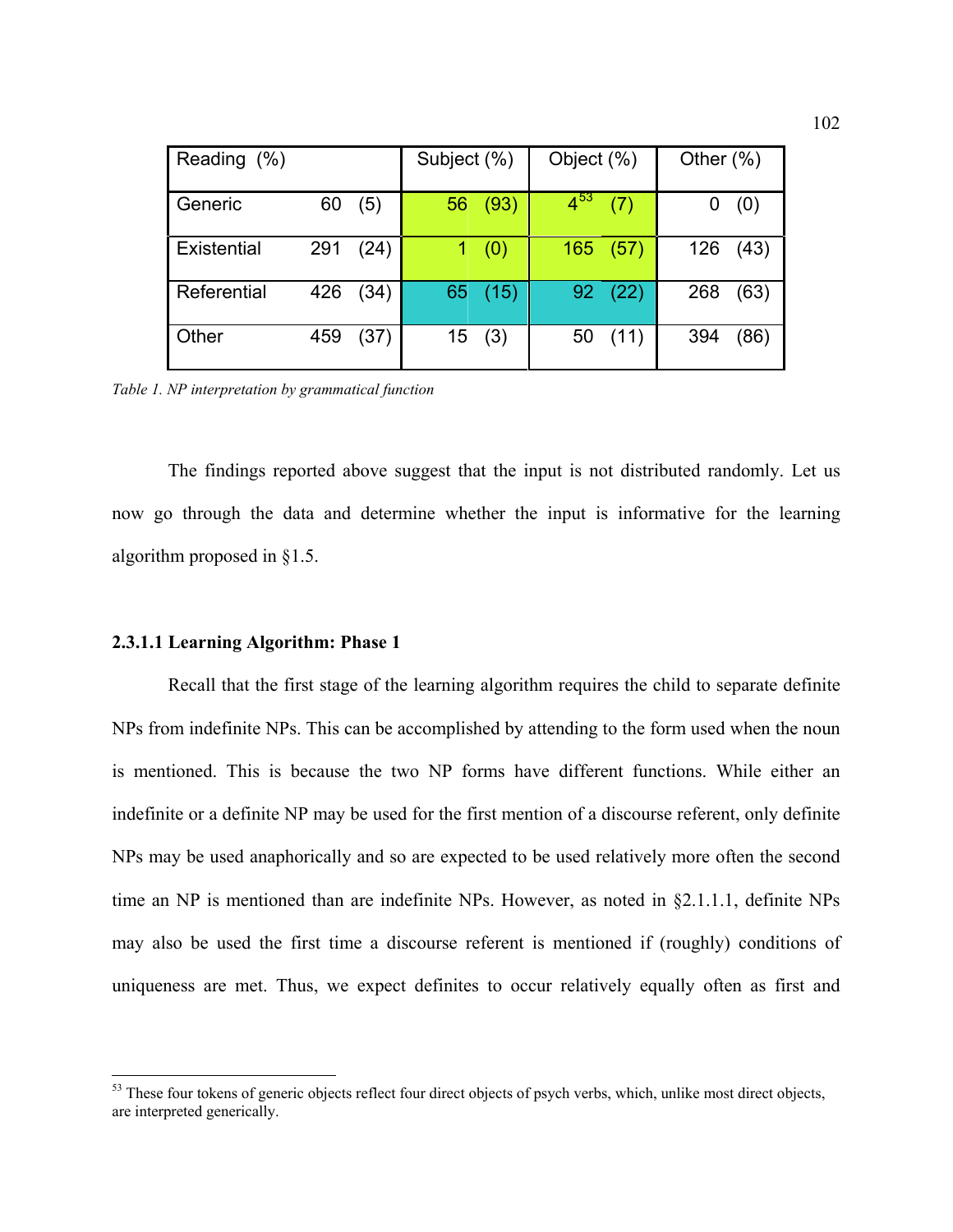| Reading (%) | | | Subject (%) | | Object (%) | | Other (%) | |
|---|---|---|---|---|---|---|---|---|
| Generic | 60 | (5) | 56 | (93) | 4[53] | (7) | 0 | (0) |
| Existential | 291 | (24) | 1 | (0) | 165 | (57) | 126 | (43) |
| Referential | 426 | (34) | 65 | (15) | 92 | (22) | 268 | (63) |
| Other | 459 | (37) | 15 | (3) | 50 | (11) | 394 | (86) |

*Table 1. NP interpretation by grammatical function*

The findings reported above suggest that the input is not distributed randomly. Let us now go through the data and determine whether the input is informative for the learning algorithm proposed in §1.5.

#### 2.3.1.1 Learning Algorithm: Phase 1

Recall that the first stage of the learning algorithm requires the child to separate definite NPs from indefinite NPs. This can be accomplished by attending to the form used when the noun is mentioned. This is because the two NP forms have different functions. While either an indefinite or a definite NP may be used for the first mention of a discourse referent, only definite NPs may be used anaphorically and so are expected to be used relatively more often the second time an NP is mentioned than are indefinite NPs. However, as noted in §2.1.1.1, definite NPs may also be used the first time a discourse referent is mentioned if (roughly) conditions of uniqueness are met. Thus, we expect definites to occur relatively equally often as first and

[53] These four tokens of generic objects reflect four direct objects of psych verbs, which, unlike most direct objects, are interpreted generically.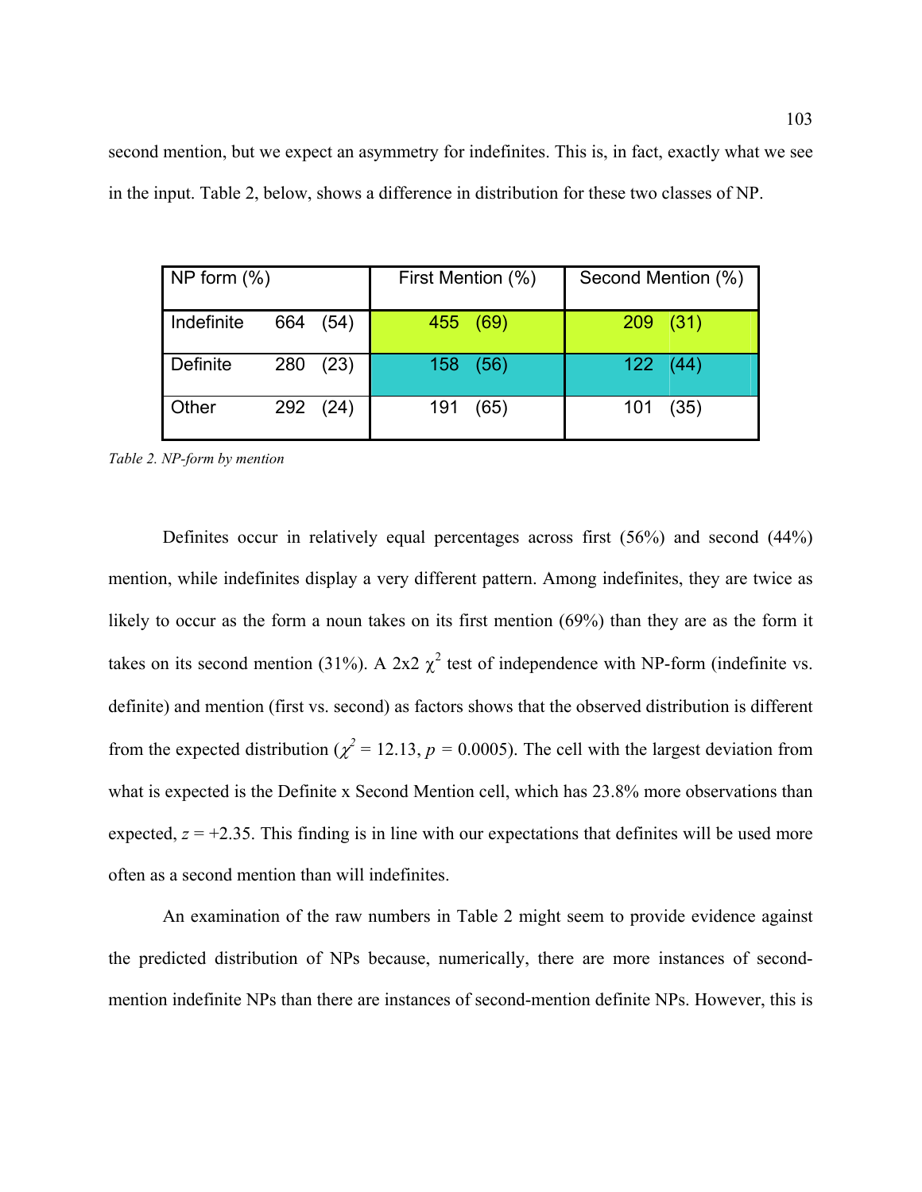second mention, but we expect an asymmetry for indefinites. This is, in fact, exactly what we see in the input. Table 2, below, shows a difference in distribution for these two classes of NP.

| NP form (%) | | | First Mention (%) | | Second Mention (%) | |
|---|---|---|---|---|---|---|
| Indefinite | 664 | (54) | 455 | (69) | 209 | (31) |
| Definite | 280 | (23) | 158 | (56) | 122 | (44) |
| Other | 292 | (24) | 191 | (65) | 101 | (35) |

*Table 2. NP-form by mention*

Definites occur in relatively equal percentages across first (56%) and second (44%) mention, while indefinites display a very different pattern. Among indefinites, they are twice as likely to occur as the form a noun takes on its first mention (69%) than they are as the form it takes on its second mention (31%). A 2x2 $\chi^2$ test of independence with NP-form (indefinite vs. definite) and mention (first vs. second) as factors shows that the observed distribution is different from the expected distribution ($\chi^2 = 12.13$, $p = 0.0005$). The cell with the largest deviation from what is expected is the Definite x Second Mention cell, which has 23.8% more observations than expected, $z = +2.35$. This finding is in line with our expectations that definites will be used more often as a second mention than will indefinites.

An examination of the raw numbers in Table 2 might seem to provide evidence against the predicted distribution of NPs because, numerically, there are more instances of second-mention indefinite NPs than there are instances of second-mention definite NPs. However, this is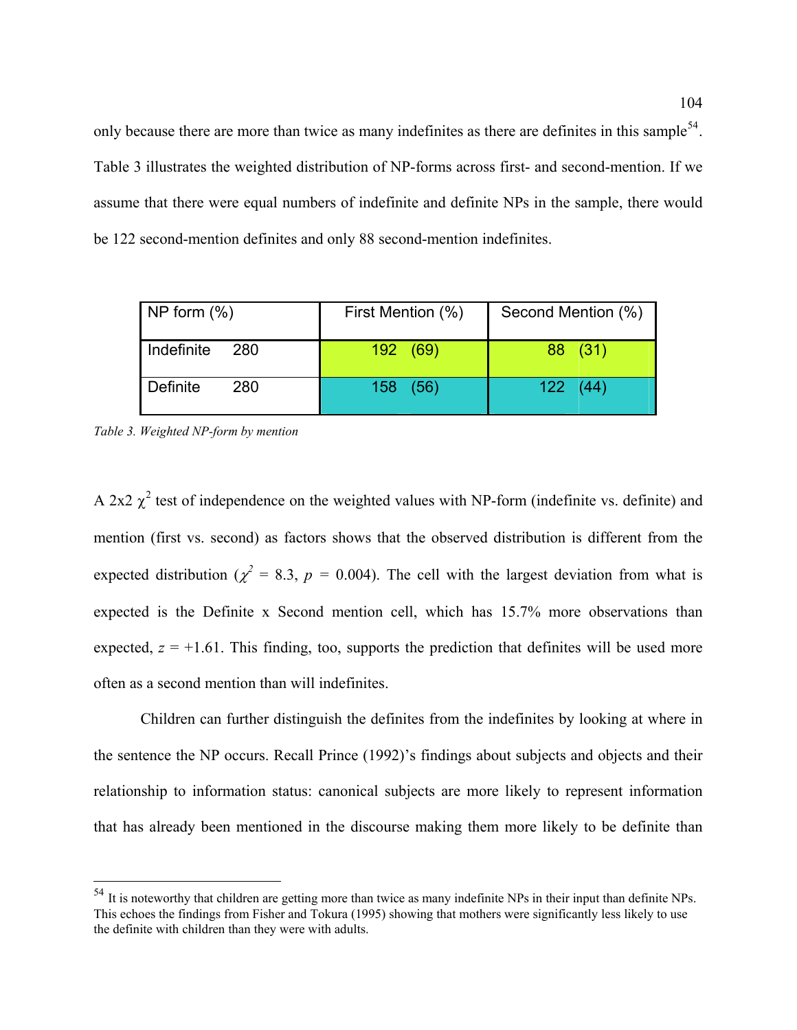only because there are more than twice as many indefinites as there are definites in this sample[54]. Table 3 illustrates the weighted distribution of NP-forms across first- and second-mention. If we assume that there were equal numbers of indefinite and definite NPs in the sample, there would be 122 second-mention definites and only 88 second-mention indefinites.

| NP form (%) | | First Mention (%) | Second Mention (%) |
|---|---|---|---|
| Indefinite | 280 | 192 (69) | 88 (31) |
| Definite | 280 | 158 (56) | 122 (44) |

*Table 3. Weighted NP-form by mention*

A 2x2 $\chi^2$ test of independence on the weighted values with NP-form (indefinite vs. definite) and mention (first vs. second) as factors shows that the observed distribution is different from the expected distribution ($\chi^2$ = 8.3, $p$ = 0.004). The cell with the largest deviation from what is expected is the Definite x Second mention cell, which has 15.7% more observations than expected, $z$ = +1.61. This finding, too, supports the prediction that definites will be used more often as a second mention than will indefinites.

Children can further distinguish the definites from the indefinites by looking at where in the sentence the NP occurs. Recall Prince (1992)'s findings about subjects and objects and their relationship to information status: canonical subjects are more likely to represent information that has already been mentioned in the discourse making them more likely to be definite than

[54] It is noteworthy that children are getting more than twice as many indefinite NPs in their input than definite NPs. This echoes the findings from Fisher and Tokura (1995) showing that mothers were significantly less likely to use the definite with children than they were with adults.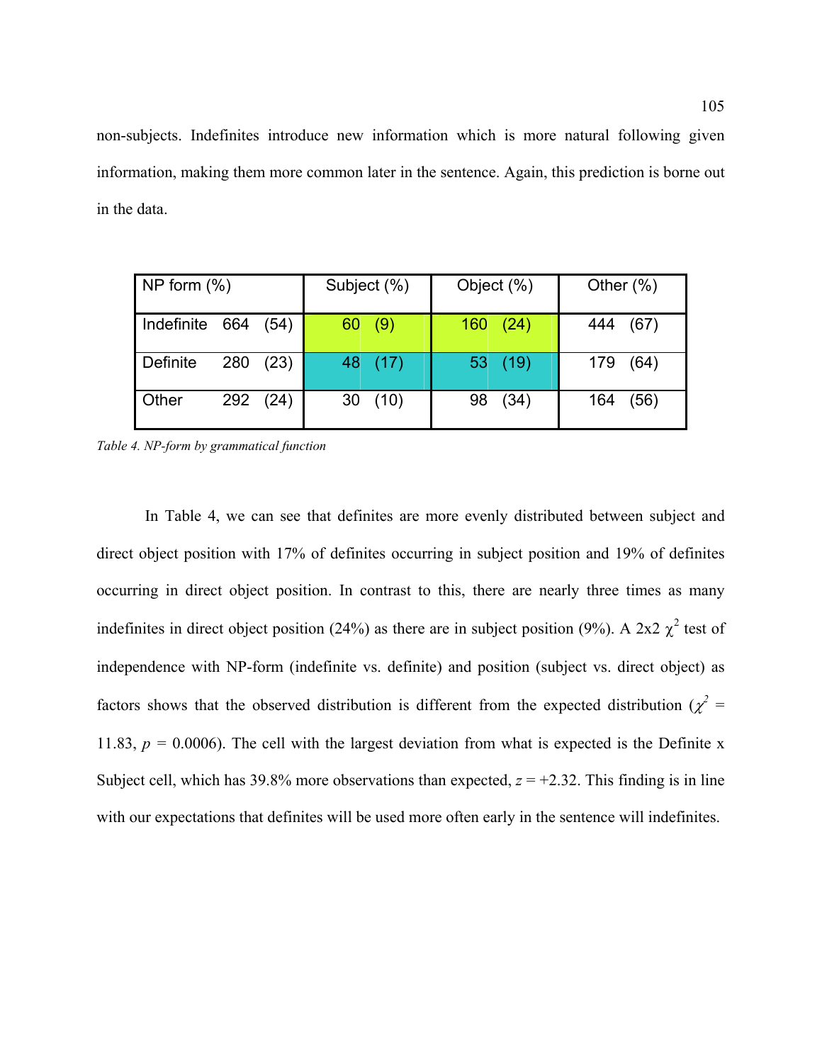non-subjects. Indefinites introduce new information which is more natural following given information, making them more common later in the sentence. Again, this prediction is borne out in the data.

| NP form (%) | | | Subject (%) | | Object (%) | | Other (%) | |
|---|---|---|---|---|---|---|---|---|
| Indefinite | 664 | (54) | 60 | (9) | 160 | (24) | 444 | (67) |
| Definite | 280 | (23) | 48 | (17) | 53 | (19) | 179 | (64) |
| Other | 292 | (24) | 30 | (10) | 98 | (34) | 164 | (56) |

*Table 4. NP-form by grammatical function*

In Table 4, we can see that definites are more evenly distributed between subject and direct object position with 17% of definites occurring in subject position and 19% of definites occurring in direct object position. In contrast to this, there are nearly three times as many indefinites in direct object position (24%) as there are in subject position (9%). A 2x2 $\chi^2$ test of independence with NP-form (indefinite vs. definite) and position (subject vs. direct object) as factors shows that the observed distribution is different from the expected distribution ($\chi^2$ = 11.83, $p$ = 0.0006). The cell with the largest deviation from what is expected is the Definite x Subject cell, which has 39.8% more observations than expected, $z$ = +2.32. This finding is in line with our expectations that definites will be used more often early in the sentence will indefinites.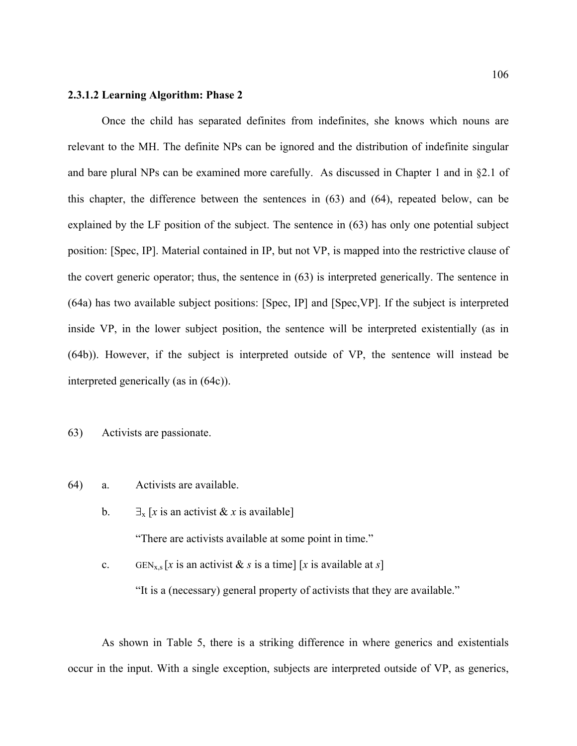### 2.3.1.2 Learning Algorithm: Phase 2

Once the child has separated definites from indefinites, she knows which nouns are relevant to the MH. The definite NPs can be ignored and the distribution of indefinite singular and bare plural NPs can be examined more carefully. As discussed in Chapter 1 and in §2.1 of this chapter, the difference between the sentences in (63) and (64), repeated below, can be explained by the LF position of the subject. The sentence in (63) has only one potential subject position: [Spec, IP]. Material contained in IP, but not VP, is mapped into the restrictive clause of the covert generic operator; thus, the sentence in (63) is interpreted generically. The sentence in (64a) has two available subject positions: [Spec, IP] and [Spec,VP]. If the subject is interpreted inside VP, in the lower subject position, the sentence will be interpreted existentially (as in (64b)). However, if the subject is interpreted outside of VP, the sentence will instead be interpreted generically (as in (64c)).

63) Activists are passionate.

64) a. Activists are available.

b. $\exists_x$ [*x* is an activist & *x* is available]

"There are activists available at some point in time."

c. $\text{GEN}_{x,s}$ [*x* is an activist & *s* is a time] [*x* is available at *s*]

"It is a (necessary) general property of activists that they are available."

As shown in Table 5, there is a striking difference in where generics and existentials occur in the input. With a single exception, subjects are interpreted outside of VP, as generics,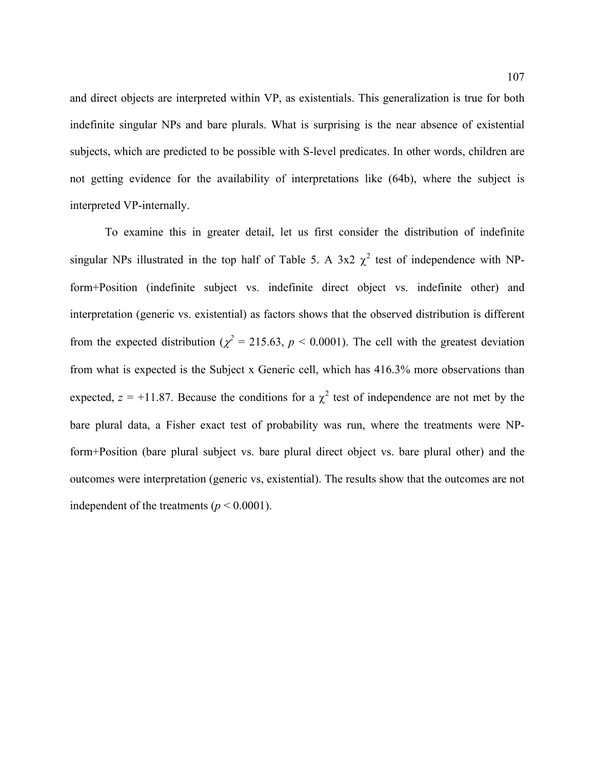and direct objects are interpreted within VP, as existentials. This generalization is true for both indefinite singular NPs and bare plurals. What is surprising is the near absence of existential subjects, which are predicted to be possible with S-level predicates. In other words, children are not getting evidence for the availability of interpretations like (64b), where the subject is interpreted VP-internally.

To examine this in greater detail, let us first consider the distribution of indefinite singular NPs illustrated in the top half of Table 5. A 3x2 $\chi^2$ test of independence with NP-form+Position (indefinite subject vs. indefinite direct object vs. indefinite other) and interpretation (generic vs. existential) as factors shows that the observed distribution is different from the expected distribution ($\chi^2$ = 215.63, $p < 0.0001$). The cell with the greatest deviation from what is expected is the Subject x Generic cell, which has 416.3% more observations than expected, $z = +11.87$. Because the conditions for a $\chi^2$ test of independence are not met by the bare plural data, a Fisher exact test of probability was run, where the treatments were NP-form+Position (bare plural subject vs. bare plural direct object vs. bare plural other) and the outcomes were interpretation (generic vs, existential). The results show that the outcomes are not independent of the treatments ($p < 0.0001$).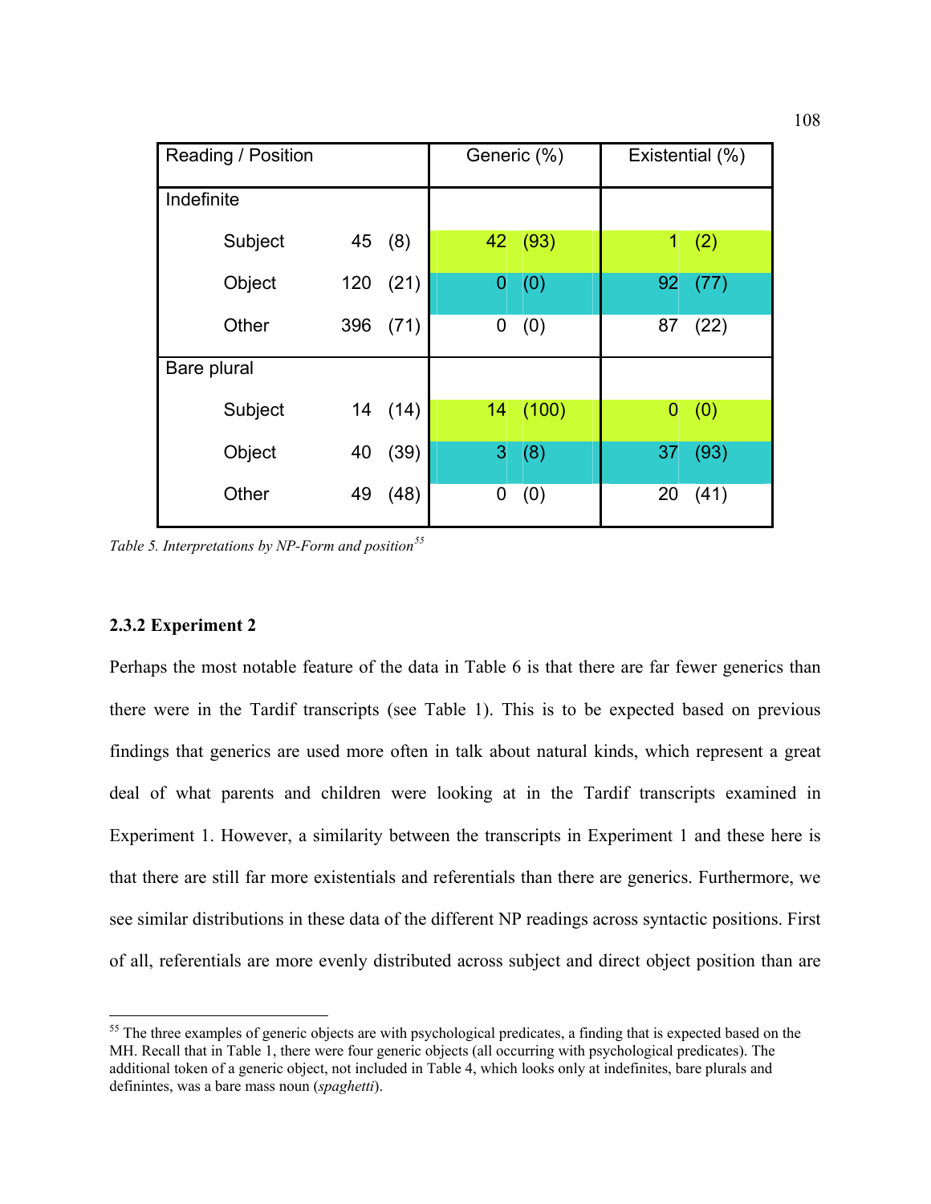| Reading / Position | | | Generic (%) | Existential (%) |
|---|---|---|---|---|
| Indefinite | | | | |
| Subject | 45 | (8) | 42 (93) | 1 (2) |
| Object | 120 | (21) | 0 (0) | 92 (77) |
| Other | 396 | (71) | 0 (0) | 87 (22) |
| Bare plural | | | | |
| Subject | 14 | (14) | 14 (100) | 0 (0) |
| Object | 40 | (39) | 3 (8) | 37 (93) |
| Other | 49 | (48) | 0 (0) | 20 (41) |

*Table 5. Interpretations by NP-Form and position*[55]

### 2.3.2 Experiment 2

Perhaps the most notable feature of the data in Table 6 is that there are far fewer generics than there were in the Tardif transcripts (see Table 1). This is to be expected based on previous findings that generics are used more often in talk about natural kinds, which represent a great deal of what parents and children were looking at in the Tardif transcripts examined in Experiment 1. However, a similarity between the transcripts in Experiment 1 and these here is that there are still far more existentials and referentials than there are generics. Furthermore, we see similar distributions in these data of the different NP readings across syntactic positions. First of all, referentials are more evenly distributed across subject and direct object position than are

[55] The three examples of generic objects are with psychological predicates, a finding that is expected based on the MH. Recall that in Table 1, there were four generic objects (all occurring with psychological predicates). The additional token of a generic object, not included in Table 4, which looks only at indefinites, bare plurals and definintes, was a bare mass noun (*spaghetti*).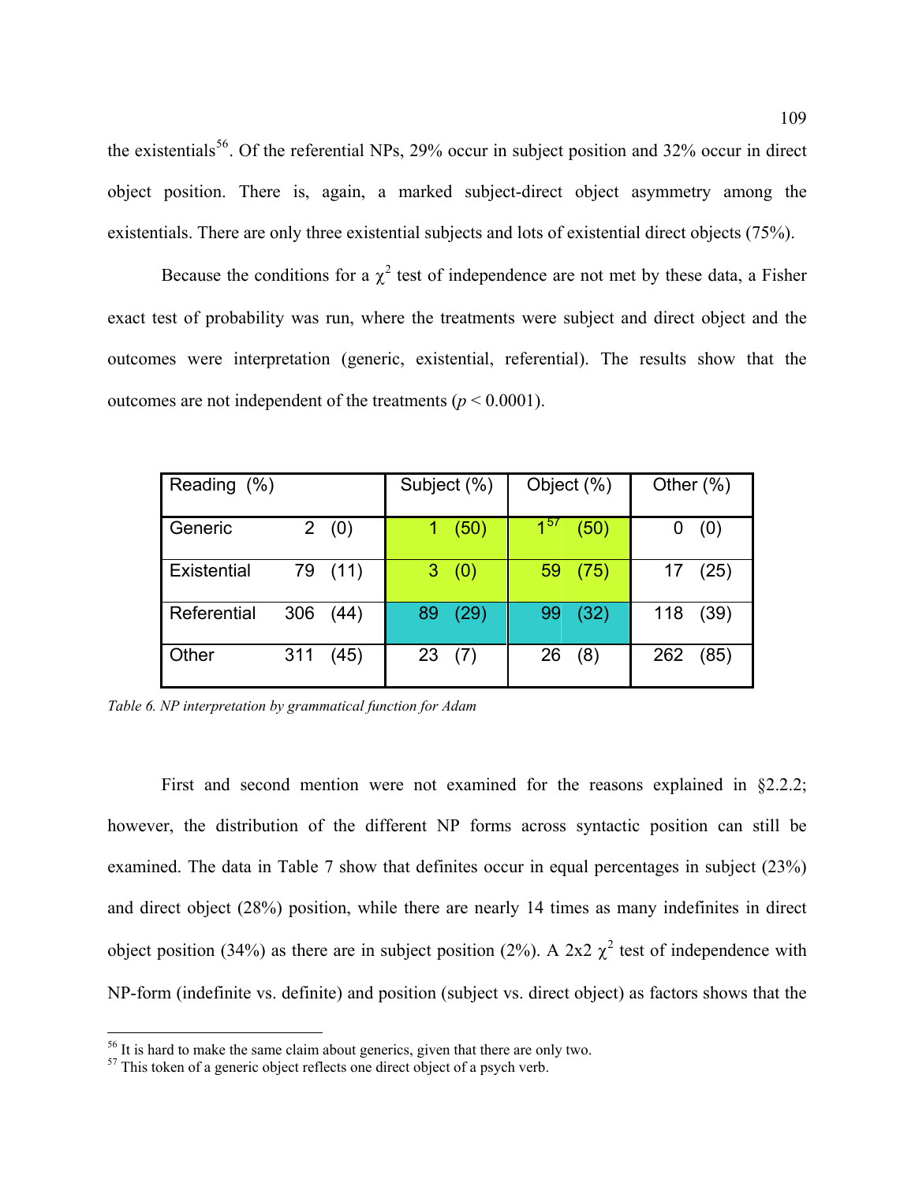the existentials[56]. Of the referential NPs, 29% occur in subject position and 32% occur in direct object position. There is, again, a marked subject-direct object asymmetry among the existentials. There are only three existential subjects and lots of existential direct objects (75%).

Because the conditions for a $\chi^2$ test of independence are not met by these data, a Fisher exact test of probability was run, where the treatments were subject and direct object and the outcomes were interpretation (generic, existential, referential). The results show that the outcomes are not independent of the treatments ($p < 0.0001$).

| Reading (%) | | Subject (%) | Object (%) | Other (%) |
|---|---|---|---|---|
| Generic | 2 (0) | 1 (50) | 1[57] (50) | 0 (0) |
| Existential | 79 (11) | 3 (0) | 59 (75) | 17 (25) |
| Referential | 306 (44) | 89 (29) | 99 (32) | 118 (39) |
| Other | 311 (45) | 23 (7) | 26 (8) | 262 (85) |

*Table 6. NP interpretation by grammatical function for Adam*

First and second mention were not examined for the reasons explained in §2.2.2; however, the distribution of the different NP forms across syntactic position can still be examined. The data in Table 7 show that definites occur in equal percentages in subject (23%) and direct object (28%) position, while there are nearly 14 times as many indefinites in direct object position (34%) as there are in subject position (2%). A 2x2 $\chi^2$ test of independence with NP-form (indefinite vs. definite) and position (subject vs. direct object) as factors shows that the

[56] It is hard to make the same claim about generics, given that there are only two.

[57] This token of a generic object reflects one direct object of a psych verb.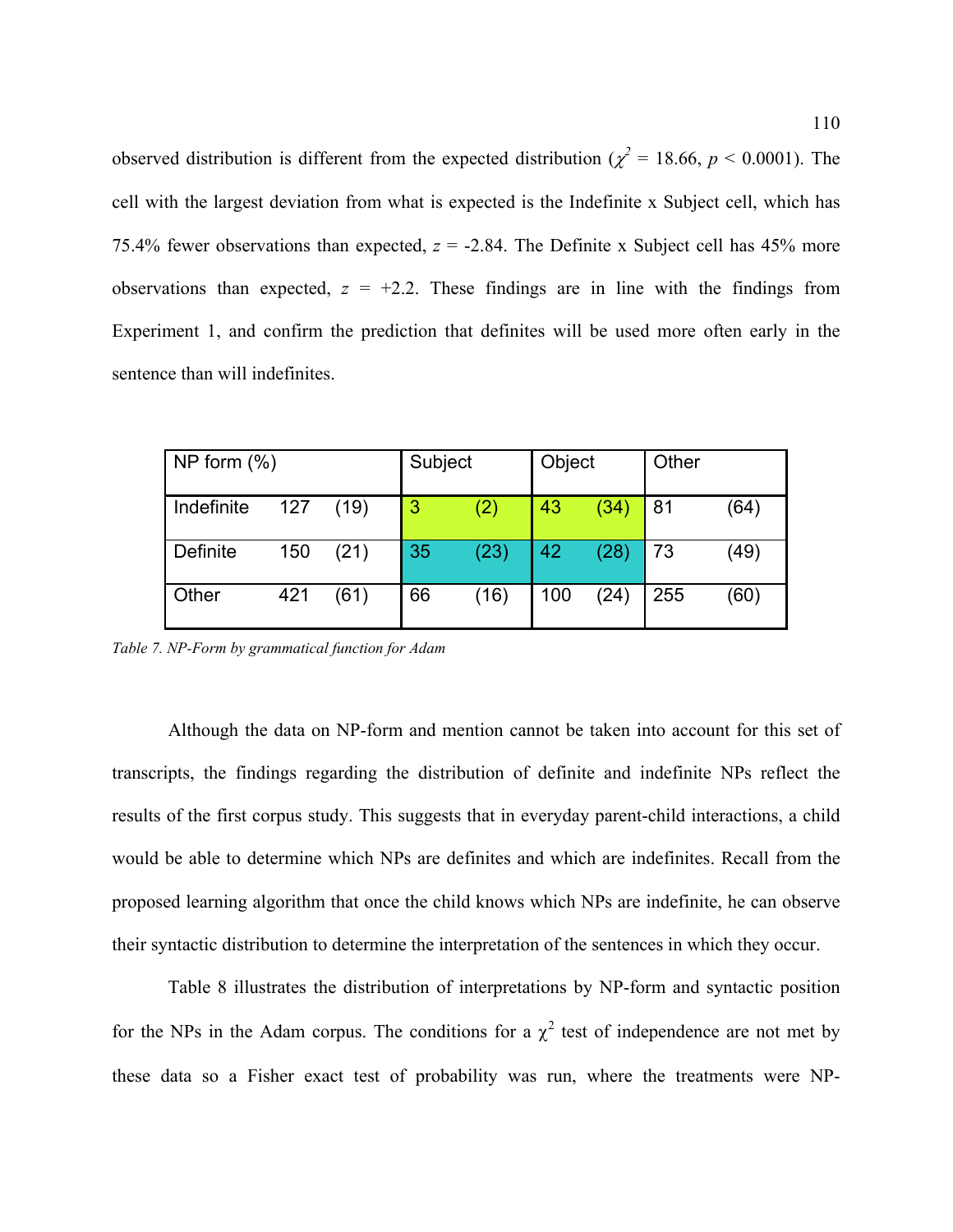observed distribution is different from the expected distribution ($\chi^2$ = 18.66, $p$ < 0.0001). The cell with the largest deviation from what is expected is the Indefinite x Subject cell, which has 75.4% fewer observations than expected, $z$ = -2.84. The Definite x Subject cell has 45% more observations than expected, $z$ = +2.2. These findings are in line with the findings from Experiment 1, and confirm the prediction that definites will be used more often early in the sentence than will indefinites.

| NP form (%) | | | Subject | | Object | | Other | |
|---|---|---|---|---|---|---|---|---|
| Indefinite | 127 | (19) | 3 | (2) | 43 | (34) | 81 | (64) |
| Definite | 150 | (21) | 35 | (23) | 42 | (28) | 73 | (49) |
| Other | 421 | (61) | 66 | (16) | 100 | (24) | 255 | (60) |

*Table 7. NP-Form by grammatical function for Adam*

Although the data on NP-form and mention cannot be taken into account for this set of transcripts, the findings regarding the distribution of definite and indefinite NPs reflect the results of the first corpus study. This suggests that in everyday parent-child interactions, a child would be able to determine which NPs are definites and which are indefinites. Recall from the proposed learning algorithm that once the child knows which NPs are indefinite, he can observe their syntactic distribution to determine the interpretation of the sentences in which they occur.

Table 8 illustrates the distribution of interpretations by NP-form and syntactic position for the NPs in the Adam corpus. The conditions for a $\chi^2$ test of independence are not met by these data so a Fisher exact test of probability was run, where the treatments were NP-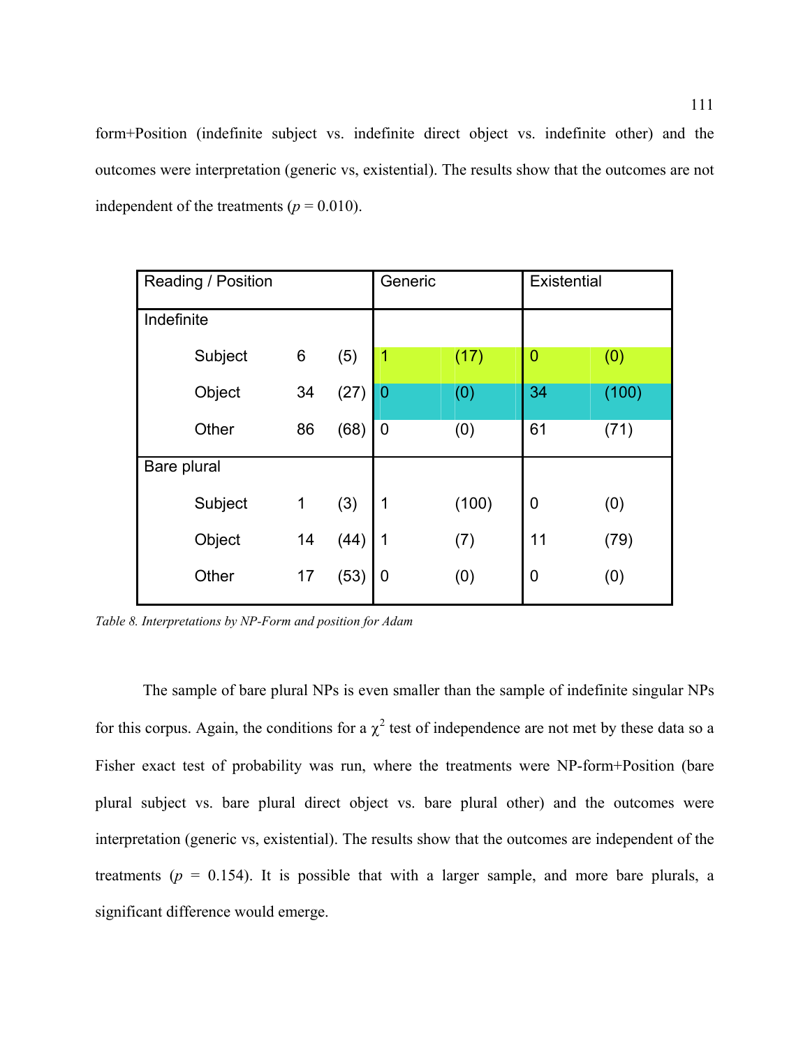form+Position (indefinite subject vs. indefinite direct object vs. indefinite other) and the outcomes were interpretation (generic vs, existential). The results show that the outcomes are not independent of the treatments ($p$ = 0.010).

| Reading / Position | | | Generic | | Existential | |
|---|---|---|---|---|---|---|
| Indefinite | | | | | | |
| Subject | 6 | (5) | 1 | (17) | 0 | (0) |
| Object | 34 | (27) | 0 | (0) | 34 | (100) |
| Other | 86 | (68) | 0 | (0) | 61 | (71) |
| Bare plural | | | | | | |
| Subject | 1 | (3) | 1 | (100) | 0 | (0) |
| Object | 14 | (44) | 1 | (7) | 11 | (79) |
| Other | 17 | (53) | 0 | (0) | 0 | (0) |

*Table 8. Interpretations by NP-Form and position for Adam*

The sample of bare plural NPs is even smaller than the sample of indefinite singular NPs for this corpus. Again, the conditions for a $\chi^2$ test of independence are not met by these data so a Fisher exact test of probability was run, where the treatments were NP-form+Position (bare plural subject vs. bare plural direct object vs. bare plural other) and the outcomes were interpretation (generic vs, existential). The results show that the outcomes are independent of the treatments ($p$ = 0.154). It is possible that with a larger sample, and more bare plurals, a significant difference would emerge.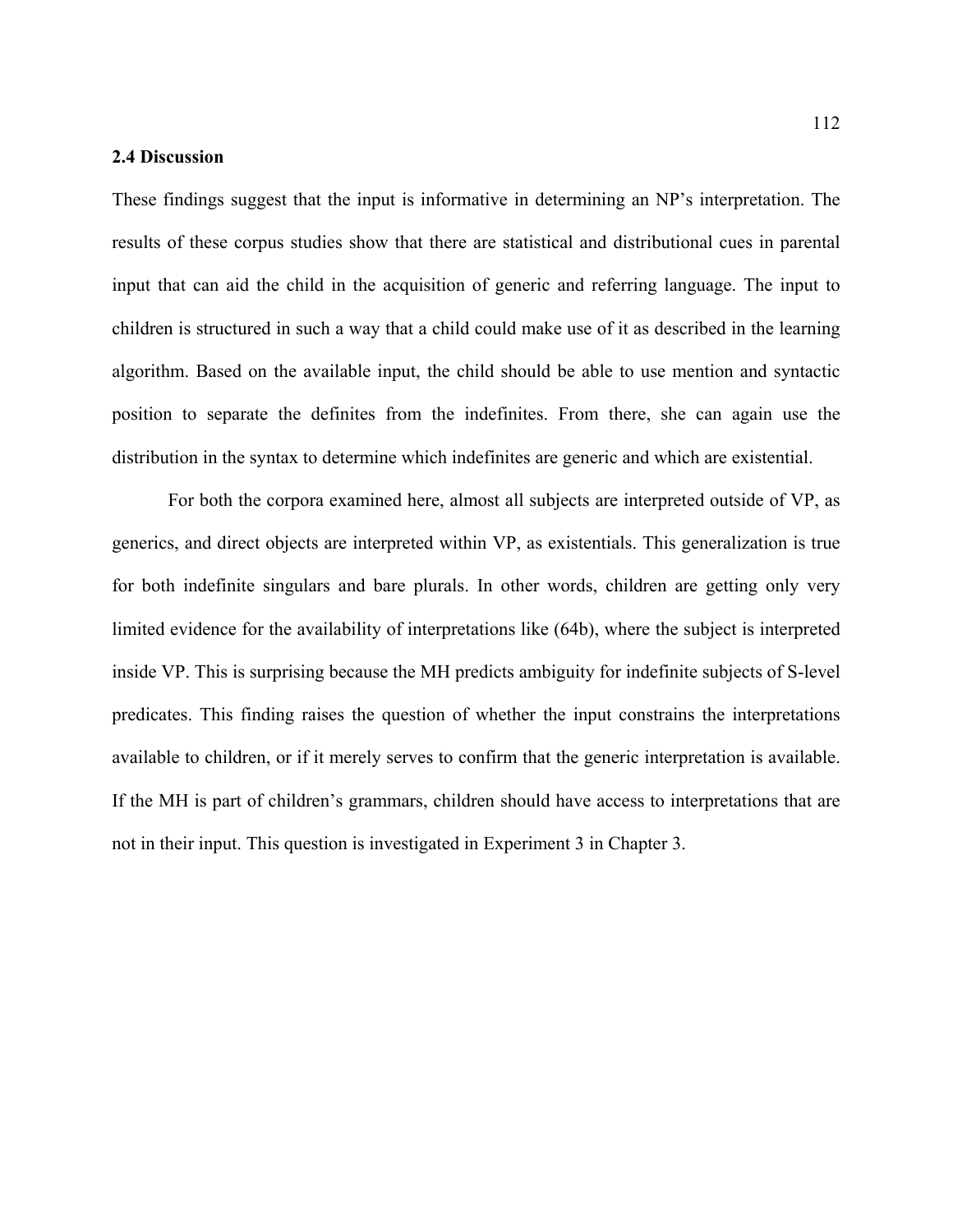## 2.4 Discussion

These findings suggest that the input is informative in determining an NP's interpretation. The results of these corpus studies show that there are statistical and distributional cues in parental input that can aid the child in the acquisition of generic and referring language. The input to children is structured in such a way that a child could make use of it as described in the learning algorithm. Based on the available input, the child should be able to use mention and syntactic position to separate the definites from the indefinites. From there, she can again use the distribution in the syntax to determine which indefinites are generic and which are existential.

For both the corpora examined here, almost all subjects are interpreted outside of VP, as generics, and direct objects are interpreted within VP, as existentials. This generalization is true for both indefinite singulars and bare plurals. In other words, children are getting only very limited evidence for the availability of interpretations like (64b), where the subject is interpreted inside VP. This is surprising because the MH predicts ambiguity for indefinite subjects of S-level predicates. This finding raises the question of whether the input constrains the interpretations available to children, or if it merely serves to confirm that the generic interpretation is available. If the MH is part of children's grammars, children should have access to interpretations that are not in their input. This question is investigated in Experiment 3 in Chapter 3.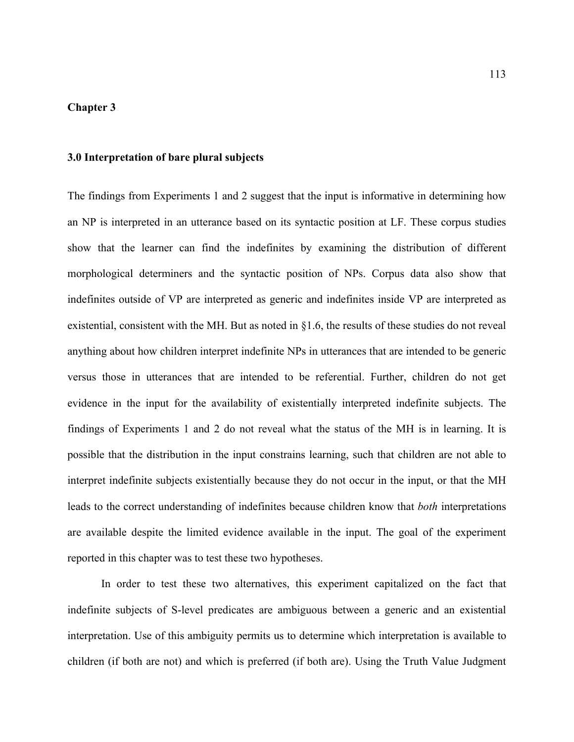## Chapter 3

### 3.0 Interpretation of bare plural subjects

The findings from Experiments 1 and 2 suggest that the input is informative in determining how an NP is interpreted in an utterance based on its syntactic position at LF. These corpus studies show that the learner can find the indefinites by examining the distribution of different morphological determiners and the syntactic position of NPs. Corpus data also show that indefinites outside of VP are interpreted as generic and indefinites inside VP are interpreted as existential, consistent with the MH. But as noted in §1.6, the results of these studies do not reveal anything about how children interpret indefinite NPs in utterances that are intended to be generic versus those in utterances that are intended to be referential. Further, children do not get evidence in the input for the availability of existentially interpreted indefinite subjects. The findings of Experiments 1 and 2 do not reveal what the status of the MH is in learning. It is possible that the distribution in the input constrains learning, such that children are not able to interpret indefinite subjects existentially because they do not occur in the input, or that the MH leads to the correct understanding of indefinites because children know that *both* interpretations are available despite the limited evidence available in the input. The goal of the experiment reported in this chapter was to test these two hypotheses.

In order to test these two alternatives, this experiment capitalized on the fact that indefinite subjects of S-level predicates are ambiguous between a generic and an existential interpretation. Use of this ambiguity permits us to determine which interpretation is available to children (if both are not) and which is preferred (if both are). Using the Truth Value Judgment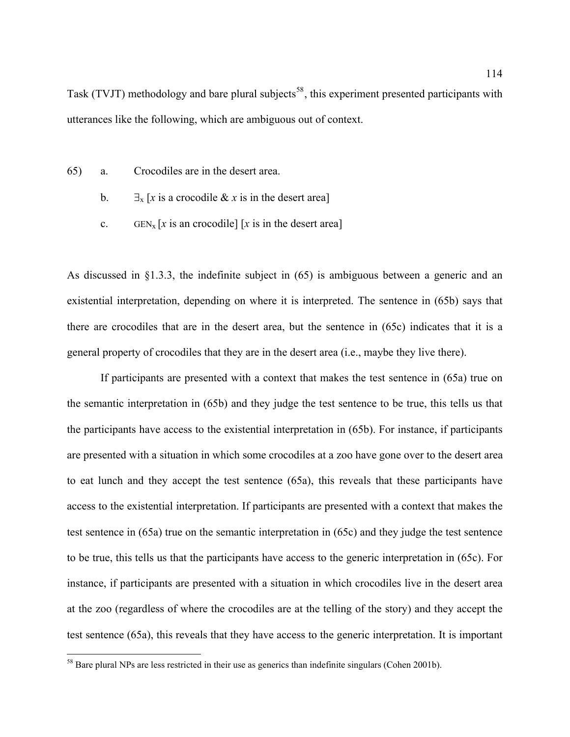Task (TVJT) methodology and bare plural subjects[58], this experiment presented participants with utterances like the following, which are ambiguous out of context.

65) a. Crocodiles are in the desert area.

b. $\exists_x$ [*x* is a crocodile & *x* is in the desert area]

c. $\text{GEN}_x$ [*x* is an crocodile] [*x* is in the desert area]

As discussed in §1.3.3, the indefinite subject in (65) is ambiguous between a generic and an existential interpretation, depending on where it is interpreted. The sentence in (65b) says that there are crocodiles that are in the desert area, but the sentence in (65c) indicates that it is a general property of crocodiles that they are in the desert area (i.e., maybe they live there).

If participants are presented with a context that makes the test sentence in (65a) true on the semantic interpretation in (65b) and they judge the test sentence to be true, this tells us that the participants have access to the existential interpretation in (65b). For instance, if participants are presented with a situation in which some crocodiles at a zoo have gone over to the desert area to eat lunch and they accept the test sentence (65a), this reveals that these participants have access to the existential interpretation. If participants are presented with a context that makes the test sentence in (65a) true on the semantic interpretation in (65c) and they judge the test sentence to be true, this tells us that the participants have access to the generic interpretation in (65c). For instance, if participants are presented with a situation in which crocodiles live in the desert area at the zoo (regardless of where the crocodiles are at the telling of the story) and they accept the test sentence (65a), this reveals that they have access to the generic interpretation. It is important

[58] Bare plural NPs are less restricted in their use as generics than indefinite singulars (Cohen 2001b).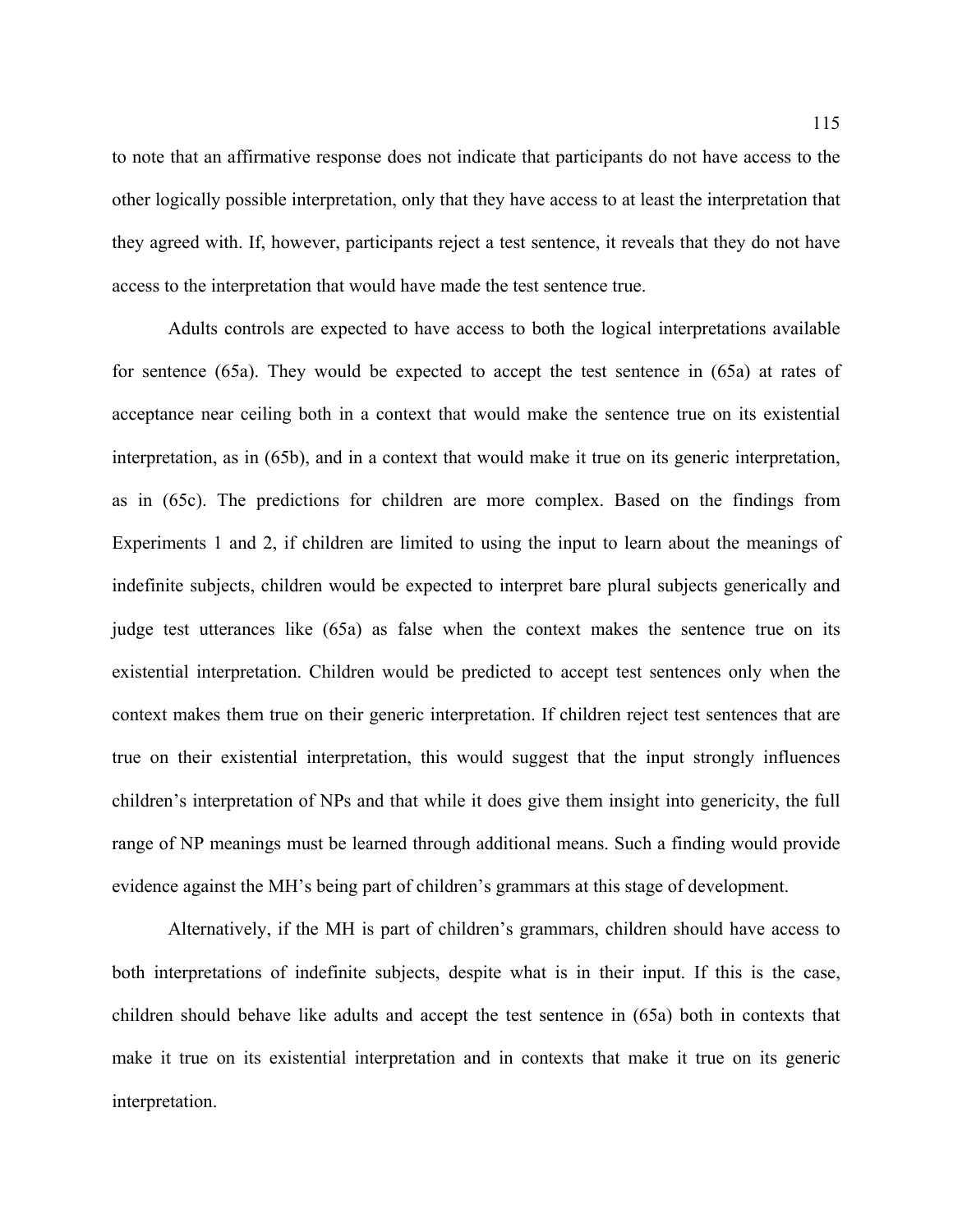to note that an affirmative response does not indicate that participants do not have access to the other logically possible interpretation, only that they have access to at least the interpretation that they agreed with. If, however, participants reject a test sentence, it reveals that they do not have access to the interpretation that would have made the test sentence true.

Adults controls are expected to have access to both the logical interpretations available for sentence (65a). They would be expected to accept the test sentence in (65a) at rates of acceptance near ceiling both in a context that would make the sentence true on its existential interpretation, as in (65b), and in a context that would make it true on its generic interpretation, as in (65c). The predictions for children are more complex. Based on the findings from Experiments 1 and 2, if children are limited to using the input to learn about the meanings of indefinite subjects, children would be expected to interpret bare plural subjects generically and judge test utterances like (65a) as false when the context makes the sentence true on its existential interpretation. Children would be predicted to accept test sentences only when the context makes them true on their generic interpretation. If children reject test sentences that are true on their existential interpretation, this would suggest that the input strongly influences children's interpretation of NPs and that while it does give them insight into genericity, the full range of NP meanings must be learned through additional means. Such a finding would provide evidence against the MH's being part of children's grammars at this stage of development.

Alternatively, if the MH is part of children's grammars, children should have access to both interpretations of indefinite subjects, despite what is in their input. If this is the case, children should behave like adults and accept the test sentence in (65a) both in contexts that make it true on its existential interpretation and in contexts that make it true on its generic interpretation.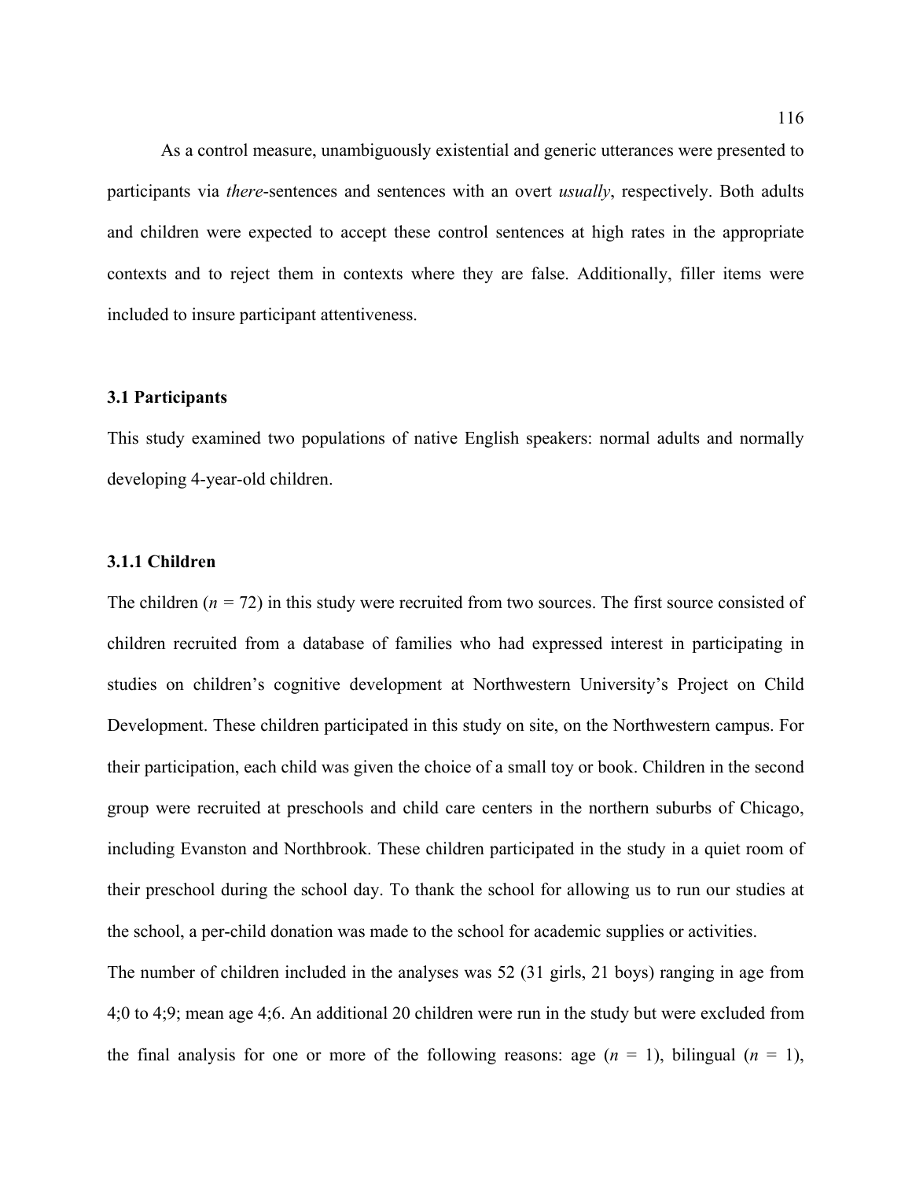As a control measure, unambiguously existential and generic utterances were presented to participants via *there*-sentences and sentences with an overt *usually*, respectively. Both adults and children were expected to accept these control sentences at high rates in the appropriate contexts and to reject them in contexts where they are false. Additionally, filler items were included to insure participant attentiveness.

### 3.1 Participants

This study examined two populations of native English speakers: normal adults and normally developing 4-year-old children.

#### 3.1.1 Children

The children (*n* = 72) in this study were recruited from two sources. The first source consisted of children recruited from a database of families who had expressed interest in participating in studies on children's cognitive development at Northwestern University's Project on Child Development. These children participated in this study on site, on the Northwestern campus. For their participation, each child was given the choice of a small toy or book. Children in the second group were recruited at preschools and child care centers in the northern suburbs of Chicago, including Evanston and Northbrook. These children participated in the study in a quiet room of their preschool during the school day. To thank the school for allowing us to run our studies at the school, a per-child donation was made to the school for academic supplies or activities.

The number of children included in the analyses was 52 (31 girls, 21 boys) ranging in age from 4;0 to 4;9; mean age 4;6. An additional 20 children were run in the study but were excluded from the final analysis for one or more of the following reasons: age (*n* = 1), bilingual (*n* = 1),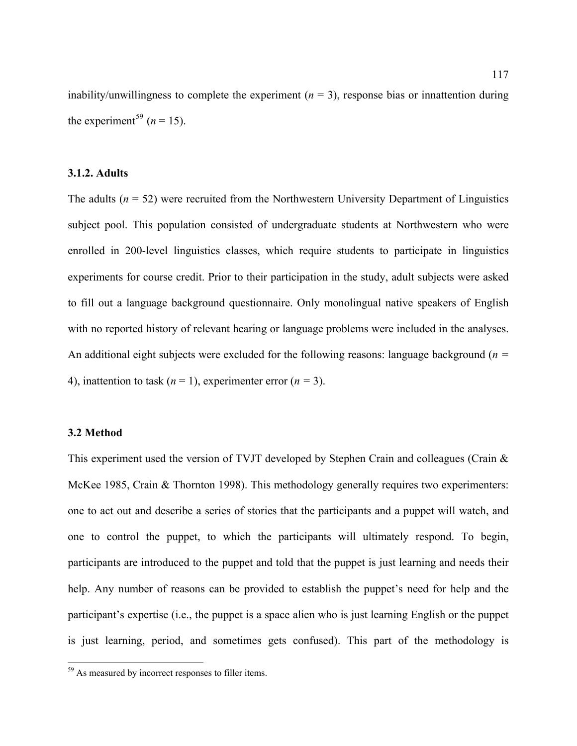inability/unwillingness to complete the experiment (*n* = 3), response bias or innattention during the experiment[59] (*n* = 15).

### 3.1.2. Adults

The adults (*n* = 52) were recruited from the Northwestern University Department of Linguistics subject pool. This population consisted of undergraduate students at Northwestern who were enrolled in 200-level linguistics classes, which require students to participate in linguistics experiments for course credit. Prior to their participation in the study, adult subjects were asked to fill out a language background questionnaire. Only monolingual native speakers of English with no reported history of relevant hearing or language problems were included in the analyses. An additional eight subjects were excluded for the following reasons: language background (*n* = 4), inattention to task (*n* = 1), experimenter error (*n* = 3).

## 3.2 Method

This experiment used the version of TVJT developed by Stephen Crain and colleagues (Crain & McKee 1985, Crain & Thornton 1998). This methodology generally requires two experimenters: one to act out and describe a series of stories that the participants and a puppet will watch, and one to control the puppet, to which the participants will ultimately respond. To begin, participants are introduced to the puppet and told that the puppet is just learning and needs their help. Any number of reasons can be provided to establish the puppet's need for help and the participant's expertise (i.e., the puppet is a space alien who is just learning English or the puppet is just learning, period, and sometimes gets confused). This part of the methodology is

[59] As measured by incorrect responses to filler items.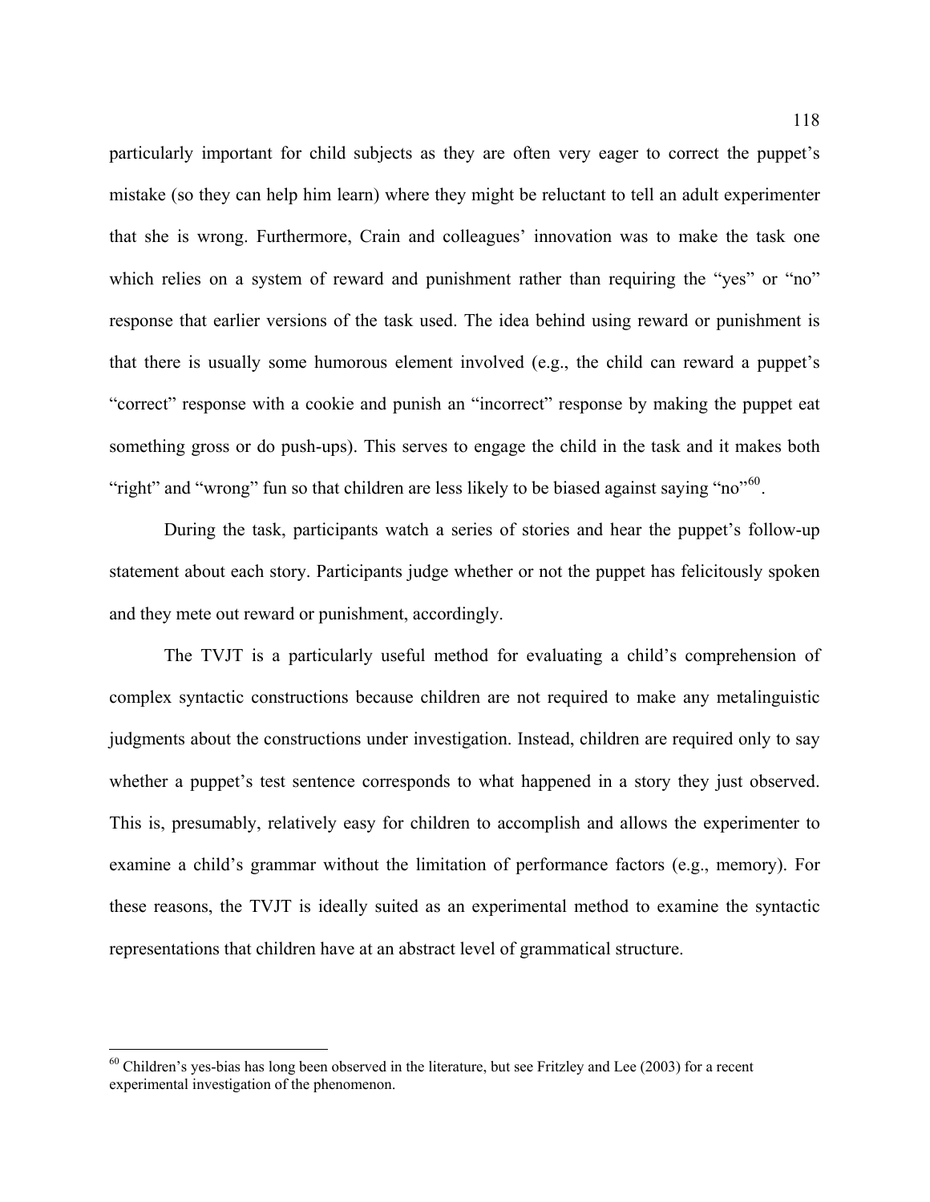particularly important for child subjects as they are often very eager to correct the puppet's mistake (so they can help him learn) where they might be reluctant to tell an adult experimenter that she is wrong. Furthermore, Crain and colleagues' innovation was to make the task one which relies on a system of reward and punishment rather than requiring the "yes" or "no" response that earlier versions of the task used. The idea behind using reward or punishment is that there is usually some humorous element involved (e.g., the child can reward a puppet's "correct" response with a cookie and punish an "incorrect" response by making the puppet eat something gross or do push-ups). This serves to engage the child in the task and it makes both "right" and "wrong" fun so that children are less likely to be biased against saying "no"[60].

During the task, participants watch a series of stories and hear the puppet's follow-up statement about each story. Participants judge whether or not the puppet has felicitously spoken and they mete out reward or punishment, accordingly.

The TVJT is a particularly useful method for evaluating a child's comprehension of complex syntactic constructions because children are not required to make any metalinguistic judgments about the constructions under investigation. Instead, children are required only to say whether a puppet's test sentence corresponds to what happened in a story they just observed. This is, presumably, relatively easy for children to accomplish and allows the experimenter to examine a child's grammar without the limitation of performance factors (e.g., memory). For these reasons, the TVJT is ideally suited as an experimental method to examine the syntactic representations that children have at an abstract level of grammatical structure.

---

[60] Children's yes-bias has long been observed in the literature, but see Fritzley and Lee (2003) for a recent experimental investigation of the phenomenon.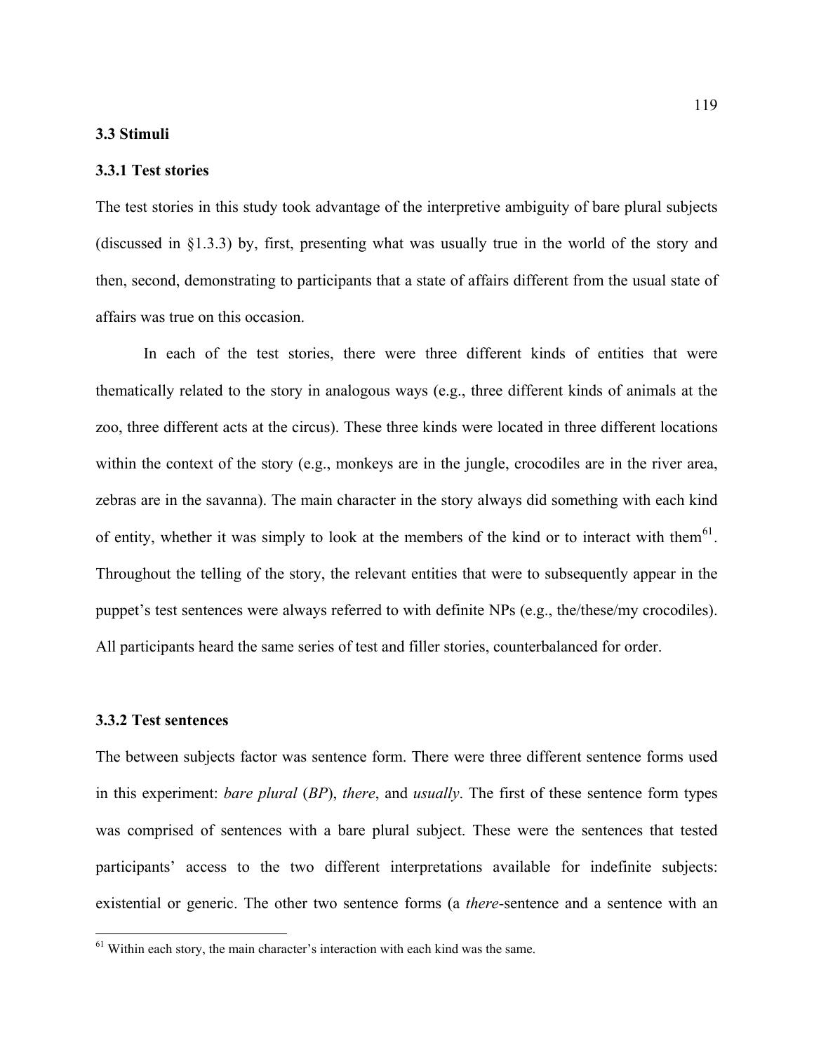### 3.3 Stimuli

#### 3.3.1 Test stories

The test stories in this study took advantage of the interpretive ambiguity of bare plural subjects (discussed in §1.3.3) by, first, presenting what was usually true in the world of the story and then, second, demonstrating to participants that a state of affairs different from the usual state of affairs was true on this occasion.

In each of the test stories, there were three different kinds of entities that were thematically related to the story in analogous ways (e.g., three different kinds of animals at the zoo, three different acts at the circus). These three kinds were located in three different locations within the context of the story (e.g., monkeys are in the jungle, crocodiles are in the river area, zebras are in the savanna). The main character in the story always did something with each kind of entity, whether it was simply to look at the members of the kind or to interact with them[61]. Throughout the telling of the story, the relevant entities that were to subsequently appear in the puppet's test sentences were always referred to with definite NPs (e.g., the/these/my crocodiles). All participants heard the same series of test and filler stories, counterbalanced for order.

#### 3.3.2 Test sentences

The between subjects factor was sentence form. There were three different sentence forms used in this experiment: *bare plural* (*BP*), *there*, and *usually*. The first of these sentence form types was comprised of sentences with a bare plural subject. These were the sentences that tested participants' access to the two different interpretations available for indefinite subjects: existential or generic. The other two sentence forms (a *there*-sentence and a sentence with an

---

[61] Within each story, the main character's interaction with each kind was the same.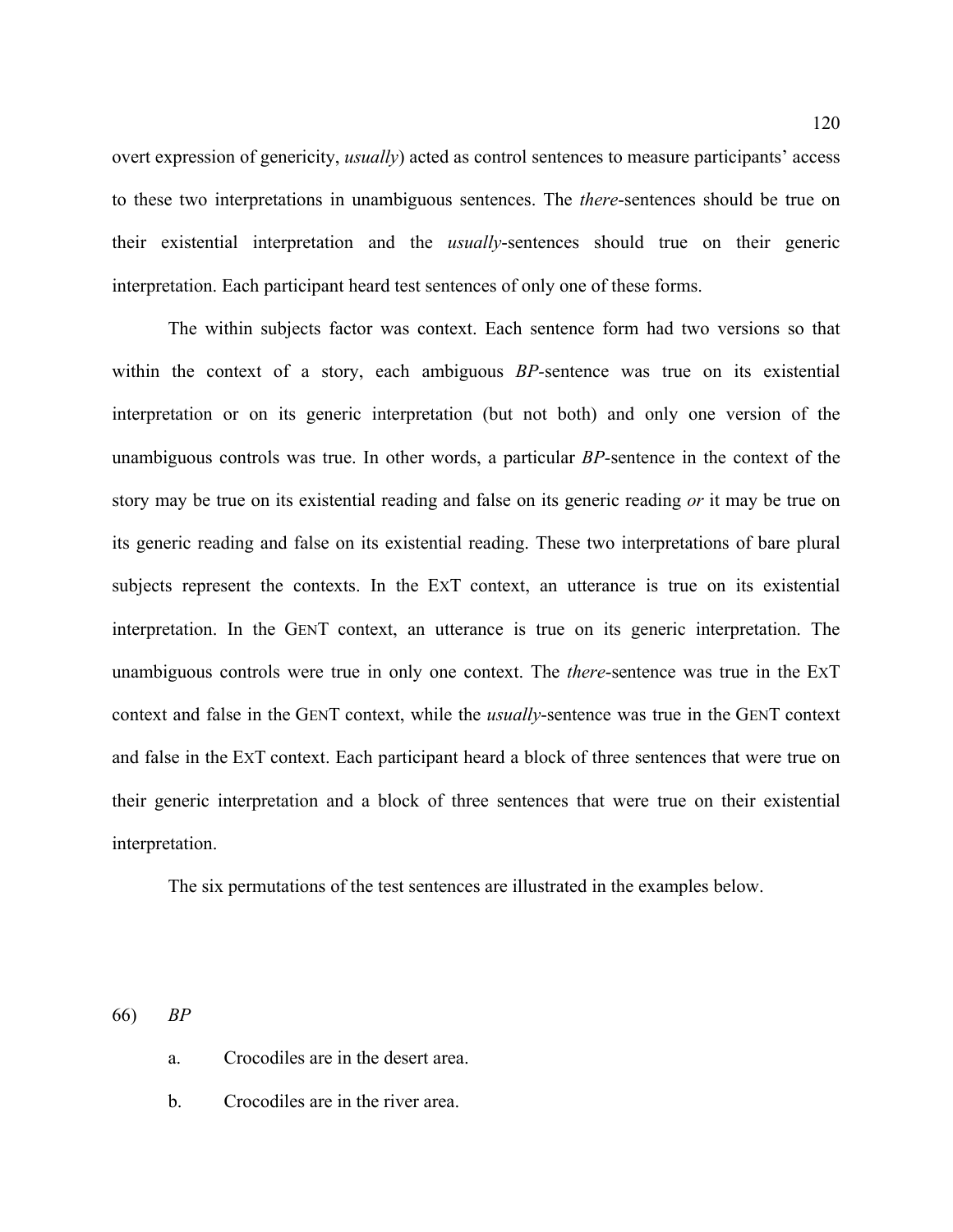overt expression of genericity, *usually*) acted as control sentences to measure participants' access to these two interpretations in unambiguous sentences. The *there*-sentences should be true on their existential interpretation and the *usually*-sentences should true on their generic interpretation. Each participant heard test sentences of only one of these forms.

The within subjects factor was context. Each sentence form had two versions so that within the context of a story, each ambiguous *BP*-sentence was true on its existential interpretation or on its generic interpretation (but not both) and only one version of the unambiguous controls was true. In other words, a particular *BP*-sentence in the context of the story may be true on its existential reading and false on its generic reading *or* it may be true on its generic reading and false on its existential reading. These two interpretations of bare plural subjects represent the contexts. In the EXT context, an utterance is true on its existential interpretation. In the GENT context, an utterance is true on its generic interpretation. The unambiguous controls were true in only one context. The *there*-sentence was true in the EXT context and false in the GENT context, while the *usually*-sentence was true in the GENT context and false in the EXT context. Each participant heard a block of three sentences that were true on their generic interpretation and a block of three sentences that were true on their existential interpretation.

The six permutations of the test sentences are illustrated in the examples below.

66) *BP*

a. Crocodiles are in the desert area.

b. Crocodiles are in the river area.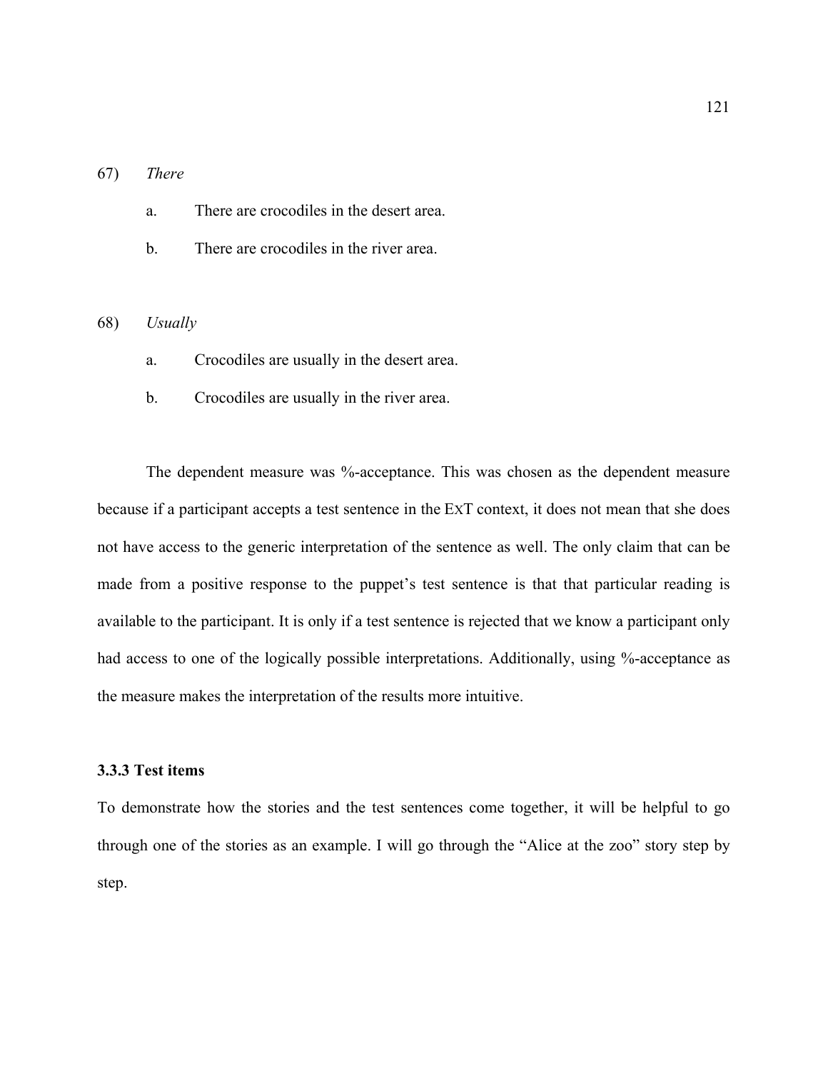67) *There*

   a. There are crocodiles in the desert area.

   b. There are crocodiles in the river area.

68) *Usually*

   a. Crocodiles are usually in the desert area.

   b. Crocodiles are usually in the river area.

The dependent measure was %-acceptance. This was chosen as the dependent measure because if a participant accepts a test sentence in the EXT context, it does not mean that she does not have access to the generic interpretation of the sentence as well. The only claim that can be made from a positive response to the puppet's test sentence is that that particular reading is available to the participant. It is only if a test sentence is rejected that we know a participant only had access to one of the logically possible interpretations. Additionally, using %-acceptance as the measure makes the interpretation of the results more intuitive.

### 3.3.3 Test items

To demonstrate how the stories and the test sentences come together, it will be helpful to go through one of the stories as an example. I will go through the "Alice at the zoo" story step by step.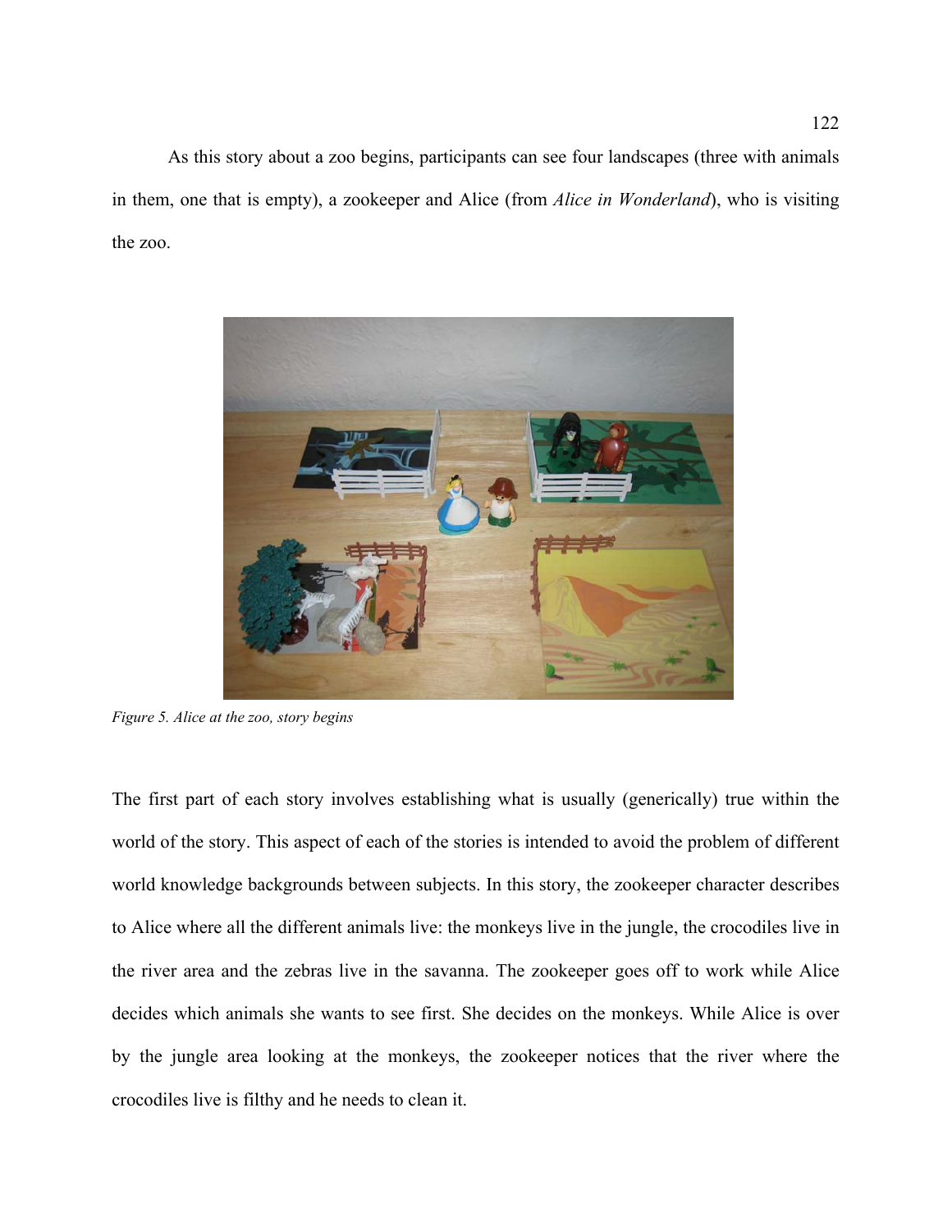As this story about a zoo begins, participants can see four landscapes (three with animals in them, one that is empty), a zookeeper and Alice (from *Alice in Wonderland*), who is visiting the zoo.

*Figure 5. Alice at the zoo, story begins*

The first part of each story involves establishing what is usually (generically) true within the world of the story. This aspect of each of the stories is intended to avoid the problem of different world knowledge backgrounds between subjects. In this story, the zookeeper character describes to Alice where all the different animals live: the monkeys live in the jungle, the crocodiles live in the river area and the zebras live in the savanna. The zookeeper goes off to work while Alice decides which animals she wants to see first. She decides on the monkeys. While Alice is over by the jungle area looking at the monkeys, the zookeeper notices that the river where the crocodiles live is filthy and he needs to clean it.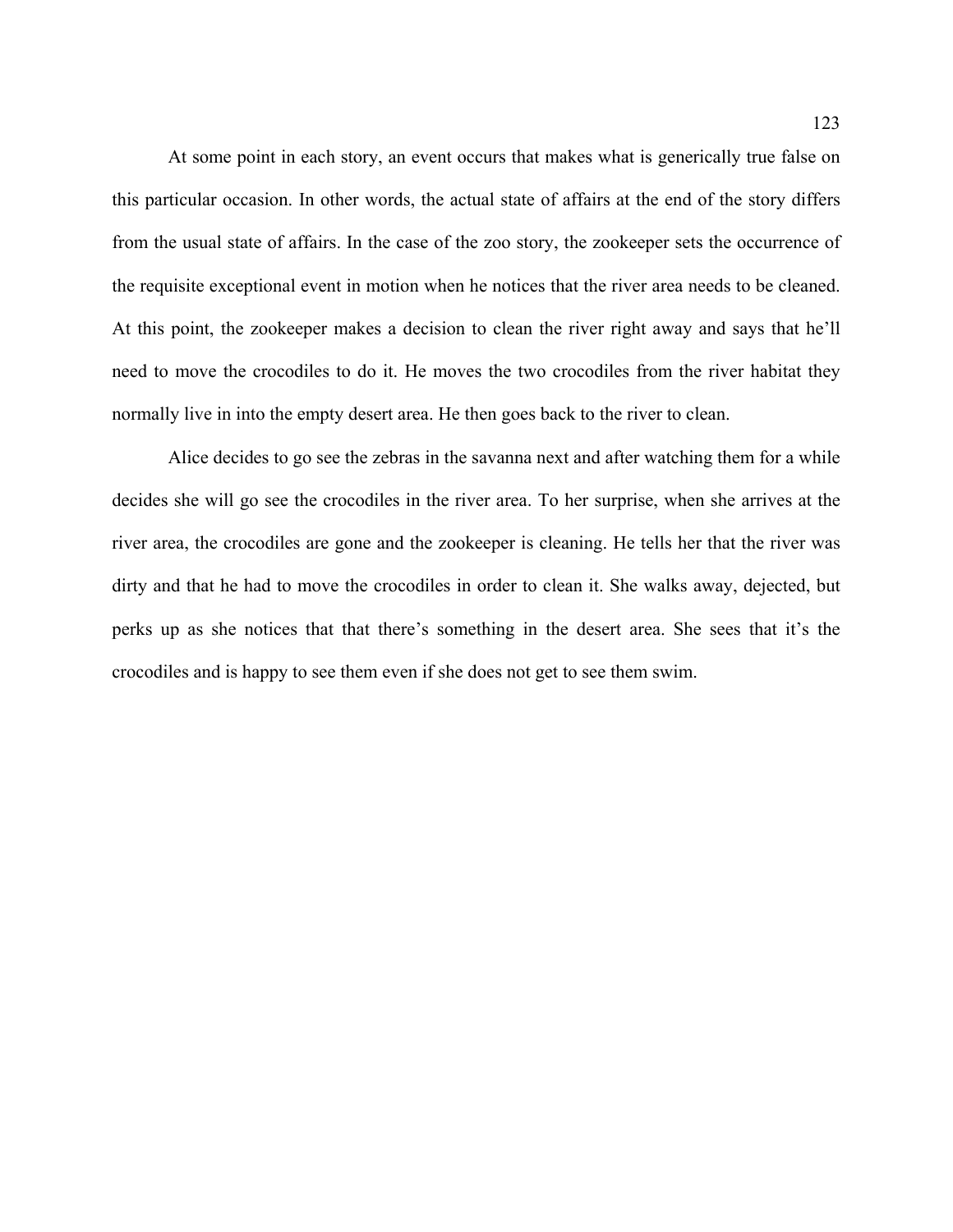At some point in each story, an event occurs that makes what is generically true false on this particular occasion. In other words, the actual state of affairs at the end of the story differs from the usual state of affairs. In the case of the zoo story, the zookeeper sets the occurrence of the requisite exceptional event in motion when he notices that the river area needs to be cleaned. At this point, the zookeeper makes a decision to clean the river right away and says that he'll need to move the crocodiles to do it. He moves the two crocodiles from the river habitat they normally live in into the empty desert area. He then goes back to the river to clean.

Alice decides to go see the zebras in the savanna next and after watching them for a while decides she will go see the crocodiles in the river area. To her surprise, when she arrives at the river area, the crocodiles are gone and the zookeeper is cleaning. He tells her that the river was dirty and that he had to move the crocodiles in order to clean it. She walks away, dejected, but perks up as she notices that that there's something in the desert area. She sees that it's the crocodiles and is happy to see them even if she does not get to see them swim.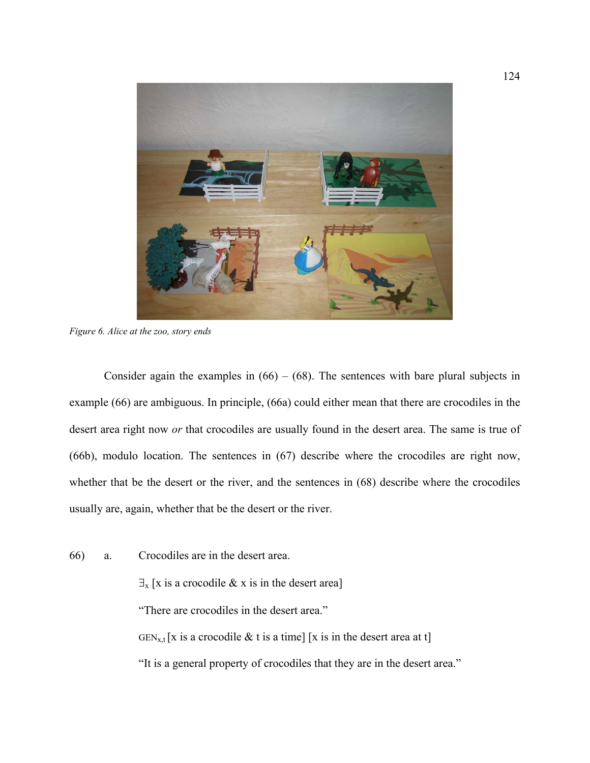*Figure 6. Alice at the zoo, story ends*

Consider again the examples in (66) – (68). The sentences with bare plural subjects in example (66) are ambiguous. In principle, (66a) could either mean that there are crocodiles in the desert area right now *or* that crocodiles are usually found in the desert area. The same is true of (66b), modulo location. The sentences in (67) describe where the crocodiles are right now, whether that be the desert or the river, and the sentences in (68) describe where the crocodiles usually are, again, whether that be the desert or the river.

66) a. Crocodiles are in the desert area.

$\exists_x$ [x is a crocodile & x is in the desert area]

"There are crocodiles in the desert area."

$\text{GEN}_{x,t}$ [x is a crocodile & t is a time] [x is in the desert area at t]

"It is a general property of crocodiles that they are in the desert area."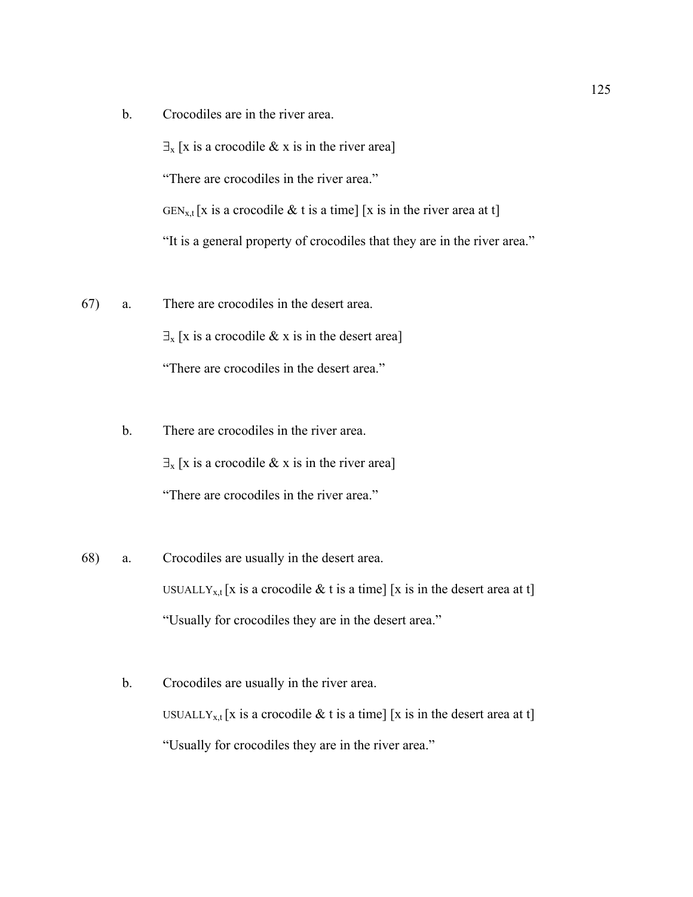b. Crocodiles are in the river area.

$\exists_x$ [x is a crocodile & x is in the river area]

"There are crocodiles in the river area."

$\text{GEN}_{x,t}$ [x is a crocodile & t is a time] [x is in the river area at t]

"It is a general property of crocodiles that they are in the river area."

67) a. There are crocodiles in the desert area.

$\exists_x$ [x is a crocodile & x is in the desert area]

"There are crocodiles in the desert area."

b. There are crocodiles in the river area.

$\exists_x$ [x is a crocodile & x is in the river area]

"There are crocodiles in the river area."

68) a. Crocodiles are usually in the desert area.

$\text{USUALLY}_{x,t}$ [x is a crocodile & t is a time] [x is in the desert area at t]

"Usually for crocodiles they are in the desert area."

b. Crocodiles are usually in the river area.

$\text{USUALLY}_{x,t}$ [x is a crocodile & t is a time] [x is in the desert area at t]

"Usually for crocodiles they are in the river area."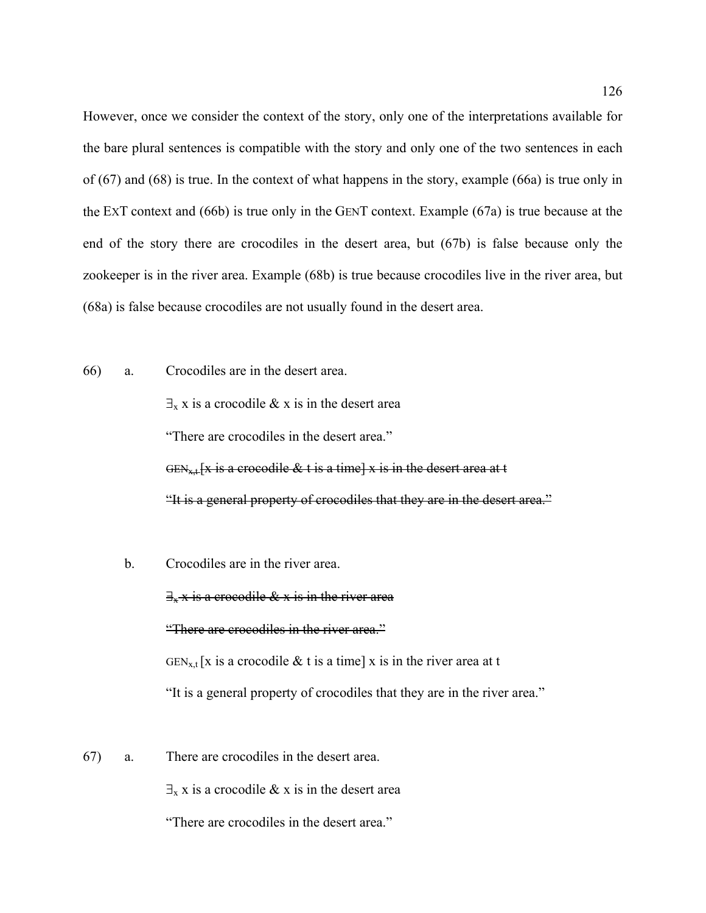However, once we consider the context of the story, only one of the interpretations available for the bare plural sentences is compatible with the story and only one of the two sentences in each of (67) and (68) is true. In the context of what happens in the story, example (66a) is true only in the EXT context and (66b) is true only in the GENT context. Example (67a) is true because at the end of the story there are crocodiles in the desert area, but (67b) is false because only the zookeeper is in the river area. Example (68b) is true because crocodiles live in the river area, but (68a) is false because crocodiles are not usually found in the desert area.

66) a. Crocodiles are in the desert area.

$\exists_x$ x is a crocodile & x is in the desert area

"There are crocodiles in the desert area."

~~$\text{GEN}_{x,t}$ [x is a crocodile & t is a time] x is in the desert area at t~~

~~"It is a general property of crocodiles that they are in the desert area."~~

b. Crocodiles are in the river area.

~~$\exists_x$ x is a crocodile & x is in the river area~~

~~"There are crocodiles in the river area."~~

$\text{GEN}_{x,t}$ [x is a crocodile & t is a time] x is in the river area at t

"It is a general property of crocodiles that they are in the river area."

67) a. There are crocodiles in the desert area.

$\exists_x$ x is a crocodile & x is in the desert area

"There are crocodiles in the desert area."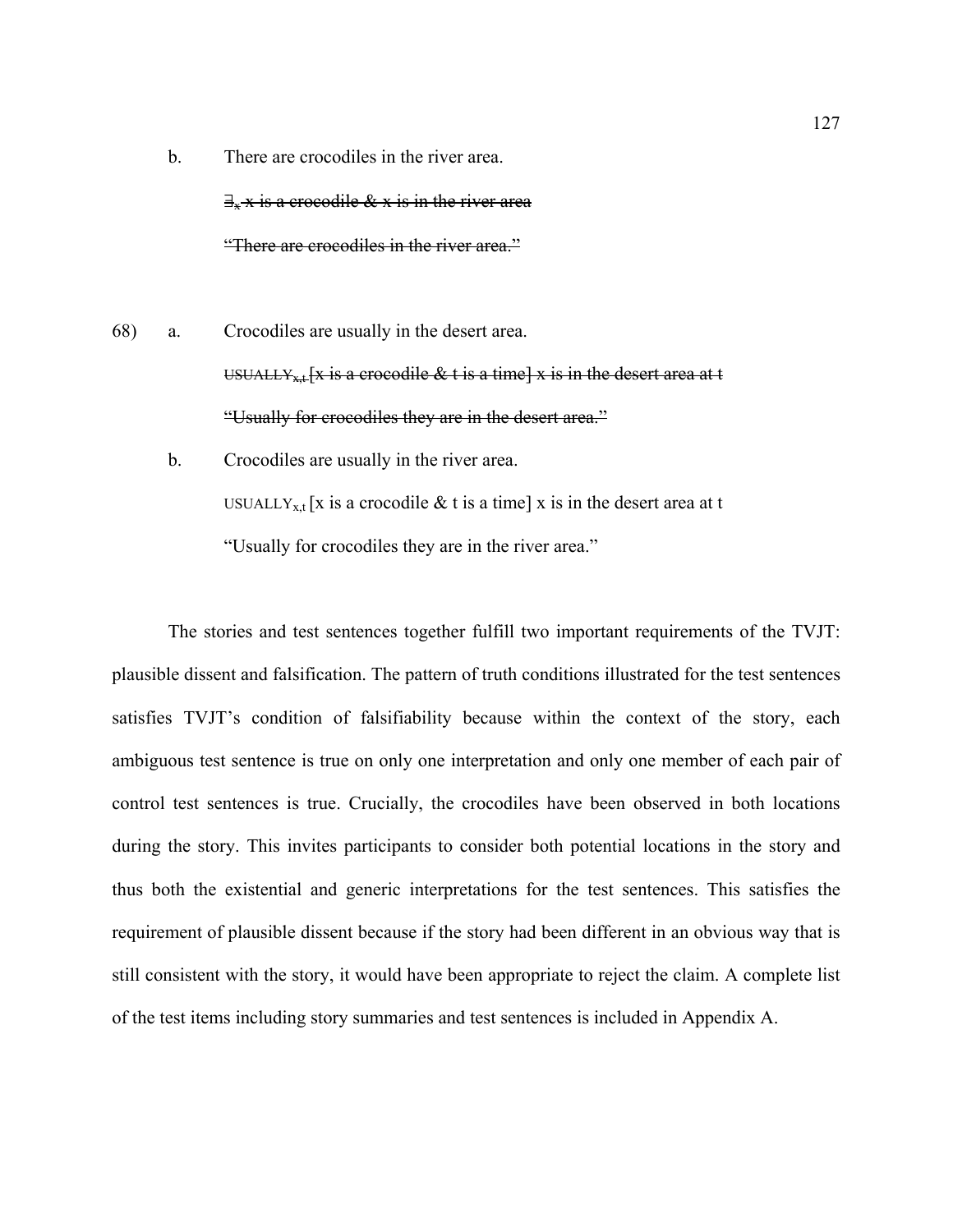b. There are crocodiles in the river area.

~~$\exists_x$ x is a crocodile & x is in the river area~~

~~"There are crocodiles in the river area."~~

68) a. Crocodiles are usually in the desert area.

~~USUALLY$_{x,t}$ [x is a crocodile & t is a time] x is in the desert area at t~~

~~"Usually for crocodiles they are in the desert area."~~

b. Crocodiles are usually in the river area.

USUALLY$_{x,t}$ [x is a crocodile & t is a time] x is in the desert area at t

"Usually for crocodiles they are in the river area."

The stories and test sentences together fulfill two important requirements of the TVJT: plausible dissent and falsification. The pattern of truth conditions illustrated for the test sentences satisfies TVJT's condition of falsifiability because within the context of the story, each ambiguous test sentence is true on only one interpretation and only one member of each pair of control test sentences is true. Crucially, the crocodiles have been observed in both locations during the story. This invites participants to consider both potential locations in the story and thus both the existential and generic interpretations for the test sentences. This satisfies the requirement of plausible dissent because if the story had been different in an obvious way that is still consistent with the story, it would have been appropriate to reject the claim. A complete list of the test items including story summaries and test sentences is included in Appendix A.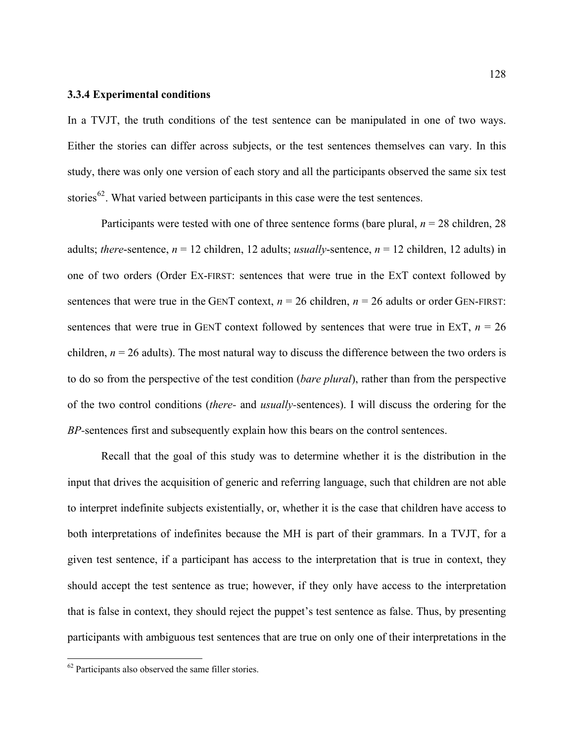### 3.3.4 Experimental conditions

In a TVJT, the truth conditions of the test sentence can be manipulated in one of two ways. Either the stories can differ across subjects, or the test sentences themselves can vary. In this study, there was only one version of each story and all the participants observed the same six test stories[62]. What varied between participants in this case were the test sentences.

Participants were tested with one of three sentence forms (bare plural, $n$ = 28 children, 28 adults; *there*-sentence, $n$ = 12 children, 12 adults; *usually*-sentence, $n$ = 12 children, 12 adults) in one of two orders (Order EX-FIRST: sentences that were true in the EXT context followed by sentences that were true in the GENT context, $n$ = 26 children, $n$ = 26 adults or order GEN-FIRST: sentences that were true in GENT context followed by sentences that were true in EXT, $n$ = 26 children, $n$ = 26 adults). The most natural way to discuss the difference between the two orders is to do so from the perspective of the test condition (*bare plural*), rather than from the perspective of the two control conditions (*there*- and *usually*-sentences). I will discuss the ordering for the *BP*-sentences first and subsequently explain how this bears on the control sentences.

Recall that the goal of this study was to determine whether it is the distribution in the input that drives the acquisition of generic and referring language, such that children are not able to interpret indefinite subjects existentially, or, whether it is the case that children have access to both interpretations of indefinites because the MH is part of their grammars. In a TVJT, for a given test sentence, if a participant has access to the interpretation that is true in context, they should accept the test sentence as true; however, if they only have access to the interpretation that is false in context, they should reject the puppet's test sentence as false. Thus, by presenting participants with ambiguous test sentences that are true on only one of their interpretations in the

[62] Participants also observed the same filler stories.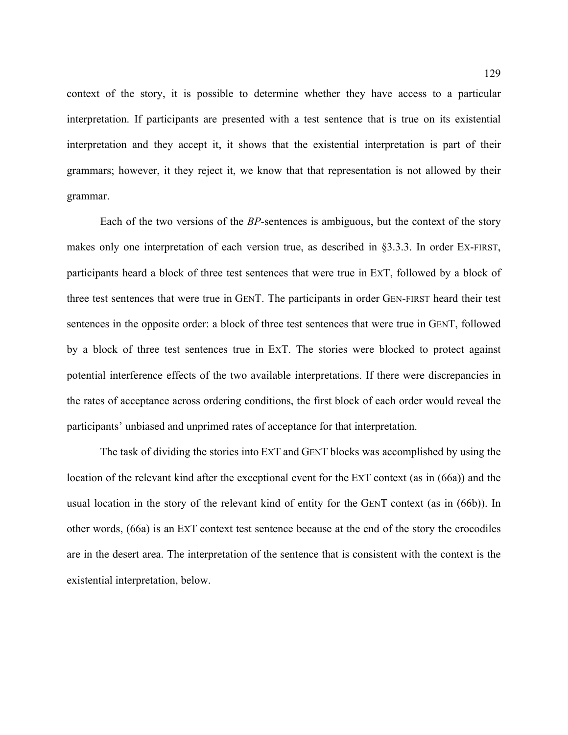context of the story, it is possible to determine whether they have access to a particular interpretation. If participants are presented with a test sentence that is true on its existential interpretation and they accept it, it shows that the existential interpretation is part of their grammars; however, it they reject it, we know that that representation is not allowed by their grammar.

Each of the two versions of the *BP*-sentences is ambiguous, but the context of the story makes only one interpretation of each version true, as described in §3.3.3. In order EX-FIRST, participants heard a block of three test sentences that were true in EXT, followed by a block of three test sentences that were true in GENT. The participants in order GEN-FIRST heard their test sentences in the opposite order: a block of three test sentences that were true in GENT, followed by a block of three test sentences true in EXT. The stories were blocked to protect against potential interference effects of the two available interpretations. If there were discrepancies in the rates of acceptance across ordering conditions, the first block of each order would reveal the participants' unbiased and unprimed rates of acceptance for that interpretation.

The task of dividing the stories into EXT and GENT blocks was accomplished by using the location of the relevant kind after the exceptional event for the EXT context (as in (66a)) and the usual location in the story of the relevant kind of entity for the GENT context (as in (66b)). In other words, (66a) is an EXT context test sentence because at the end of the story the crocodiles are in the desert area. The interpretation of the sentence that is consistent with the context is the existential interpretation, below.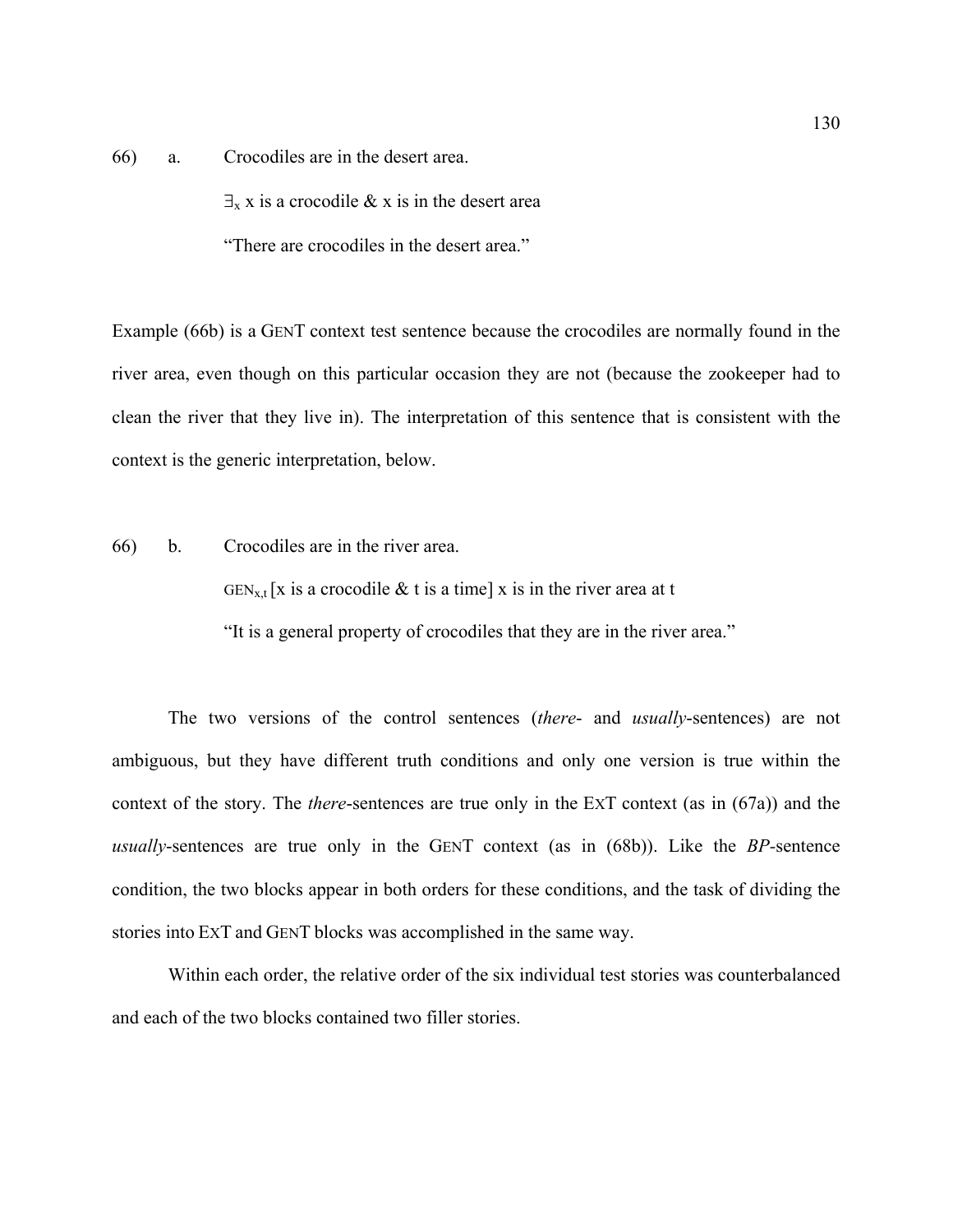66) a. Crocodiles are in the desert area.

$\exists_x$ x is a crocodile & x is in the desert area

"There are crocodiles in the desert area."

Example (66b) is a GENT context test sentence because the crocodiles are normally found in the river area, even though on this particular occasion they are not (because the zookeeper had to clean the river that they live in). The interpretation of this sentence that is consistent with the context is the generic interpretation, below.

66) b. Crocodiles are in the river area.

$\text{GEN}_{x,t}$ [x is a crocodile & t is a time] x is in the river area at t

"It is a general property of crocodiles that they are in the river area."

The two versions of the control sentences (*there*- and *usually*-sentences) are not ambiguous, but they have different truth conditions and only one version is true within the context of the story. The *there*-sentences are true only in the EXT context (as in (67a)) and the *usually*-sentences are true only in the GENT context (as in (68b)). Like the *BP*-sentence condition, the two blocks appear in both orders for these conditions, and the task of dividing the stories into EXT and GENT blocks was accomplished in the same way.

Within each order, the relative order of the six individual test stories was counterbalanced and each of the two blocks contained two filler stories.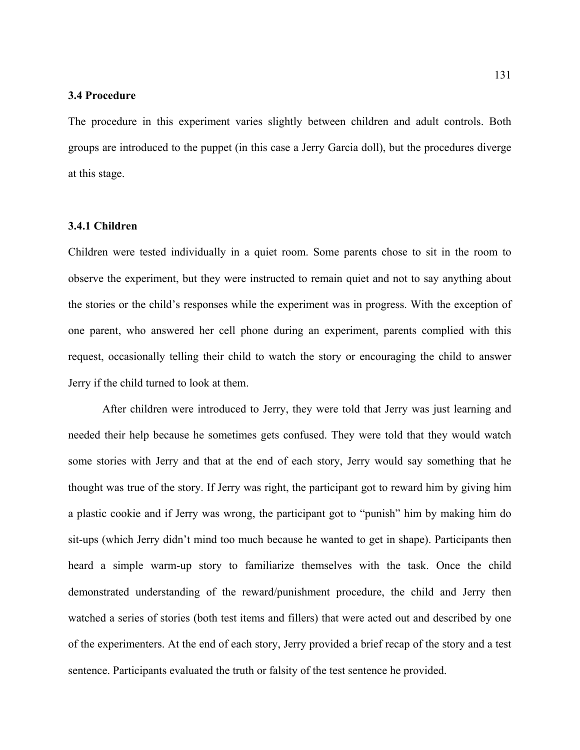### 3.4 Procedure

The procedure in this experiment varies slightly between children and adult controls. Both groups are introduced to the puppet (in this case a Jerry Garcia doll), but the procedures diverge at this stage.

#### 3.4.1 Children

Children were tested individually in a quiet room. Some parents chose to sit in the room to observe the experiment, but they were instructed to remain quiet and not to say anything about the stories or the child's responses while the experiment was in progress. With the exception of one parent, who answered her cell phone during an experiment, parents complied with this request, occasionally telling their child to watch the story or encouraging the child to answer Jerry if the child turned to look at them.

After children were introduced to Jerry, they were told that Jerry was just learning and needed their help because he sometimes gets confused. They were told that they would watch some stories with Jerry and that at the end of each story, Jerry would say something that he thought was true of the story. If Jerry was right, the participant got to reward him by giving him a plastic cookie and if Jerry was wrong, the participant got to "punish" him by making him do sit-ups (which Jerry didn't mind too much because he wanted to get in shape). Participants then heard a simple warm-up story to familiarize themselves with the task. Once the child demonstrated understanding of the reward/punishment procedure, the child and Jerry then watched a series of stories (both test items and fillers) that were acted out and described by one of the experimenters. At the end of each story, Jerry provided a brief recap of the story and a test sentence. Participants evaluated the truth or falsity of the test sentence he provided.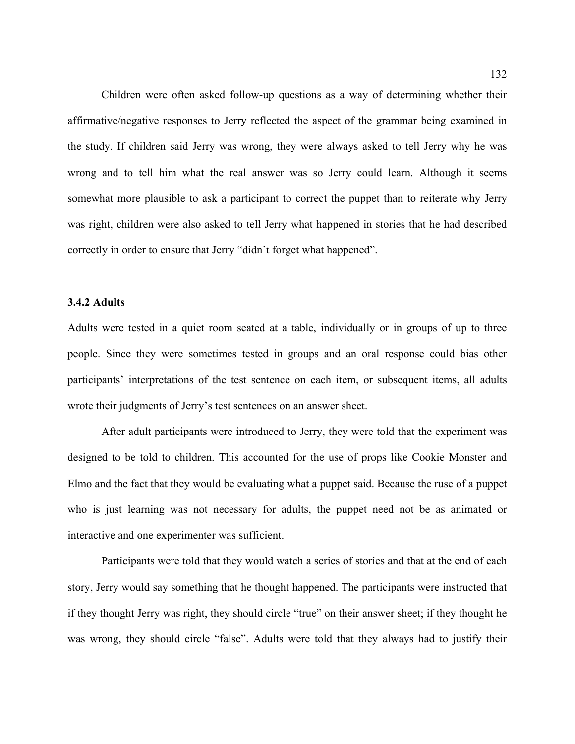Children were often asked follow-up questions as a way of determining whether their affirmative/negative responses to Jerry reflected the aspect of the grammar being examined in the study. If children said Jerry was wrong, they were always asked to tell Jerry why he was wrong and to tell him what the real answer was so Jerry could learn. Although it seems somewhat more plausible to ask a participant to correct the puppet than to reiterate why Jerry was right, children were also asked to tell Jerry what happened in stories that he had described correctly in order to ensure that Jerry "didn't forget what happened".

### 3.4.2 Adults

Adults were tested in a quiet room seated at a table, individually or in groups of up to three people. Since they were sometimes tested in groups and an oral response could bias other participants' interpretations of the test sentence on each item, or subsequent items, all adults wrote their judgments of Jerry's test sentences on an answer sheet.

After adult participants were introduced to Jerry, they were told that the experiment was designed to be told to children. This accounted for the use of props like Cookie Monster and Elmo and the fact that they would be evaluating what a puppet said. Because the ruse of a puppet who is just learning was not necessary for adults, the puppet need not be as animated or interactive and one experimenter was sufficient.

Participants were told that they would watch a series of stories and that at the end of each story, Jerry would say something that he thought happened. The participants were instructed that if they thought Jerry was right, they should circle "true" on their answer sheet; if they thought he was wrong, they should circle "false". Adults were told that they always had to justify their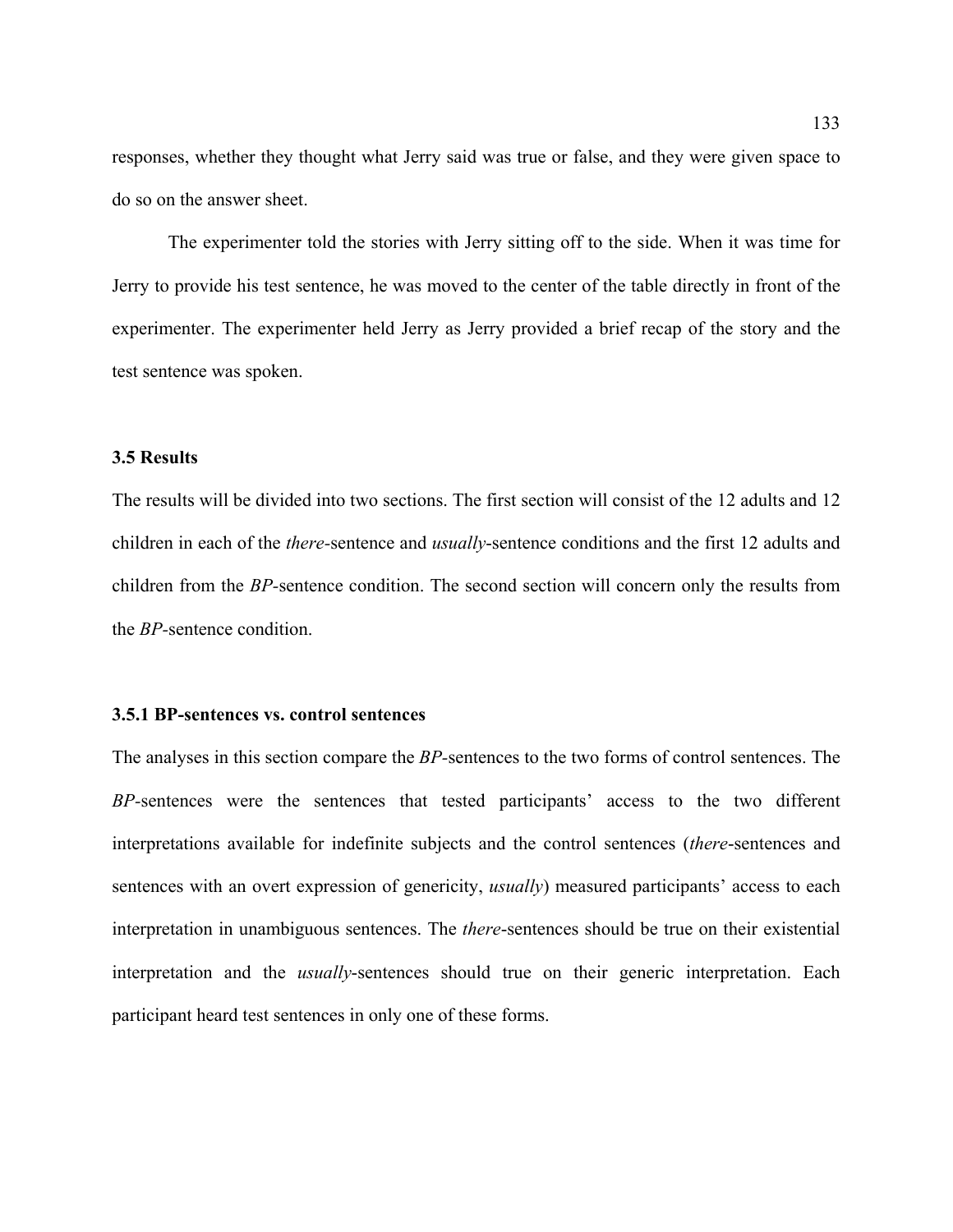responses, whether they thought what Jerry said was true or false, and they were given space to do so on the answer sheet.

The experimenter told the stories with Jerry sitting off to the side. When it was time for Jerry to provide his test sentence, he was moved to the center of the table directly in front of the experimenter. The experimenter held Jerry as Jerry provided a brief recap of the story and the test sentence was spoken.

### 3.5 Results

The results will be divided into two sections. The first section will consist of the 12 adults and 12 children in each of the *there*-sentence and *usually*-sentence conditions and the first 12 adults and children from the *BP*-sentence condition. The second section will concern only the results from the *BP*-sentence condition.

#### 3.5.1 BP-sentences vs. control sentences

The analyses in this section compare the *BP*-sentences to the two forms of control sentences. The *BP*-sentences were the sentences that tested participants' access to the two different interpretations available for indefinite subjects and the control sentences (*there*-sentences and sentences with an overt expression of genericity, *usually*) measured participants' access to each interpretation in unambiguous sentences. The *there*-sentences should be true on their existential interpretation and the *usually*-sentences should true on their generic interpretation. Each participant heard test sentences in only one of these forms.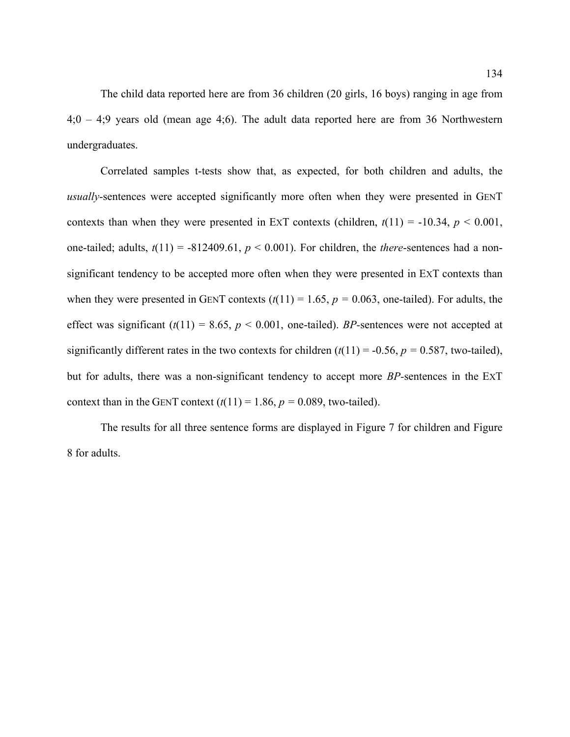The child data reported here are from 36 children (20 girls, 16 boys) ranging in age from 4;0 – 4;9 years old (mean age 4;6). The adult data reported here are from 36 Northwestern undergraduates.

Correlated samples t-tests show that, as expected, for both children and adults, the *usually*-sentences were accepted significantly more often when they were presented in GENT contexts than when they were presented in EXT contexts (children, $t(11) = -10.34$, $p < 0.001$, one-tailed; adults, $t(11) = -812409.61$, $p < 0.001$). For children, the *there*-sentences had a non-significant tendency to be accepted more often when they were presented in EXT contexts than when they were presented in GENT contexts ($t(11) = 1.65$, $p = 0.063$, one-tailed). For adults, the effect was significant ($t(11) = 8.65$, $p < 0.001$, one-tailed). *BP*-sentences were not accepted at significantly different rates in the two contexts for children ($t(11) = -0.56$, $p = 0.587$, two-tailed), but for adults, there was a non-significant tendency to accept more *BP*-sentences in the EXT context than in the GENT context ($t(11) = 1.86$, $p = 0.089$, two-tailed).

The results for all three sentence forms are displayed in Figure 7 for children and Figure 8 for adults.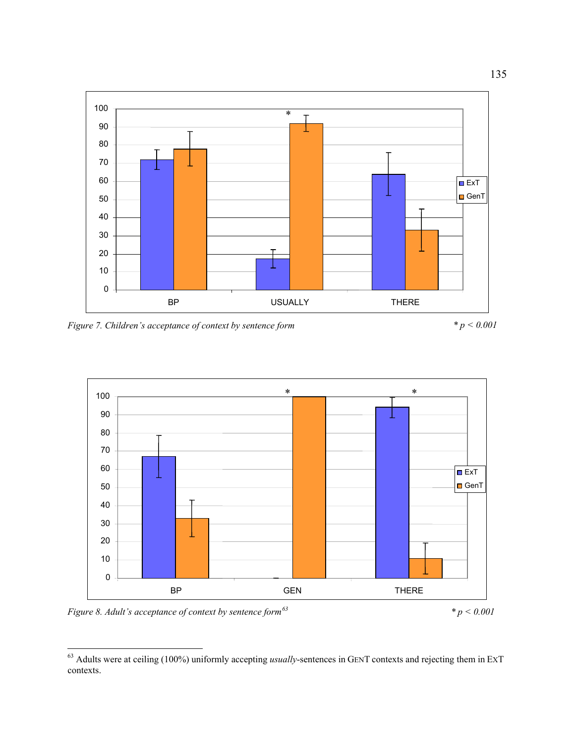Figure 7. Children's acceptance of context by sentence form $* p < 0.001$

Figure 8. Adult's acceptance of context by sentence form[63] $* p < 0.001$

[63] Adults were at ceiling (100%) uniformly accepting *usually*-sentences in GENT contexts and rejecting them in EXT contexts.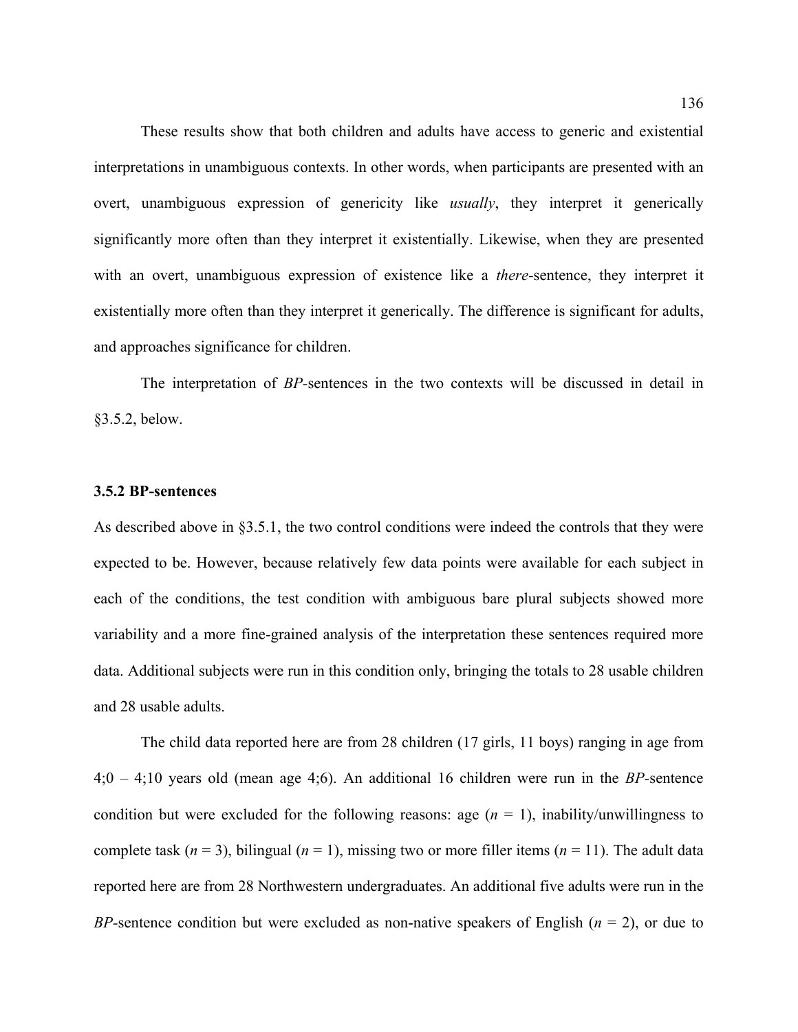These results show that both children and adults have access to generic and existential interpretations in unambiguous contexts. In other words, when participants are presented with an overt, unambiguous expression of genericity like *usually*, they interpret it generically significantly more often than they interpret it existentially. Likewise, when they are presented with an overt, unambiguous expression of existence like a *there*-sentence, they interpret it existentially more often than they interpret it generically. The difference is significant for adults, and approaches significance for children.

The interpretation of *BP*-sentences in the two contexts will be discussed in detail in §3.5.2, below.

### 3.5.2 BP-sentences

As described above in §3.5.1, the two control conditions were indeed the controls that they were expected to be. However, because relatively few data points were available for each subject in each of the conditions, the test condition with ambiguous bare plural subjects showed more variability and a more fine-grained analysis of the interpretation these sentences required more data. Additional subjects were run in this condition only, bringing the totals to 28 usable children and 28 usable adults.

The child data reported here are from 28 children (17 girls, 11 boys) ranging in age from 4;0 – 4;10 years old (mean age 4;6). An additional 16 children were run in the *BP*-sentence condition but were excluded for the following reasons: age (*n* = 1), inability/unwillingness to complete task (*n* = 3), bilingual (*n* = 1), missing two or more filler items (*n* = 11). The adult data reported here are from 28 Northwestern undergraduates. An additional five adults were run in the *BP*-sentence condition but were excluded as non-native speakers of English (*n* = 2), or due to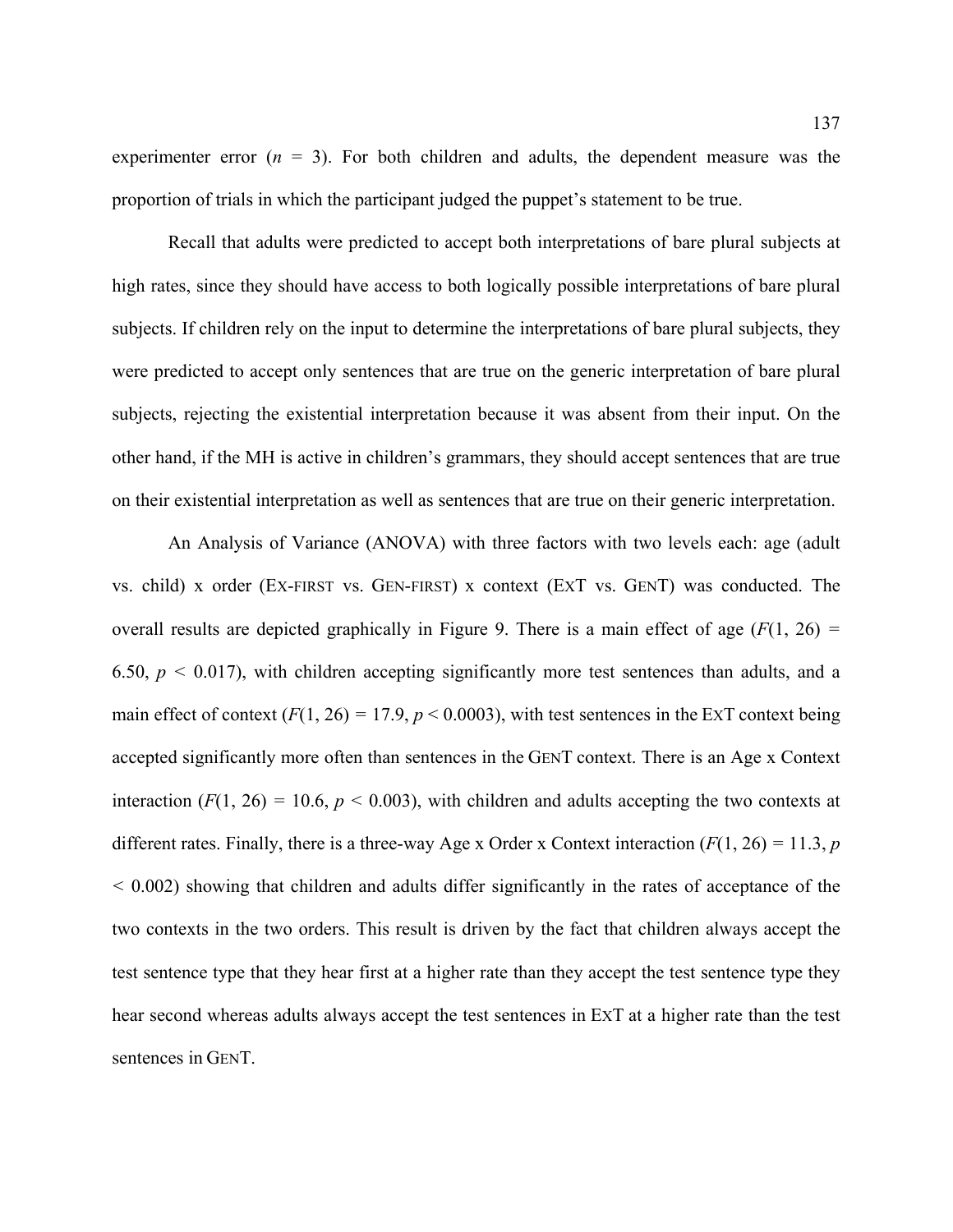experimenter error ($n$ = 3). For both children and adults, the dependent measure was the proportion of trials in which the participant judged the puppet's statement to be true.

Recall that adults were predicted to accept both interpretations of bare plural subjects at high rates, since they should have access to both logically possible interpretations of bare plural subjects. If children rely on the input to determine the interpretations of bare plural subjects, they were predicted to accept only sentences that are true on the generic interpretation of bare plural subjects, rejecting the existential interpretation because it was absent from their input. On the other hand, if the MH is active in children's grammars, they should accept sentences that are true on their existential interpretation as well as sentences that are true on their generic interpretation.

An Analysis of Variance (ANOVA) with three factors with two levels each: age (adult vs. child) x order (EX-FIRST vs. GEN-FIRST) x context (EXT vs. GENT) was conducted. The overall results are depicted graphically in Figure 9. There is a main effect of age ($F(1, 26) = 6.50$, $p < 0.017$), with children accepting significantly more test sentences than adults, and a main effect of context ($F(1, 26) = 17.9$, $p < 0.0003$), with test sentences in the EXT context being accepted significantly more often than sentences in the GENT context. There is an Age x Context interaction ($F(1, 26) = 10.6$, $p < 0.003$), with children and adults accepting the two contexts at different rates. Finally, there is a three-way Age x Order x Context interaction ($F(1, 26) = 11.3$, $p < 0.002$) showing that children and adults differ significantly in the rates of acceptance of the two contexts in the two orders. This result is driven by the fact that children always accept the test sentence type that they hear first at a higher rate than they accept the test sentence type they hear second whereas adults always accept the test sentences in EXT at a higher rate than the test sentences in GENT.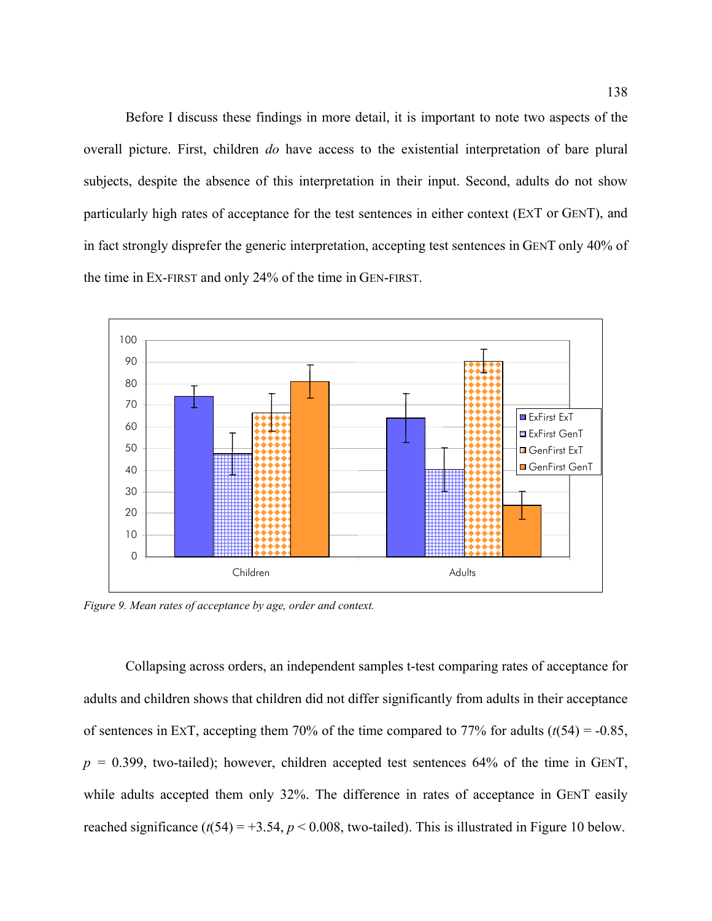Before I discuss these findings in more detail, it is important to note two aspects of the overall picture. First, children *do* have access to the existential interpretation of bare plural subjects, despite the absence of this interpretation in their input. Second, adults do not show particularly high rates of acceptance for the test sentences in either context (EXT or GENT), and in fact strongly disprefer the generic interpretation, accepting test sentences in GENT only 40% of the time in EX-FIRST and only 24% of the time in GEN-FIRST.

*Figure 9. Mean rates of acceptance by age, order and context.*

Collapsing across orders, an independent samples t-test comparing rates of acceptance for adults and children shows that children did not differ significantly from adults in their acceptance of sentences in EXT, accepting them 70% of the time compared to 77% for adults ($t(54) = -0.85$, $p = 0.399$, two-tailed); however, children accepted test sentences 64% of the time in GENT, while adults accepted them only 32%. The difference in rates of acceptance in GENT easily reached significance ($t(54) = +3.54$, $p < 0.008$, two-tailed). This is illustrated in Figure 10 below.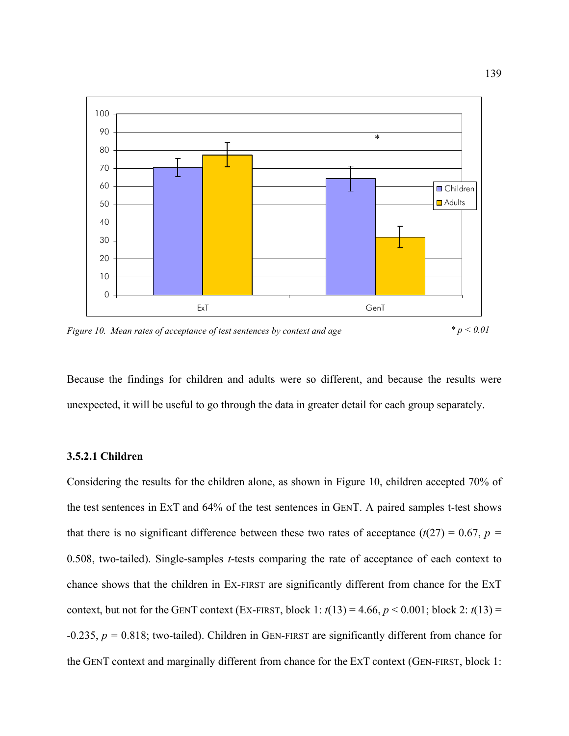*Figure 10. Mean rates of acceptance of test sentences by context and age* * $p < 0.01$

Because the findings for children and adults were so different, and because the results were unexpected, it will be useful to go through the data in greater detail for each group separately.

#### 3.5.2.1 Children

Considering the results for the children alone, as shown in Figure 10, children accepted 70% of the test sentences in EXT and 64% of the test sentences in GENT. A paired samples t-test shows that there is no significant difference between these two rates of acceptance ($t(27) = 0.67$, $p = 0.508$, two-tailed). Single-samples $t$-tests comparing the rate of acceptance of each context to chance shows that the children in EX-FIRST are significantly different from chance for the EXT context, but not for the GENT context (EX-FIRST, block 1: $t(13) = 4.66$, $p < 0.001$; block 2: $t(13) = -0.235$, $p = 0.818$; two-tailed). Children in GEN-FIRST are significantly different from chance for the GENT context and marginally different from chance for the EXT context (GEN-FIRST, block 1: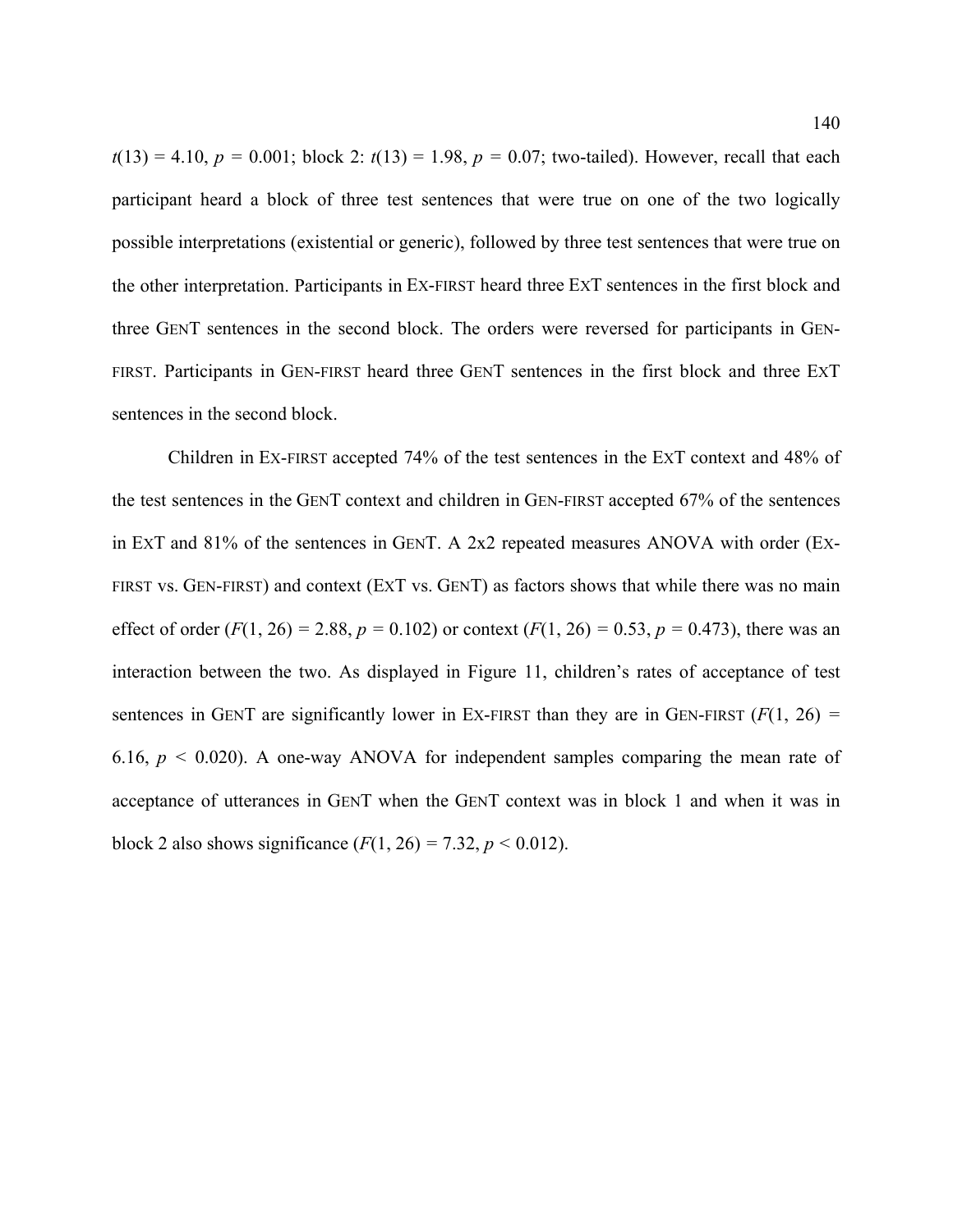$t(13) = 4.10$, $p = 0.001$; block 2: $t(13) = 1.98$, $p = 0.07$; two-tailed). However, recall that each participant heard a block of three test sentences that were true on one of the two logically possible interpretations (existential or generic), followed by three test sentences that were true on the other interpretation. Participants in EX-FIRST heard three EXT sentences in the first block and three GENT sentences in the second block. The orders were reversed for participants in GEN-FIRST. Participants in GEN-FIRST heard three GENT sentences in the first block and three EXT sentences in the second block.

Children in EX-FIRST accepted 74% of the test sentences in the EXT context and 48% of the test sentences in the GENT context and children in GEN-FIRST accepted 67% of the sentences in EXT and 81% of the sentences in GENT. A 2x2 repeated measures ANOVA with order (EX-FIRST vs. GEN-FIRST) and context (EXT vs. GENT) as factors shows that while there was no main effect of order ($F(1, 26) = 2.88$, $p = 0.102$) or context ($F(1, 26) = 0.53$, $p = 0.473$), there was an interaction between the two. As displayed in Figure 11, children's rates of acceptance of test sentences in GENT are significantly lower in EX-FIRST than they are in GEN-FIRST ($F(1, 26) = 6.16$, $p < 0.020$). A one-way ANOVA for independent samples comparing the mean rate of acceptance of utterances in GENT when the GENT context was in block 1 and when it was in block 2 also shows significance ($F(1, 26) = 7.32$, $p < 0.012$).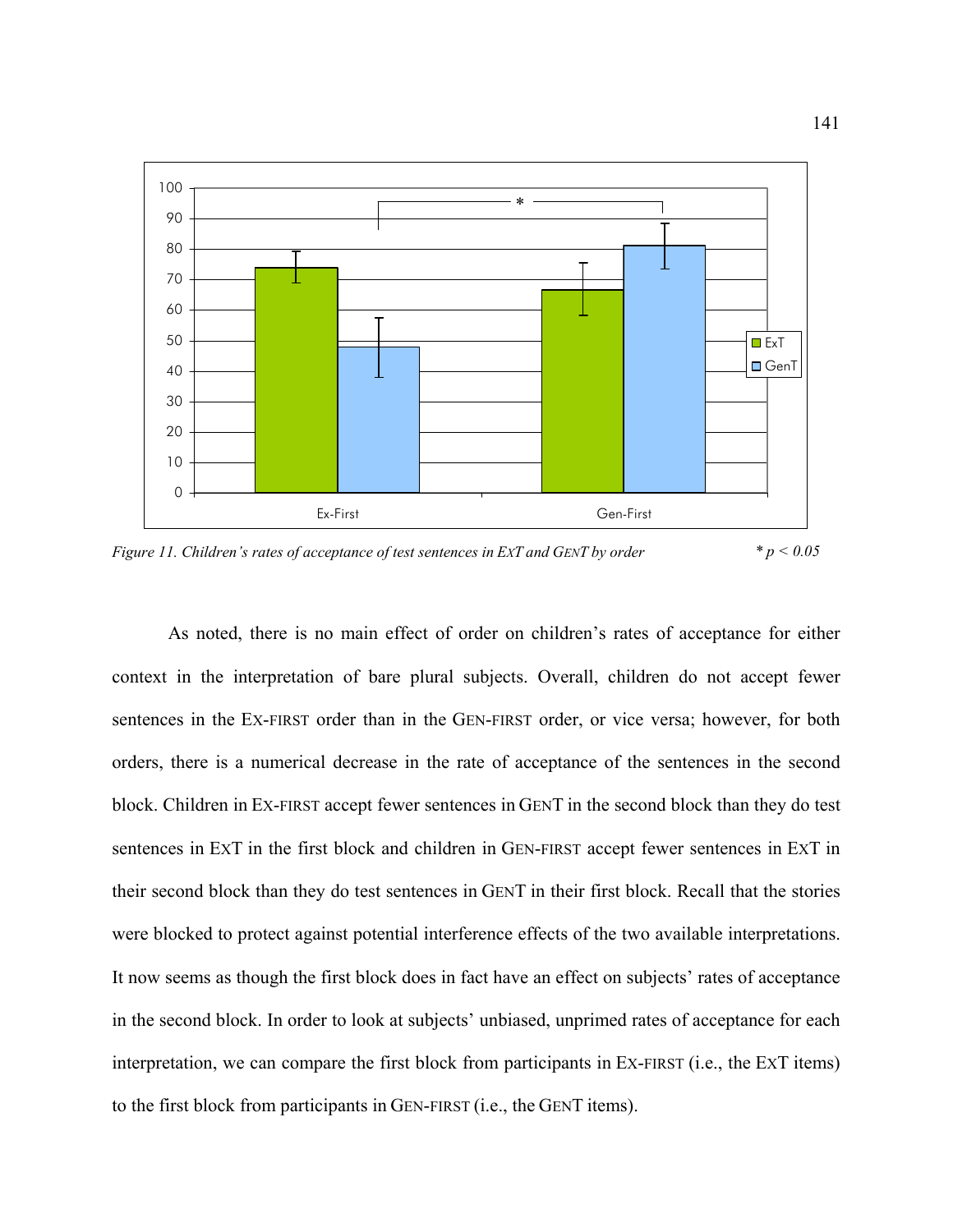*Figure 11. Children's rates of acceptance of test sentences in ExT and GenT by order* $* p < 0.05$

As noted, there is no main effect of order on children's rates of acceptance for either context in the interpretation of bare plural subjects. Overall, children do not accept fewer sentences in the EX-FIRST order than in the GEN-FIRST order, or vice versa; however, for both orders, there is a numerical decrease in the rate of acceptance of the sentences in the second block. Children in EX-FIRST accept fewer sentences in GENT in the second block than they do test sentences in EXT in the first block and children in GEN-FIRST accept fewer sentences in EXT in their second block than they do test sentences in GENT in their first block. Recall that the stories were blocked to protect against potential interference effects of the two available interpretations. It now seems as though the first block does in fact have an effect on subjects' rates of acceptance in the second block. In order to look at subjects' unbiased, unprimed rates of acceptance for each interpretation, we can compare the first block from participants in EX-FIRST (i.e., the EXT items) to the first block from participants in GEN-FIRST (i.e., the GENT items).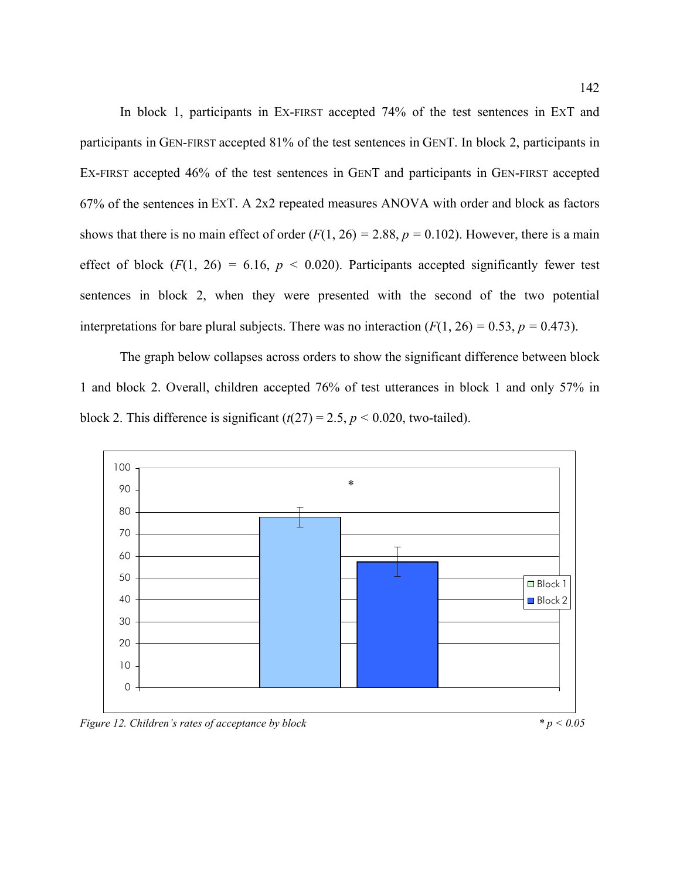In block 1, participants in EX-FIRST accepted 74% of the test sentences in EXT and participants in GEN-FIRST accepted 81% of the test sentences in GENT. In block 2, participants in EX-FIRST accepted 46% of the test sentences in GENT and participants in GEN-FIRST accepted 67% of the sentences in EXT. A 2x2 repeated measures ANOVA with order and block as factors shows that there is no main effect of order ($F(1, 26) = 2.88$, $p = 0.102$). However, there is a main effect of block ($F(1, 26) = 6.16$, $p < 0.020$). Participants accepted significantly fewer test sentences in block 2, when they were presented with the second of the two potential interpretations for bare plural subjects. There was no interaction ($F(1, 26) = 0.53$, $p = 0.473$).

The graph below collapses across orders to show the significant difference between block 1 and block 2. Overall, children accepted 76% of test utterances in block 1 and only 57% in block 2. This difference is significant ($t(27) = 2.5$, $p < 0.020$, two-tailed).

*Figure 12. Children's rates of acceptance by block* *$p < 0.05$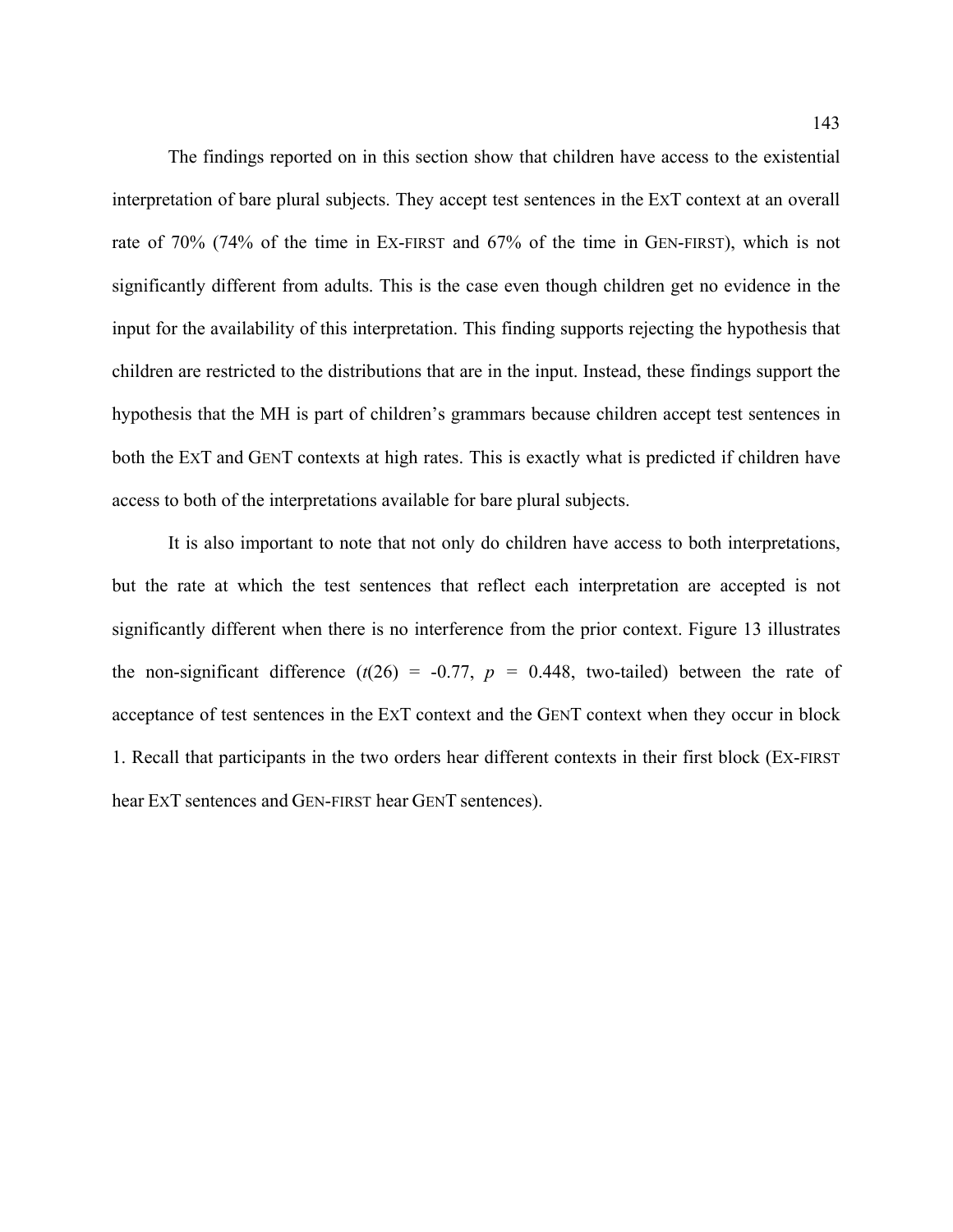The findings reported on in this section show that children have access to the existential interpretation of bare plural subjects. They accept test sentences in the EXT context at an overall rate of 70% (74% of the time in EX-FIRST and 67% of the time in GEN-FIRST), which is not significantly different from adults. This is the case even though children get no evidence in the input for the availability of this interpretation. This finding supports rejecting the hypothesis that children are restricted to the distributions that are in the input. Instead, these findings support the hypothesis that the MH is part of children's grammars because children accept test sentences in both the EXT and GENT contexts at high rates. This is exactly what is predicted if children have access to both of the interpretations available for bare plural subjects.

It is also important to note that not only do children have access to both interpretations, but the rate at which the test sentences that reflect each interpretation are accepted is not significantly different when there is no interference from the prior context. Figure 13 illustrates the non-significant difference ($t(26) = -0.77$, $p = 0.448$, two-tailed) between the rate of acceptance of test sentences in the EXT context and the GENT context when they occur in block 1. Recall that participants in the two orders hear different contexts in their first block (EX-FIRST hear EXT sentences and GEN-FIRST hear GENT sentences).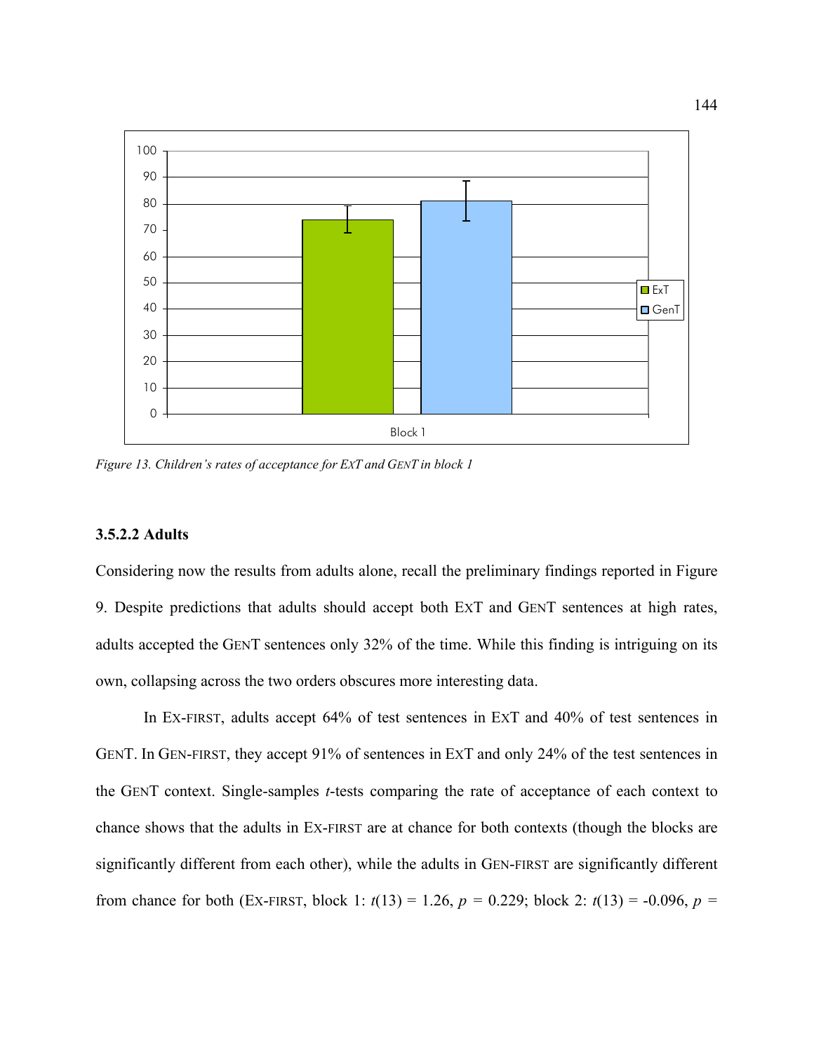*Figure 13. Children's rates of acceptance for ExT and GenT in block 1*

#### 3.5.2.2 Adults

Considering now the results from adults alone, recall the preliminary findings reported in Figure 9. Despite predictions that adults should accept both ExT and GenT sentences at high rates, adults accepted the GenT sentences only 32% of the time. While this finding is intriguing on its own, collapsing across the two orders obscures more interesting data.

In Ex-first, adults accept 64% of test sentences in ExT and 40% of test sentences in GenT. In Gen-first, they accept 91% of sentences in ExT and only 24% of the test sentences in the GenT context. Single-samples $t$-tests comparing the rate of acceptance of each context to chance shows that the adults in Ex-first are at chance for both contexts (though the blocks are significantly different from each other), while the adults in Gen-first are significantly different from chance for both (Ex-first, block 1: $t(13) = 1.26$, $p = 0.229$; block 2: $t(13) = -0.096$, $p =$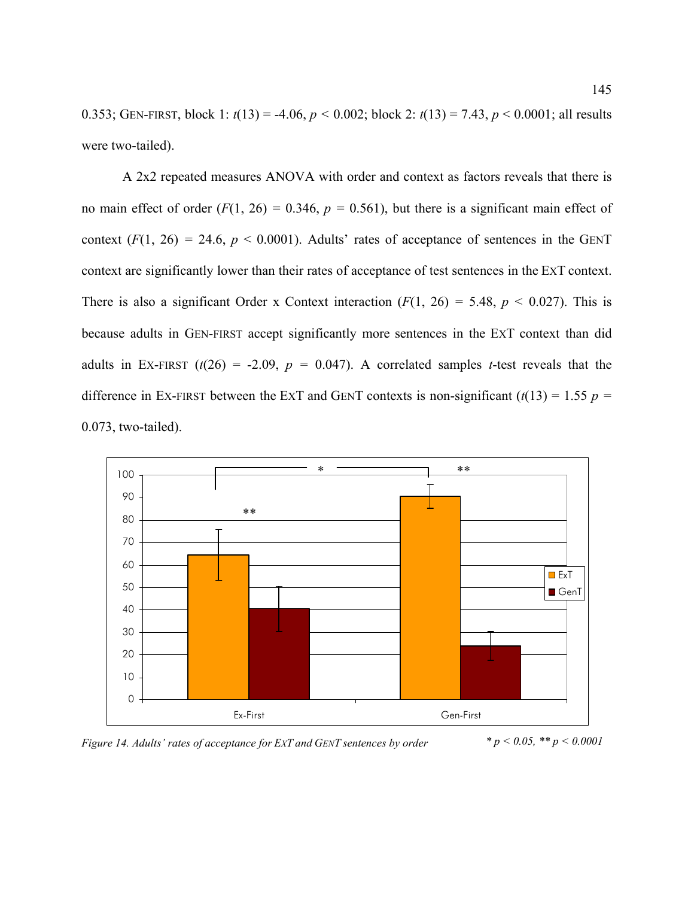0.353; GEN-FIRST, block 1: $t(13) = -4.06$, $p < 0.002$; block 2: $t(13) = 7.43$, $p < 0.0001$; all results were two-tailed).

A 2x2 repeated measures ANOVA with order and context as factors reveals that there is no main effect of order ($F(1, 26) = 0.346$, $p = 0.561$), but there is a significant main effect of context ($F(1, 26) = 24.6$, $p < 0.0001$). Adults' rates of acceptance of sentences in the GENT context are significantly lower than their rates of acceptance of test sentences in the EXT context. There is also a significant Order x Context interaction ($F(1, 26) = 5.48$, $p < 0.027$). This is because adults in GEN-FIRST accept significantly more sentences in the EXT context than did adults in EX-FIRST ($t(26) = -2.09$, $p = 0.047$). A correlated samples *t*-test reveals that the difference in EX-FIRST between the EXT and GENT contexts is non-significant ($t(13) = 1.55$ $p = 0.073$, two-tailed).

*Figure 14. Adults' rates of acceptance for EXT and GENT sentences by order* — * $p < 0.05$, ** $p < 0.0001$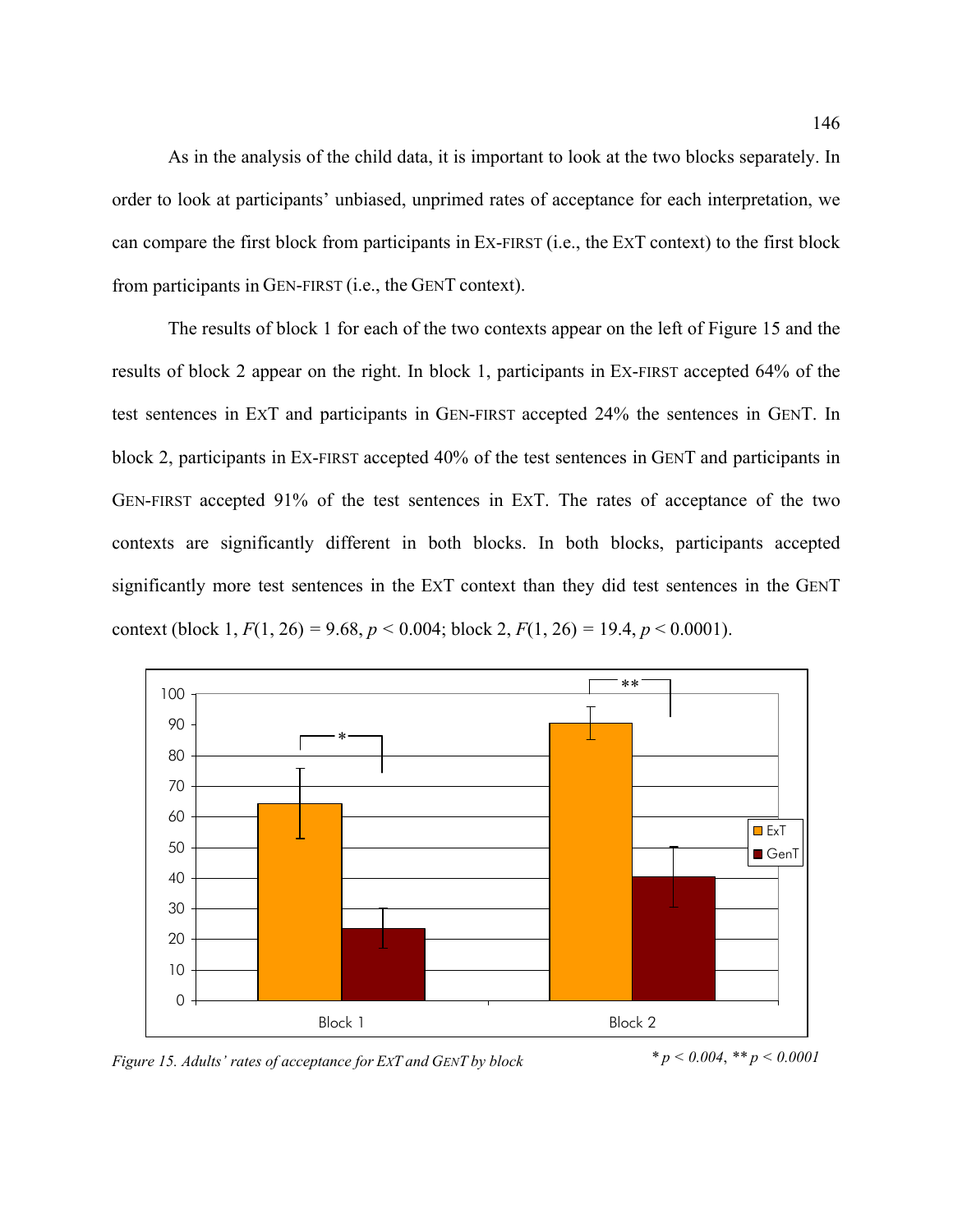As in the analysis of the child data, it is important to look at the two blocks separately. In order to look at participants' unbiased, unprimed rates of acceptance for each interpretation, we can compare the first block from participants in EX-FIRST (i.e., the EXT context) to the first block from participants in GEN-FIRST (i.e., the GENT context).

The results of block 1 for each of the two contexts appear on the left of Figure 15 and the results of block 2 appear on the right. In block 1, participants in EX-FIRST accepted 64% of the test sentences in EXT and participants in GEN-FIRST accepted 24% the sentences in GENT. In block 2, participants in EX-FIRST accepted 40% of the test sentences in GENT and participants in GEN-FIRST accepted 91% of the test sentences in EXT. The rates of acceptance of the two contexts are significantly different in both blocks. In both blocks, participants accepted significantly more test sentences in the EXT context than they did test sentences in the GENT context (block 1, $F(1, 26) = 9.68$, $p < 0.004$; block 2, $F(1, 26) = 19.4$, $p < 0.0001$).

*Figure 15. Adults' rates of acceptance for ExT and GenT by block*

* $p < 0.004$, ** $p < 0.0001$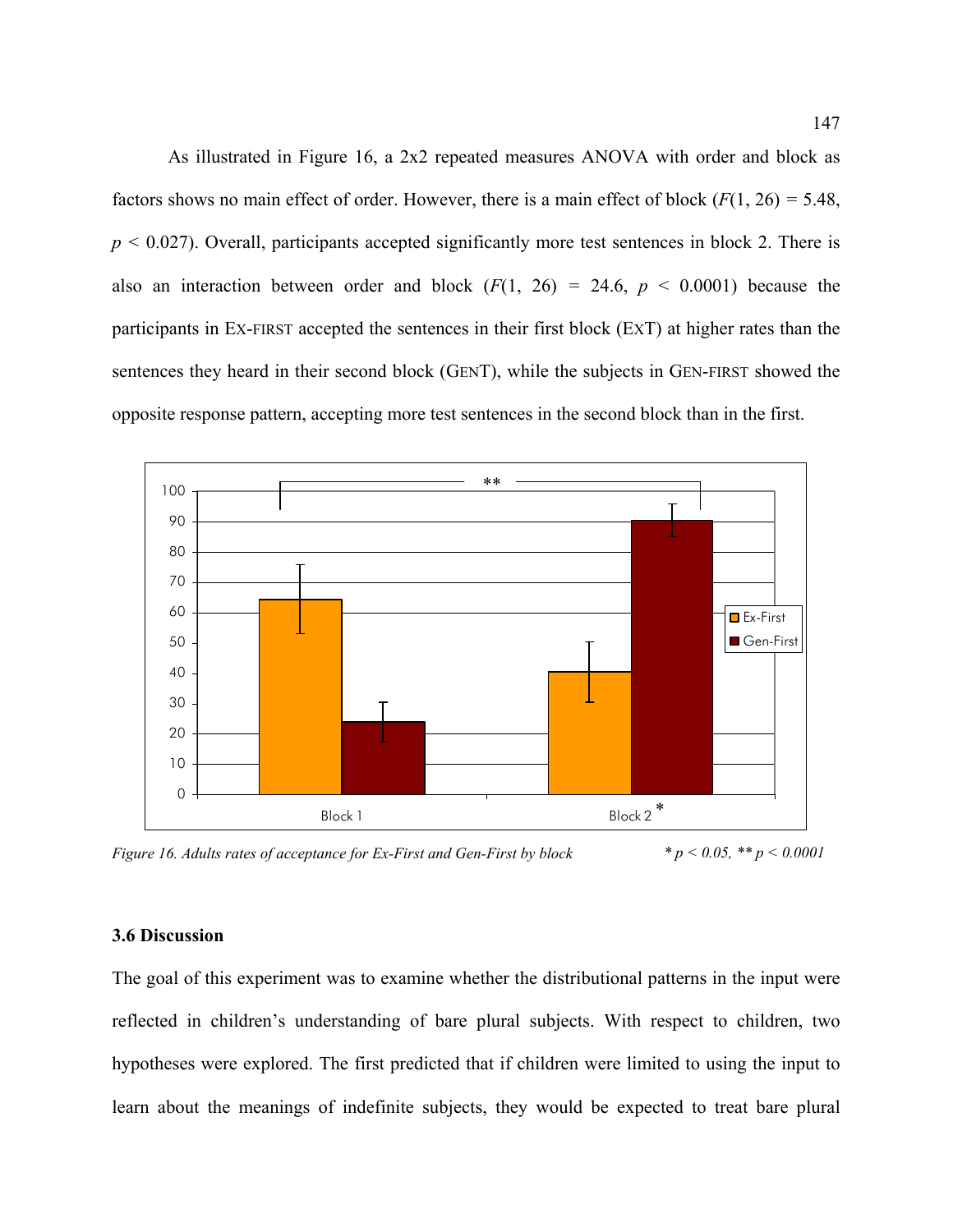As illustrated in Figure 16, a 2x2 repeated measures ANOVA with order and block as factors shows no main effect of order. However, there is a main effect of block ($F(1, 26) = 5.48$, $p < 0.027$). Overall, participants accepted significantly more test sentences in block 2. There is also an interaction between order and block ($F(1, 26) = 24.6$, $p < 0.0001$) because the participants in EX-FIRST accepted the sentences in their first block (EXT) at higher rates than the sentences they heard in their second block (GENT), while the subjects in GEN-FIRST showed the opposite response pattern, accepting more test sentences in the second block than in the first.

*Figure 16. Adults rates of acceptance for Ex-First and Gen-First by block* &nbsp;&nbsp;&nbsp;&nbsp; * $p < 0.05$, ** $p < 0.0001$

### 3.6 Discussion

The goal of this experiment was to examine whether the distributional patterns in the input were reflected in children's understanding of bare plural subjects. With respect to children, two hypotheses were explored. The first predicted that if children were limited to using the input to learn about the meanings of indefinite subjects, they would be expected to treat bare plural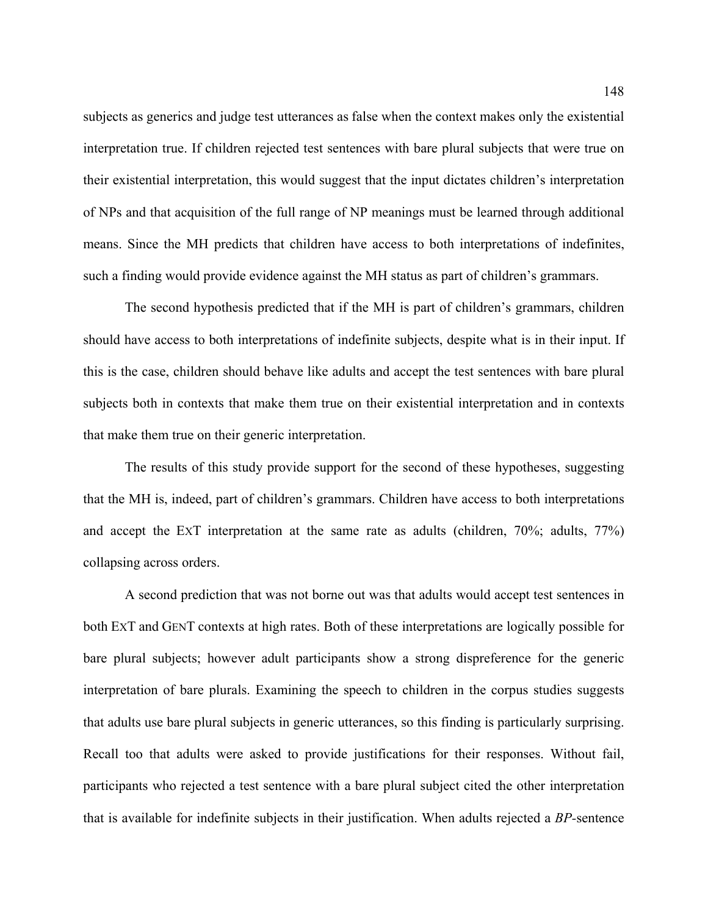subjects as generics and judge test utterances as false when the context makes only the existential interpretation true. If children rejected test sentences with bare plural subjects that were true on their existential interpretation, this would suggest that the input dictates children's interpretation of NPs and that acquisition of the full range of NP meanings must be learned through additional means. Since the MH predicts that children have access to both interpretations of indefinites, such a finding would provide evidence against the MH status as part of children's grammars.

The second hypothesis predicted that if the MH is part of children's grammars, children should have access to both interpretations of indefinite subjects, despite what is in their input. If this is the case, children should behave like adults and accept the test sentences with bare plural subjects both in contexts that make them true on their existential interpretation and in contexts that make them true on their generic interpretation.

The results of this study provide support for the second of these hypotheses, suggesting that the MH is, indeed, part of children's grammars. Children have access to both interpretations and accept the EXT interpretation at the same rate as adults (children, 70%; adults, 77%) collapsing across orders.

A second prediction that was not borne out was that adults would accept test sentences in both EXT and GENT contexts at high rates. Both of these interpretations are logically possible for bare plural subjects; however adult participants show a strong dispreference for the generic interpretation of bare plurals. Examining the speech to children in the corpus studies suggests that adults use bare plural subjects in generic utterances, so this finding is particularly surprising. Recall too that adults were asked to provide justifications for their responses. Without fail, participants who rejected a test sentence with a bare plural subject cited the other interpretation that is available for indefinite subjects in their justification. When adults rejected a *BP*-sentence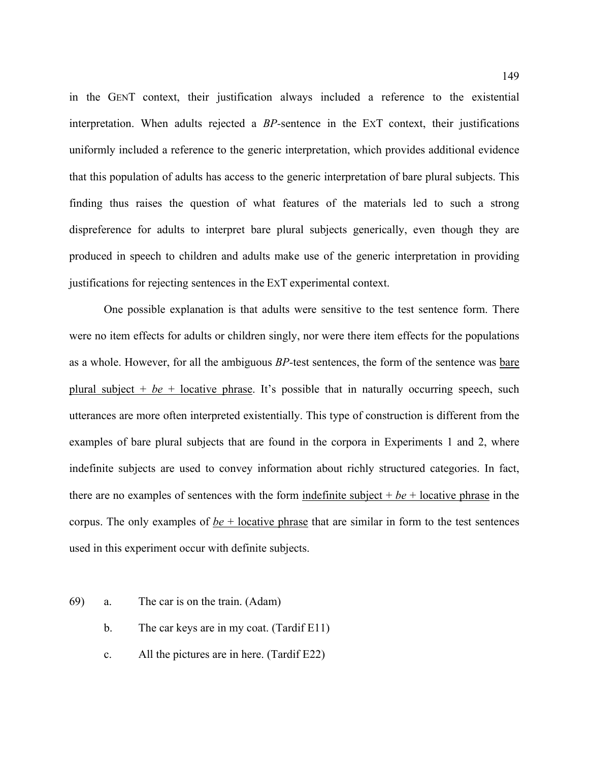in the GENT context, their justification always included a reference to the existential interpretation. When adults rejected a *BP*-sentence in the EXT context, their justifications uniformly included a reference to the generic interpretation, which provides additional evidence that this population of adults has access to the generic interpretation of bare plural subjects. This finding thus raises the question of what features of the materials led to such a strong dispreference for adults to interpret bare plural subjects generically, even though they are produced in speech to children and adults make use of the generic interpretation in providing justifications for rejecting sentences in the EXT experimental context.

One possible explanation is that adults were sensitive to the test sentence form. There were no item effects for adults or children singly, nor were there item effects for the populations as a whole. However, for all the ambiguous *BP*-test sentences, the form of the sentence was <u>bare plural subject + *be* + locative phrase</u>. It's possible that in naturally occurring speech, such utterances are more often interpreted existentially. This type of construction is different from the examples of bare plural subjects that are found in the corpora in Experiments 1 and 2, where indefinite subjects are used to convey information about richly structured categories. In fact, there are no examples of sentences with the form <u>indefinite subject + *be* + locative phrase</u> in the corpus. The only examples of <u>*be* + locative phrase</u> that are similar in form to the test sentences used in this experiment occur with definite subjects.

69) a. The car is on the train. (Adam)

b. The car keys are in my coat. (Tardif E11)

c. All the pictures are in here. (Tardif E22)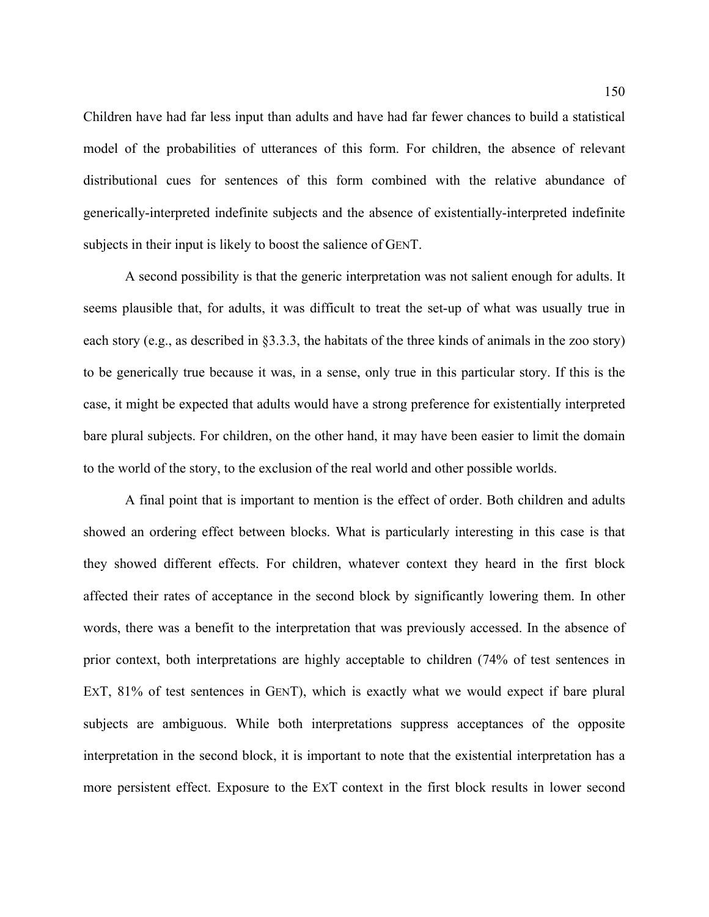Children have had far less input than adults and have had far fewer chances to build a statistical model of the probabilities of utterances of this form. For children, the absence of relevant distributional cues for sentences of this form combined with the relative abundance of generically-interpreted indefinite subjects and the absence of existentially-interpreted indefinite subjects in their input is likely to boost the salience of GENT.

A second possibility is that the generic interpretation was not salient enough for adults. It seems plausible that, for adults, it was difficult to treat the set-up of what was usually true in each story (e.g., as described in §3.3.3, the habitats of the three kinds of animals in the zoo story) to be generically true because it was, in a sense, only true in this particular story. If this is the case, it might be expected that adults would have a strong preference for existentially interpreted bare plural subjects. For children, on the other hand, it may have been easier to limit the domain to the world of the story, to the exclusion of the real world and other possible worlds.

A final point that is important to mention is the effect of order. Both children and adults showed an ordering effect between blocks. What is particularly interesting in this case is that they showed different effects. For children, whatever context they heard in the first block affected their rates of acceptance in the second block by significantly lowering them. In other words, there was a benefit to the interpretation that was previously accessed. In the absence of prior context, both interpretations are highly acceptable to children (74% of test sentences in EXT, 81% of test sentences in GENT), which is exactly what we would expect if bare plural subjects are ambiguous. While both interpretations suppress acceptances of the opposite interpretation in the second block, it is important to note that the existential interpretation has a more persistent effect. Exposure to the EXT context in the first block results in lower second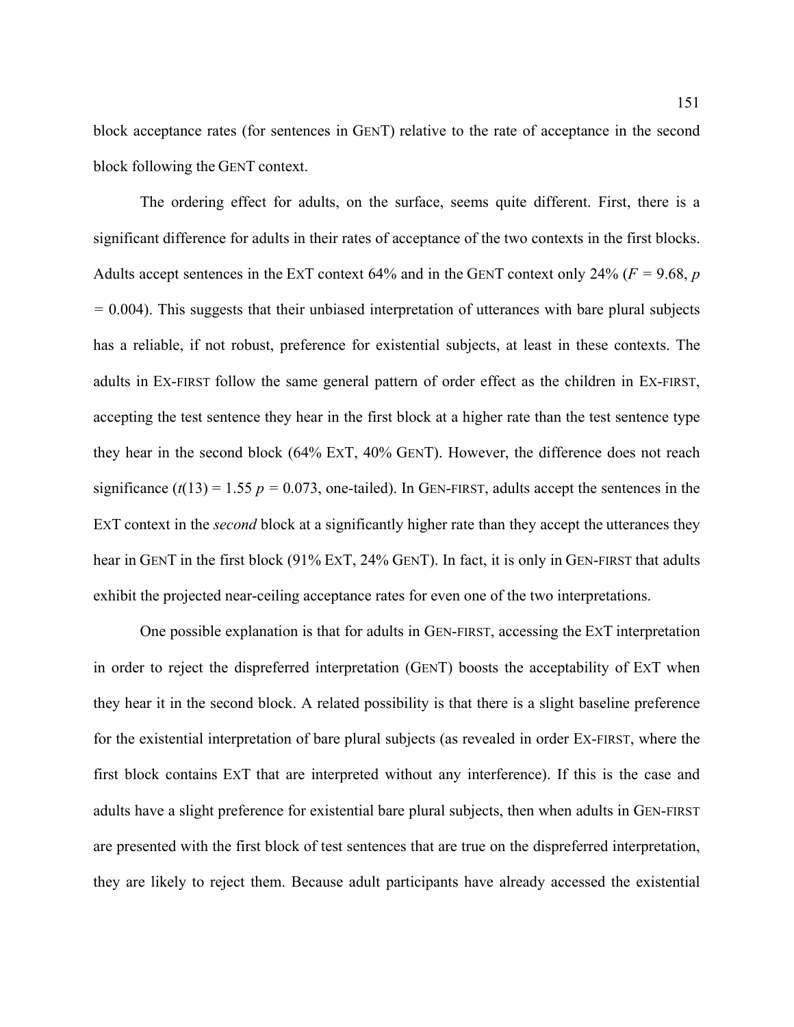block acceptance rates (for sentences in GENT) relative to the rate of acceptance in the second block following the GENT context.

The ordering effect for adults, on the surface, seems quite different. First, there is a significant difference for adults in their rates of acceptance of the two contexts in the first blocks. Adults accept sentences in the EXT context 64% and in the GENT context only 24% ($F = 9.68$, $p = 0.004$). This suggests that their unbiased interpretation of utterances with bare plural subjects has a reliable, if not robust, preference for existential subjects, at least in these contexts. The adults in EX-FIRST follow the same general pattern of order effect as the children in EX-FIRST, accepting the test sentence they hear in the first block at a higher rate than the test sentence type they hear in the second block (64% EXT, 40% GENT). However, the difference does not reach significance ($t(13) = 1.55$ $p = 0.073$, one-tailed). In GEN-FIRST, adults accept the sentences in the EXT context in the *second* block at a significantly higher rate than they accept the utterances they hear in GENT in the first block (91% EXT, 24% GENT). In fact, it is only in GEN-FIRST that adults exhibit the projected near-ceiling acceptance rates for even one of the two interpretations.

One possible explanation is that for adults in GEN-FIRST, accessing the EXT interpretation in order to reject the dispreferred interpretation (GENT) boosts the acceptability of EXT when they hear it in the second block. A related possibility is that there is a slight baseline preference for the existential interpretation of bare plural subjects (as revealed in order EX-FIRST, where the first block contains EXT that are interpreted without any interference). If this is the case and adults have a slight preference for existential bare plural subjects, then when adults in GEN-FIRST are presented with the first block of test sentences that are true on the dispreferred interpretation, they are likely to reject them. Because adult participants have already accessed the existential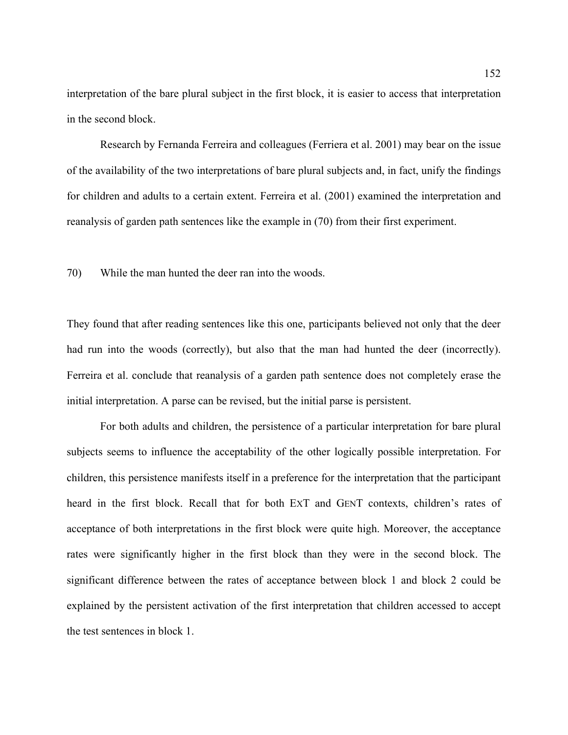interpretation of the bare plural subject in the first block, it is easier to access that interpretation in the second block.

Research by Fernanda Ferreira and colleagues (Ferriera et al. 2001) may bear on the issue of the availability of the two interpretations of bare plural subjects and, in fact, unify the findings for children and adults to a certain extent. Ferreira et al. (2001) examined the interpretation and reanalysis of garden path sentences like the example in (70) from their first experiment.

70) While the man hunted the deer ran into the woods.

They found that after reading sentences like this one, participants believed not only that the deer had run into the woods (correctly), but also that the man had hunted the deer (incorrectly). Ferreira et al. conclude that reanalysis of a garden path sentence does not completely erase the initial interpretation. A parse can be revised, but the initial parse is persistent.

For both adults and children, the persistence of a particular interpretation for bare plural subjects seems to influence the acceptability of the other logically possible interpretation. For children, this persistence manifests itself in a preference for the interpretation that the participant heard in the first block. Recall that for both ExT and GenT contexts, children's rates of acceptance of both interpretations in the first block were quite high. Moreover, the acceptance rates were significantly higher in the first block than they were in the second block. The significant difference between the rates of acceptance between block 1 and block 2 could be explained by the persistent activation of the first interpretation that children accessed to accept the test sentences in block 1.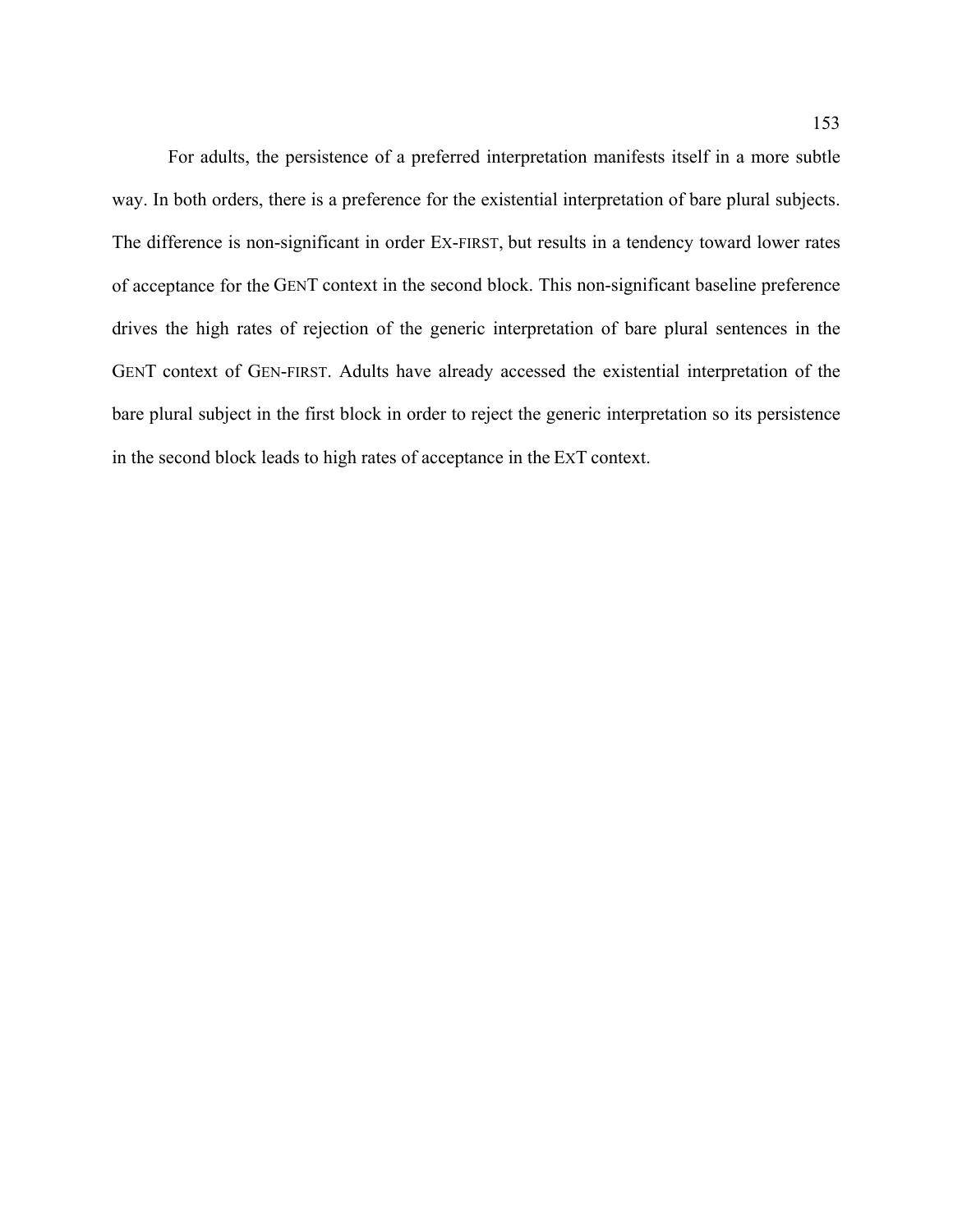For adults, the persistence of a preferred interpretation manifests itself in a more subtle way. In both orders, there is a preference for the existential interpretation of bare plural subjects. The difference is non-significant in order EX-FIRST, but results in a tendency toward lower rates of acceptance for the GENT context in the second block. This non-significant baseline preference drives the high rates of rejection of the generic interpretation of bare plural sentences in the GENT context of GEN-FIRST. Adults have already accessed the existential interpretation of the bare plural subject in the first block in order to reject the generic interpretation so its persistence in the second block leads to high rates of acceptance in the EXT context.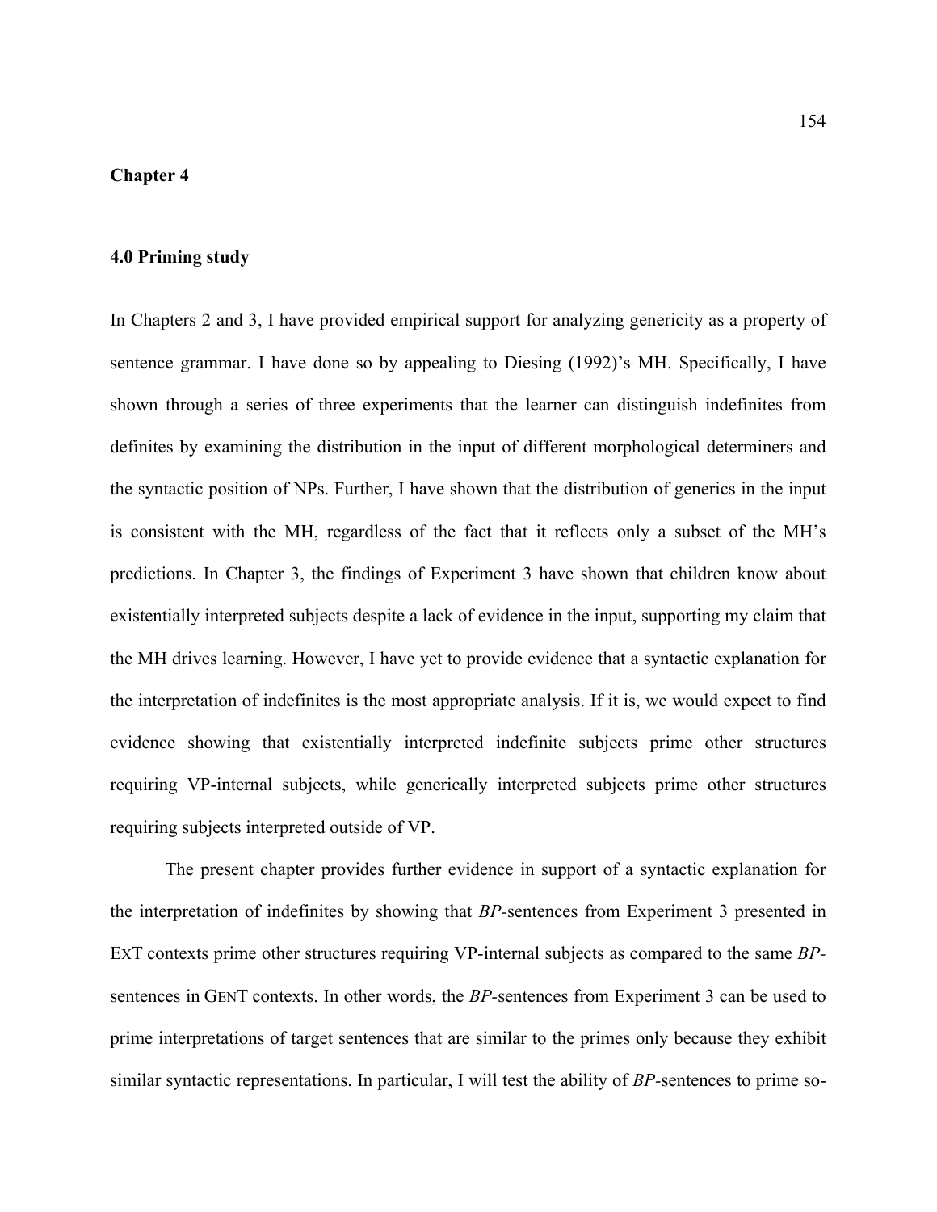# Chapter 4

## 4.0 Priming study

In Chapters 2 and 3, I have provided empirical support for analyzing genericity as a property of sentence grammar. I have done so by appealing to Diesing (1992)'s MH. Specifically, I have shown through a series of three experiments that the learner can distinguish indefinites from definites by examining the distribution in the input of different morphological determiners and the syntactic position of NPs. Further, I have shown that the distribution of generics in the input is consistent with the MH, regardless of the fact that it reflects only a subset of the MH's predictions. In Chapter 3, the findings of Experiment 3 have shown that children know about existentially interpreted subjects despite a lack of evidence in the input, supporting my claim that the MH drives learning. However, I have yet to provide evidence that a syntactic explanation for the interpretation of indefinites is the most appropriate analysis. If it is, we would expect to find evidence showing that existentially interpreted indefinite subjects prime other structures requiring VP-internal subjects, while generically interpreted subjects prime other structures requiring subjects interpreted outside of VP.

The present chapter provides further evidence in support of a syntactic explanation for the interpretation of indefinites by showing that *BP*-sentences from Experiment 3 presented in EXT contexts prime other structures requiring VP-internal subjects as compared to the same *BP*-sentences in GENT contexts. In other words, the *BP*-sentences from Experiment 3 can be used to prime interpretations of target sentences that are similar to the primes only because they exhibit similar syntactic representations. In particular, I will test the ability of *BP*-sentences to prime so-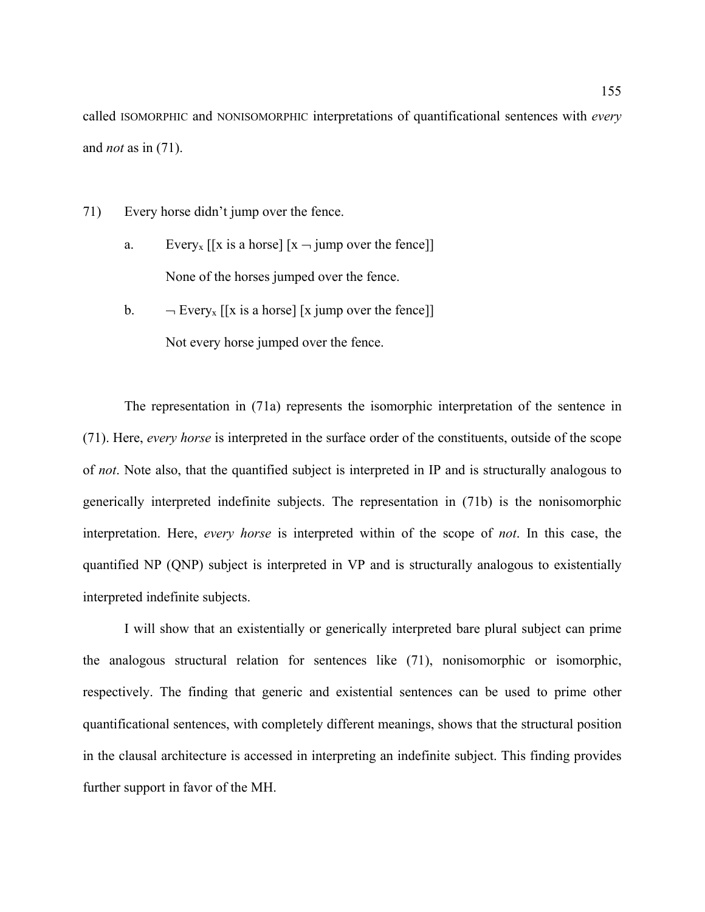called ISOMORPHIC and NONISOMORPHIC interpretations of quantificational sentences with *every* and *not* as in (71).

71) Every horse didn't jump over the fence.

  a. $\text{Every}_x$ [[x is a horse] [x $\neg$ jump over the fence]]

    None of the horses jumped over the fence.

  b. $\neg$ $\text{Every}_x$ [[x is a horse] [x jump over the fence]]

    Not every horse jumped over the fence.

The representation in (71a) represents the isomorphic interpretation of the sentence in (71). Here, *every horse* is interpreted in the surface order of the constituents, outside of the scope of *not*. Note also, that the quantified subject is interpreted in IP and is structurally analogous to generically interpreted indefinite subjects. The representation in (71b) is the nonisomorphic interpretation. Here, *every horse* is interpreted within of the scope of *not*. In this case, the quantified NP (QNP) subject is interpreted in VP and is structurally analogous to existentially interpreted indefinite subjects.

I will show that an existentially or generically interpreted bare plural subject can prime the analogous structural relation for sentences like (71), nonisomorphic or isomorphic, respectively. The finding that generic and existential sentences can be used to prime other quantificational sentences, with completely different meanings, shows that the structural position in the clausal architecture is accessed in interpreting an indefinite subject. This finding provides further support in favor of the MH.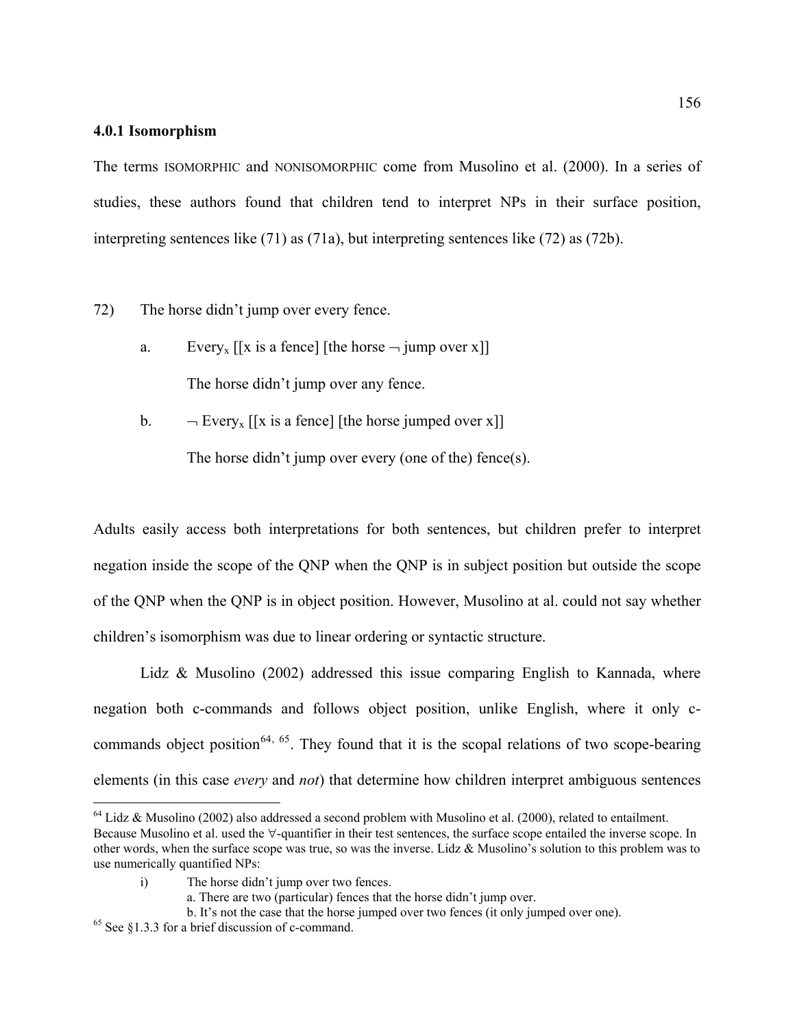### 4.0.1 Isomorphism

The terms ISOMORPHIC and NONISOMORPHIC come from Musolino et al. (2000). In a series of studies, these authors found that children tend to interpret NPs in their surface position, interpreting sentences like (71) as (71a), but interpreting sentences like (72) as (72b).

72) The horse didn't jump over every fence.

a. $\text{Every}_x$ [[x is a fence] [the horse ¬ jump over x]]

The horse didn't jump over any fence.

b. ¬ $\text{Every}_x$ [[x is a fence] [the horse jumped over x]]

The horse didn't jump over every (one of the) fence(s).

Adults easily access both interpretations for both sentences, but children prefer to interpret negation inside the scope of the QNP when the QNP is in subject position but outside the scope of the QNP when the QNP is in object position. However, Musolino at al. could not say whether children's isomorphism was due to linear ordering or syntactic structure.

Lidz & Musolino (2002) addressed this issue comparing English to Kannada, where negation both c-commands and follows object position, unlike English, where it only c-commands object position[64, 65]. They found that it is the scopal relations of two scope-bearing elements (in this case *every* and *not*) that determine how children interpret ambiguous sentences

---

[64] Lidz & Musolino (2002) also addressed a second problem with Musolino et al. (2000), related to entailment. Because Musolino et al. used the ∀-quantifier in their test sentences, the surface scope entailed the inverse scope. In other words, when the surface scope was true, so was the inverse. Lidz & Musolino's solution to this problem was to use numerically quantified NPs:

i) The horse didn't jump over two fences.

a. There are two (particular) fences that the horse didn't jump over.

b. It's not the case that the horse jumped over two fences (it only jumped over one).

[65] See §1.3.3 for a brief discussion of c-command.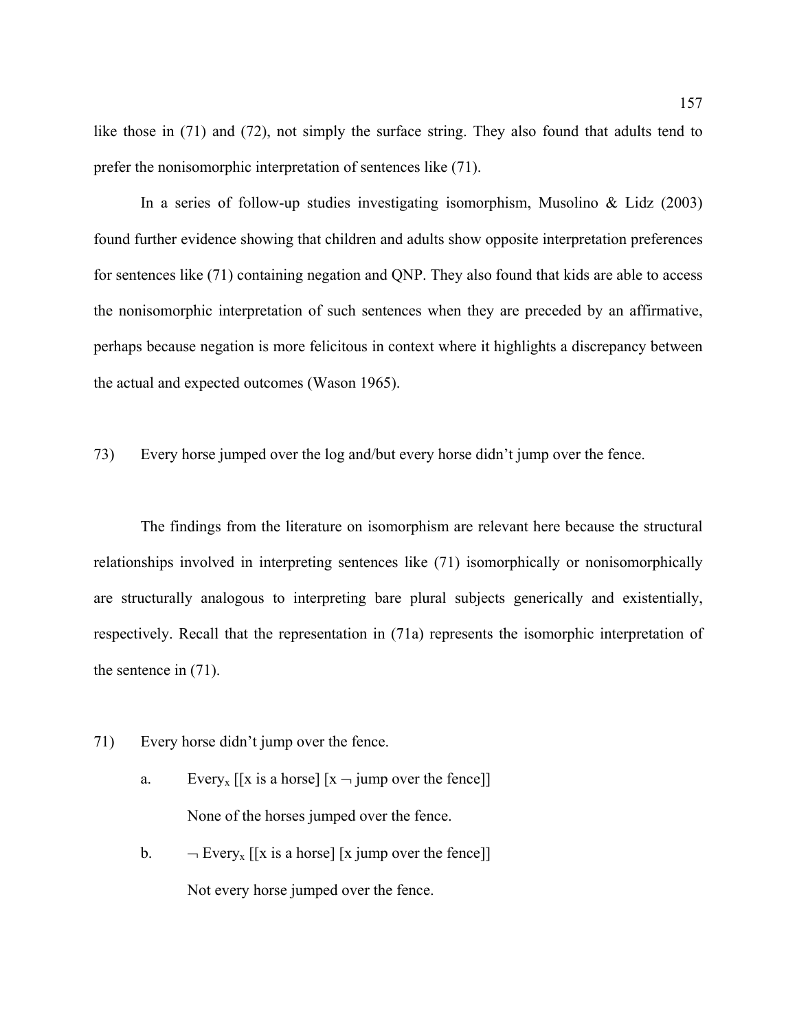like those in (71) and (72), not simply the surface string. They also found that adults tend to prefer the nonisomorphic interpretation of sentences like (71).

In a series of follow-up studies investigating isomorphism, Musolino & Lidz (2003) found further evidence showing that children and adults show opposite interpretation preferences for sentences like (71) containing negation and QNP. They also found that kids are able to access the nonisomorphic interpretation of such sentences when they are preceded by an affirmative, perhaps because negation is more felicitous in context where it highlights a discrepancy between the actual and expected outcomes (Wason 1965).

73) Every horse jumped over the log and/but every horse didn't jump over the fence.

The findings from the literature on isomorphism are relevant here because the structural relationships involved in interpreting sentences like (71) isomorphically or nonisomorphically are structurally analogous to interpreting bare plural subjects generically and existentially, respectively. Recall that the representation in (71a) represents the isomorphic interpretation of the sentence in (71).

71) Every horse didn't jump over the fence.

 a. $\text{Every}_x$ [[x is a horse] [x $\neg$ jump over the fence]]

  None of the horses jumped over the fence.

 b. $\neg$ $\text{Every}_x$ [[x is a horse] [x jump over the fence]]

  Not every horse jumped over the fence.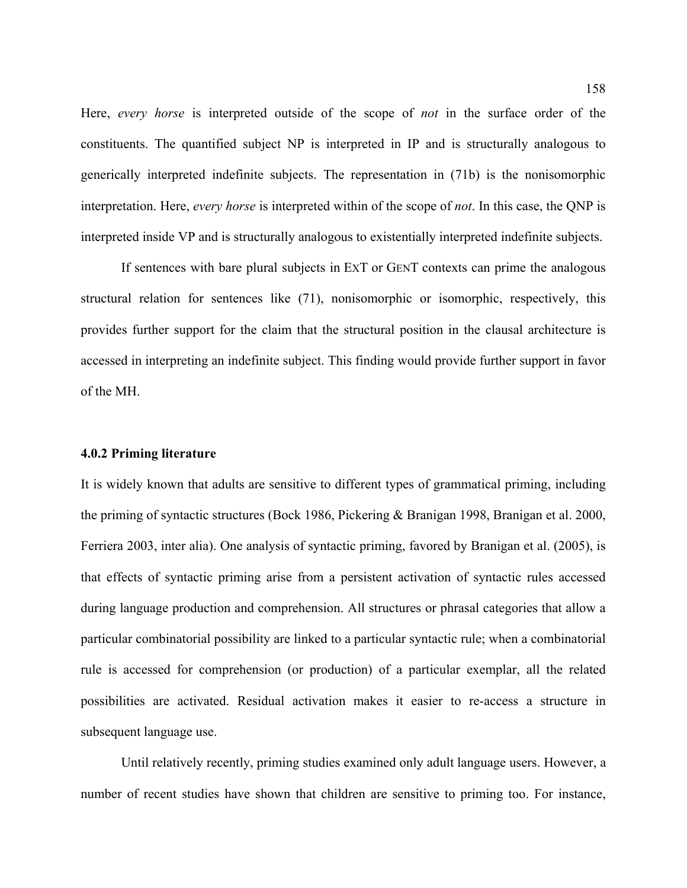Here, *every horse* is interpreted outside of the scope of *not* in the surface order of the constituents. The quantified subject NP is interpreted in IP and is structurally analogous to generically interpreted indefinite subjects. The representation in (71b) is the nonisomorphic interpretation. Here, *every horse* is interpreted within of the scope of *not*. In this case, the QNP is interpreted inside VP and is structurally analogous to existentially interpreted indefinite subjects.

If sentences with bare plural subjects in EXT or GENT contexts can prime the analogous structural relation for sentences like (71), nonisomorphic or isomorphic, respectively, this provides further support for the claim that the structural position in the clausal architecture is accessed in interpreting an indefinite subject. This finding would provide further support in favor of the MH.

### 4.0.2 Priming literature

It is widely known that adults are sensitive to different types of grammatical priming, including the priming of syntactic structures (Bock 1986, Pickering & Branigan 1998, Branigan et al. 2000, Ferriera 2003, inter alia). One analysis of syntactic priming, favored by Branigan et al. (2005), is that effects of syntactic priming arise from a persistent activation of syntactic rules accessed during language production and comprehension. All structures or phrasal categories that allow a particular combinatorial possibility are linked to a particular syntactic rule; when a combinatorial rule is accessed for comprehension (or production) of a particular exemplar, all the related possibilities are activated. Residual activation makes it easier to re-access a structure in subsequent language use.

Until relatively recently, priming studies examined only adult language users. However, a number of recent studies have shown that children are sensitive to priming too. For instance,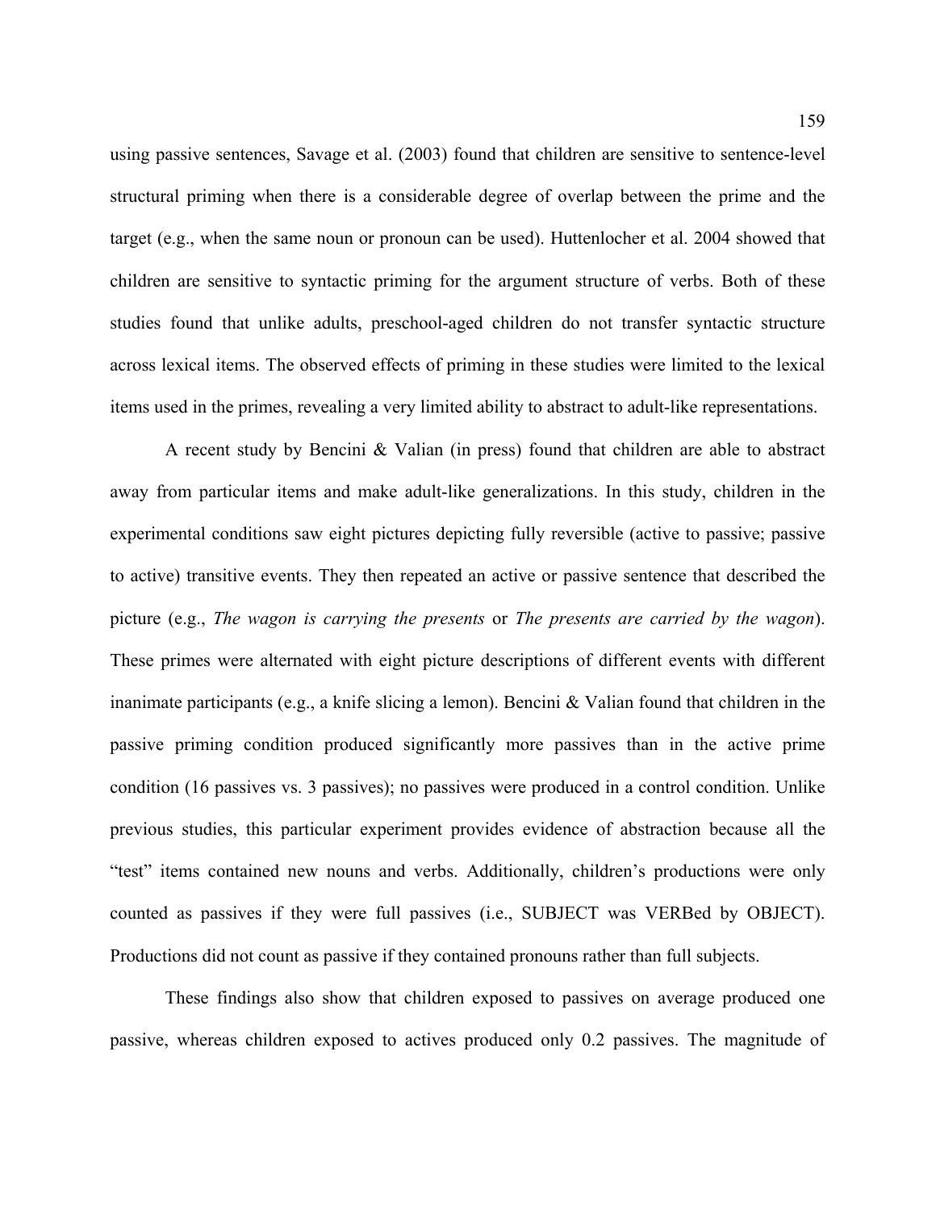using passive sentences, Savage et al. (2003) found that children are sensitive to sentence-level structural priming when there is a considerable degree of overlap between the prime and the target (e.g., when the same noun or pronoun can be used). Huttenlocher et al. 2004 showed that children are sensitive to syntactic priming for the argument structure of verbs. Both of these studies found that unlike adults, preschool-aged children do not transfer syntactic structure across lexical items. The observed effects of priming in these studies were limited to the lexical items used in the primes, revealing a very limited ability to abstract to adult-like representations.

A recent study by Bencini & Valian (in press) found that children are able to abstract away from particular items and make adult-like generalizations. In this study, children in the experimental conditions saw eight pictures depicting fully reversible (active to passive; passive to active) transitive events. They then repeated an active or passive sentence that described the picture (e.g., *The wagon is carrying the presents* or *The presents are carried by the wagon*). These primes were alternated with eight picture descriptions of different events with different inanimate participants (e.g., a knife slicing a lemon). Bencini & Valian found that children in the passive priming condition produced significantly more passives than in the active prime condition (16 passives vs. 3 passives); no passives were produced in a control condition. Unlike previous studies, this particular experiment provides evidence of abstraction because all the "test" items contained new nouns and verbs. Additionally, children's productions were only counted as passives if they were full passives (i.e., SUBJECT was VERBed by OBJECT). Productions did not count as passive if they contained pronouns rather than full subjects.

These findings also show that children exposed to passives on average produced one passive, whereas children exposed to actives produced only 0.2 passives. The magnitude of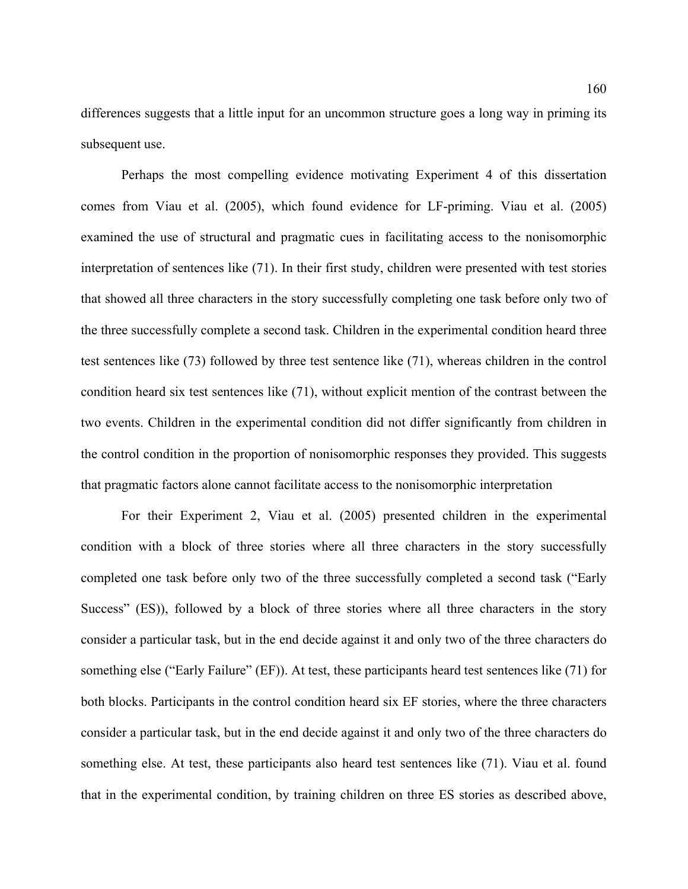differences suggests that a little input for an uncommon structure goes a long way in priming its subsequent use.

Perhaps the most compelling evidence motivating Experiment 4 of this dissertation comes from Viau et al. (2005), which found evidence for LF-priming. Viau et al. (2005) examined the use of structural and pragmatic cues in facilitating access to the nonisomorphic interpretation of sentences like (71). In their first study, children were presented with test stories that showed all three characters in the story successfully completing one task before only two of the three successfully complete a second task. Children in the experimental condition heard three test sentences like (73) followed by three test sentence like (71), whereas children in the control condition heard six test sentences like (71), without explicit mention of the contrast between the two events. Children in the experimental condition did not differ significantly from children in the control condition in the proportion of nonisomorphic responses they provided. This suggests that pragmatic factors alone cannot facilitate access to the nonisomorphic interpretation

For their Experiment 2, Viau et al. (2005) presented children in the experimental condition with a block of three stories where all three characters in the story successfully completed one task before only two of the three successfully completed a second task ("Early Success" (ES)), followed by a block of three stories where all three characters in the story consider a particular task, but in the end decide against it and only two of the three characters do something else ("Early Failure" (EF)). At test, these participants heard test sentences like (71) for both blocks. Participants in the control condition heard six EF stories, where the three characters consider a particular task, but in the end decide against it and only two of the three characters do something else. At test, these participants also heard test sentences like (71). Viau et al. found that in the experimental condition, by training children on three ES stories as described above,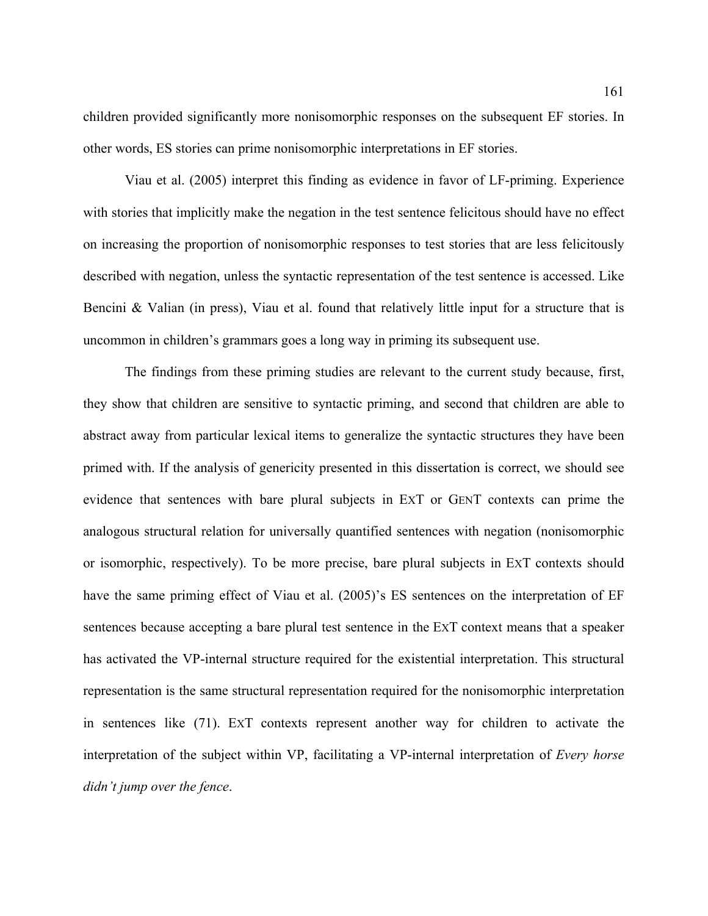children provided significantly more nonisomorphic responses on the subsequent EF stories. In other words, ES stories can prime nonisomorphic interpretations in EF stories.

Viau et al. (2005) interpret this finding as evidence in favor of LF-priming. Experience with stories that implicitly make the negation in the test sentence felicitous should have no effect on increasing the proportion of nonisomorphic responses to test stories that are less felicitously described with negation, unless the syntactic representation of the test sentence is accessed. Like Bencini & Valian (in press), Viau et al. found that relatively little input for a structure that is uncommon in children's grammars goes a long way in priming its subsequent use.

The findings from these priming studies are relevant to the current study because, first, they show that children are sensitive to syntactic priming, and second that children are able to abstract away from particular lexical items to generalize the syntactic structures they have been primed with. If the analysis of genericity presented in this dissertation is correct, we should see evidence that sentences with bare plural subjects in EXT or GENT contexts can prime the analogous structural relation for universally quantified sentences with negation (nonisomorphic or isomorphic, respectively). To be more precise, bare plural subjects in EXT contexts should have the same priming effect of Viau et al. (2005)'s ES sentences on the interpretation of EF sentences because accepting a bare plural test sentence in the EXT context means that a speaker has activated the VP-internal structure required for the existential interpretation. This structural representation is the same structural representation required for the nonisomorphic interpretation in sentences like (71). EXT contexts represent another way for children to activate the interpretation of the subject within VP, facilitating a VP-internal interpretation of *Every horse didn't jump over the fence*.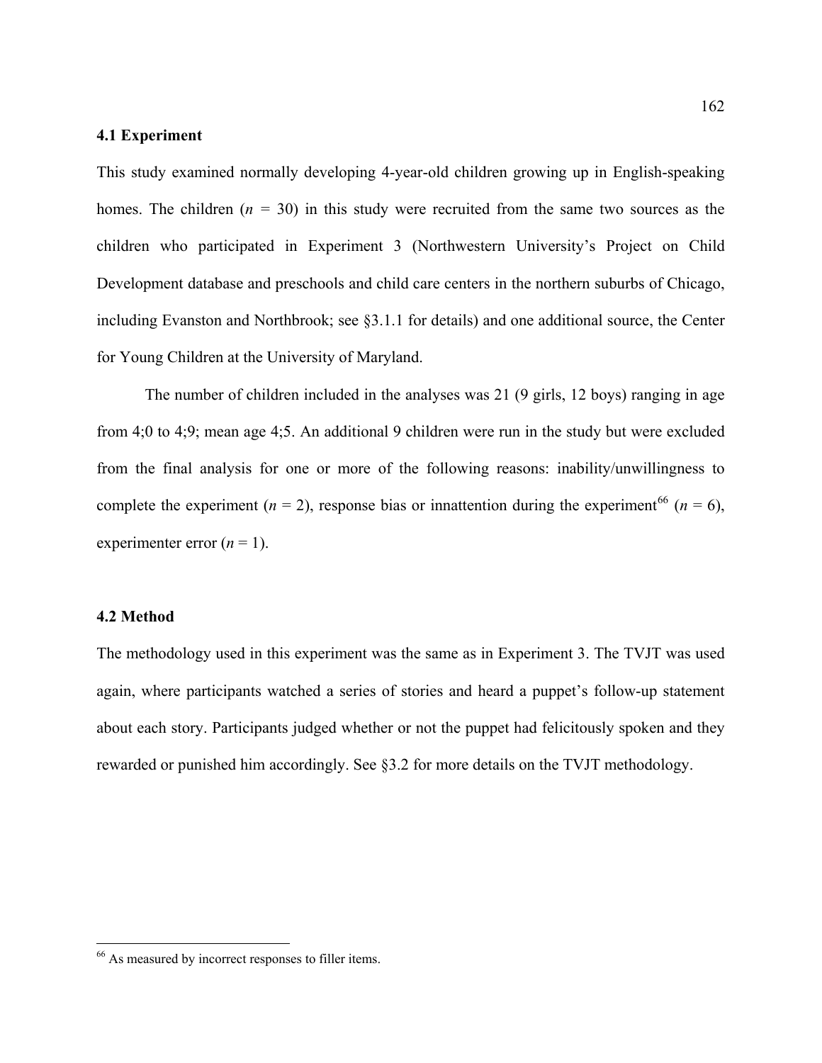### 4.1 Experiment

This study examined normally developing 4-year-old children growing up in English-speaking homes. The children (*n* = 30) in this study were recruited from the same two sources as the children who participated in Experiment 3 (Northwestern University's Project on Child Development database and preschools and child care centers in the northern suburbs of Chicago, including Evanston and Northbrook; see §3.1.1 for details) and one additional source, the Center for Young Children at the University of Maryland.

The number of children included in the analyses was 21 (9 girls, 12 boys) ranging in age from 4;0 to 4;9; mean age 4;5. An additional 9 children were run in the study but were excluded from the final analysis for one or more of the following reasons: inability/unwillingness to complete the experiment (*n* = 2), response bias or innattention during the experiment[66] (*n* = 6), experimenter error (*n* = 1).

### 4.2 Method

The methodology used in this experiment was the same as in Experiment 3. The TVJT was used again, where participants watched a series of stories and heard a puppet's follow-up statement about each story. Participants judged whether or not the puppet had felicitously spoken and they rewarded or punished him accordingly. See §3.2 for more details on the TVJT methodology.

---

[66] As measured by incorrect responses to filler items.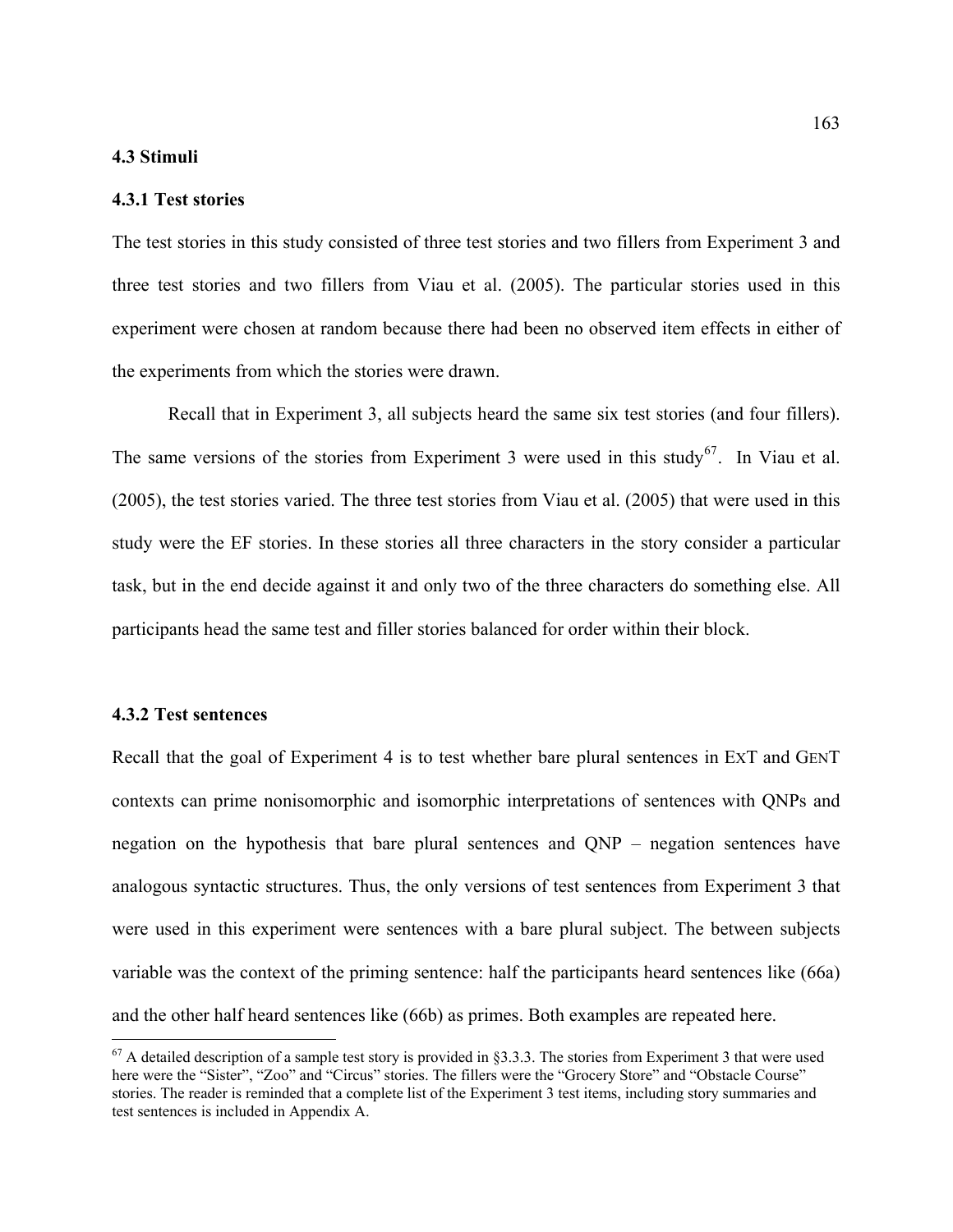### 4.3 Stimuli

#### 4.3.1 Test stories

The test stories in this study consisted of three test stories and two fillers from Experiment 3 and three test stories and two fillers from Viau et al. (2005). The particular stories used in this experiment were chosen at random because there had been no observed item effects in either of the experiments from which the stories were drawn.

Recall that in Experiment 3, all subjects heard the same six test stories (and four fillers). The same versions of the stories from Experiment 3 were used in this study[67]. In Viau et al. (2005), the test stories varied. The three test stories from Viau et al. (2005) that were used in this study were the EF stories. In these stories all three characters in the story consider a particular task, but in the end decide against it and only two of the three characters do something else. All participants head the same test and filler stories balanced for order within their block.

#### 4.3.2 Test sentences

Recall that the goal of Experiment 4 is to test whether bare plural sentences in EXT and GENT contexts can prime nonisomorphic and isomorphic interpretations of sentences with QNPs and negation on the hypothesis that bare plural sentences and QNP – negation sentences have analogous syntactic structures. Thus, the only versions of test sentences from Experiment 3 that were used in this experiment were sentences with a bare plural subject. The between subjects variable was the context of the priming sentence: half the participants heard sentences like (66a) and the other half heard sentences like (66b) as primes. Both examples are repeated here.

---

[67] A detailed description of a sample test story is provided in §3.3.3. The stories from Experiment 3 that were used here were the "Sister", "Zoo" and "Circus" stories. The fillers were the "Grocery Store" and "Obstacle Course" stories. The reader is reminded that a complete list of the Experiment 3 test items, including story summaries and test sentences is included in Appendix A.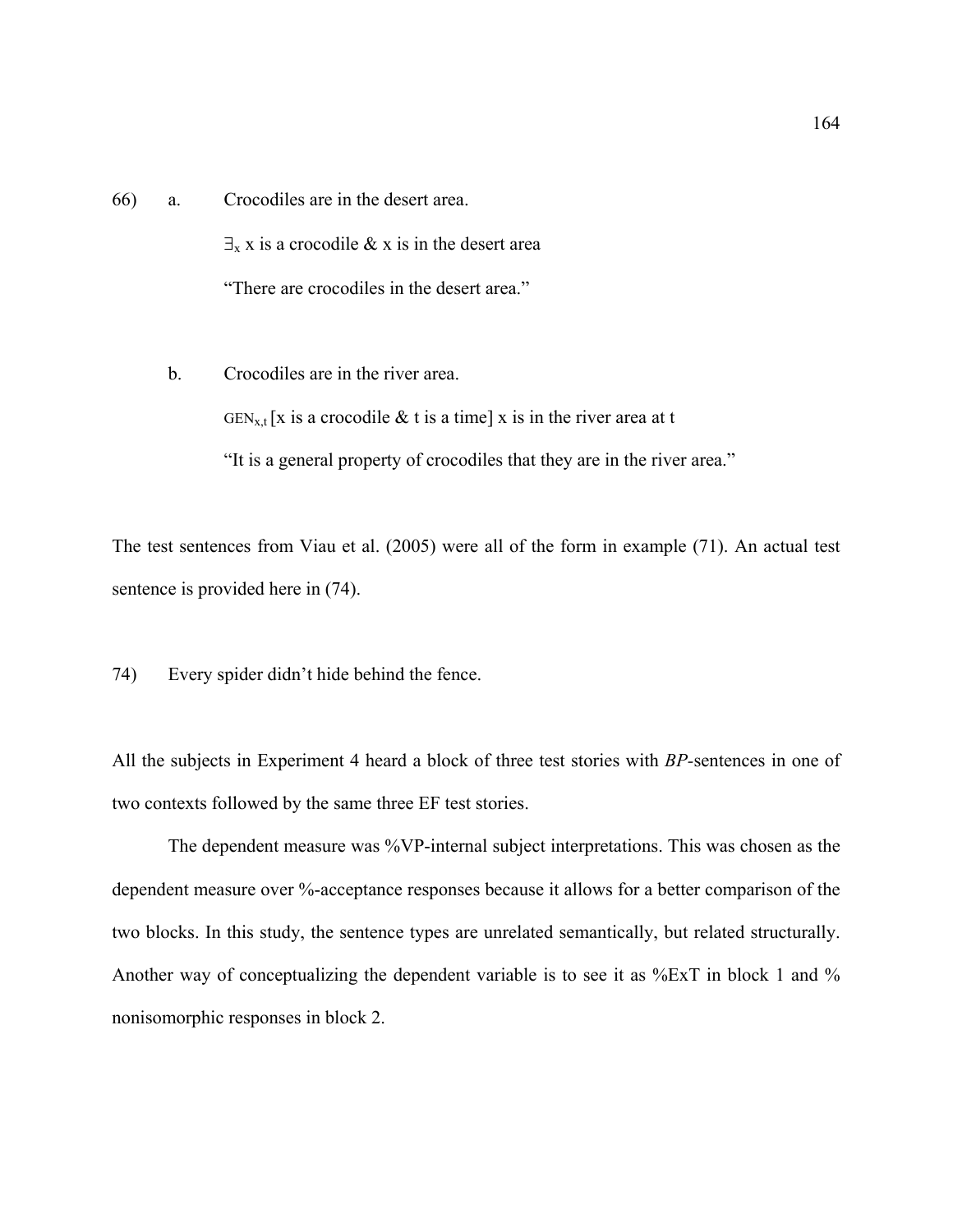66) a. Crocodiles are in the desert area.

$\exists_x$ x is a crocodile & x is in the desert area

"There are crocodiles in the desert area."

b. Crocodiles are in the river area.

$\text{GEN}_{x,t}$ [x is a crocodile & t is a time] x is in the river area at t

"It is a general property of crocodiles that they are in the river area."

The test sentences from Viau et al. (2005) were all of the form in example (71). An actual test sentence is provided here in (74).

74) Every spider didn't hide behind the fence.

All the subjects in Experiment 4 heard a block of three test stories with *BP*-sentences in one of two contexts followed by the same three EF test stories.

The dependent measure was %VP-internal subject interpretations. This was chosen as the dependent measure over %-acceptance responses because it allows for a better comparison of the two blocks. In this study, the sentence types are unrelated semantically, but related structurally. Another way of conceptualizing the dependent variable is to see it as %ExT in block 1 and % nonisomorphic responses in block 2.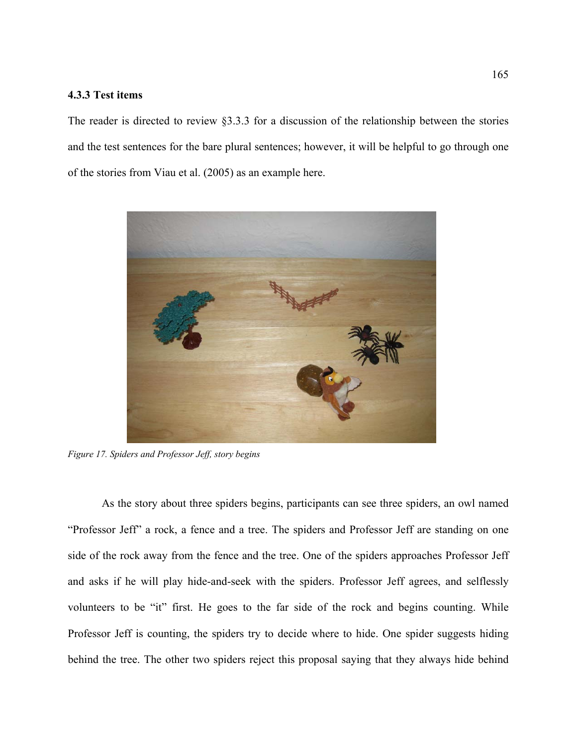### 4.3.3 Test items

The reader is directed to review §3.3.3 for a discussion of the relationship between the stories and the test sentences for the bare plural sentences; however, it will be helpful to go through one of the stories from Viau et al. (2005) as an example here.

*Figure 17. Spiders and Professor Jeff, story begins*

As the story about three spiders begins, participants can see three spiders, an owl named "Professor Jeff" a rock, a fence and a tree. The spiders and Professor Jeff are standing on one side of the rock away from the fence and the tree. One of the spiders approaches Professor Jeff and asks if he will play hide-and-seek with the spiders. Professor Jeff agrees, and selflessly volunteers to be "it" first. He goes to the far side of the rock and begins counting. While Professor Jeff is counting, the spiders try to decide where to hide. One spider suggests hiding behind the tree. The other two spiders reject this proposal saying that they always hide behind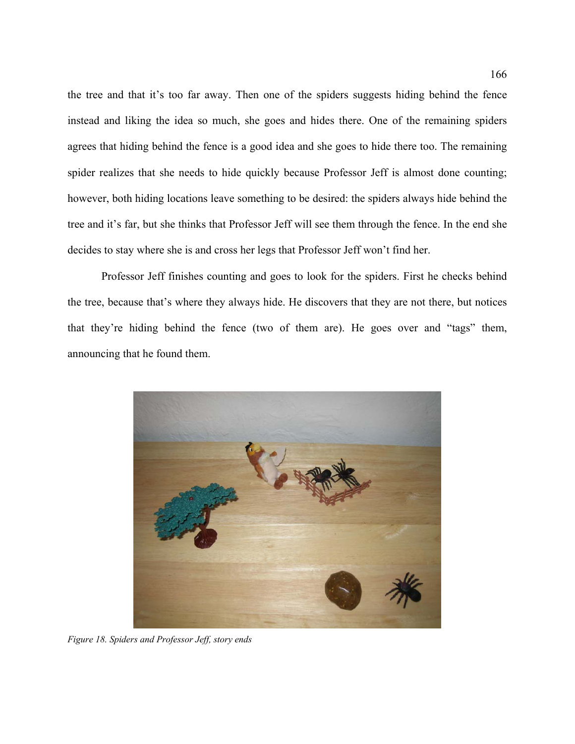the tree and that it's too far away. Then one of the spiders suggests hiding behind the fence instead and liking the idea so much, she goes and hides there. One of the remaining spiders agrees that hiding behind the fence is a good idea and she goes to hide there too. The remaining spider realizes that she needs to hide quickly because Professor Jeff is almost done counting; however, both hiding locations leave something to be desired: the spiders always hide behind the tree and it's far, but she thinks that Professor Jeff will see them through the fence. In the end she decides to stay where she is and cross her legs that Professor Jeff won't find her.

Professor Jeff finishes counting and goes to look for the spiders. First he checks behind the tree, because that's where they always hide. He discovers that they are not there, but notices that they're hiding behind the fence (two of them are). He goes over and "tags" them, announcing that he found them.

*Figure 18. Spiders and Professor Jeff, story ends*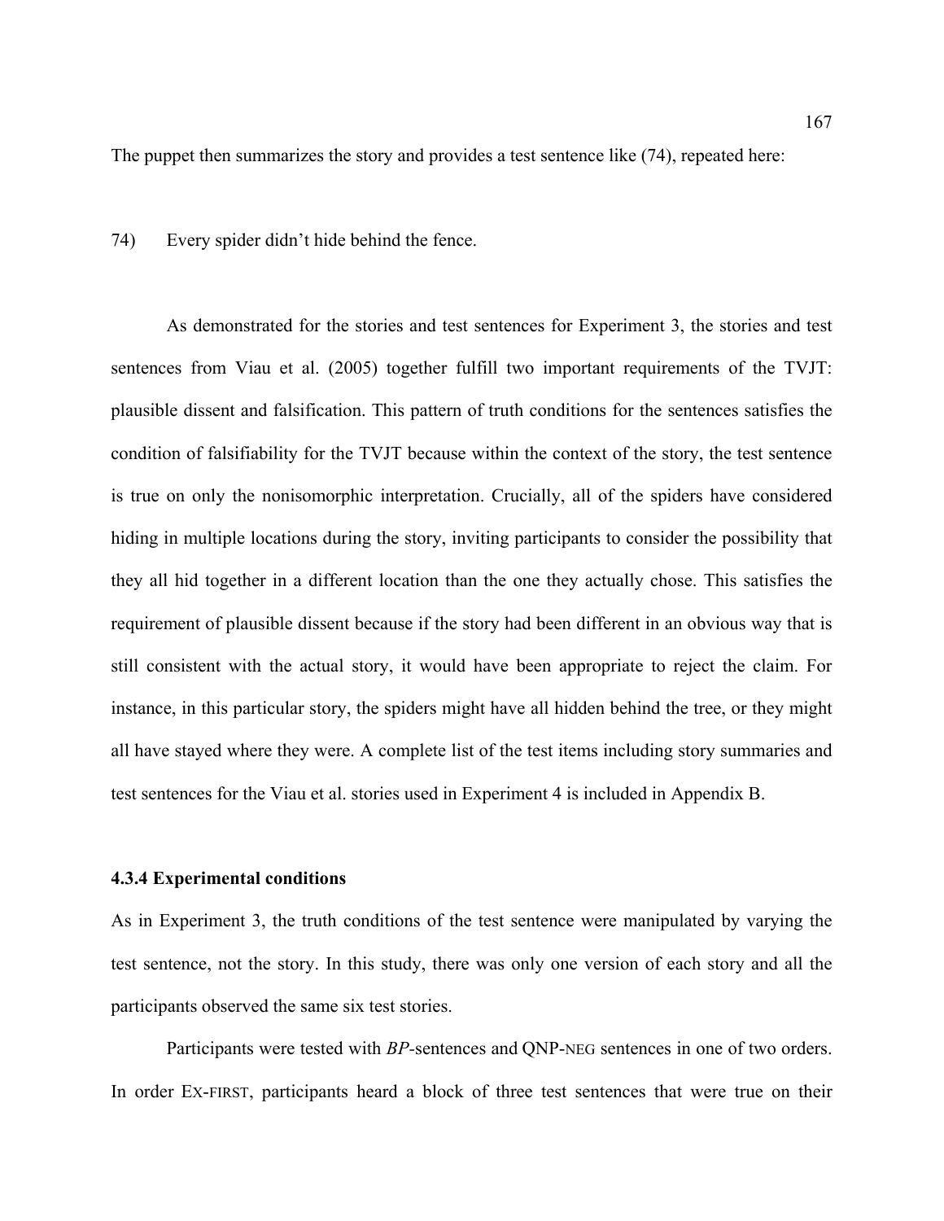The puppet then summarizes the story and provides a test sentence like (74), repeated here:

74) Every spider didn't hide behind the fence.

As demonstrated for the stories and test sentences for Experiment 3, the stories and test sentences from Viau et al. (2005) together fulfill two important requirements of the TVJT: plausible dissent and falsification. This pattern of truth conditions for the sentences satisfies the condition of falsifiability for the TVJT because within the context of the story, the test sentence is true on only the nonisomorphic interpretation. Crucially, all of the spiders have considered hiding in multiple locations during the story, inviting participants to consider the possibility that they all hid together in a different location than the one they actually chose. This satisfies the requirement of plausible dissent because if the story had been different in an obvious way that is still consistent with the actual story, it would have been appropriate to reject the claim. For instance, in this particular story, the spiders might have all hidden behind the tree, or they might all have stayed where they were. A complete list of the test items including story summaries and test sentences for the Viau et al. stories used in Experiment 4 is included in Appendix B.

### 4.3.4 Experimental conditions

As in Experiment 3, the truth conditions of the test sentence were manipulated by varying the test sentence, not the story. In this study, there was only one version of each story and all the participants observed the same six test stories.

Participants were tested with *BP*-sentences and QNP-NEG sentences in one of two orders. In order EX-FIRST, participants heard a block of three test sentences that were true on their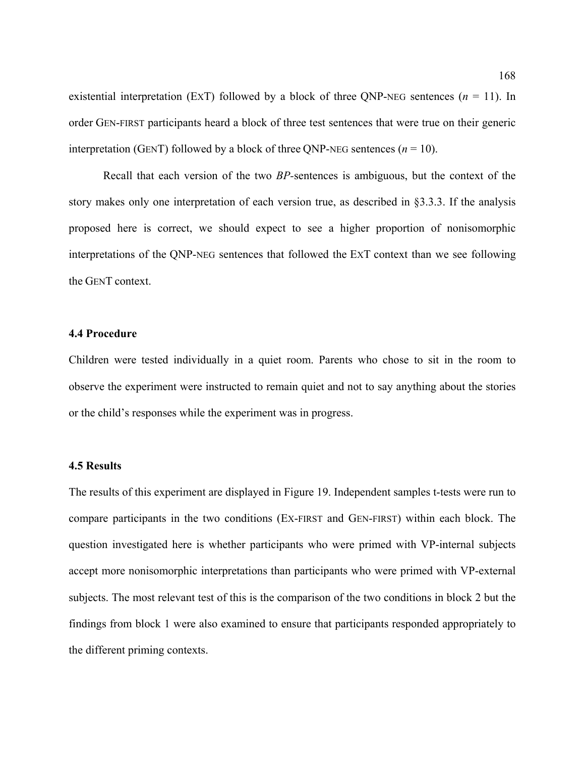existential interpretation (EXT) followed by a block of three QNP-NEG sentences ($n$ = 11). In order GEN-FIRST participants heard a block of three test sentences that were true on their generic interpretation (GENT) followed by a block of three QNP-NEG sentences ($n$ = 10).

Recall that each version of the two *BP*-sentences is ambiguous, but the context of the story makes only one interpretation of each version true, as described in §3.3.3. If the analysis proposed here is correct, we should expect to see a higher proportion of nonisomorphic interpretations of the QNP-NEG sentences that followed the EXT context than we see following the GENT context.

## 4.4 Procedure

Children were tested individually in a quiet room. Parents who chose to sit in the room to observe the experiment were instructed to remain quiet and not to say anything about the stories or the child's responses while the experiment was in progress.

## 4.5 Results

The results of this experiment are displayed in Figure 19. Independent samples t-tests were run to compare participants in the two conditions (EX-FIRST and GEN-FIRST) within each block. The question investigated here is whether participants who were primed with VP-internal subjects accept more nonisomorphic interpretations than participants who were primed with VP-external subjects. The most relevant test of this is the comparison of the two conditions in block 2 but the findings from block 1 were also examined to ensure that participants responded appropriately to the different priming contexts.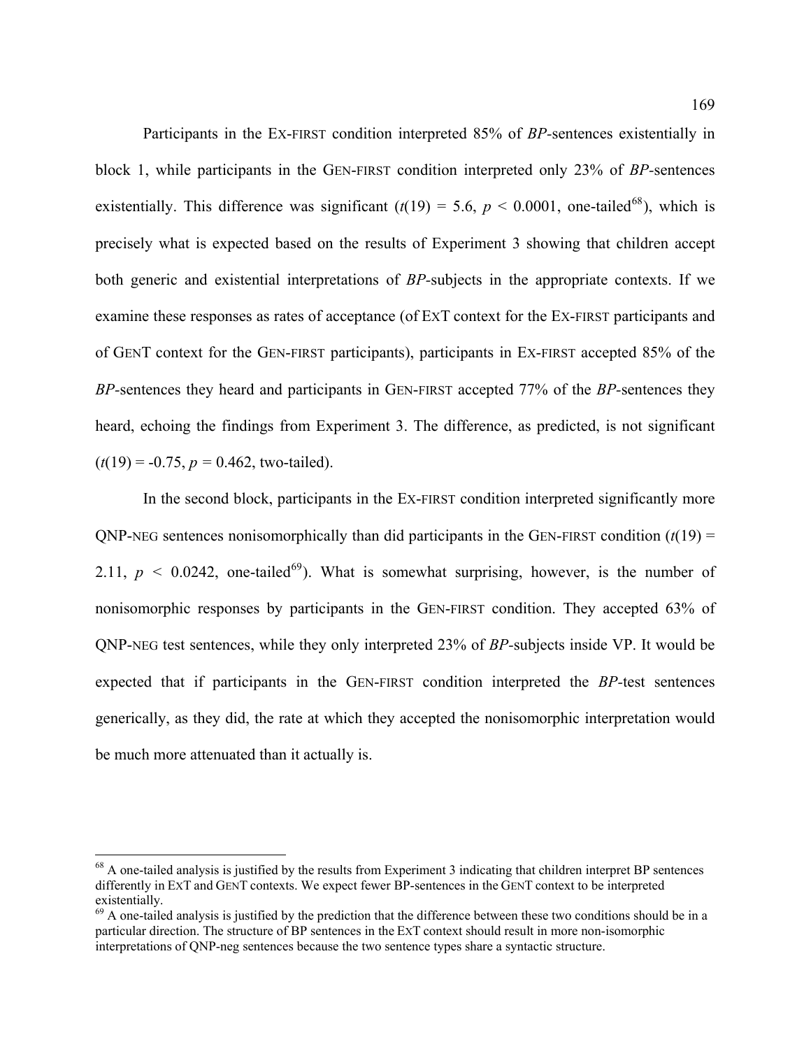Participants in the EX-FIRST condition interpreted 85% of *BP*-sentences existentially in block 1, while participants in the GEN-FIRST condition interpreted only 23% of *BP*-sentences existentially. This difference was significant ($t(19) = 5.6$, $p < 0.0001$, one-tailed[68]), which is precisely what is expected based on the results of Experiment 3 showing that children accept both generic and existential interpretations of *BP*-subjects in the appropriate contexts. If we examine these responses as rates of acceptance (of EXT context for the EX-FIRST participants and of GENT context for the GEN-FIRST participants), participants in EX-FIRST accepted 85% of the *BP*-sentences they heard and participants in GEN-FIRST accepted 77% of the *BP*-sentences they heard, echoing the findings from Experiment 3. The difference, as predicted, is not significant ($t(19) = -0.75$, $p = 0.462$, two-tailed).

In the second block, participants in the EX-FIRST condition interpreted significantly more QNP-NEG sentences nonisomorphically than did participants in the GEN-FIRST condition ($t(19) = 2.11$, $p < 0.0242$, one-tailed[69]). What is somewhat surprising, however, is the number of nonisomorphic responses by participants in the GEN-FIRST condition. They accepted 63% of QNP-NEG test sentences, while they only interpreted 23% of *BP*-subjects inside VP. It would be expected that if participants in the GEN-FIRST condition interpreted the *BP*-test sentences generically, as they did, the rate at which they accepted the nonisomorphic interpretation would be much more attenuated than it actually is.

---

[68] A one-tailed analysis is justified by the results from Experiment 3 indicating that children interpret BP sentences differently in EXT and GENT contexts. We expect fewer BP-sentences in the GENT context to be interpreted existentially.

[69] A one-tailed analysis is justified by the prediction that the difference between these two conditions should be in a particular direction. The structure of BP sentences in the EXT context should result in more non-isomorphic interpretations of QNP-neg sentences because the two sentence types share a syntactic structure.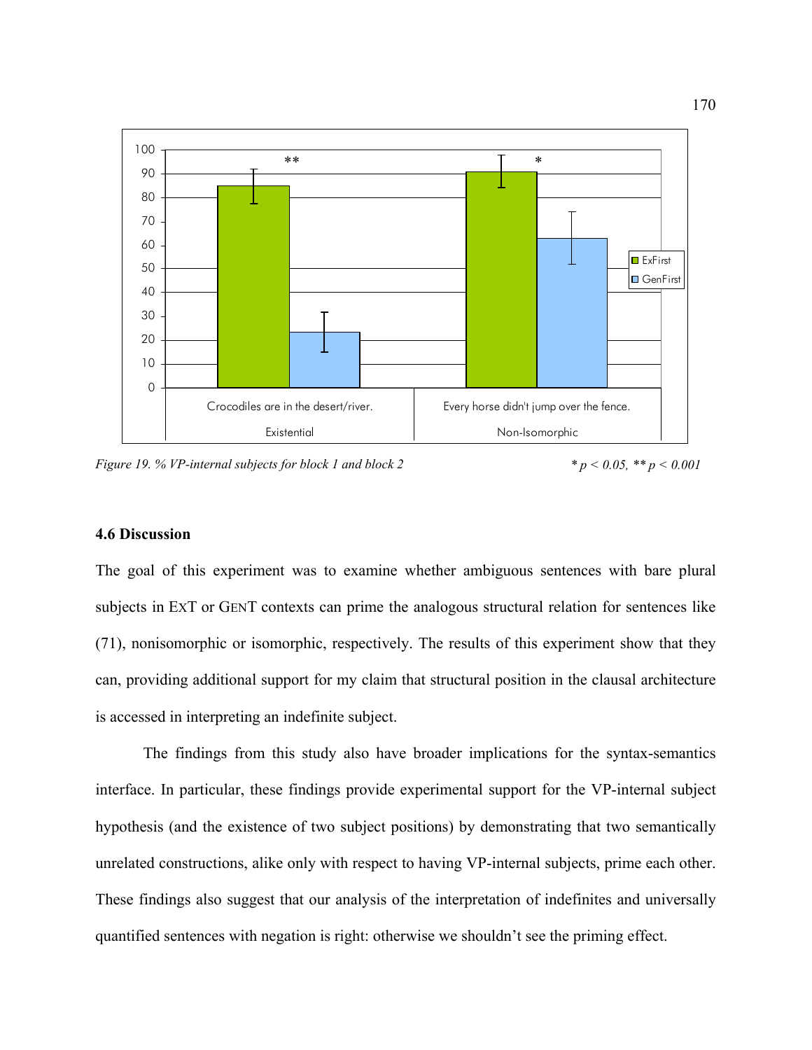Figure 19. % VP-internal subjects for block 1 and block 2 $* p < 0.05$, $** p < 0.001$

### 4.6 Discussion

The goal of this experiment was to examine whether ambiguous sentences with bare plural subjects in EXT or GENT contexts can prime the analogous structural relation for sentences like (71), nonisomorphic or isomorphic, respectively. The results of this experiment show that they can, providing additional support for my claim that structural position in the clausal architecture is accessed in interpreting an indefinite subject.

The findings from this study also have broader implications for the syntax-semantics interface. In particular, these findings provide experimental support for the VP-internal subject hypothesis (and the existence of two subject positions) by demonstrating that two semantically unrelated constructions, alike only with respect to having VP-internal subjects, prime each other. These findings also suggest that our analysis of the interpretation of indefinites and universally quantified sentences with negation is right: otherwise we shouldn't see the priming effect.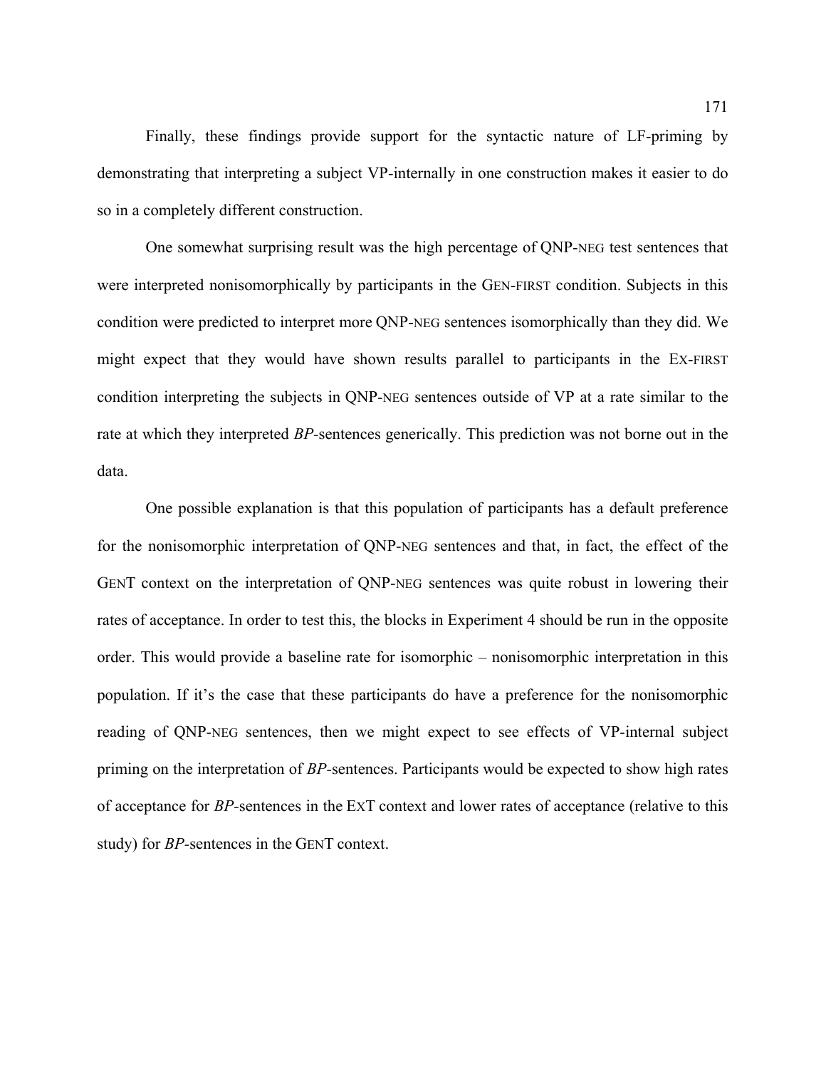Finally, these findings provide support for the syntactic nature of LF-priming by demonstrating that interpreting a subject VP-internally in one construction makes it easier to do so in a completely different construction.

One somewhat surprising result was the high percentage of QNP-NEG test sentences that were interpreted nonisomorphically by participants in the GEN-FIRST condition. Subjects in this condition were predicted to interpret more QNP-NEG sentences isomorphically than they did. We might expect that they would have shown results parallel to participants in the EX-FIRST condition interpreting the subjects in QNP-NEG sentences outside of VP at a rate similar to the rate at which they interpreted *BP*-sentences generically. This prediction was not borne out in the data.

One possible explanation is that this population of participants has a default preference for the nonisomorphic interpretation of QNP-NEG sentences and that, in fact, the effect of the GENT context on the interpretation of QNP-NEG sentences was quite robust in lowering their rates of acceptance. In order to test this, the blocks in Experiment 4 should be run in the opposite order. This would provide a baseline rate for isomorphic – nonisomorphic interpretation in this population. If it's the case that these participants do have a preference for the nonisomorphic reading of QNP-NEG sentences, then we might expect to see effects of VP-internal subject priming on the interpretation of *BP*-sentences. Participants would be expected to show high rates of acceptance for *BP*-sentences in the EXT context and lower rates of acceptance (relative to this study) for *BP*-sentences in the GENT context.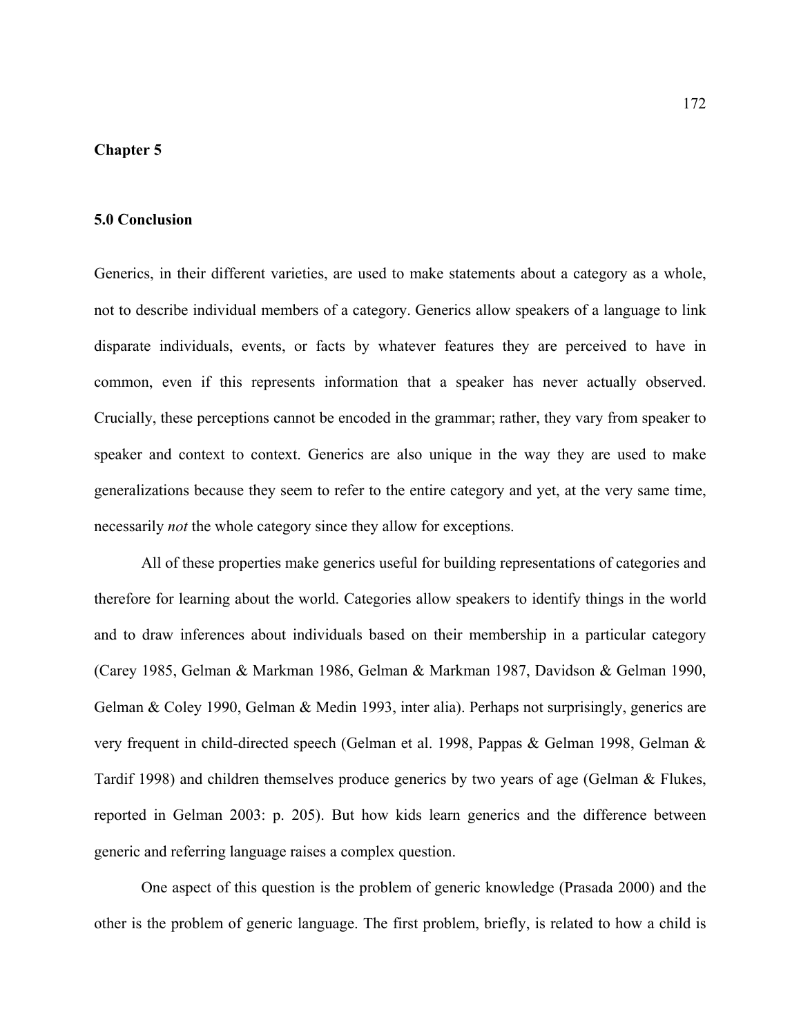# Chapter 5

## 5.0 Conclusion

Generics, in their different varieties, are used to make statements about a category as a whole, not to describe individual members of a category. Generics allow speakers of a language to link disparate individuals, events, or facts by whatever features they are perceived to have in common, even if this represents information that a speaker has never actually observed. Crucially, these perceptions cannot be encoded in the grammar; rather, they vary from speaker to speaker and context to context. Generics are also unique in the way they are used to make generalizations because they seem to refer to the entire category and yet, at the very same time, necessarily *not* the whole category since they allow for exceptions.

All of these properties make generics useful for building representations of categories and therefore for learning about the world. Categories allow speakers to identify things in the world and to draw inferences about individuals based on their membership in a particular category (Carey 1985, Gelman & Markman 1986, Gelman & Markman 1987, Davidson & Gelman 1990, Gelman & Coley 1990, Gelman & Medin 1993, inter alia). Perhaps not surprisingly, generics are very frequent in child-directed speech (Gelman et al. 1998, Pappas & Gelman 1998, Gelman & Tardif 1998) and children themselves produce generics by two years of age (Gelman & Flukes, reported in Gelman 2003: p. 205). But how kids learn generics and the difference between generic and referring language raises a complex question.

One aspect of this question is the problem of generic knowledge (Prasada 2000) and the other is the problem of generic language. The first problem, briefly, is related to how a child is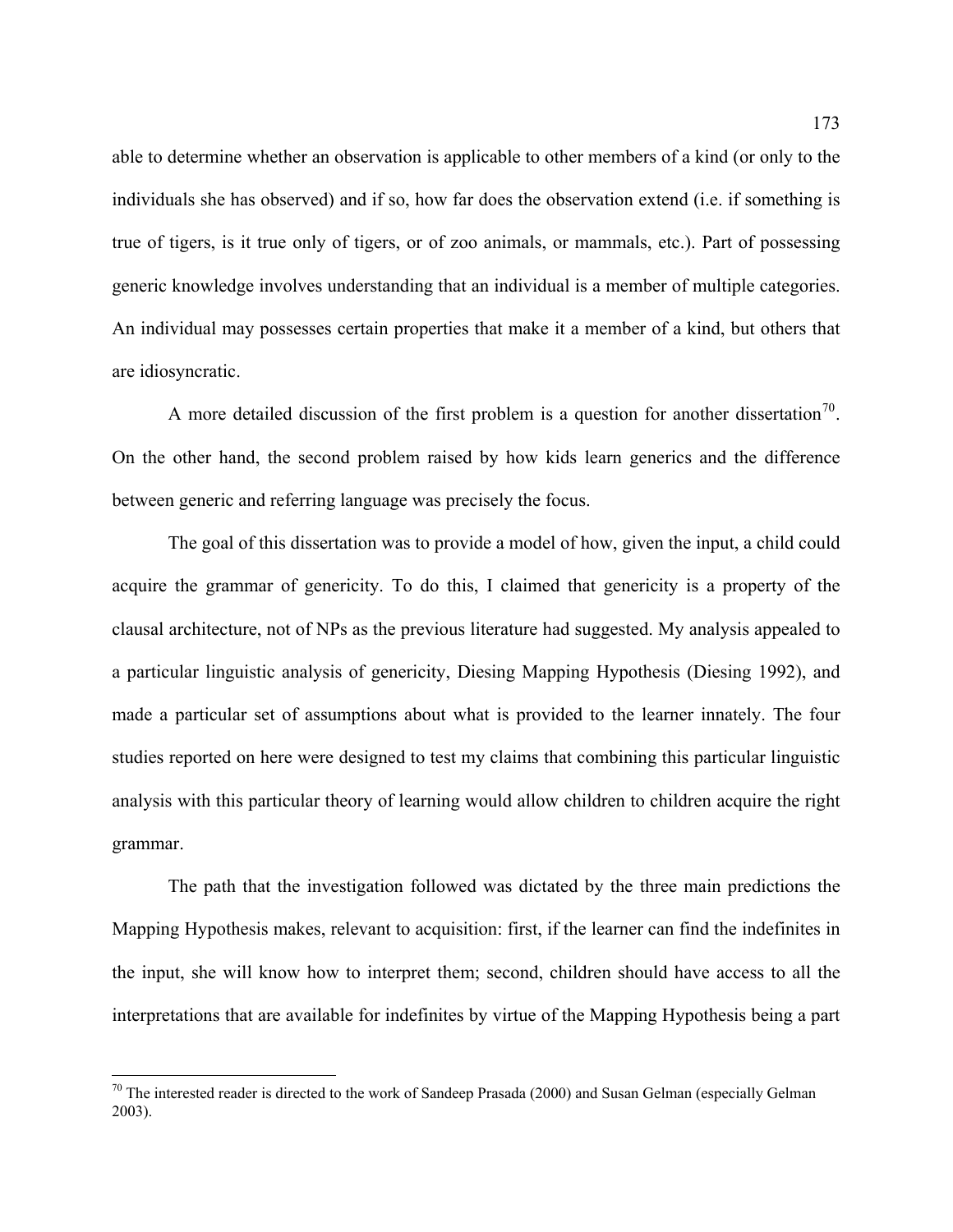able to determine whether an observation is applicable to other members of a kind (or only to the individuals she has observed) and if so, how far does the observation extend (i.e. if something is true of tigers, is it true only of tigers, or of zoo animals, or mammals, etc.). Part of possessing generic knowledge involves understanding that an individual is a member of multiple categories. An individual may possesses certain properties that make it a member of a kind, but others that are idiosyncratic.

A more detailed discussion of the first problem is a question for another dissertation[70]. On the other hand, the second problem raised by how kids learn generics and the difference between generic and referring language was precisely the focus.

The goal of this dissertation was to provide a model of how, given the input, a child could acquire the grammar of genericity. To do this, I claimed that genericity is a property of the clausal architecture, not of NPs as the previous literature had suggested. My analysis appealed to a particular linguistic analysis of genericity, Diesing Mapping Hypothesis (Diesing 1992), and made a particular set of assumptions about what is provided to the learner innately. The four studies reported on here were designed to test my claims that combining this particular linguistic analysis with this particular theory of learning would allow children to children acquire the right grammar.

The path that the investigation followed was dictated by the three main predictions the Mapping Hypothesis makes, relevant to acquisition: first, if the learner can find the indefinites in the input, she will know how to interpret them; second, children should have access to all the interpretations that are available for indefinites by virtue of the Mapping Hypothesis being a part

[70] The interested reader is directed to the work of Sandeep Prasada (2000) and Susan Gelman (especially Gelman 2003).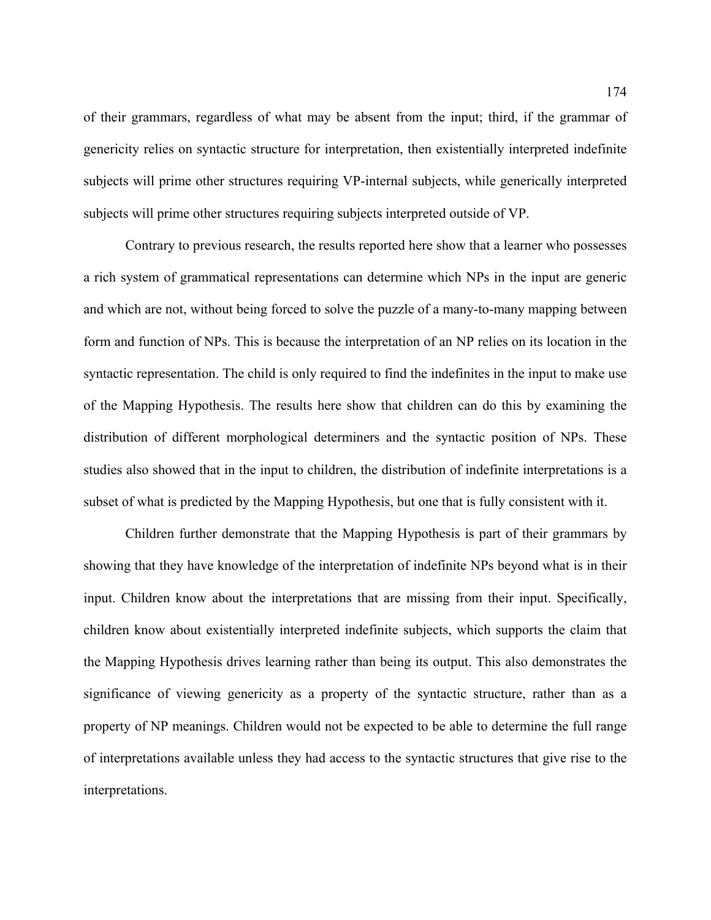of their grammars, regardless of what may be absent from the input; third, if the grammar of genericity relies on syntactic structure for interpretation, then existentially interpreted indefinite subjects will prime other structures requiring VP-internal subjects, while generically interpreted subjects will prime other structures requiring subjects interpreted outside of VP.

Contrary to previous research, the results reported here show that a learner who possesses a rich system of grammatical representations can determine which NPs in the input are generic and which are not, without being forced to solve the puzzle of a many-to-many mapping between form and function of NPs. This is because the interpretation of an NP relies on its location in the syntactic representation. The child is only required to find the indefinites in the input to make use of the Mapping Hypothesis. The results here show that children can do this by examining the distribution of different morphological determiners and the syntactic position of NPs. These studies also showed that in the input to children, the distribution of indefinite interpretations is a subset of what is predicted by the Mapping Hypothesis, but one that is fully consistent with it.

Children further demonstrate that the Mapping Hypothesis is part of their grammars by showing that they have knowledge of the interpretation of indefinite NPs beyond what is in their input. Children know about the interpretations that are missing from their input. Specifically, children know about existentially interpreted indefinite subjects, which supports the claim that the Mapping Hypothesis drives learning rather than being its output. This also demonstrates the significance of viewing genericity as a property of the syntactic structure, rather than as a property of NP meanings. Children would not be expected to be able to determine the full range of interpretations available unless they had access to the syntactic structures that give rise to the interpretations.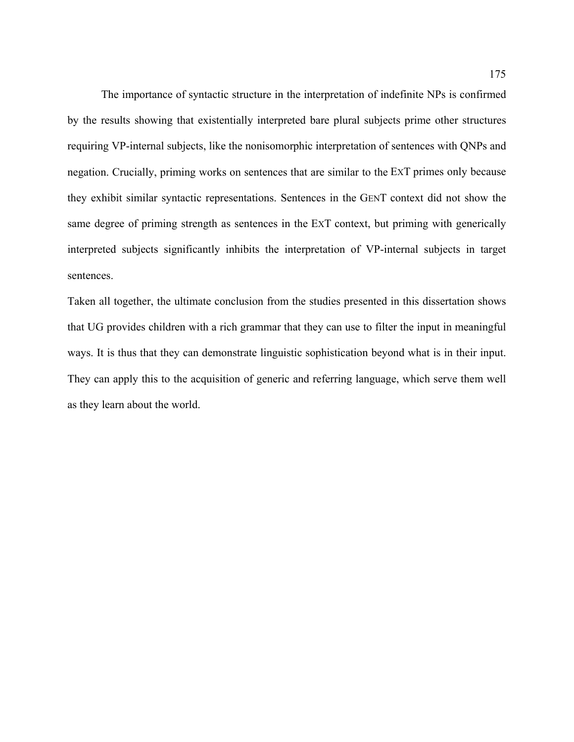The importance of syntactic structure in the interpretation of indefinite NPs is confirmed by the results showing that existentially interpreted bare plural subjects prime other structures requiring VP-internal subjects, like the nonisomorphic interpretation of sentences with QNPs and negation. Crucially, priming works on sentences that are similar to the EXT primes only because they exhibit similar syntactic representations. Sentences in the GENT context did not show the same degree of priming strength as sentences in the EXT context, but priming with generically interpreted subjects significantly inhibits the interpretation of VP-internal subjects in target sentences.

Taken all together, the ultimate conclusion from the studies presented in this dissertation shows that UG provides children with a rich grammar that they can use to filter the input in meaningful ways. It is thus that they can demonstrate linguistic sophistication beyond what is in their input. They can apply this to the acquisition of generic and referring language, which serve them well as they learn about the world.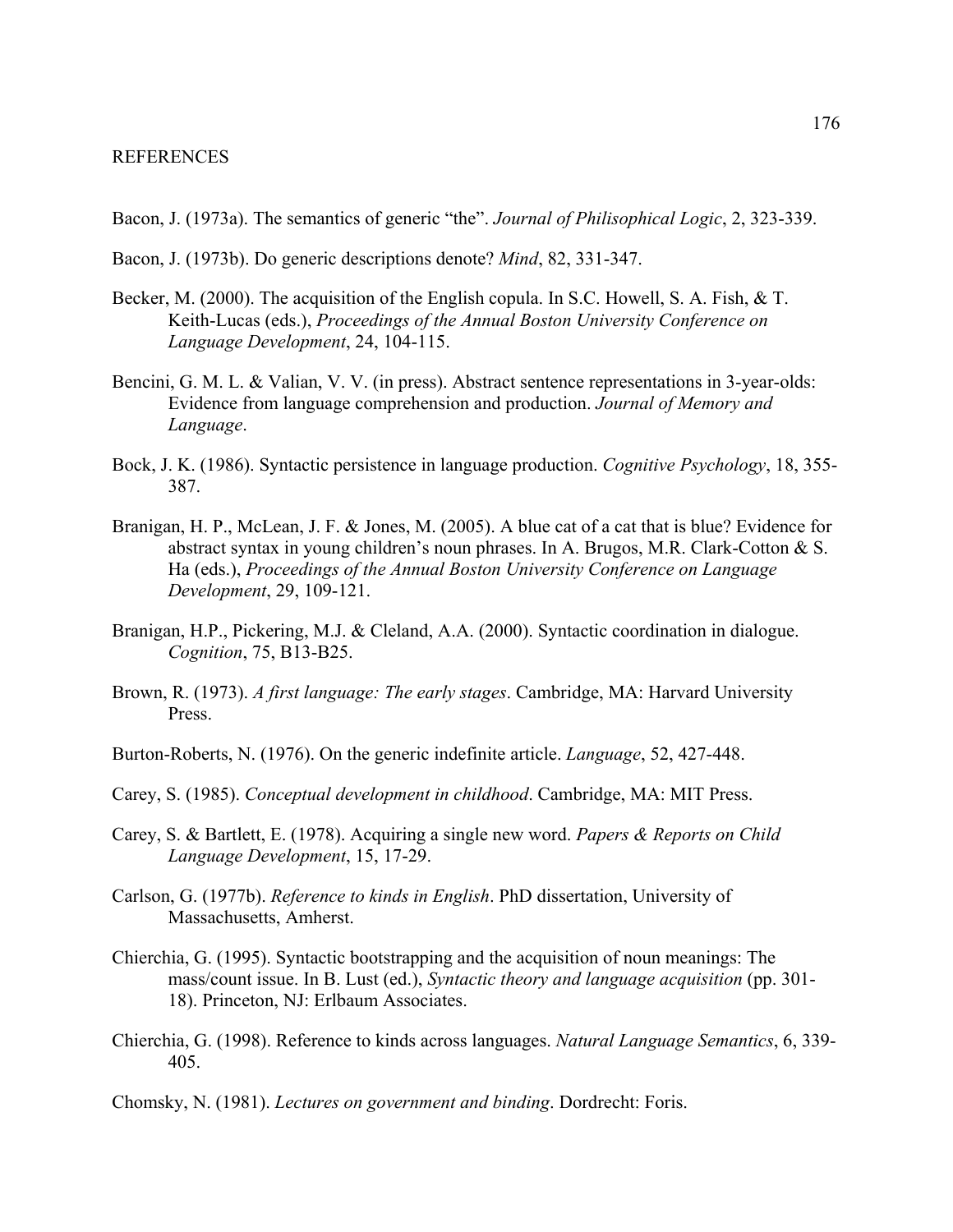# REFERENCES

Bacon, J. (1973a). The semantics of generic "the". *Journal of Philisophical Logic*, 2, 323-339.

Bacon, J. (1973b). Do generic descriptions denote? *Mind*, 82, 331-347.

Becker, M. (2000). The acquisition of the English copula. In S.C. Howell, S. A. Fish, & T. Keith-Lucas (eds.), *Proceedings of the Annual Boston University Conference on Language Development*, 24, 104-115.

Bencini, G. M. L. & Valian, V. V. (in press). Abstract sentence representations in 3-year-olds: Evidence from language comprehension and production. *Journal of Memory and Language*.

Bock, J. K. (1986). Syntactic persistence in language production. *Cognitive Psychology*, 18, 355-387.

Branigan, H. P., McLean, J. F. & Jones, M. (2005). A blue cat of a cat that is blue? Evidence for abstract syntax in young children's noun phrases. In A. Brugos, M.R. Clark-Cotton & S. Ha (eds.), *Proceedings of the Annual Boston University Conference on Language Development*, 29, 109-121.

Branigan, H.P., Pickering, M.J. & Cleland, A.A. (2000). Syntactic coordination in dialogue. *Cognition*, 75, B13-B25.

Brown, R. (1973). *A first language: The early stages*. Cambridge, MA: Harvard University Press.

Burton-Roberts, N. (1976). On the generic indefinite article. *Language*, 52, 427-448.

Carey, S. (1985). *Conceptual development in childhood*. Cambridge, MA: MIT Press.

Carey, S. & Bartlett, E. (1978). Acquiring a single new word. *Papers & Reports on Child Language Development*, 15, 17-29.

Carlson, G. (1977b). *Reference to kinds in English*. PhD dissertation, University of Massachusetts, Amherst.

Chierchia, G. (1995). Syntactic bootstrapping and the acquisition of noun meanings: The mass/count issue. In B. Lust (ed.), *Syntactic theory and language acquisition* (pp. 301-18). Princeton, NJ: Erlbaum Associates.

Chierchia, G. (1998). Reference to kinds across languages. *Natural Language Semantics*, 6, 339-405.

Chomsky, N. (1981). *Lectures on government and binding*. Dordrecht: Foris.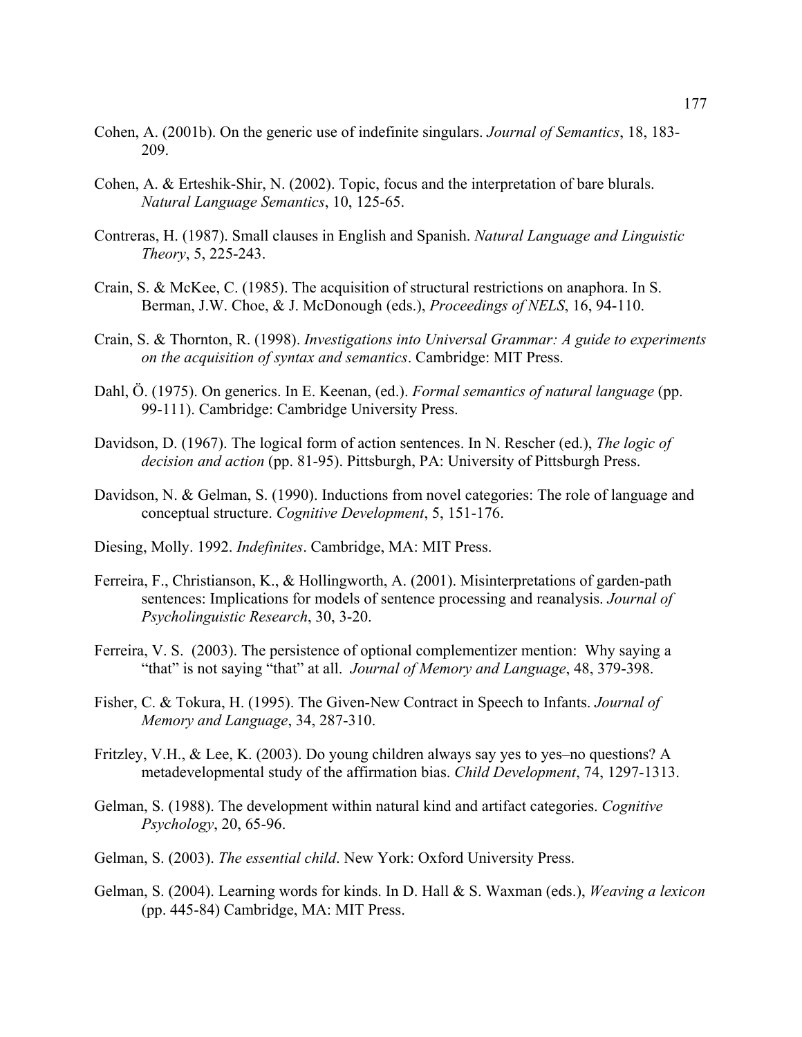Cohen, A. (2001b). On the generic use of indefinite singulars. *Journal of Semantics*, 18, 183-209.

Cohen, A. & Erteshik-Shir, N. (2002). Topic, focus and the interpretation of bare blurals. *Natural Language Semantics*, 10, 125-65.

Contreras, H. (1987). Small clauses in English and Spanish. *Natural Language and Linguistic Theory*, 5, 225-243.

Crain, S. & McKee, C. (1985). The acquisition of structural restrictions on anaphora. In S. Berman, J.W. Choe, & J. McDonough (eds.), *Proceedings of NELS*, 16, 94-110.

Crain, S. & Thornton, R. (1998). *Investigations into Universal Grammar: A guide to experiments on the acquisition of syntax and semantics*. Cambridge: MIT Press.

Dahl, Ö. (1975). On generics. In E. Keenan, (ed.). *Formal semantics of natural language* (pp. 99-111). Cambridge: Cambridge University Press.

Davidson, D. (1967). The logical form of action sentences. In N. Rescher (ed.), *The logic of decision and action* (pp. 81-95). Pittsburgh, PA: University of Pittsburgh Press.

Davidson, N. & Gelman, S. (1990). Inductions from novel categories: The role of language and conceptual structure. *Cognitive Development*, 5, 151-176.

Diesing, Molly. 1992. *Indefinites*. Cambridge, MA: MIT Press.

Ferreira, F., Christianson, K., & Hollingworth, A. (2001). Misinterpretations of garden-path sentences: Implications for models of sentence processing and reanalysis. *Journal of Psycholinguistic Research*, 30, 3-20.

Ferreira, V. S. (2003). The persistence of optional complementizer mention: Why saying a "that" is not saying "that" at all. *Journal of Memory and Language*, 48, 379-398.

Fisher, C. & Tokura, H. (1995). The Given-New Contract in Speech to Infants. *Journal of Memory and Language*, 34, 287-310.

Fritzley, V.H., & Lee, K. (2003). Do young children always say yes to yes–no questions? A metadevelopmental study of the affirmation bias. *Child Development*, 74, 1297-1313.

Gelman, S. (1988). The development within natural kind and artifact categories. *Cognitive Psychology*, 20, 65-96.

Gelman, S. (2003). *The essential child*. New York: Oxford University Press.

Gelman, S. (2004). Learning words for kinds. In D. Hall & S. Waxman (eds.), *Weaving a lexicon* (pp. 445-84) Cambridge, MA: MIT Press.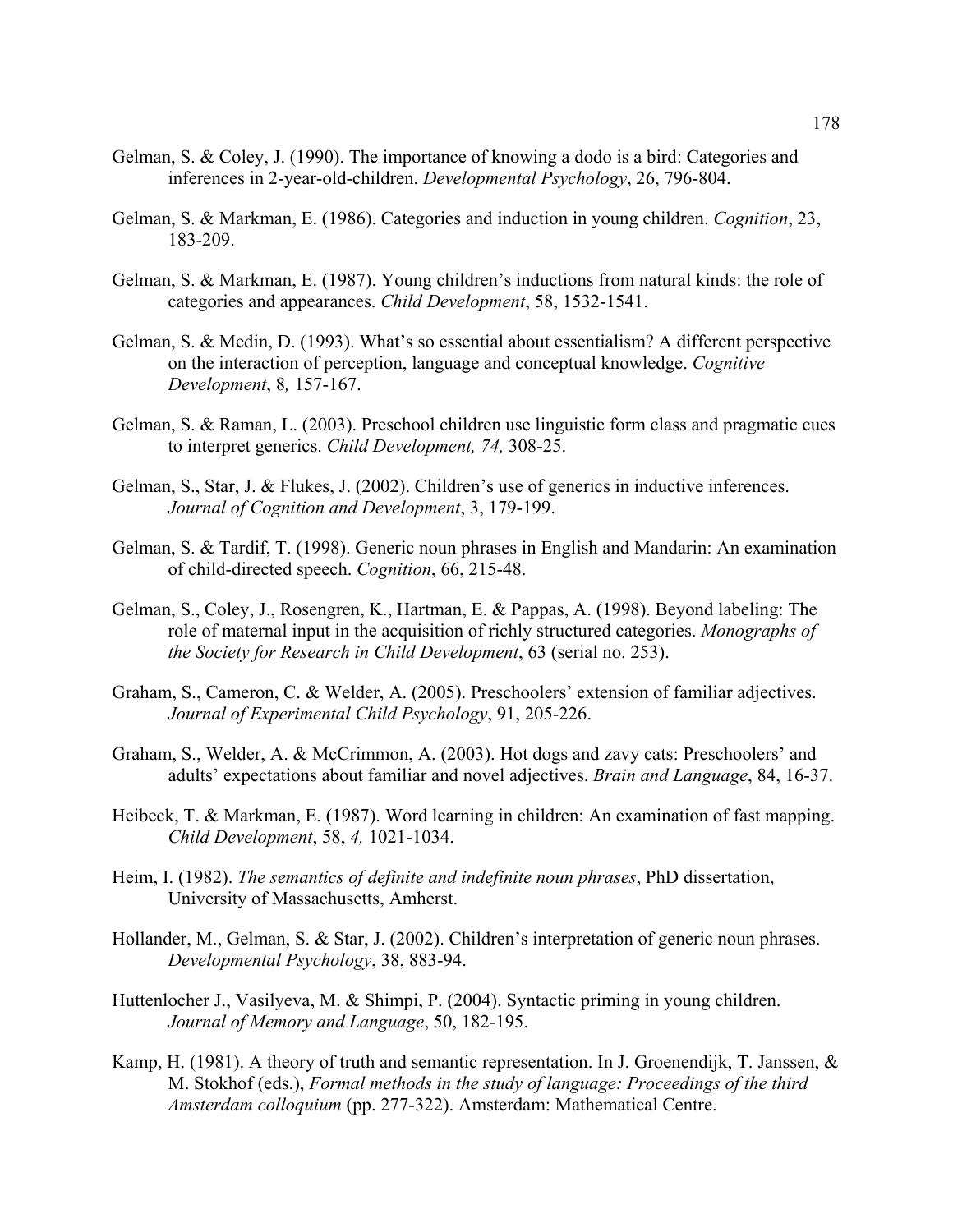Gelman, S. & Coley, J. (1990). The importance of knowing a dodo is a bird: Categories and inferences in 2-year-old-children. *Developmental Psychology*, 26, 796-804.

Gelman, S. & Markman, E. (1986). Categories and induction in young children. *Cognition*, 23, 183-209.

Gelman, S. & Markman, E. (1987). Young children's inductions from natural kinds: the role of categories and appearances. *Child Development*, 58, 1532-1541.

Gelman, S. & Medin, D. (1993). What's so essential about essentialism? A different perspective on the interaction of perception, language and conceptual knowledge. *Cognitive Development*, 8*,* 157-167.

Gelman, S. & Raman, L. (2003). Preschool children use linguistic form class and pragmatic cues to interpret generics. *Child Development, 74,* 308-25.

Gelman, S., Star, J. & Flukes, J. (2002). Children's use of generics in inductive inferences. *Journal of Cognition and Development*, 3, 179-199.

Gelman, S. & Tardif, T. (1998). Generic noun phrases in English and Mandarin: An examination of child-directed speech. *Cognition*, 66, 215-48.

Gelman, S., Coley, J., Rosengren, K., Hartman, E. & Pappas, A. (1998). Beyond labeling: The role of maternal input in the acquisition of richly structured categories. *Monographs of the Society for Research in Child Development*, 63 (serial no. 253).

Graham, S., Cameron, C. & Welder, A. (2005). Preschoolers' extension of familiar adjectives. *Journal of Experimental Child Psychology*, 91, 205-226.

Graham, S., Welder, A. & McCrimmon, A. (2003). Hot dogs and zavy cats: Preschoolers' and adults' expectations about familiar and novel adjectives. *Brain and Language*, 84, 16-37.

Heibeck, T. & Markman, E. (1987). Word learning in children: An examination of fast mapping. *Child Development*, 58, *4,* 1021-1034.

Heim, I. (1982). *The semantics of definite and indefinite noun phrases*, PhD dissertation, University of Massachusetts, Amherst.

Hollander, M., Gelman, S. & Star, J. (2002). Children's interpretation of generic noun phrases. *Developmental Psychology*, 38, 883-94.

Huttenlocher J., Vasilyeva, M. & Shimpi, P. (2004). Syntactic priming in young children. *Journal of Memory and Language*, 50, 182-195.

Kamp, H. (1981). A theory of truth and semantic representation. In J. Groenendijk, T. Janssen, & M. Stokhof (eds.), *Formal methods in the study of language: Proceedings of the third Amsterdam colloquium* (pp. 277-322). Amsterdam: Mathematical Centre.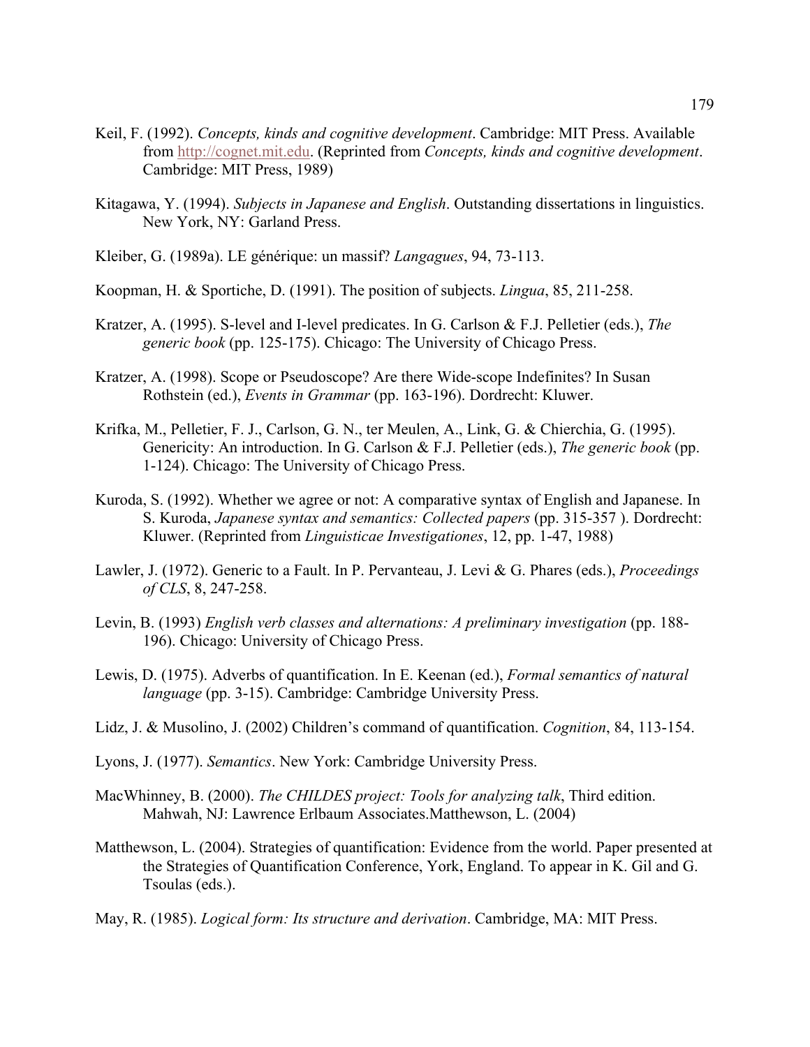Keil, F. (1992). *Concepts, kinds and cognitive development*. Cambridge: MIT Press. Available from http://cognet.mit.edu. (Reprinted from *Concepts, kinds and cognitive development*. Cambridge: MIT Press, 1989)

Kitagawa, Y. (1994). *Subjects in Japanese and English*. Outstanding dissertations in linguistics. New York, NY: Garland Press.

Kleiber, G. (1989a). LE générique: un massif? *Langagues*, 94, 73-113.

Koopman, H. & Sportiche, D. (1991). The position of subjects. *Lingua*, 85, 211-258.

Kratzer, A. (1995). S-level and I-level predicates. In G. Carlson & F.J. Pelletier (eds.), *The generic book* (pp. 125-175). Chicago: The University of Chicago Press.

Kratzer, A. (1998). Scope or Pseudoscope? Are there Wide-scope Indefinites? In Susan Rothstein (ed.), *Events in Grammar* (pp. 163-196). Dordrecht: Kluwer.

Krifka, M., Pelletier, F. J., Carlson, G. N., ter Meulen, A., Link, G. & Chierchia, G. (1995). Genericity: An introduction. In G. Carlson & F.J. Pelletier (eds.), *The generic book* (pp. 1-124). Chicago: The University of Chicago Press.

Kuroda, S. (1992). Whether we agree or not: A comparative syntax of English and Japanese. In S. Kuroda, *Japanese syntax and semantics: Collected papers* (pp. 315-357 ). Dordrecht: Kluwer. (Reprinted from *Linguisticae Investigationes*, 12, pp. 1-47, 1988)

Lawler, J. (1972). Generic to a Fault. In P. Pervanteau, J. Levi & G. Phares (eds.), *Proceedings of CLS*, 8, 247-258.

Levin, B. (1993) *English verb classes and alternations: A preliminary investigation* (pp. 188-196). Chicago: University of Chicago Press.

Lewis, D. (1975). Adverbs of quantification. In E. Keenan (ed.), *Formal semantics of natural language* (pp. 3-15). Cambridge: Cambridge University Press.

Lidz, J. & Musolino, J. (2002) Children's command of quantification. *Cognition*, 84, 113-154.

Lyons, J. (1977). *Semantics*. New York: Cambridge University Press.

MacWhinney, B. (2000). *The CHILDES project: Tools for analyzing talk*, Third edition. Mahwah, NJ: Lawrence Erlbaum Associates.Matthewson, L. (2004)

Matthewson, L. (2004). Strategies of quantification: Evidence from the world. Paper presented at the Strategies of Quantification Conference, York, England. To appear in K. Gil and G. Tsoulas (eds.).

May, R. (1985). *Logical form: Its structure and derivation*. Cambridge, MA: MIT Press.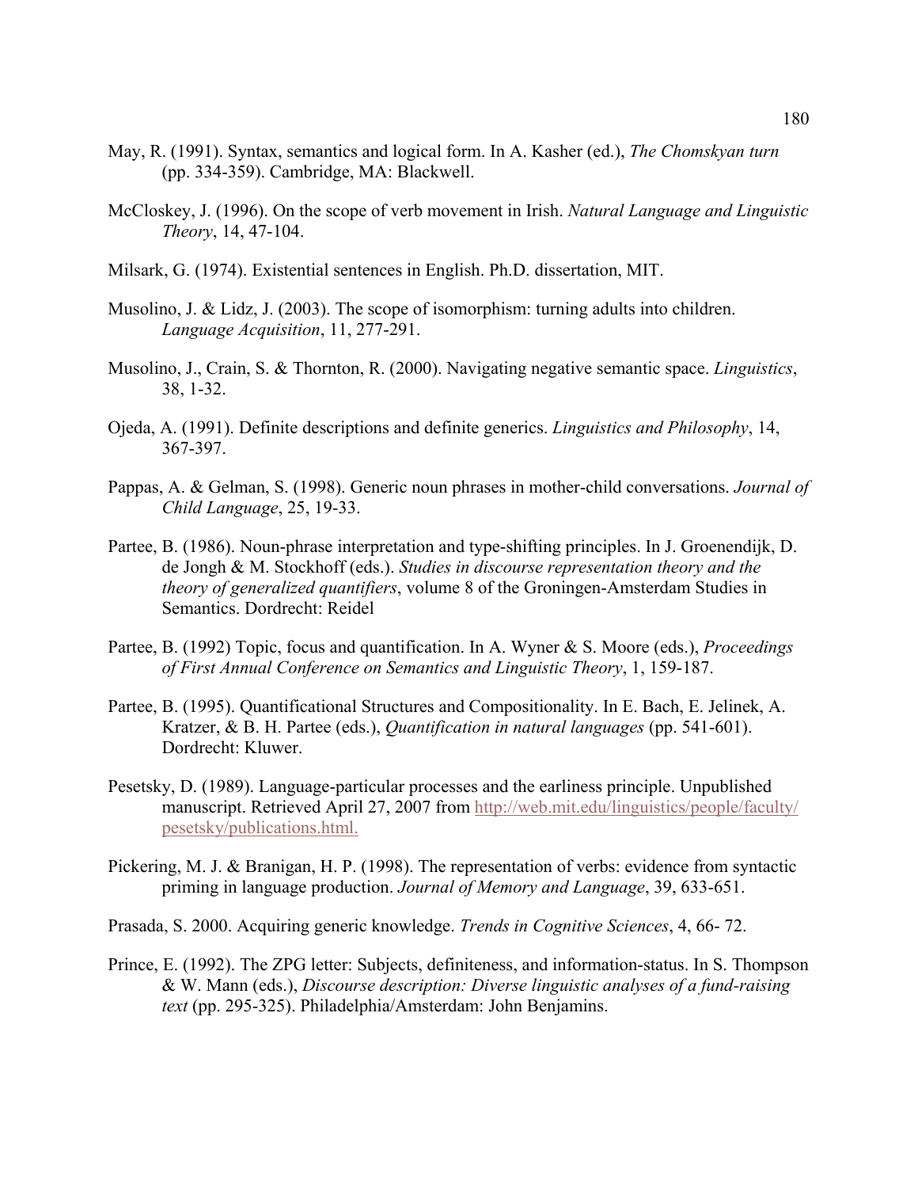May, R. (1991). Syntax, semantics and logical form. In A. Kasher (ed.), *The Chomskyan turn* (pp. 334-359). Cambridge, MA: Blackwell.

McCloskey, J. (1996). On the scope of verb movement in Irish. *Natural Language and Linguistic Theory*, 14, 47-104.

Milsark, G. (1974). Existential sentences in English. Ph.D. dissertation, MIT.

Musolino, J. & Lidz, J. (2003). The scope of isomorphism: turning adults into children. *Language Acquisition*, 11, 277-291.

Musolino, J., Crain, S. & Thornton, R. (2000). Navigating negative semantic space. *Linguistics*, 38, 1-32.

Ojeda, A. (1991). Definite descriptions and definite generics. *Linguistics and Philosophy*, 14, 367-397.

Pappas, A. & Gelman, S. (1998). Generic noun phrases in mother-child conversations. *Journal of Child Language*, 25, 19-33.

Partee, B. (1986). Noun-phrase interpretation and type-shifting principles. In J. Groenendijk, D. de Jongh & M. Stockhoff (eds.). *Studies in discourse representation theory and the theory of generalized quantifiers*, volume 8 of the Groningen-Amsterdam Studies in Semantics. Dordrecht: Reidel

Partee, B. (1992) Topic, focus and quantification. In A. Wyner & S. Moore (eds.), *Proceedings of First Annual Conference on Semantics and Linguistic Theory*, 1, 159-187.

Partee, B. (1995). Quantificational Structures and Compositionality. In E. Bach, E. Jelinek, A. Kratzer, & B. H. Partee (eds.), *Quantification in natural languages* (pp. 541-601). Dordrecht: Kluwer.

Pesetsky, D. (1989). Language-particular processes and the earliness principle. Unpublished manuscript. Retrieved April 27, 2007 from http://web.mit.edu/linguistics/people/faculty/pesetsky/publications.html.

Pickering, M. J. & Branigan, H. P. (1998). The representation of verbs: evidence from syntactic priming in language production. *Journal of Memory and Language*, 39, 633-651.

Prasada, S. 2000. Acquiring generic knowledge. *Trends in Cognitive Sciences*, 4, 66- 72.

Prince, E. (1992). The ZPG letter: Subjects, definiteness, and information-status. In S. Thompson & W. Mann (eds.), *Discourse description: Diverse linguistic analyses of a fund-raising text* (pp. 295-325). Philadelphia/Amsterdam: John Benjamins.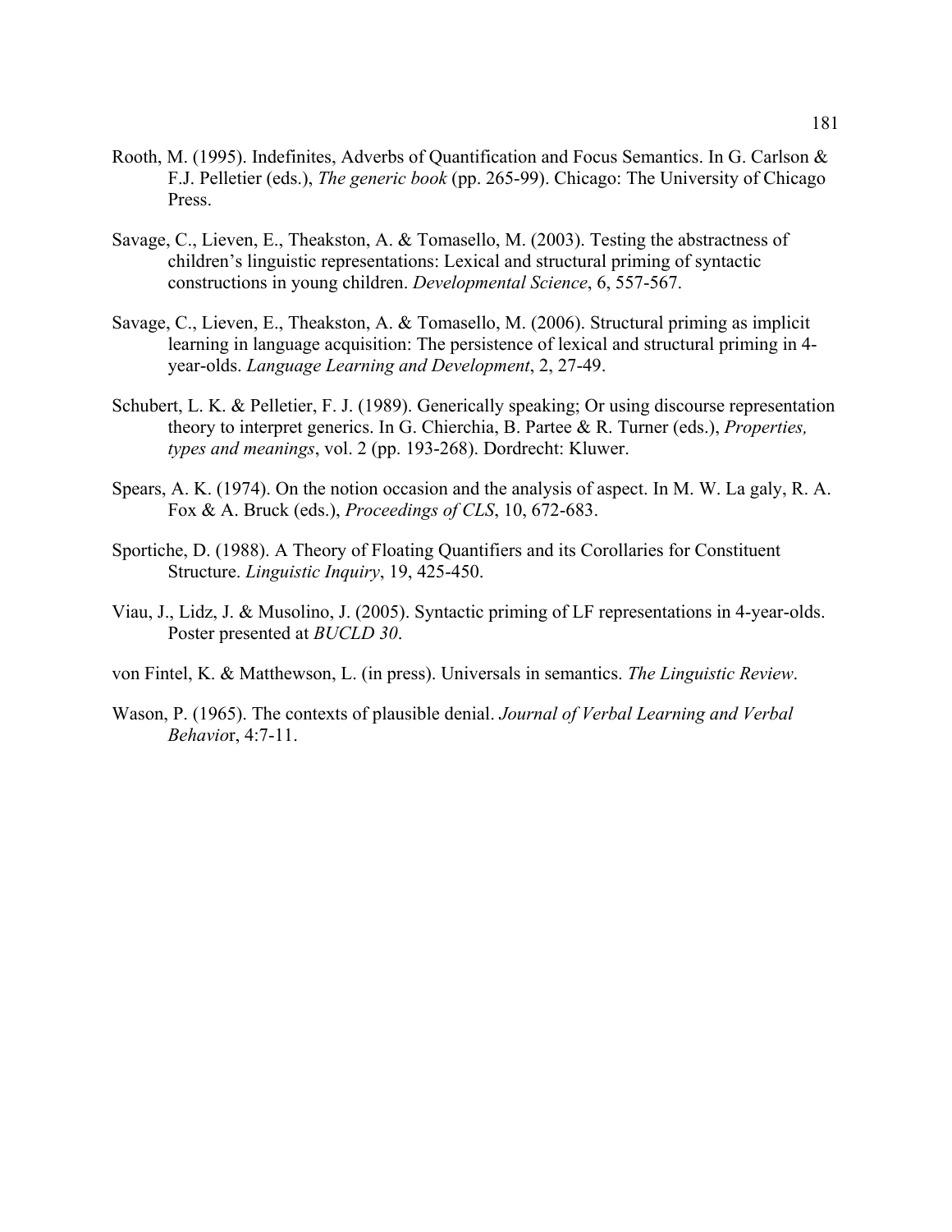Rooth, M. (1995). Indefinites, Adverbs of Quantification and Focus Semantics. In G. Carlson & F.J. Pelletier (eds.), *The generic book* (pp. 265-99). Chicago: The University of Chicago Press.

Savage, C., Lieven, E., Theakston, A. & Tomasello, M. (2003). Testing the abstractness of children's linguistic representations: Lexical and structural priming of syntactic constructions in young children. *Developmental Science*, 6, 557-567.

Savage, C., Lieven, E., Theakston, A. & Tomasello, M. (2006). Structural priming as implicit learning in language acquisition: The persistence of lexical and structural priming in 4-year-olds. *Language Learning and Development*, 2, 27-49.

Schubert, L. K. & Pelletier, F. J. (1989). Generically speaking; Or using discourse representation theory to interpret generics. In G. Chierchia, B. Partee & R. Turner (eds.), *Properties, types and meanings*, vol. 2 (pp. 193-268). Dordrecht: Kluwer.

Spears, A. K. (1974). On the notion occasion and the analysis of aspect. In M. W. La galy, R. A. Fox & A. Bruck (eds.), *Proceedings of CLS*, 10, 672-683.

Sportiche, D. (1988). A Theory of Floating Quantifiers and its Corollaries for Constituent Structure. *Linguistic Inquiry*, 19, 425-450.

Viau, J., Lidz, J. & Musolino, J. (2005). Syntactic priming of LF representations in 4-year-olds. Poster presented at *BUCLD 30*.

von Fintel, K. & Matthewson, L. (in press). Universals in semantics. *The Linguistic Review*.

Wason, P. (1965). The contexts of plausible denial. *Journal of Verbal Learning and Verbal Behavio*r, 4:7-11.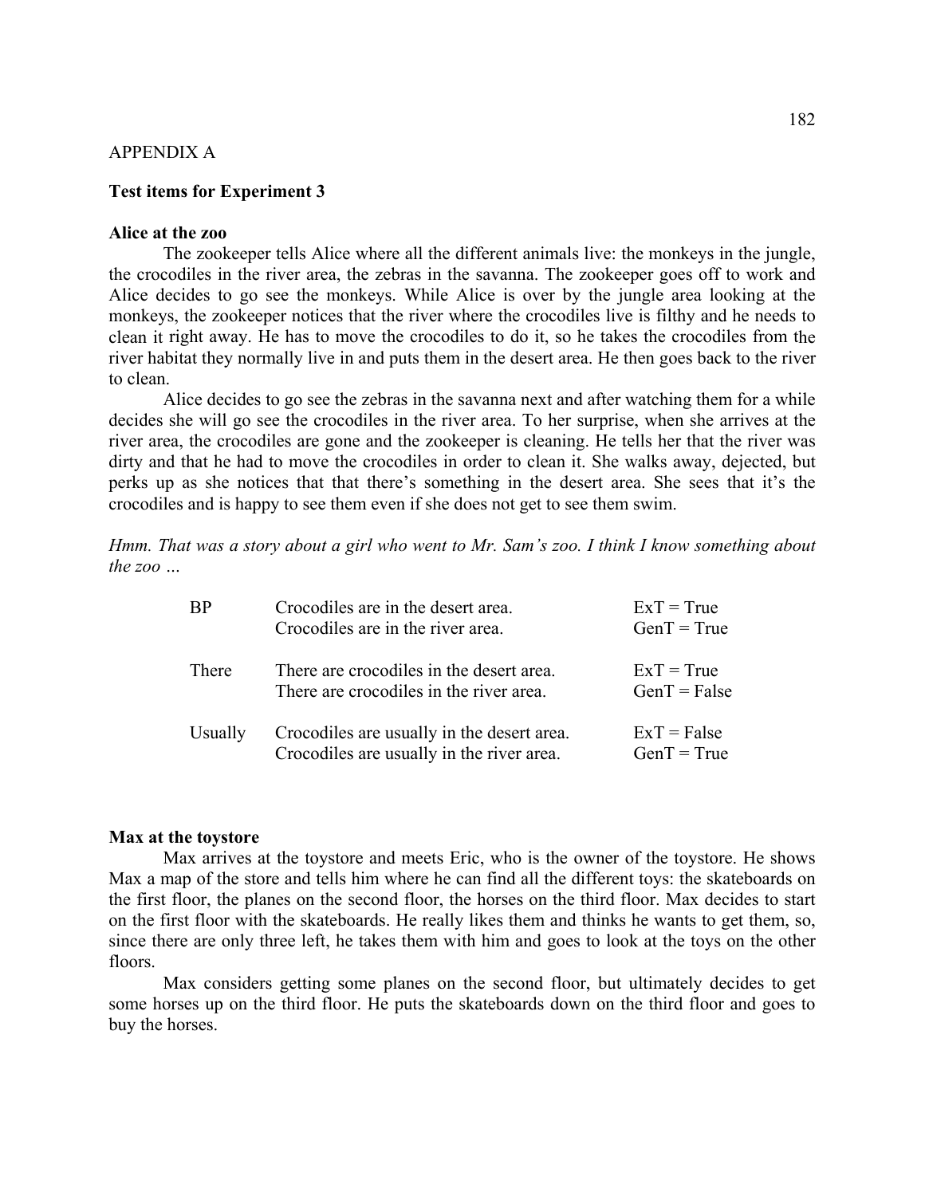APPENDIX A

**Test items for Experiment 3**

**Alice at the zoo**

The zookeeper tells Alice where all the different animals live: the monkeys in the jungle, the crocodiles in the river area, the zebras in the savanna. The zookeeper goes off to work and Alice decides to go see the monkeys. While Alice is over by the jungle area looking at the monkeys, the zookeeper notices that the river where the crocodiles live is filthy and he needs to clean it right away. He has to move the crocodiles to do it, so he takes the crocodiles from the river habitat they normally live in and puts them in the desert area. He then goes back to the river to clean.

Alice decides to go see the zebras in the savanna next and after watching them for a while decides she will go see the crocodiles in the river area. To her surprise, when she arrives at the river area, the crocodiles are gone and the zookeeper is cleaning. He tells her that the river was dirty and that he had to move the crocodiles in order to clean it. She walks away, dejected, but perks up as she notices that that there's something in the desert area. She sees that it's the crocodiles and is happy to see them even if she does not get to see them swim.

*Hmm. That was a story about a girl who went to Mr. Sam's zoo. I think I know something about the zoo …*

| | | |
|---|---|---|
| BP | Crocodiles are in the desert area.<br>Crocodiles are in the river area. | ExT = True<br>GenT = True |
| There | There are crocodiles in the desert area.<br>There are crocodiles in the river area. | ExT = True<br>GenT = False |
| Usually | Crocodiles are usually in the desert area.<br>Crocodiles are usually in the river area. | ExT = False<br>GenT = True |

**Max at the toystore**

Max arrives at the toystore and meets Eric, who is the owner of the toystore. He shows Max a map of the store and tells him where he can find all the different toys: the skateboards on the first floor, the planes on the second floor, the horses on the third floor. Max decides to start on the first floor with the skateboards. He really likes them and thinks he wants to get them, so, since there are only three left, he takes them with him and goes to look at the toys on the other floors.

Max considers getting some planes on the second floor, but ultimately decides to get some horses up on the third floor. He puts the skateboards down on the third floor and goes to buy the horses.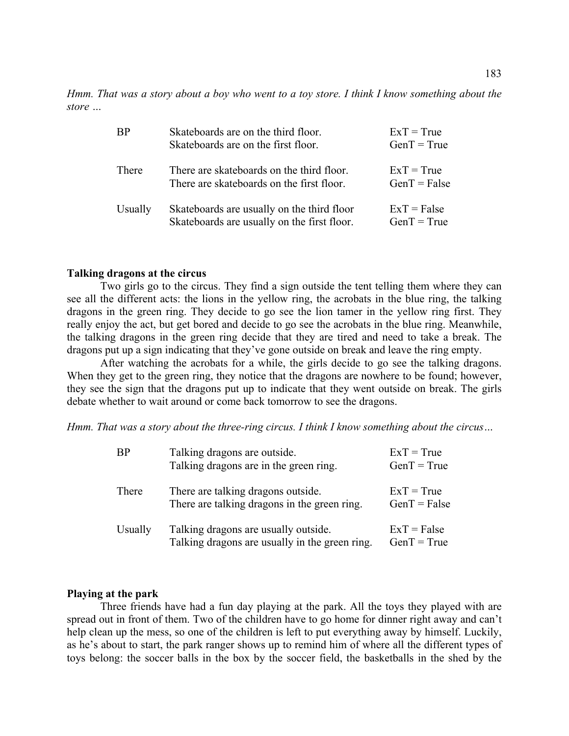*Hmm. That was a story about a boy who went to a toy store. I think I know something about the store …*

| | | |
|---|---|---|
| BP | Skateboards are on the third floor. | ExT = True |
| | Skateboards are on the first floor. | GenT = True |
| There | There are skateboards on the third floor. | ExT = True |
| | There are skateboards on the first floor. | GenT = False |
| Usually | Skateboards are usually on the third floor | ExT = False |
| | Skateboards are usually on the first floor. | GenT = True |

**Talking dragons at the circus**

Two girls go to the circus. They find a sign outside the tent telling them where they can see all the different acts: the lions in the yellow ring, the acrobats in the blue ring, the talking dragons in the green ring. They decide to go see the lion tamer in the yellow ring first. They really enjoy the act, but get bored and decide to go see the acrobats in the blue ring. Meanwhile, the talking dragons in the green ring decide that they are tired and need to take a break. The dragons put up a sign indicating that they've gone outside on break and leave the ring empty.

After watching the acrobats for a while, the girls decide to go see the talking dragons. When they get to the green ring, they notice that the dragons are nowhere to be found; however, they see the sign that the dragons put up to indicate that they went outside on break. The girls debate whether to wait around or come back tomorrow to see the dragons.

*Hmm. That was a story about the three-ring circus. I think I know something about the circus…*

| | | |
|---|---|---|
| BP | Talking dragons are outside. | ExT = True |
| | Talking dragons are in the green ring. | GenT = True |
| There | There are talking dragons outside. | ExT = True |
| | There are talking dragons in the green ring. | GenT = False |
| Usually | Talking dragons are usually outside. | ExT = False |
| | Talking dragons are usually in the green ring. | GenT = True |

**Playing at the park**

Three friends have had a fun day playing at the park. All the toys they played with are spread out in front of them. Two of the children have to go home for dinner right away and can't help clean up the mess, so one of the children is left to put everything away by himself. Luckily, as he's about to start, the park ranger shows up to remind him of where all the different types of toys belong: the soccer balls in the box by the soccer field, the basketballs in the shed by the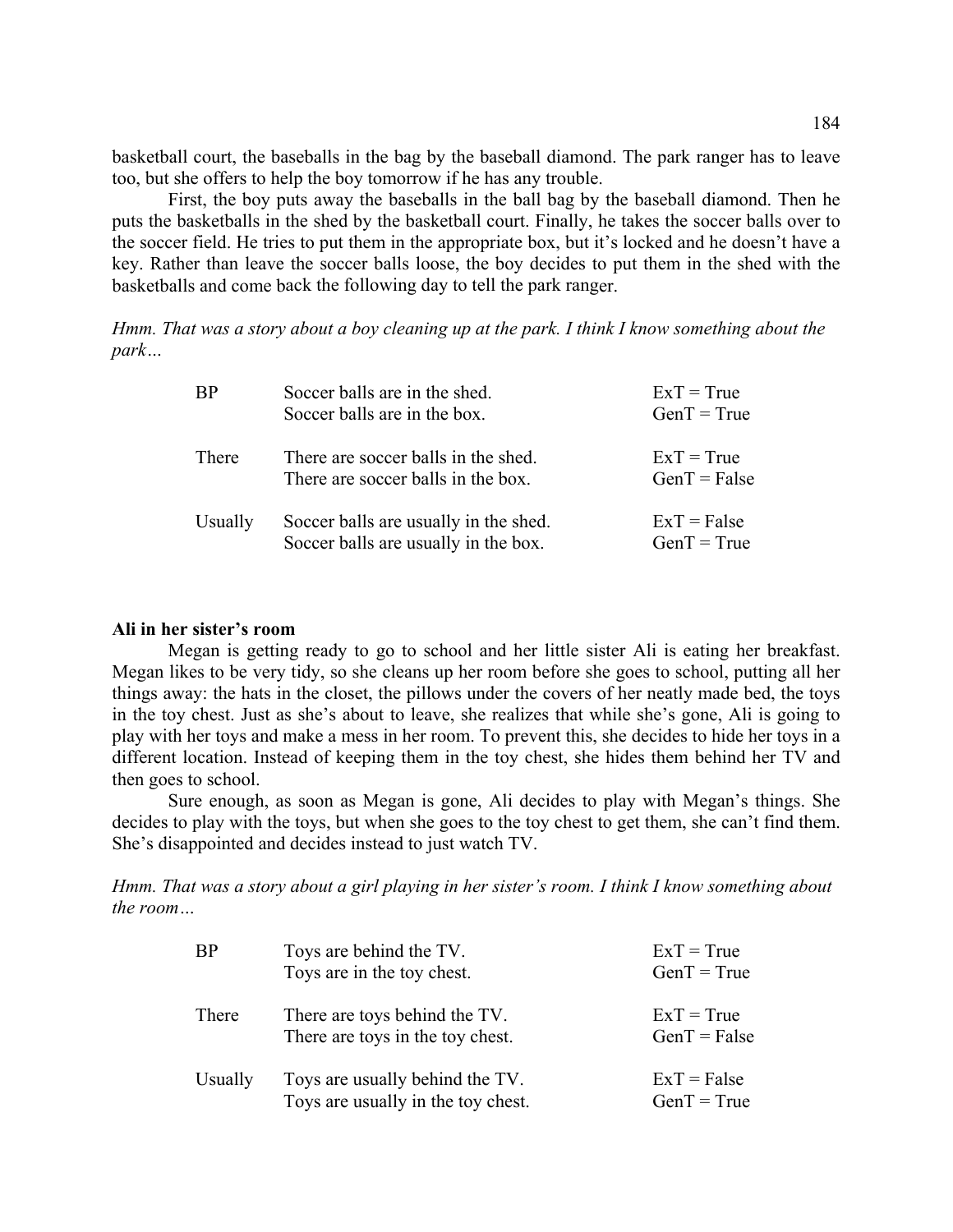basketball court, the baseballs in the bag by the baseball diamond. The park ranger has to leave too, but she offers to help the boy tomorrow if he has any trouble.

First, the boy puts away the baseballs in the ball bag by the baseball diamond. Then he puts the basketballs in the shed by the basketball court. Finally, he takes the soccer balls over to the soccer field. He tries to put them in the appropriate box, but it's locked and he doesn't have a key. Rather than leave the soccer balls loose, the boy decides to put them in the shed with the basketballs and come back the following day to tell the park ranger.

*Hmm. That was a story about a boy cleaning up at the park. I think I know something about the park…*

| | | |
|---|---|---|
| BP | Soccer balls are in the shed. | ExT = True |
| | Soccer balls are in the box. | GenT = True |
| There | There are soccer balls in the shed. | ExT = True |
| | There are soccer balls in the box. | GenT = False |
| Usually | Soccer balls are usually in the shed. | ExT = False |
| | Soccer balls are usually in the box. | GenT = True |

**Ali in her sister's room**

Megan is getting ready to go to school and her little sister Ali is eating her breakfast. Megan likes to be very tidy, so she cleans up her room before she goes to school, putting all her things away: the hats in the closet, the pillows under the covers of her neatly made bed, the toys in the toy chest. Just as she's about to leave, she realizes that while she's gone, Ali is going to play with her toys and make a mess in her room. To prevent this, she decides to hide her toys in a different location. Instead of keeping them in the toy chest, she hides them behind her TV and then goes to school.

Sure enough, as soon as Megan is gone, Ali decides to play with Megan's things. She decides to play with the toys, but when she goes to the toy chest to get them, she can't find them. She's disappointed and decides instead to just watch TV.

*Hmm. That was a story about a girl playing in her sister's room. I think I know something about the room…*

| | | |
|---|---|---|
| BP | Toys are behind the TV. | ExT = True |
| | Toys are in the toy chest. | GenT = True |
| There | There are toys behind the TV. | ExT = True |
| | There are toys in the toy chest. | GenT = False |
| Usually | Toys are usually behind the TV. | ExT = False |
| | Toys are usually in the toy chest. | GenT = True |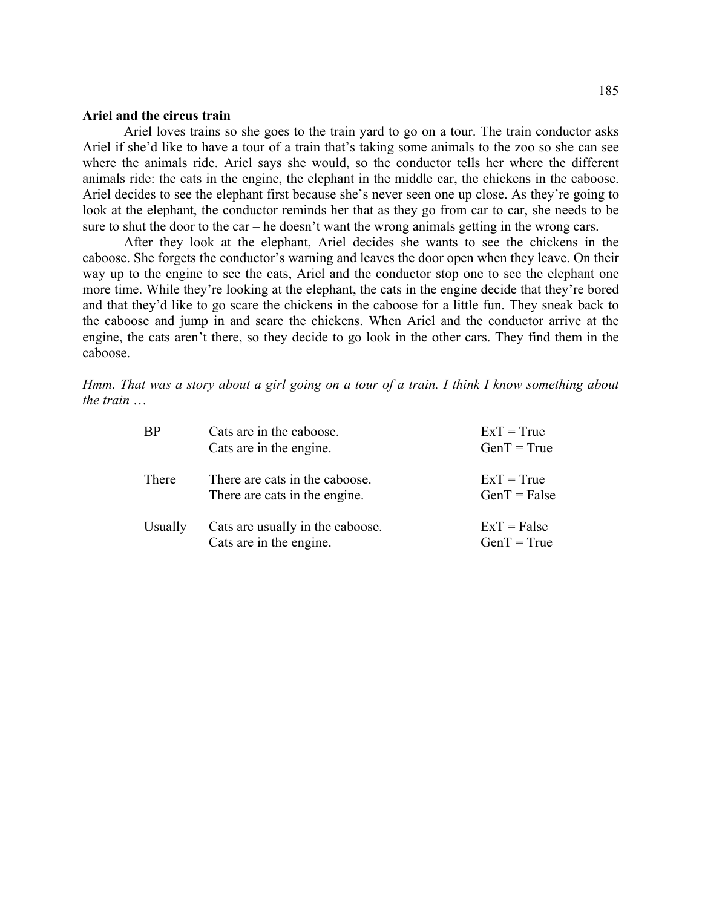**Ariel and the circus train**

Ariel loves trains so she goes to the train yard to go on a tour. The train conductor asks Ariel if she'd like to have a tour of a train that's taking some animals to the zoo so she can see where the animals ride. Ariel says she would, so the conductor tells her where the different animals ride: the cats in the engine, the elephant in the middle car, the chickens in the caboose. Ariel decides to see the elephant first because she's never seen one up close. As they're going to look at the elephant, the conductor reminds her that as they go from car to car, she needs to be sure to shut the door to the car – he doesn't want the wrong animals getting in the wrong cars.

After they look at the elephant, Ariel decides she wants to see the chickens in the caboose. She forgets the conductor's warning and leaves the door open when they leave. On their way up to the engine to see the cats, Ariel and the conductor stop one to see the elephant one more time. While they're looking at the elephant, the cats in the engine decide that they're bored and that they'd like to go scare the chickens in the caboose for a little fun. They sneak back to the caboose and jump in and scare the chickens. When Ariel and the conductor arrive at the engine, the cats aren't there, so they decide to go look in the other cars. They find them in the caboose.

*Hmm. That was a story about a girl going on a tour of a train. I think I know something about the train …*

| | | |
|---|---|---|
| BP | Cats are in the caboose. | ExT = True |
| | Cats are in the engine. | GenT = True |
| There | There are cats in the caboose. | ExT = True |
| | There are cats in the engine. | GenT = False |
| Usually | Cats are usually in the caboose. | ExT = False |
| | Cats are in the engine. | GenT = True |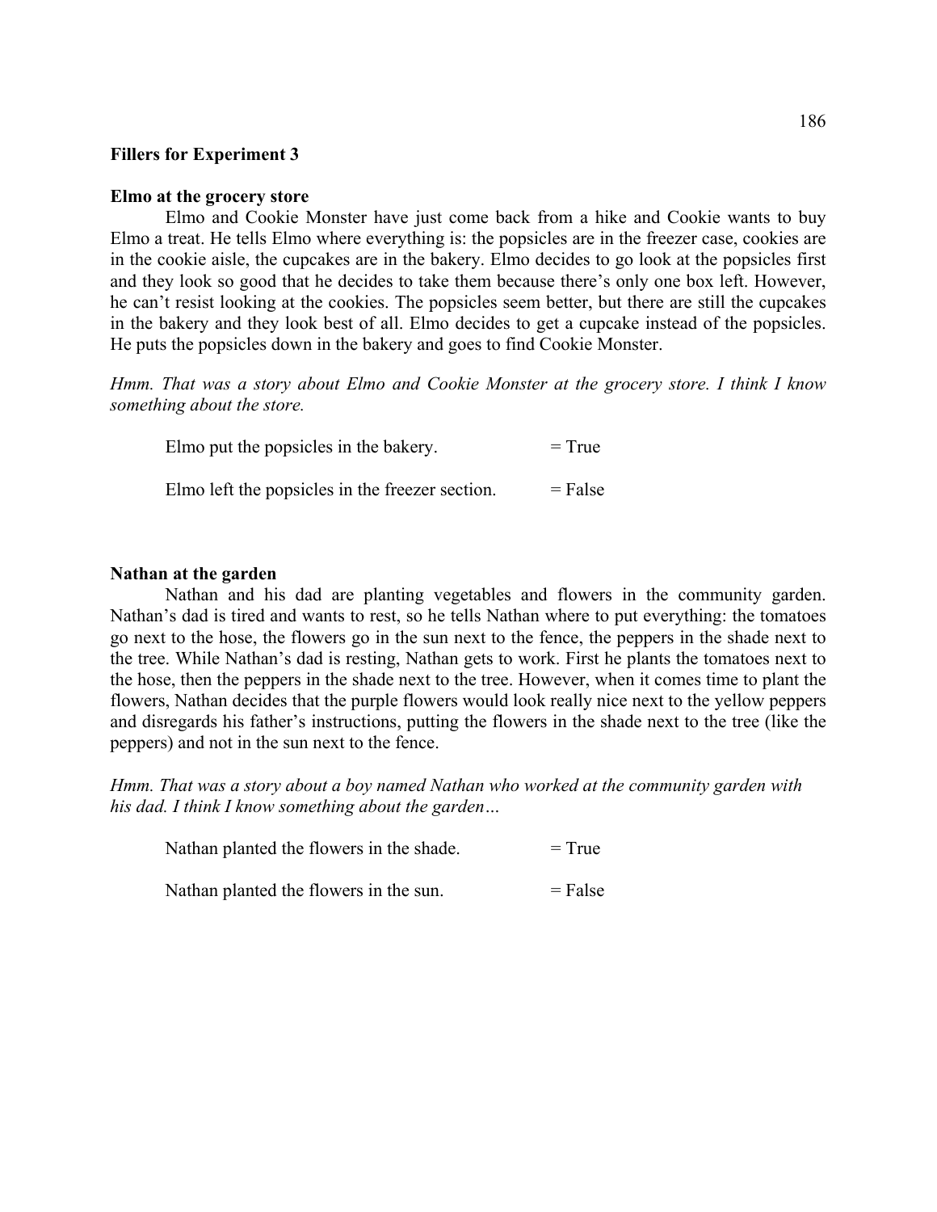**Fillers for Experiment 3**

**Elmo at the grocery store**

Elmo and Cookie Monster have just come back from a hike and Cookie wants to buy Elmo a treat. He tells Elmo where everything is: the popsicles are in the freezer case, cookies are in the cookie aisle, the cupcakes are in the bakery. Elmo decides to go look at the popsicles first and they look so good that he decides to take them because there's only one box left. However, he can't resist looking at the cookies. The popsicles seem better, but there are still the cupcakes in the bakery and they look best of all. Elmo decides to get a cupcake instead of the popsicles. He puts the popsicles down in the bakery and goes to find Cookie Monster.

*Hmm. That was a story about Elmo and Cookie Monster at the grocery store. I think I know something about the store.*

Elmo put the popsicles in the bakery. = True

Elmo left the popsicles in the freezer section. = False

**Nathan at the garden**

Nathan and his dad are planting vegetables and flowers in the community garden. Nathan's dad is tired and wants to rest, so he tells Nathan where to put everything: the tomatoes go next to the hose, the flowers go in the sun next to the fence, the peppers in the shade next to the tree. While Nathan's dad is resting, Nathan gets to work. First he plants the tomatoes next to the hose, then the peppers in the shade next to the tree. However, when it comes time to plant the flowers, Nathan decides that the purple flowers would look really nice next to the yellow peppers and disregards his father's instructions, putting the flowers in the shade next to the tree (like the peppers) and not in the sun next to the fence.

*Hmm. That was a story about a boy named Nathan who worked at the community garden with his dad. I think I know something about the garden…*

Nathan planted the flowers in the shade. = True

Nathan planted the flowers in the sun. = False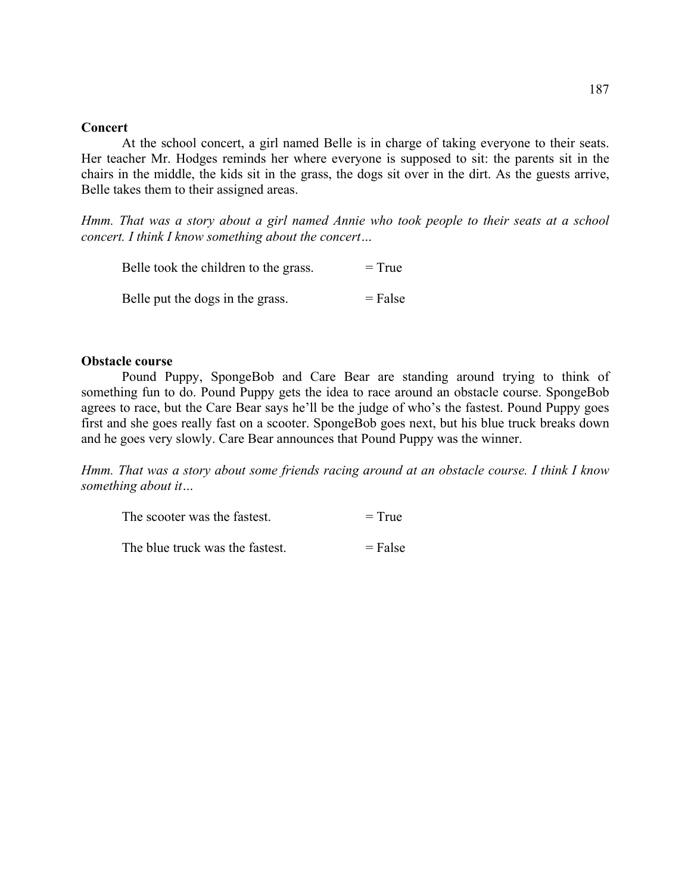**Concert**

At the school concert, a girl named Belle is in charge of taking everyone to their seats. Her teacher Mr. Hodges reminds her where everyone is supposed to sit: the parents sit in the chairs in the middle, the kids sit in the grass, the dogs sit over in the dirt. As the guests arrive, Belle takes them to their assigned areas.

*Hmm. That was a story about a girl named Annie who took people to their seats at a school concert. I think I know something about the concert…*

Belle took the children to the grass. = True

Belle put the dogs in the grass. = False

**Obstacle course**

Pound Puppy, SpongeBob and Care Bear are standing around trying to think of something fun to do. Pound Puppy gets the idea to race around an obstacle course. SpongeBob agrees to race, but the Care Bear says he'll be the judge of who's the fastest. Pound Puppy goes first and she goes really fast on a scooter. SpongeBob goes next, but his blue truck breaks down and he goes very slowly. Care Bear announces that Pound Puppy was the winner.

*Hmm. That was a story about some friends racing around at an obstacle course. I think I know something about it…*

The scooter was the fastest. = True

The blue truck was the fastest. = False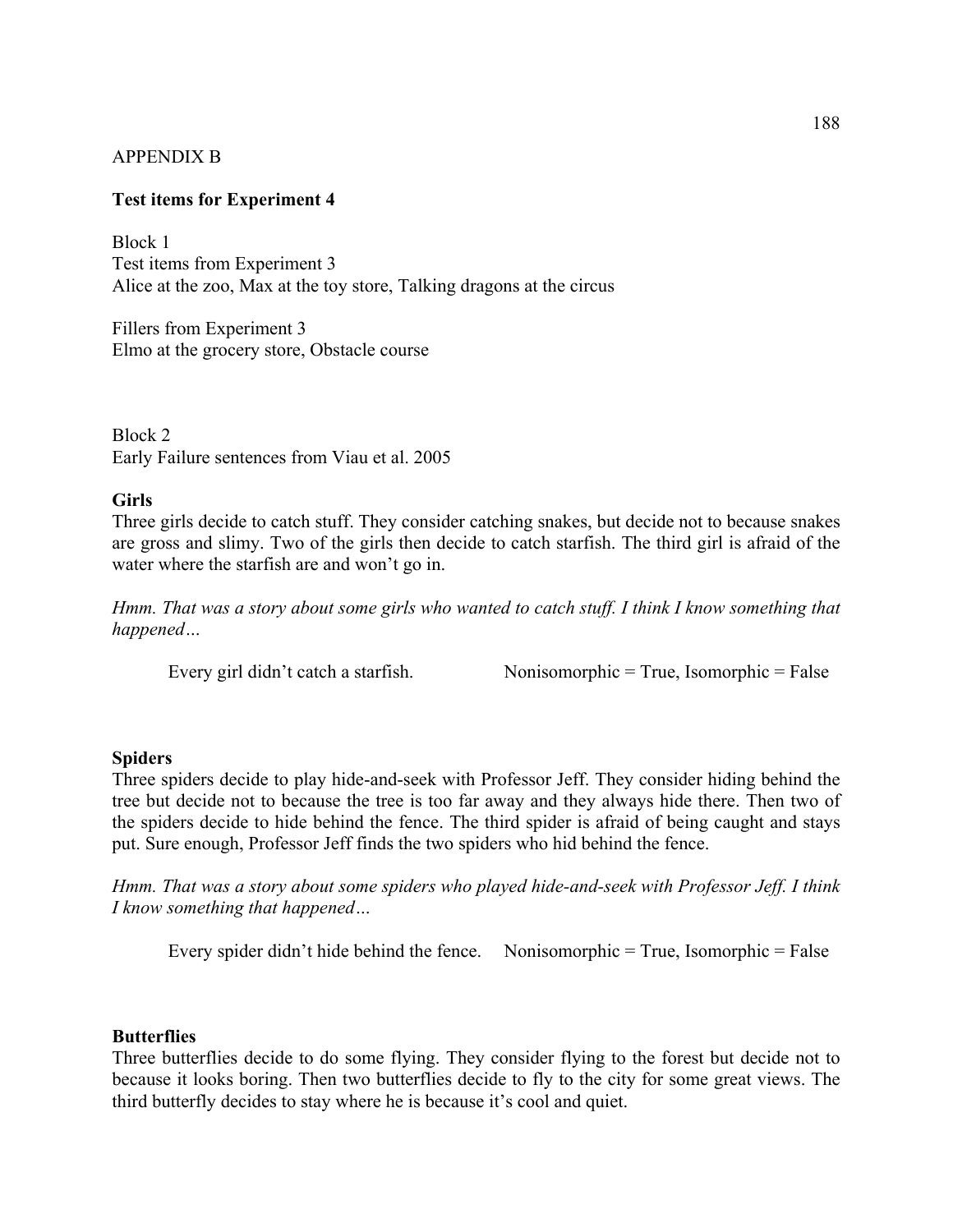APPENDIX B

**Test items for Experiment 4**

Block 1
Test items from Experiment 3
Alice at the zoo, Max at the toy store, Talking dragons at the circus

Fillers from Experiment 3
Elmo at the grocery store, Obstacle course

Block 2
Early Failure sentences from Viau et al. 2005

**Girls**

Three girls decide to catch stuff. They consider catching snakes, but decide not to because snakes are gross and slimy. Two of the girls then decide to catch starfish. The third girl is afraid of the water where the starfish are and won't go in.

*Hmm. That was a story about some girls who wanted to catch stuff. I think I know something that happened…*

> Every girl didn't catch a starfish. Nonisomorphic = True, Isomorphic = False

**Spiders**

Three spiders decide to play hide-and-seek with Professor Jeff. They consider hiding behind the tree but decide not to because the tree is too far away and they always hide there. Then two of the spiders decide to hide behind the fence. The third spider is afraid of being caught and stays put. Sure enough, Professor Jeff finds the two spiders who hid behind the fence.

*Hmm. That was a story about some spiders who played hide-and-seek with Professor Jeff. I think I know something that happened…*

> Every spider didn't hide behind the fence. Nonisomorphic = True, Isomorphic = False

**Butterflies**

Three butterflies decide to do some flying. They consider flying to the forest but decide not to because it looks boring. Then two butterflies decide to fly to the city for some great views. The third butterfly decides to stay where he is because it's cool and quiet.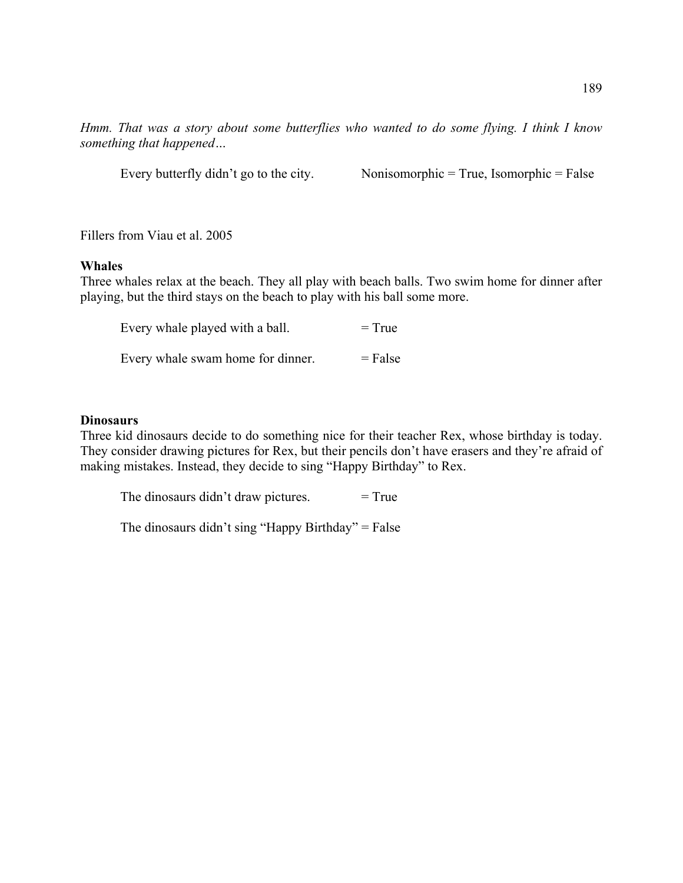*Hmm. That was a story about some butterflies who wanted to do some flying. I think I know something that happened…*

Every butterfly didn't go to the city. Nonisomorphic = True, Isomorphic = False

Fillers from Viau et al. 2005

**Whales**

Three whales relax at the beach. They all play with beach balls. Two swim home for dinner after playing, but the third stays on the beach to play with his ball some more.

Every whale played with a ball. = True

Every whale swam home for dinner. = False

**Dinosaurs**

Three kid dinosaurs decide to do something nice for their teacher Rex, whose birthday is today. They consider drawing pictures for Rex, but their pencils don't have erasers and they're afraid of making mistakes. Instead, they decide to sing "Happy Birthday" to Rex.

The dinosaurs didn't draw pictures. = True

The dinosaurs didn't sing "Happy Birthday" = False